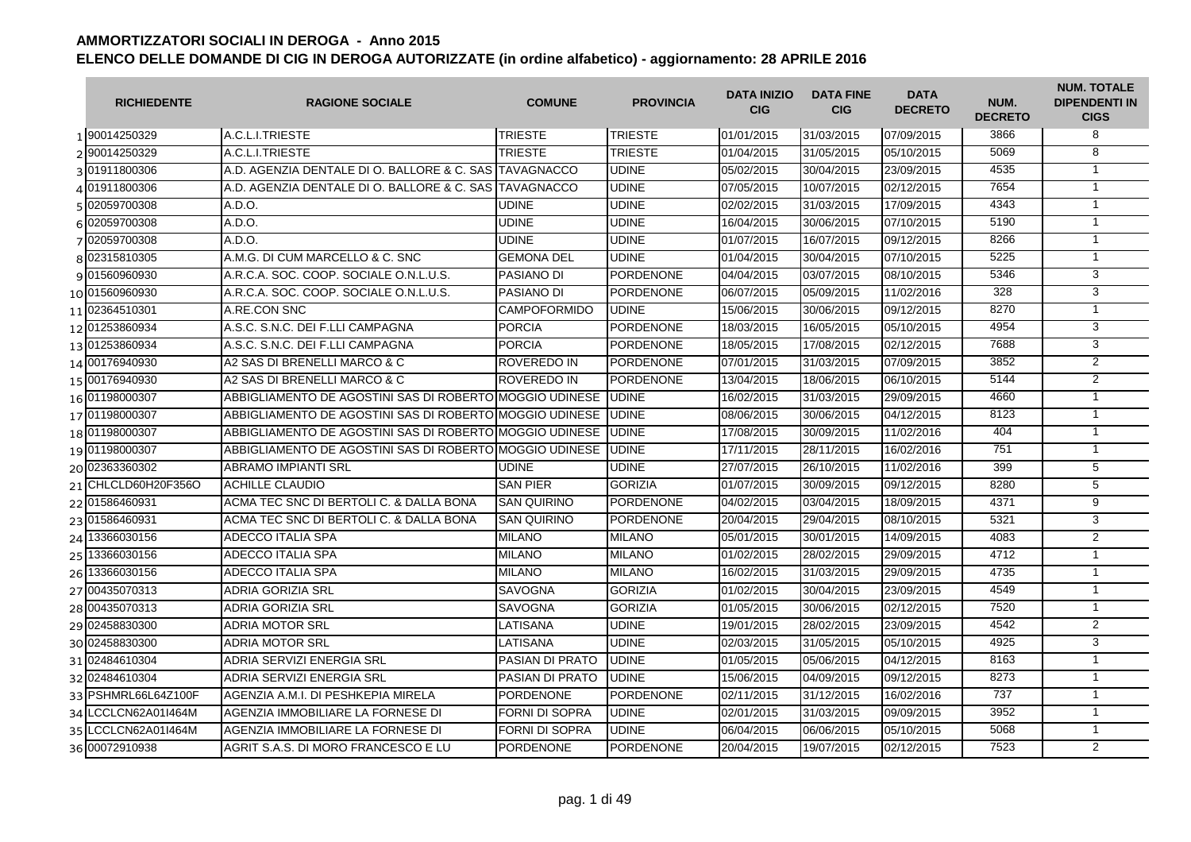# AMMORTIZZATORI SOCIALI IN DEROGA - Anno 2015

## ELENCO DELLE DOMANDE DI CIG IN DEROGA AUTORIZZATE (in ordine alfabetico) - aggiornamento: 28 APRILE 2016

| | RICHIEDENTE | RAGIONE SOCIALE | COMUNE | PROVINCIA | DATA INIZIO CIG | DATA FINE CIG | DATA DECRETO | NUM. DECRETO | NUM. TOTALE DIPENDENTI IN CIGS |
|---|---|---|---|---|---|---|---|---|---|
| 1 | 90014250329 | A.C.L.I.TRIESTE | TRIESTE | TRIESTE | 01/01/2015 | 31/03/2015 | 07/09/2015 | 3866 | 8 |
| 2 | 90014250329 | A.C.L.I.TRIESTE | TRIESTE | TRIESTE | 01/04/2015 | 31/05/2015 | 05/10/2015 | 5069 | 8 |
| 3 | 01911800306 | A.D. AGENZIA DENTALE DI O. BALLORE & C. SAS | TAVAGNACCO | UDINE | 05/02/2015 | 30/04/2015 | 23/09/2015 | 4535 | 1 |
| 4 | 01911800306 | A.D. AGENZIA DENTALE DI O. BALLORE & C. SAS | TAVAGNACCO | UDINE | 07/05/2015 | 10/07/2015 | 02/12/2015 | 7654 | 1 |
| 5 | 02059700308 | A.D.O. | UDINE | UDINE | 02/02/2015 | 31/03/2015 | 17/09/2015 | 4343 | 1 |
| 6 | 02059700308 | A.D.O. | UDINE | UDINE | 16/04/2015 | 30/06/2015 | 07/10/2015 | 5190 | 1 |
| 7 | 02059700308 | A.D.O. | UDINE | UDINE | 01/07/2015 | 16/07/2015 | 09/12/2015 | 8266 | 1 |
| 8 | 02315810305 | A.M.G. DI CUM MARCELLO & C. SNC | GEMONA DEL | UDINE | 01/04/2015 | 30/04/2015 | 07/10/2015 | 5225 | 1 |
| 9 | 01560960930 | A.R.C.A. SOC. COOP. SOCIALE O.N.L.U.S. | PASIANO DI | PORDENONE | 04/04/2015 | 03/07/2015 | 08/10/2015 | 5346 | 3 |
| 10 | 01560960930 | A.R.C.A. SOC. COOP. SOCIALE O.N.L.U.S. | PASIANO DI | PORDENONE | 06/07/2015 | 05/09/2015 | 11/02/2016 | 328 | 3 |
| 11 | 02364510301 | A.RE.CON SNC | CAMPOFORMIDO | UDINE | 15/06/2015 | 30/06/2015 | 09/12/2015 | 8270 | 1 |
| 12 | 01253860934 | A.S.C. S.N.C. DEI F.LLI CAMPAGNA | PORCIA | PORDENONE | 18/03/2015 | 16/05/2015 | 05/10/2015 | 4954 | 3 |
| 13 | 01253860934 | A.S.C. S.N.C. DEI F.LLI CAMPAGNA | PORCIA | PORDENONE | 18/05/2015 | 17/08/2015 | 02/12/2015 | 7688 | 3 |
| 14 | 00176940930 | A2 SAS DI BRENELLI MARCO & C | ROVEREDO IN | PORDENONE | 07/01/2015 | 31/03/2015 | 07/09/2015 | 3852 | 2 |
| 15 | 00176940930 | A2 SAS DI BRENELLI MARCO & C | ROVEREDO IN | PORDENONE | 13/04/2015 | 18/06/2015 | 06/10/2015 | 5144 | 2 |
| 16 | 01198000307 | ABBIGLIAMENTO DE AGOSTINI SAS DI ROBERTO | MOGGIO UDINESE | UDINE | 16/02/2015 | 31/03/2015 | 29/09/2015 | 4660 | 1 |
| 17 | 01198000307 | ABBIGLIAMENTO DE AGOSTINI SAS DI ROBERTO | MOGGIO UDINESE | UDINE | 08/06/2015 | 30/06/2015 | 04/12/2015 | 8123 | 1 |
| 18 | 01198000307 | ABBIGLIAMENTO DE AGOSTINI SAS DI ROBERTO | MOGGIO UDINESE | UDINE | 17/08/2015 | 30/09/2015 | 11/02/2016 | 404 | 1 |
| 19 | 01198000307 | ABBIGLIAMENTO DE AGOSTINI SAS DI ROBERTO | MOGGIO UDINESE | UDINE | 17/11/2015 | 28/11/2015 | 16/02/2016 | 751 | 1 |
| 20 | 02363360302 | ABRAMO IMPIANTI SRL | UDINE | UDINE | 27/07/2015 | 26/10/2015 | 11/02/2016 | 399 | 5 |
| 21 | CHLCLD60H20F356O | ACHILLE CLAUDIO | SAN PIER | GORIZIA | 01/07/2015 | 30/09/2015 | 09/12/2015 | 8280 | 5 |
| 22 | 01586460931 | ACMA TEC SNC DI BERTOLI C. & DALLA BONA | SAN QUIRINO | PORDENONE | 04/02/2015 | 03/04/2015 | 18/09/2015 | 4371 | 9 |
| 23 | 01586460931 | ACMA TEC SNC DI BERTOLI C. & DALLA BONA | SAN QUIRINO | PORDENONE | 20/04/2015 | 29/04/2015 | 08/10/2015 | 5321 | 3 |
| 24 | 13366030156 | ADECCO ITALIA SPA | MILANO | MILANO | 05/01/2015 | 30/01/2015 | 14/09/2015 | 4083 | 2 |
| 25 | 13366030156 | ADECCO ITALIA SPA | MILANO | MILANO | 01/02/2015 | 28/02/2015 | 29/09/2015 | 4712 | 1 |
| 26 | 13366030156 | ADECCO ITALIA SPA | MILANO | MILANO | 16/02/2015 | 31/03/2015 | 29/09/2015 | 4735 | 1 |
| 27 | 00435070313 | ADRIA GORIZIA SRL | SAVOGNA | GORIZIA | 01/02/2015 | 30/04/2015 | 23/09/2015 | 4549 | 1 |
| 28 | 00435070313 | ADRIA GORIZIA SRL | SAVOGNA | GORIZIA | 01/05/2015 | 30/06/2015 | 02/12/2015 | 7520 | 1 |
| 29 | 02458830300 | ADRIA MOTOR SRL | LATISANA | UDINE | 19/01/2015 | 28/02/2015 | 23/09/2015 | 4542 | 2 |
| 30 | 02458830300 | ADRIA MOTOR SRL | LATISANA | UDINE | 02/03/2015 | 31/05/2015 | 05/10/2015 | 4925 | 3 |
| 31 | 02484610304 | ADRIA SERVIZI ENERGIA SRL | PASIAN DI PRATO | UDINE | 01/05/2015 | 05/06/2015 | 04/12/2015 | 8163 | 1 |
| 32 | 02484610304 | ADRIA SERVIZI ENERGIA SRL | PASIAN DI PRATO | UDINE | 15/06/2015 | 04/09/2015 | 09/12/2015 | 8273 | 1 |
| 33 | PSHMRL66L64Z100F | AGENZIA A.M.I. DI PESHKEPIA MIRELA | PORDENONE | PORDENONE | 02/11/2015 | 31/12/2015 | 16/02/2016 | 737 | 1 |
| 34 | LCCLCN62A01I464M | AGENZIA IMMOBILIARE LA FORNESE DI | FORNI DI SOPRA | UDINE | 02/01/2015 | 31/03/2015 | 09/09/2015 | 3952 | 1 |
| 35 | LCCLCN62A01I464M | AGENZIA IMMOBILIARE LA FORNESE DI | FORNI DI SOPRA | UDINE | 06/04/2015 | 06/06/2015 | 05/10/2015 | 5068 | 1 |
| 36 | 00072910938 | AGRIT S.A.S. DI MORO FRANCESCO E LU | PORDENONE | PORDENONE | 20/04/2015 | 19/07/2015 | 02/12/2015 | 7523 | 2 |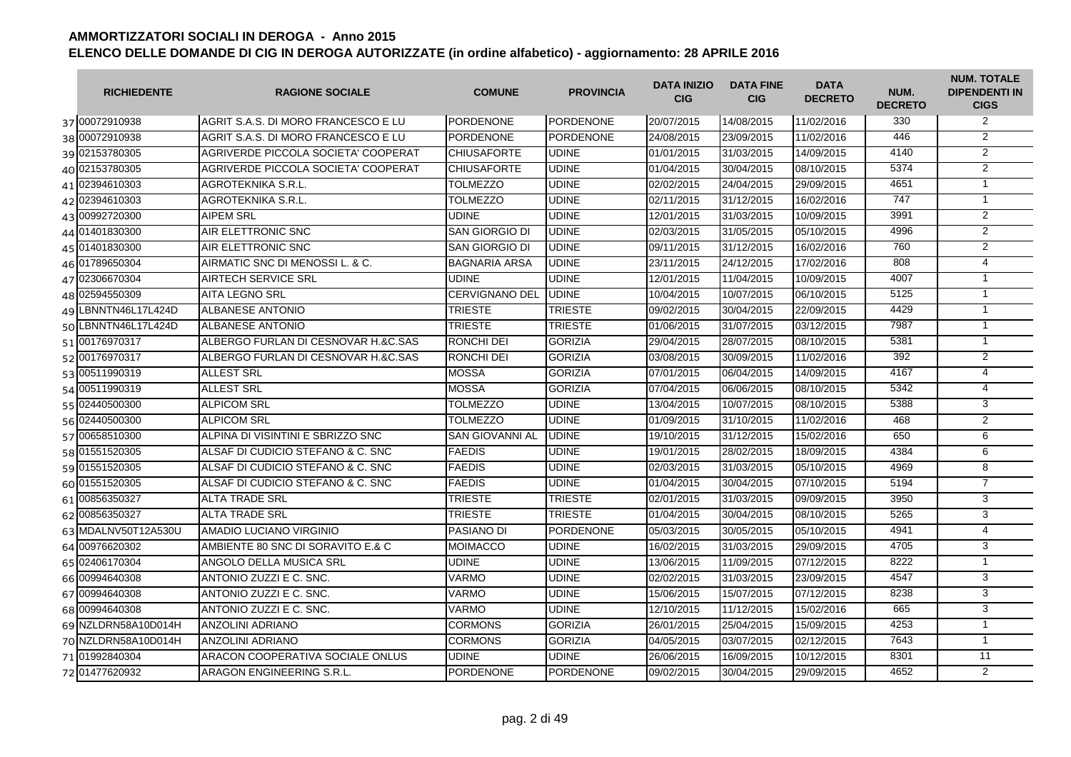# AMMORTIZZATORI SOCIALI IN DEROGA - Anno 2015

## ELENCO DELLE DOMANDE DI CIG IN DEROGA AUTORIZZATE (in ordine alfabetico) - aggiornamento: 28 APRILE 2016

| | RICHIEDENTE | RAGIONE SOCIALE | COMUNE | PROVINCIA | DATA INIZIO CIG | DATA FINE CIG | DATA DECRETO | NUM. DECRETO | NUM. TOTALE DIPENDENTI IN CIGS |
|---|---|---|---|---|---|---|---|---|---|
| 37 | 00072910938 | AGRIT S.A.S. DI MORO FRANCESCO E LU | PORDENONE | PORDENONE | 20/07/2015 | 14/08/2015 | 11/02/2016 | 330 | 2 |
| 38 | 00072910938 | AGRIT S.A.S. DI MORO FRANCESCO E LU | PORDENONE | PORDENONE | 24/08/2015 | 23/09/2015 | 11/02/2016 | 446 | 2 |
| 39 | 02153780305 | AGRIVERDE PICCOLA SOCIETA' COOPERAT | CHIUSAFORTE | UDINE | 01/01/2015 | 31/03/2015 | 14/09/2015 | 4140 | 2 |
| 40 | 02153780305 | AGRIVERDE PICCOLA SOCIETA' COOPERAT | CHIUSAFORTE | UDINE | 01/04/2015 | 30/04/2015 | 08/10/2015 | 5374 | 2 |
| 41 | 02394610303 | AGROTEKNIKA S.R.L. | TOLMEZZO | UDINE | 02/02/2015 | 24/04/2015 | 29/09/2015 | 4651 | 1 |
| 42 | 02394610303 | AGROTEKNIKA S.R.L. | TOLMEZZO | UDINE | 02/11/2015 | 31/12/2015 | 16/02/2016 | 747 | 1 |
| 43 | 00992720300 | AIPEM SRL | UDINE | UDINE | 12/01/2015 | 31/03/2015 | 10/09/2015 | 3991 | 2 |
| 44 | 01401830300 | AIR ELETTRONIC SNC | SAN GIORGIO DI | UDINE | 02/03/2015 | 31/05/2015 | 05/10/2015 | 4996 | 2 |
| 45 | 01401830300 | AIR ELETTRONIC SNC | SAN GIORGIO DI | UDINE | 09/11/2015 | 31/12/2015 | 16/02/2016 | 760 | 2 |
| 46 | 01789650304 | AIRMATIC SNC DI MENOSSI L. & C. | BAGNARIA ARSA | UDINE | 23/11/2015 | 24/12/2015 | 17/02/2016 | 808 | 4 |
| 47 | 02306670304 | AIRTECH SERVICE SRL | UDINE | UDINE | 12/01/2015 | 11/04/2015 | 10/09/2015 | 4007 | 1 |
| 48 | 02594550309 | AITA LEGNO SRL | CERVIGNANO DEL | UDINE | 10/04/2015 | 10/07/2015 | 06/10/2015 | 5125 | 1 |
| 49 | LBNNTN46L17L424D | ALBANESE ANTONIO | TRIESTE | TRIESTE | 09/02/2015 | 30/04/2015 | 22/09/2015 | 4429 | 1 |
| 50 | LBNNTN46L17L424D | ALBANESE ANTONIO | TRIESTE | TRIESTE | 01/06/2015 | 31/07/2015 | 03/12/2015 | 7987 | 1 |
| 51 | 00176970317 | ALBERGO FURLAN DI CESNOVAR H.&C.SAS | RONCHI DEI | GORIZIA | 29/04/2015 | 28/07/2015 | 08/10/2015 | 5381 | 1 |
| 52 | 00176970317 | ALBERGO FURLAN DI CESNOVAR H.&C.SAS | RONCHI DEI | GORIZIA | 03/08/2015 | 30/09/2015 | 11/02/2016 | 392 | 2 |
| 53 | 00511990319 | ALLEST SRL | MOSSA | GORIZIA | 07/01/2015 | 06/04/2015 | 14/09/2015 | 4167 | 4 |
| 54 | 00511990319 | ALLEST SRL | MOSSA | GORIZIA | 07/04/2015 | 06/06/2015 | 08/10/2015 | 5342 | 4 |
| 55 | 02440500300 | ALPICOM SRL | TOLMEZZO | UDINE | 13/04/2015 | 10/07/2015 | 08/10/2015 | 5388 | 3 |
| 56 | 02440500300 | ALPICOM SRL | TOLMEZZO | UDINE | 01/09/2015 | 31/10/2015 | 11/02/2016 | 468 | 2 |
| 57 | 00658510300 | ALPINA DI VISINTINI E SBRIZZO SNC | SAN GIOVANNI AL | UDINE | 19/10/2015 | 31/12/2015 | 15/02/2016 | 650 | 6 |
| 58 | 01551520305 | ALSAF DI CUDICIO STEFANO & C. SNC | FAEDIS | UDINE | 19/01/2015 | 28/02/2015 | 18/09/2015 | 4384 | 6 |
| 59 | 01551520305 | ALSAF DI CUDICIO STEFANO & C. SNC | FAEDIS | UDINE | 02/03/2015 | 31/03/2015 | 05/10/2015 | 4969 | 8 |
| 60 | 01551520305 | ALSAF DI CUDICIO STEFANO & C. SNC | FAEDIS | UDINE | 01/04/2015 | 30/04/2015 | 07/10/2015 | 5194 | 7 |
| 61 | 00856350327 | ALTA TRADE SRL | TRIESTE | TRIESTE | 02/01/2015 | 31/03/2015 | 09/09/2015 | 3950 | 3 |
| 62 | 00856350327 | ALTA TRADE SRL | TRIESTE | TRIESTE | 01/04/2015 | 30/04/2015 | 08/10/2015 | 5265 | 3 |
| 63 | MDALNV50T12A530U | AMADIO LUCIANO VIRGINIO | PASIANO DI | PORDENONE | 05/03/2015 | 30/05/2015 | 05/10/2015 | 4941 | 4 |
| 64 | 00976620302 | AMBIENTE 80 SNC DI SORAVITO E.& C | MOIMACCO | UDINE | 16/02/2015 | 31/03/2015 | 29/09/2015 | 4705 | 3 |
| 65 | 02406170304 | ANGOLO DELLA MUSICA SRL | UDINE | UDINE | 13/06/2015 | 11/09/2015 | 07/12/2015 | 8222 | 1 |
| 66 | 00994640308 | ANTONIO ZUZZI E C. SNC. | VARMO | UDINE | 02/02/2015 | 31/03/2015 | 23/09/2015 | 4547 | 3 |
| 67 | 00994640308 | ANTONIO ZUZZI E C. SNC. | VARMO | UDINE | 15/06/2015 | 15/07/2015 | 07/12/2015 | 8238 | 3 |
| 68 | 00994640308 | ANTONIO ZUZZI E C. SNC. | VARMO | UDINE | 12/10/2015 | 11/12/2015 | 15/02/2016 | 665 | 3 |
| 69 | NZLDRN58A10D014H | ANZOLINI ADRIANO | CORMONS | GORIZIA | 26/01/2015 | 25/04/2015 | 15/09/2015 | 4253 | 1 |
| 70 | NZLDRN58A10D014H | ANZOLINI ADRIANO | CORMONS | GORIZIA | 04/05/2015 | 03/07/2015 | 02/12/2015 | 7643 | 1 |
| 71 | 01992840304 | ARACON COOPERATIVA SOCIALE ONLUS | UDINE | UDINE | 26/06/2015 | 16/09/2015 | 10/12/2015 | 8301 | 11 |
| 72 | 01477620932 | ARAGON ENGINEERING S.R.L. | PORDENONE | PORDENONE | 09/02/2015 | 30/04/2015 | 29/09/2015 | 4652 | 2 |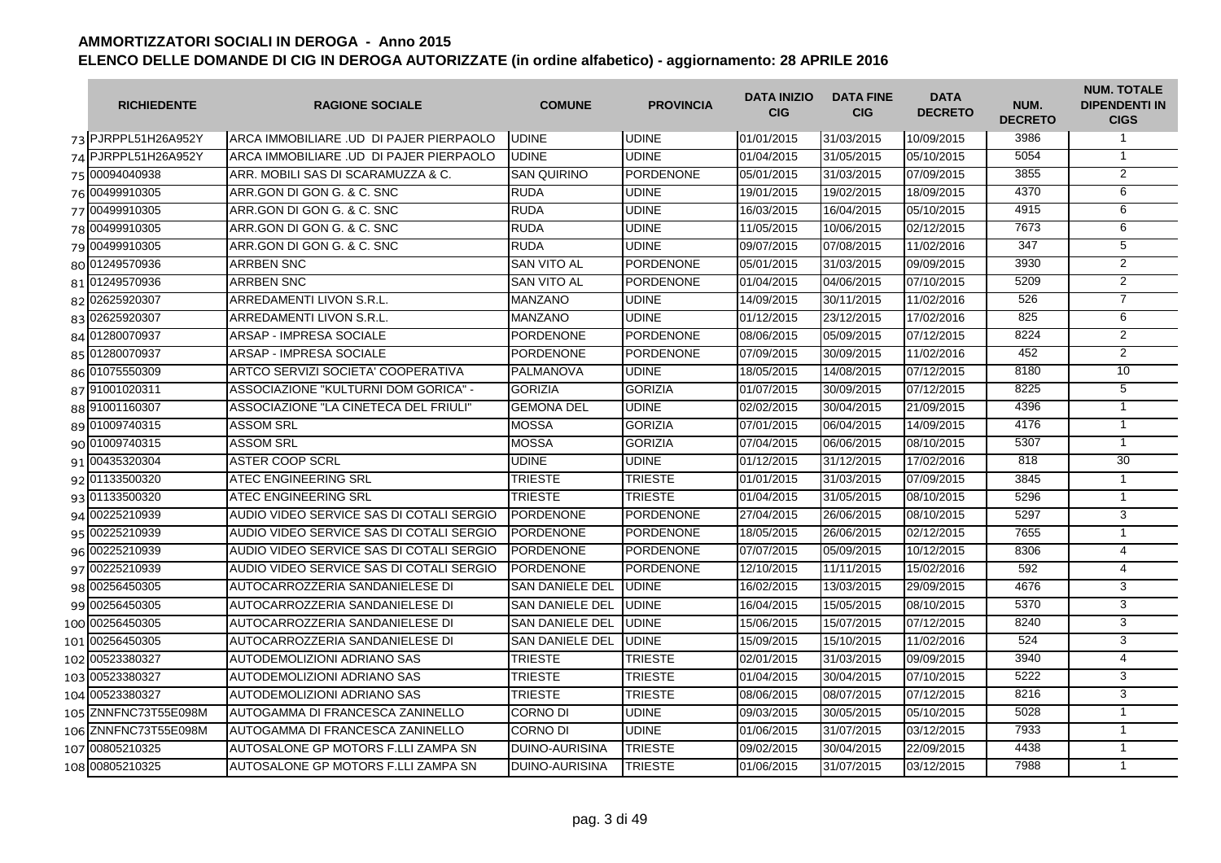# AMMORTIZZATORI SOCIALI IN DEROGA - Anno 2015

## ELENCO DELLE DOMANDE DI CIG IN DEROGA AUTORIZZATE (in ordine alfabetico) - aggiornamento: 28 APRILE 2016

| | RICHIEDENTE | RAGIONE SOCIALE | COMUNE | PROVINCIA | DATA INIZIO CIG | DATA FINE CIG | DATA DECRETO | NUM. DECRETO | NUM. TOTALE DIPENDENTI IN CIGS |
|---|---|---|---|---|---|---|---|---|---|
| 73 | PJRPPL51H26A952Y | ARCA IMMOBILIARE .UD DI PAJER PIERPAOLO | UDINE | UDINE | 01/01/2015 | 31/03/2015 | 10/09/2015 | 3986 | 1 |
| 74 | PJRPPL51H26A952Y | ARCA IMMOBILIARE .UD DI PAJER PIERPAOLO | UDINE | UDINE | 01/04/2015 | 31/05/2015 | 05/10/2015 | 5054 | 1 |
| 75 | 00094040938 | ARR. MOBILI SAS DI SCARAMUZZA & C. | SAN QUIRINO | PORDENONE | 05/01/2015 | 31/03/2015 | 07/09/2015 | 3855 | 2 |
| 76 | 00499910305 | ARR.GON DI GON G. & C. SNC | RUDA | UDINE | 19/01/2015 | 19/02/2015 | 18/09/2015 | 4370 | 6 |
| 77 | 00499910305 | ARR.GON DI GON G. & C. SNC | RUDA | UDINE | 16/03/2015 | 16/04/2015 | 05/10/2015 | 4915 | 6 |
| 78 | 00499910305 | ARR.GON DI GON G. & C. SNC | RUDA | UDINE | 11/05/2015 | 10/06/2015 | 02/12/2015 | 7673 | 6 |
| 79 | 00499910305 | ARR.GON DI GON G. & C. SNC | RUDA | UDINE | 09/07/2015 | 07/08/2015 | 11/02/2016 | 347 | 5 |
| 80 | 01249570936 | ARRBEN SNC | SAN VITO AL | PORDENONE | 05/01/2015 | 31/03/2015 | 09/09/2015 | 3930 | 2 |
| 81 | 01249570936 | ARRBEN SNC | SAN VITO AL | PORDENONE | 01/04/2015 | 04/06/2015 | 07/10/2015 | 5209 | 2 |
| 82 | 02625920307 | ARREDAMENTI LIVON S.R.L. | MANZANO | UDINE | 14/09/2015 | 30/11/2015 | 11/02/2016 | 526 | 7 |
| 83 | 02625920307 | ARREDAMENTI LIVON S.R.L. | MANZANO | UDINE | 01/12/2015 | 23/12/2015 | 17/02/2016 | 825 | 6 |
| 84 | 01280070937 | ARSAP - IMPRESA SOCIALE | PORDENONE | PORDENONE | 08/06/2015 | 05/09/2015 | 07/12/2015 | 8224 | 2 |
| 85 | 01280070937 | ARSAP - IMPRESA SOCIALE | PORDENONE | PORDENONE | 07/09/2015 | 30/09/2015 | 11/02/2016 | 452 | 2 |
| 86 | 01075550309 | ARTCO SERVIZI SOCIETA' COOPERATIVA | PALMANOVA | UDINE | 18/05/2015 | 14/08/2015 | 07/12/2015 | 8180 | 10 |
| 87 | 91001020311 | ASSOCIAZIONE "KULTURNI DOM GORICA" - | GORIZIA | GORIZIA | 01/07/2015 | 30/09/2015 | 07/12/2015 | 8225 | 5 |
| 88 | 91001160307 | ASSOCIAZIONE "LA CINETECA DEL FRIULI" | GEMONA DEL | UDINE | 02/02/2015 | 30/04/2015 | 21/09/2015 | 4396 | 1 |
| 89 | 01009740315 | ASSOM SRL | MOSSA | GORIZIA | 07/01/2015 | 06/04/2015 | 14/09/2015 | 4176 | 1 |
| 90 | 01009740315 | ASSOM SRL | MOSSA | GORIZIA | 07/04/2015 | 06/06/2015 | 08/10/2015 | 5307 | 1 |
| 91 | 00435320304 | ASTER COOP SCRL | UDINE | UDINE | 01/12/2015 | 31/12/2015 | 17/02/2016 | 818 | 30 |
| 92 | 01133500320 | ATEC ENGINEERING SRL | TRIESTE | TRIESTE | 01/01/2015 | 31/03/2015 | 07/09/2015 | 3845 | 1 |
| 93 | 01133500320 | ATEC ENGINEERING SRL | TRIESTE | TRIESTE | 01/04/2015 | 31/05/2015 | 08/10/2015 | 5296 | 1 |
| 94 | 00225210939 | AUDIO VIDEO SERVICE SAS DI COTALI SERGIO | PORDENONE | PORDENONE | 27/04/2015 | 26/06/2015 | 08/10/2015 | 5297 | 3 |
| 95 | 00225210939 | AUDIO VIDEO SERVICE SAS DI COTALI SERGIO | PORDENONE | PORDENONE | 18/05/2015 | 26/06/2015 | 02/12/2015 | 7655 | 1 |
| 96 | 00225210939 | AUDIO VIDEO SERVICE SAS DI COTALI SERGIO | PORDENONE | PORDENONE | 07/07/2015 | 05/09/2015 | 10/12/2015 | 8306 | 4 |
| 97 | 00225210939 | AUDIO VIDEO SERVICE SAS DI COTALI SERGIO | PORDENONE | PORDENONE | 12/10/2015 | 11/11/2015 | 15/02/2016 | 592 | 4 |
| 98 | 00256450305 | AUTOCARROZZERIA SANDANIELESE DI | SAN DANIELE DEL | UDINE | 16/02/2015 | 13/03/2015 | 29/09/2015 | 4676 | 3 |
| 99 | 00256450305 | AUTOCARROZZERIA SANDANIELESE DI | SAN DANIELE DEL | UDINE | 16/04/2015 | 15/05/2015 | 08/10/2015 | 5370 | 3 |
| 100 | 00256450305 | AUTOCARROZZERIA SANDANIELESE DI | SAN DANIELE DEL | UDINE | 15/06/2015 | 15/07/2015 | 07/12/2015 | 8240 | 3 |
| 101 | 00256450305 | AUTOCARROZZERIA SANDANIELESE DI | SAN DANIELE DEL | UDINE | 15/09/2015 | 15/10/2015 | 11/02/2016 | 524 | 3 |
| 102 | 00523380327 | AUTODEMOLIZIONI ADRIANO SAS | TRIESTE | TRIESTE | 02/01/2015 | 31/03/2015 | 09/09/2015 | 3940 | 4 |
| 103 | 00523380327 | AUTODEMOLIZIONI ADRIANO SAS | TRIESTE | TRIESTE | 01/04/2015 | 30/04/2015 | 07/10/2015 | 5222 | 3 |
| 104 | 00523380327 | AUTODEMOLIZIONI ADRIANO SAS | TRIESTE | TRIESTE | 08/06/2015 | 08/07/2015 | 07/12/2015 | 8216 | 3 |
| 105 | ZNNFNC73T55E098M | AUTOGAMMA DI FRANCESCA ZANINELLO | CORNO DI | UDINE | 09/03/2015 | 30/05/2015 | 05/10/2015 | 5028 | 1 |
| 106 | ZNNFNC73T55E098M | AUTOGAMMA DI FRANCESCA ZANINELLO | CORNO DI | UDINE | 01/06/2015 | 31/07/2015 | 03/12/2015 | 7933 | 1 |
| 107 | 00805210325 | AUTOSALONE GP MOTORS F.LLI ZAMPA SN | DUINO-AURISINA | TRIESTE | 09/02/2015 | 30/04/2015 | 22/09/2015 | 4438 | 1 |
| 108 | 00805210325 | AUTOSALONE GP MOTORS F.LLI ZAMPA SN | DUINO-AURISINA | TRIESTE | 01/06/2015 | 31/07/2015 | 03/12/2015 | 7988 | 1 |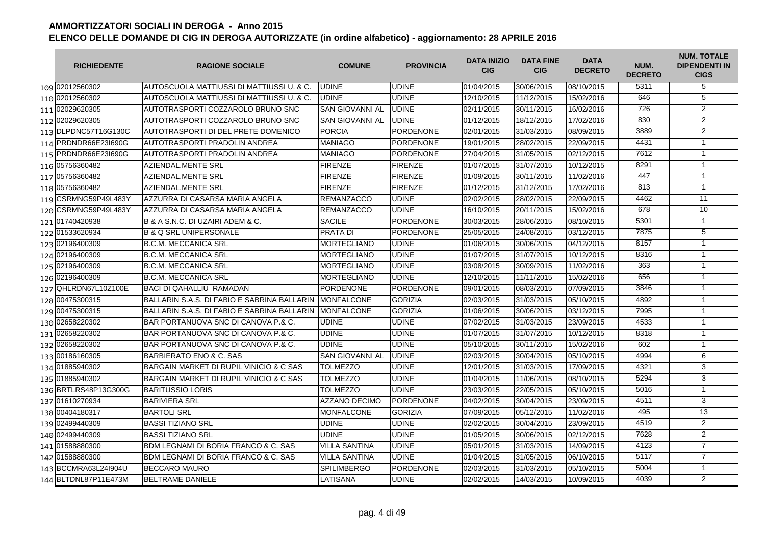## AMMORTIZZATORI SOCIALI IN DEROGA - Anno 2015
## ELENCO DELLE DOMANDE DI CIG IN DEROGA AUTORIZZATE (in ordine alfabetico) - aggiornamento: 28 APRILE 2016

| | RICHIEDENTE | RAGIONE SOCIALE | COMUNE | PROVINCIA | DATA INIZIO CIG | DATA FINE CIG | DATA DECRETO | NUM. DECRETO | NUM. TOTALE DIPENDENTI IN CIGS |
|---|---|---|---|---|---|---|---|---|---|
| 109 | 02012560302 | AUTOSCUOLA MATTIUSSI DI MATTIUSSI U. & C. | UDINE | UDINE | 01/04/2015 | 30/06/2015 | 08/10/2015 | 5311 | 5 |
| 110 | 02012560302 | AUTOSCUOLA MATTIUSSI DI MATTIUSSI U. & C. | UDINE | UDINE | 12/10/2015 | 11/12/2015 | 15/02/2016 | 646 | 5 |
| 111 | 02029620305 | AUTOTRASPORTI COZZAROLO BRUNO SNC | SAN GIOVANNI AL | UDINE | 02/11/2015 | 30/11/2015 | 16/02/2016 | 726 | 2 |
| 112 | 02029620305 | AUTOTRASPORTI COZZAROLO BRUNO SNC | SAN GIOVANNI AL | UDINE | 01/12/2015 | 18/12/2015 | 17/02/2016 | 830 | 2 |
| 113 | DLPDNC57T16G130C | AUTOTRASPORTI DI DEL PRETE DOMENICO | PORCIA | PORDENONE | 02/01/2015 | 31/03/2015 | 08/09/2015 | 3889 | 2 |
| 114 | PRDNDR66E23I690G | AUTOTRASPORTI PRADOLIN ANDREA | MANIAGO | PORDENONE | 19/01/2015 | 28/02/2015 | 22/09/2015 | 4431 | 1 |
| 115 | PRDNDR66E23I690G | AUTOTRASPORTI PRADOLIN ANDREA | MANIAGO | PORDENONE | 27/04/2015 | 31/05/2015 | 02/12/2015 | 7612 | 1 |
| 116 | 05756360482 | AZIENDAL.MENTE SRL | FIRENZE | FIRENZE | 01/07/2015 | 31/07/2015 | 10/12/2015 | 8291 | 1 |
| 117 | 05756360482 | AZIENDAL.MENTE SRL | FIRENZE | FIRENZE | 01/09/2015 | 30/11/2015 | 11/02/2016 | 447 | 1 |
| 118 | 05756360482 | AZIENDAL.MENTE SRL | FIRENZE | FIRENZE | 01/12/2015 | 31/12/2015 | 17/02/2016 | 813 | 1 |
| 119 | CSRMNG59P49L483Y | AZZURRA DI CASARSA MARIA ANGELA | REMANZACCO | UDINE | 02/02/2015 | 28/02/2015 | 22/09/2015 | 4462 | 11 |
| 120 | CSRMNG59P49L483Y | AZZURRA DI CASARSA MARIA ANGELA | REMANZACCO | UDINE | 16/10/2015 | 20/11/2015 | 15/02/2016 | 678 | 10 |
| 121 | 01740420938 | B & A S.N.C. DI UZAIRI ADEM & C. | SACILE | PORDENONE | 30/03/2015 | 28/06/2015 | 08/10/2015 | 5301 | 1 |
| 122 | 01533620934 | B & Q SRL UNIPERSONALE | PRATA DI | PORDENONE | 25/05/2015 | 24/08/2015 | 03/12/2015 | 7875 | 5 |
| 123 | 02196400309 | B.C.M. MECCANICA SRL | MORTEGLIANO | UDINE | 01/06/2015 | 30/06/2015 | 04/12/2015 | 8157 | 1 |
| 124 | 02196400309 | B.C.M. MECCANICA SRL | MORTEGLIANO | UDINE | 01/07/2015 | 31/07/2015 | 10/12/2015 | 8316 | 1 |
| 125 | 02196400309 | B.C.M. MECCANICA SRL | MORTEGLIANO | UDINE | 03/08/2015 | 30/09/2015 | 11/02/2016 | 363 | 1 |
| 126 | 02196400309 | B.C.M. MECCANICA SRL | MORTEGLIANO | UDINE | 12/10/2015 | 11/11/2015 | 15/02/2016 | 656 | 1 |
| 127 | QHLRDN67L10Z100E | BACI DI QAHALLIU RAMADAN | PORDENONE | PORDENONE | 09/01/2015 | 08/03/2015 | 07/09/2015 | 3846 | 1 |
| 128 | 00475300315 | BALLARIN S.A.S. DI FABIO E SABRINA BALLARIN | MONFALCONE | GORIZIA | 02/03/2015 | 31/03/2015 | 05/10/2015 | 4892 | 1 |
| 129 | 00475300315 | BALLARIN S.A.S. DI FABIO E SABRINA BALLARIN | MONFALCONE | GORIZIA | 01/06/2015 | 30/06/2015 | 03/12/2015 | 7995 | 1 |
| 130 | 02658220302 | BAR PORTANUOVA SNC DI CANOVA P.& C. | UDINE | UDINE | 07/02/2015 | 31/03/2015 | 23/09/2015 | 4533 | 1 |
| 131 | 02658220302 | BAR PORTANUOVA SNC DI CANOVA P.& C. | UDINE | UDINE | 01/07/2015 | 31/07/2015 | 10/12/2015 | 8318 | 1 |
| 132 | 02658220302 | BAR PORTANUOVA SNC DI CANOVA P.& C. | UDINE | UDINE | 05/10/2015 | 30/11/2015 | 15/02/2016 | 602 | 1 |
| 133 | 00186160305 | BARBIERATO ENO & C. SAS | SAN GIOVANNI AL | UDINE | 02/03/2015 | 30/04/2015 | 05/10/2015 | 4994 | 6 |
| 134 | 01885940302 | BARGAIN MARKET DI RUPIL VINICIO & C SAS | TOLMEZZO | UDINE | 12/01/2015 | 31/03/2015 | 17/09/2015 | 4321 | 3 |
| 135 | 01885940302 | BARGAIN MARKET DI RUPIL VINICIO & C SAS | TOLMEZZO | UDINE | 01/04/2015 | 11/06/2015 | 08/10/2015 | 5294 | 3 |
| 136 | BRTLRS48P13G300G | BARITUSSIO LORIS | TOLMEZZO | UDINE | 23/03/2015 | 22/05/2015 | 05/10/2015 | 5016 | 1 |
| 137 | 01610270934 | BARIVIERA SRL | AZZANO DECIMO | PORDENONE | 04/02/2015 | 30/04/2015 | 23/09/2015 | 4511 | 3 |
| 138 | 00404180317 | BARTOLI SRL | MONFALCONE | GORIZIA | 07/09/2015 | 05/12/2015 | 11/02/2016 | 495 | 13 |
| 139 | 02499440309 | BASSI TIZIANO SRL | UDINE | UDINE | 02/02/2015 | 30/04/2015 | 23/09/2015 | 4519 | 2 |
| 140 | 02499440309 | BASSI TIZIANO SRL | UDINE | UDINE | 01/05/2015 | 30/06/2015 | 02/12/2015 | 7628 | 2 |
| 141 | 01588880300 | BDM LEGNAMI DI BORIA FRANCO & C. SAS | VILLA SANTINA | UDINE | 05/01/2015 | 31/03/2015 | 14/09/2015 | 4123 | 7 |
| 142 | 01588880300 | BDM LEGNAMI DI BORIA FRANCO & C. SAS | VILLA SANTINA | UDINE | 01/04/2015 | 31/05/2015 | 06/10/2015 | 5117 | 7 |
| 143 | BCCMRA63L24I904U | BECCARO MAURO | SPILIMBERGO | PORDENONE | 02/03/2015 | 31/03/2015 | 05/10/2015 | 5004 | 1 |
| 144 | BLTDNL87P11E473M | BELTRAME DANIELE | LATISANA | UDINE | 02/02/2015 | 14/03/2015 | 10/09/2015 | 4039 | 2 |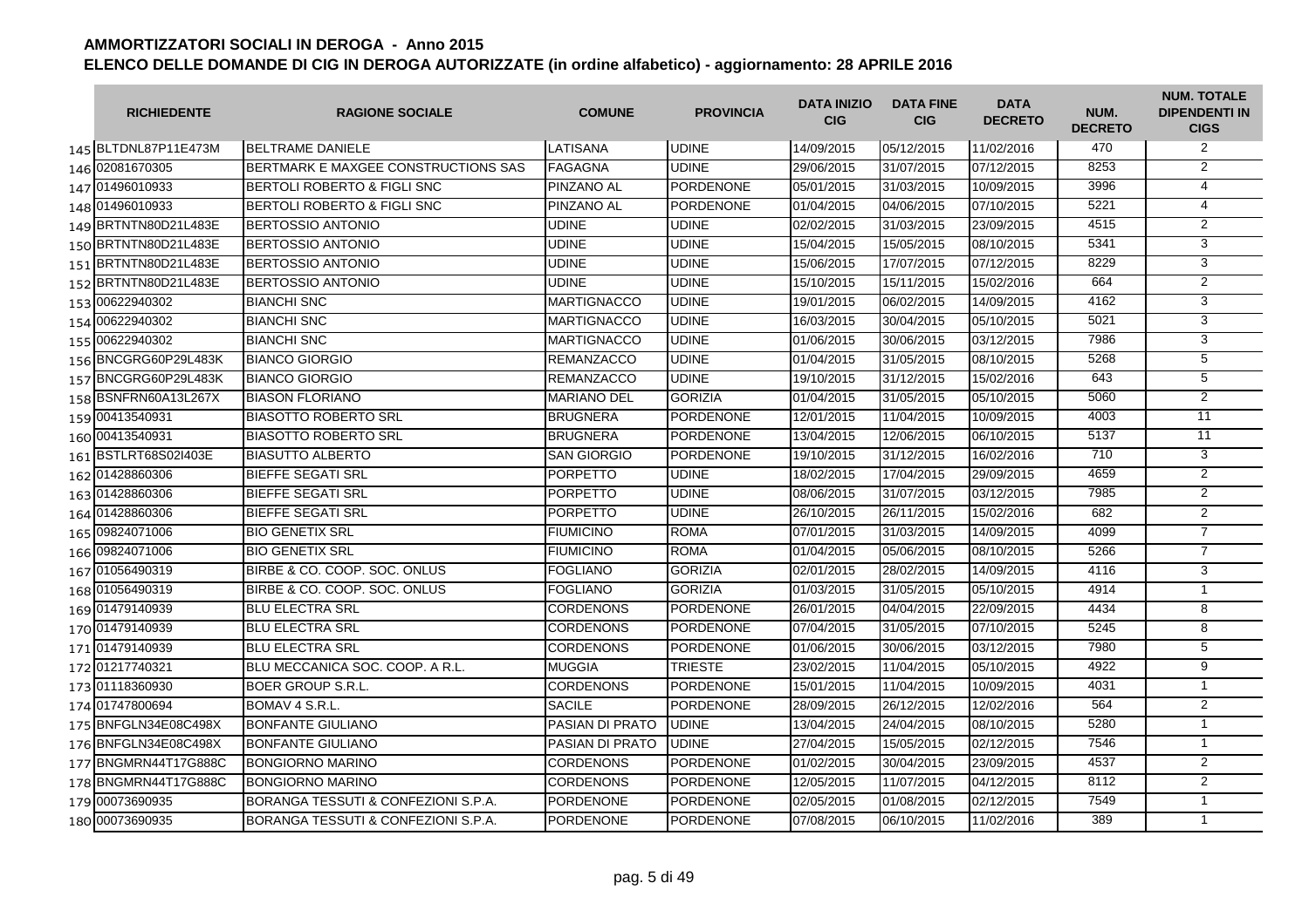## AMMORTIZZATORI SOCIALI IN DEROGA - Anno 2015

## ELENCO DELLE DOMANDE DI CIG IN DEROGA AUTORIZZATE (in ordine alfabetico) - aggiornamento: 28 APRILE 2016

| | RICHIEDENTE | RAGIONE SOCIALE | COMUNE | PROVINCIA | DATA INIZIO CIG | DATA FINE CIG | DATA DECRETO | NUM. DECRETO | NUM. TOTALE DIPENDENTI IN CIGS |
|---|---|---|---|---|---|---|---|---|---|
| 145 | BLTDNL87P11E473M | BELTRAME DANIELE | LATISANA | UDINE | 14/09/2015 | 05/12/2015 | 11/02/2016 | 470 | 2 |
| 146 | 02081670305 | BERTMARK E MAXGEE CONSTRUCTIONS SAS | FAGAGNA | UDINE | 29/06/2015 | 31/07/2015 | 07/12/2015 | 8253 | 2 |
| 147 | 01496010933 | BERTOLI ROBERTO & FIGLI SNC | PINZANO AL | PORDENONE | 05/01/2015 | 31/03/2015 | 10/09/2015 | 3996 | 4 |
| 148 | 01496010933 | BERTOLI ROBERTO & FIGLI SNC | PINZANO AL | PORDENONE | 01/04/2015 | 04/06/2015 | 07/10/2015 | 5221 | 4 |
| 149 | BRTNTN80D21L483E | BERTOSSIO ANTONIO | UDINE | UDINE | 02/02/2015 | 31/03/2015 | 23/09/2015 | 4515 | 2 |
| 150 | BRTNTN80D21L483E | BERTOSSIO ANTONIO | UDINE | UDINE | 15/04/2015 | 15/05/2015 | 08/10/2015 | 5341 | 3 |
| 151 | BRTNTN80D21L483E | BERTOSSIO ANTONIO | UDINE | UDINE | 15/06/2015 | 17/07/2015 | 07/12/2015 | 8229 | 3 |
| 152 | BRTNTN80D21L483E | BERTOSSIO ANTONIO | UDINE | UDINE | 15/10/2015 | 15/11/2015 | 15/02/2016 | 664 | 2 |
| 153 | 00622940302 | BIANCHI SNC | MARTIGNACCO | UDINE | 19/01/2015 | 06/02/2015 | 14/09/2015 | 4162 | 3 |
| 154 | 00622940302 | BIANCHI SNC | MARTIGNACCO | UDINE | 16/03/2015 | 30/04/2015 | 05/10/2015 | 5021 | 3 |
| 155 | 00622940302 | BIANCHI SNC | MARTIGNACCO | UDINE | 01/06/2015 | 30/06/2015 | 03/12/2015 | 7986 | 3 |
| 156 | BNCGRG60P29L483K | BIANCO GIORGIO | REMANZACCO | UDINE | 01/04/2015 | 31/05/2015 | 08/10/2015 | 5268 | 5 |
| 157 | BNCGRG60P29L483K | BIANCO GIORGIO | REMANZACCO | UDINE | 19/10/2015 | 31/12/2015 | 15/02/2016 | 643 | 5 |
| 158 | BSNFRN60A13L267X | BIASON FLORIANO | MARIANO DEL | GORIZIA | 01/04/2015 | 31/05/2015 | 05/10/2015 | 5060 | 2 |
| 159 | 00413540931 | BIASOTTO ROBERTO SRL | BRUGNERA | PORDENONE | 12/01/2015 | 11/04/2015 | 10/09/2015 | 4003 | 11 |
| 160 | 00413540931 | BIASOTTO ROBERTO SRL | BRUGNERA | PORDENONE | 13/04/2015 | 12/06/2015 | 06/10/2015 | 5137 | 11 |
| 161 | BSTLRT68S02I403E | BIASUTTO ALBERTO | SAN GIORGIO | PORDENONE | 19/10/2015 | 31/12/2015 | 16/02/2016 | 710 | 3 |
| 162 | 01428860306 | BIEFFE SEGATI SRL | PORPETTO | UDINE | 18/02/2015 | 17/04/2015 | 29/09/2015 | 4659 | 2 |
| 163 | 01428860306 | BIEFFE SEGATI SRL | PORPETTO | UDINE | 08/06/2015 | 31/07/2015 | 03/12/2015 | 7985 | 2 |
| 164 | 01428860306 | BIEFFE SEGATI SRL | PORPETTO | UDINE | 26/10/2015 | 26/11/2015 | 15/02/2016 | 682 | 2 |
| 165 | 09824071006 | BIO GENETIX SRL | FIUMICINO | ROMA | 07/01/2015 | 31/03/2015 | 14/09/2015 | 4099 | 7 |
| 166 | 09824071006 | BIO GENETIX SRL | FIUMICINO | ROMA | 01/04/2015 | 05/06/2015 | 08/10/2015 | 5266 | 7 |
| 167 | 01056490319 | BIRBE & CO. COOP. SOC. ONLUS | FOGLIANO | GORIZIA | 02/01/2015 | 28/02/2015 | 14/09/2015 | 4116 | 3 |
| 168 | 01056490319 | BIRBE & CO. COOP. SOC. ONLUS | FOGLIANO | GORIZIA | 01/03/2015 | 31/05/2015 | 05/10/2015 | 4914 | 1 |
| 169 | 01479140939 | BLU ELECTRA SRL | CORDENONS | PORDENONE | 26/01/2015 | 04/04/2015 | 22/09/2015 | 4434 | 8 |
| 170 | 01479140939 | BLU ELECTRA SRL | CORDENONS | PORDENONE | 07/04/2015 | 31/05/2015 | 07/10/2015 | 5245 | 8 |
| 171 | 01479140939 | BLU ELECTRA SRL | CORDENONS | PORDENONE | 01/06/2015 | 30/06/2015 | 03/12/2015 | 7980 | 5 |
| 172 | 01217740321 | BLU MECCANICA SOC. COOP. A R.L. | MUGGIA | TRIESTE | 23/02/2015 | 11/04/2015 | 05/10/2015 | 4922 | 9 |
| 173 | 01118360930 | BOER GROUP S.R.L. | CORDENONS | PORDENONE | 15/01/2015 | 11/04/2015 | 10/09/2015 | 4031 | 1 |
| 174 | 01747800694 | BOMAV 4 S.R.L. | SACILE | PORDENONE | 28/09/2015 | 26/12/2015 | 12/02/2016 | 564 | 2 |
| 175 | BNFGLN34E08C498X | BONFANTE GIULIANO | PASIAN DI PRATO | UDINE | 13/04/2015 | 24/04/2015 | 08/10/2015 | 5280 | 1 |
| 176 | BNFGLN34E08C498X | BONFANTE GIULIANO | PASIAN DI PRATO | UDINE | 27/04/2015 | 15/05/2015 | 02/12/2015 | 7546 | 1 |
| 177 | BNGMRN44T17G888C | BONGIORNO MARINO | CORDENONS | PORDENONE | 01/02/2015 | 30/04/2015 | 23/09/2015 | 4537 | 2 |
| 178 | BNGMRN44T17G888C | BONGIORNO MARINO | CORDENONS | PORDENONE | 12/05/2015 | 11/07/2015 | 04/12/2015 | 8112 | 2 |
| 179 | 00073690935 | BORANGA TESSUTI & CONFEZIONI S.P.A. | PORDENONE | PORDENONE | 02/05/2015 | 01/08/2015 | 02/12/2015 | 7549 | 1 |
| 180 | 00073690935 | BORANGA TESSUTI & CONFEZIONI S.P.A. | PORDENONE | PORDENONE | 07/08/2015 | 06/10/2015 | 11/02/2016 | 389 | 1 |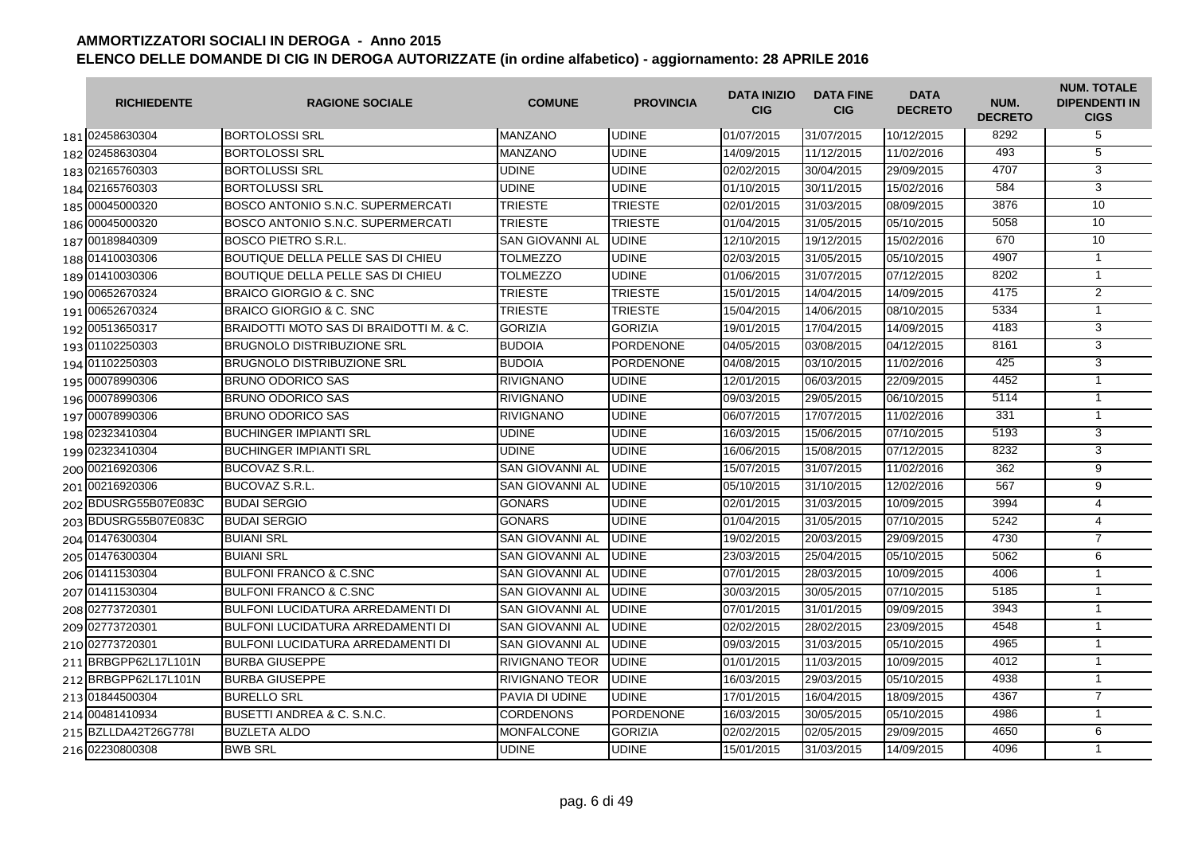# AMMORTIZZATORI SOCIALI IN DEROGA - Anno 2015

## ELENCO DELLE DOMANDE DI CIG IN DEROGA AUTORIZZATE (in ordine alfabetico) - aggiornamento: 28 APRILE 2016

| | RICHIEDENTE | RAGIONE SOCIALE | COMUNE | PROVINCIA | DATA INIZIO CIG | DATA FINE CIG | DATA DECRETO | NUM. DECRETO | NUM. TOTALE DIPENDENTI IN CIGS |
|---|---|---|---|---|---|---|---|---|---|
| 181 | 02458630304 | BORTOLOSSI SRL | MANZANO | UDINE | 01/07/2015 | 31/07/2015 | 10/12/2015 | 8292 | 5 |
| 182 | 02458630304 | BORTOLOSSI SRL | MANZANO | UDINE | 14/09/2015 | 11/12/2015 | 11/02/2016 | 493 | 5 |
| 183 | 02165760303 | BORTOLUSSI SRL | UDINE | UDINE | 02/02/2015 | 30/04/2015 | 29/09/2015 | 4707 | 3 |
| 184 | 02165760303 | BORTOLUSSI SRL | UDINE | UDINE | 01/10/2015 | 30/11/2015 | 15/02/2016 | 584 | 3 |
| 185 | 00045000320 | BOSCO ANTONIO S.N.C. SUPERMERCATI | TRIESTE | TRIESTE | 02/01/2015 | 31/03/2015 | 08/09/2015 | 3876 | 10 |
| 186 | 00045000320 | BOSCO ANTONIO S.N.C. SUPERMERCATI | TRIESTE | TRIESTE | 01/04/2015 | 31/05/2015 | 05/10/2015 | 5058 | 10 |
| 187 | 00189840309 | BOSCO PIETRO S.R.L. | SAN GIOVANNI AL | UDINE | 12/10/2015 | 19/12/2015 | 15/02/2016 | 670 | 10 |
| 188 | 01410030306 | BOUTIQUE DELLA PELLE SAS DI CHIEU | TOLMEZZO | UDINE | 02/03/2015 | 31/05/2015 | 05/10/2015 | 4907 | 1 |
| 189 | 01410030306 | BOUTIQUE DELLA PELLE SAS DI CHIEU | TOLMEZZO | UDINE | 01/06/2015 | 31/07/2015 | 07/12/2015 | 8202 | 1 |
| 190 | 00652670324 | BRAICO GIORGIO & C. SNC | TRIESTE | TRIESTE | 15/01/2015 | 14/04/2015 | 14/09/2015 | 4175 | 2 |
| 191 | 00652670324 | BRAICO GIORGIO & C. SNC | TRIESTE | TRIESTE | 15/04/2015 | 14/06/2015 | 08/10/2015 | 5334 | 1 |
| 192 | 00513650317 | BRAIDOTTI MOTO SAS DI BRAIDOTTI M. & C. | GORIZIA | GORIZIA | 19/01/2015 | 17/04/2015 | 14/09/2015 | 4183 | 3 |
| 193 | 01102250303 | BRUGNOLO DISTRIBUZIONE SRL | BUDOIA | PORDENONE | 04/05/2015 | 03/08/2015 | 04/12/2015 | 8161 | 3 |
| 194 | 01102250303 | BRUGNOLO DISTRIBUZIONE SRL | BUDOIA | PORDENONE | 04/08/2015 | 03/10/2015 | 11/02/2016 | 425 | 3 |
| 195 | 00078990306 | BRUNO ODORICO SAS | RIVIGNANO | UDINE | 12/01/2015 | 06/03/2015 | 22/09/2015 | 4452 | 1 |
| 196 | 00078990306 | BRUNO ODORICO SAS | RIVIGNANO | UDINE | 09/03/2015 | 29/05/2015 | 06/10/2015 | 5114 | 1 |
| 197 | 00078990306 | BRUNO ODORICO SAS | RIVIGNANO | UDINE | 06/07/2015 | 17/07/2015 | 11/02/2016 | 331 | 1 |
| 198 | 02323410304 | BUCHINGER IMPIANTI SRL | UDINE | UDINE | 16/03/2015 | 15/06/2015 | 07/10/2015 | 5193 | 3 |
| 199 | 02323410304 | BUCHINGER IMPIANTI SRL | UDINE | UDINE | 16/06/2015 | 15/08/2015 | 07/12/2015 | 8232 | 3 |
| 200 | 00216920306 | BUCOVAZ S.R.L. | SAN GIOVANNI AL | UDINE | 15/07/2015 | 31/07/2015 | 11/02/2016 | 362 | 9 |
| 201 | 00216920306 | BUCOVAZ S.R.L. | SAN GIOVANNI AL | UDINE | 05/10/2015 | 31/10/2015 | 12/02/2016 | 567 | 9 |
| 202 | BDUSRG55B07E083C | BUDAI SERGIO | GONARS | UDINE | 02/01/2015 | 31/03/2015 | 10/09/2015 | 3994 | 4 |
| 203 | BDUSRG55B07E083C | BUDAI SERGIO | GONARS | UDINE | 01/04/2015 | 31/05/2015 | 07/10/2015 | 5242 | 4 |
| 204 | 01476300304 | BUIANI SRL | SAN GIOVANNI AL | UDINE | 19/02/2015 | 20/03/2015 | 29/09/2015 | 4730 | 7 |
| 205 | 01476300304 | BUIANI SRL | SAN GIOVANNI AL | UDINE | 23/03/2015 | 25/04/2015 | 05/10/2015 | 5062 | 6 |
| 206 | 01411530304 | BULFONI FRANCO & C.SNC | SAN GIOVANNI AL | UDINE | 07/01/2015 | 28/03/2015 | 10/09/2015 | 4006 | 1 |
| 207 | 01411530304 | BULFONI FRANCO & C.SNC | SAN GIOVANNI AL | UDINE | 30/03/2015 | 30/05/2015 | 07/10/2015 | 5185 | 1 |
| 208 | 02773720301 | BULFONI LUCIDATURA ARREDAMENTI DI | SAN GIOVANNI AL | UDINE | 07/01/2015 | 31/01/2015 | 09/09/2015 | 3943 | 1 |
| 209 | 02773720301 | BULFONI LUCIDATURA ARREDAMENTI DI | SAN GIOVANNI AL | UDINE | 02/02/2015 | 28/02/2015 | 23/09/2015 | 4548 | 1 |
| 210 | 02773720301 | BULFONI LUCIDATURA ARREDAMENTI DI | SAN GIOVANNI AL | UDINE | 09/03/2015 | 31/03/2015 | 05/10/2015 | 4965 | 1 |
| 211 | BRBGPP62L17L101N | BURBA GIUSEPPE | RIVIGNANO TEOR | UDINE | 01/01/2015 | 11/03/2015 | 10/09/2015 | 4012 | 1 |
| 212 | BRBGPP62L17L101N | BURBA GIUSEPPE | RIVIGNANO TEOR | UDINE | 16/03/2015 | 29/03/2015 | 05/10/2015 | 4938 | 1 |
| 213 | 01844500304 | BURELLO SRL | PAVIA DI UDINE | UDINE | 17/01/2015 | 16/04/2015 | 18/09/2015 | 4367 | 7 |
| 214 | 00481410934 | BUSETTI ANDREA & C. S.N.C. | CORDENONS | PORDENONE | 16/03/2015 | 30/05/2015 | 05/10/2015 | 4986 | 1 |
| 215 | BZLLDA42T26G778I | BUZLETA ALDO | MONFALCONE | GORIZIA | 02/02/2015 | 02/05/2015 | 29/09/2015 | 4650 | 6 |
| 216 | 02230800308 | BWB SRL | UDINE | UDINE | 15/01/2015 | 31/03/2015 | 14/09/2015 | 4096 | 1 |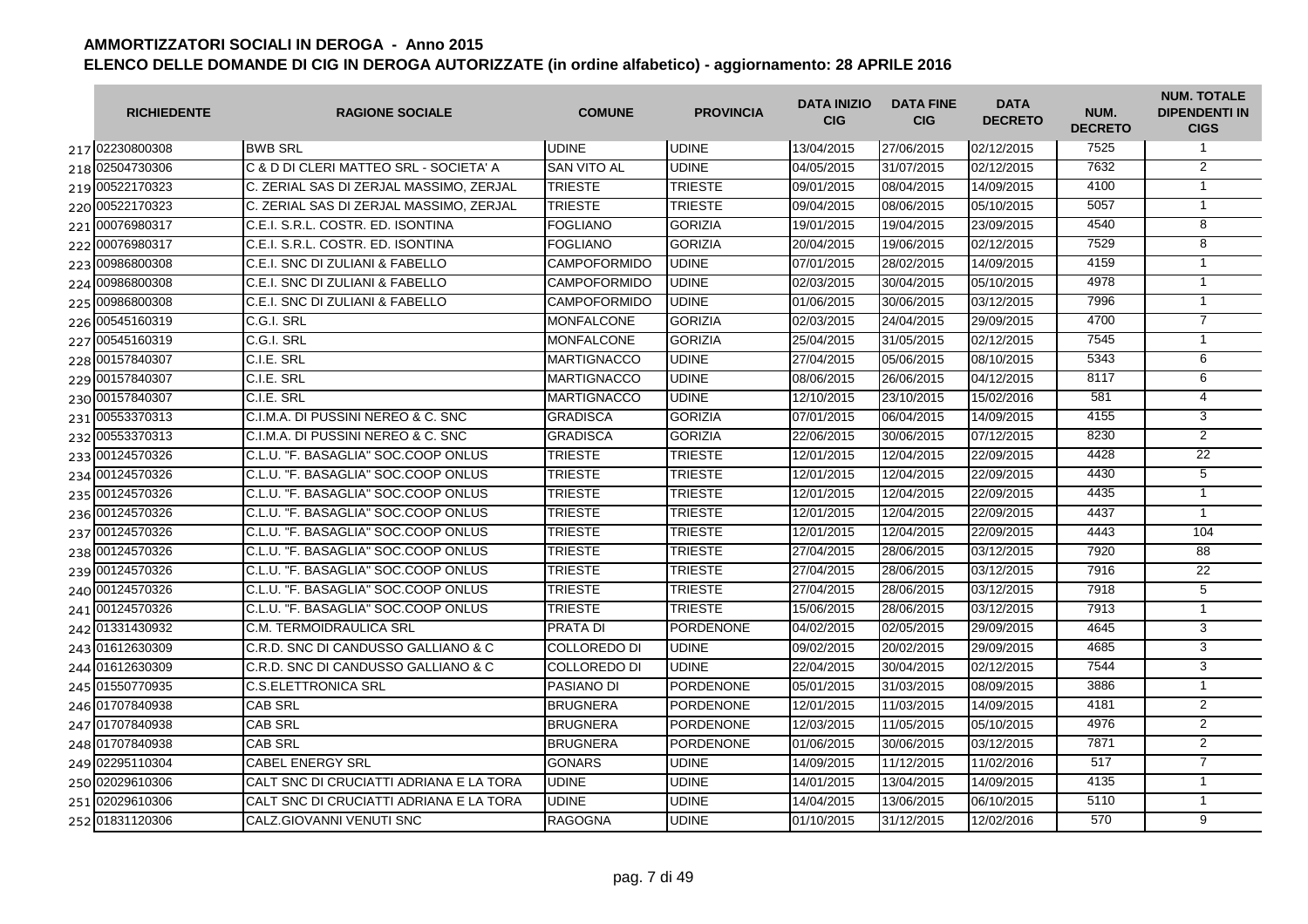## AMMORTIZZATORI SOCIALI IN DEROGA - Anno 2015
## ELENCO DELLE DOMANDE DI CIG IN DEROGA AUTORIZZATE (in ordine alfabetico) - aggiornamento: 28 APRILE 2016

| | RICHIEDENTE | RAGIONE SOCIALE | COMUNE | PROVINCIA | DATA INIZIO CIG | DATA FINE CIG | DATA DECRETO | NUM. DECRETO | NUM. TOTALE DIPENDENTI IN CIGS |
|---|---|---|---|---|---|---|---|---|---|
| 217 | 02230800308 | BWB SRL | UDINE | UDINE | 13/04/2015 | 27/06/2015 | 02/12/2015 | 7525 | 1 |
| 218 | 02504730306 | C & D DI CLERI MATTEO SRL - SOCIETA' A | SAN VITO AL | UDINE | 04/05/2015 | 31/07/2015 | 02/12/2015 | 7632 | 2 |
| 219 | 00522170323 | C. ZERIAL SAS DI ZERJAL MASSIMO, ZERJAL | TRIESTE | TRIESTE | 09/01/2015 | 08/04/2015 | 14/09/2015 | 4100 | 1 |
| 220 | 00522170323 | C. ZERIAL SAS DI ZERJAL MASSIMO, ZERJAL | TRIESTE | TRIESTE | 09/04/2015 | 08/06/2015 | 05/10/2015 | 5057 | 1 |
| 221 | 00076980317 | C.E.I. S.R.L. COSTR. ED. ISONTINA | FOGLIANO | GORIZIA | 19/01/2015 | 19/04/2015 | 23/09/2015 | 4540 | 8 |
| 222 | 00076980317 | C.E.I. S.R.L. COSTR. ED. ISONTINA | FOGLIANO | GORIZIA | 20/04/2015 | 19/06/2015 | 02/12/2015 | 7529 | 8 |
| 223 | 00986800308 | C.E.I. SNC DI ZULIANI & FABELLO | CAMPOFORMIDO | UDINE | 07/01/2015 | 28/02/2015 | 14/09/2015 | 4159 | 1 |
| 224 | 00986800308 | C.E.I. SNC DI ZULIANI & FABELLO | CAMPOFORMIDO | UDINE | 02/03/2015 | 30/04/2015 | 05/10/2015 | 4978 | 1 |
| 225 | 00986800308 | C.E.I. SNC DI ZULIANI & FABELLO | CAMPOFORMIDO | UDINE | 01/06/2015 | 30/06/2015 | 03/12/2015 | 7996 | 1 |
| 226 | 00545160319 | C.G.I. SRL | MONFALCONE | GORIZIA | 02/03/2015 | 24/04/2015 | 29/09/2015 | 4700 | 7 |
| 227 | 00545160319 | C.G.I. SRL | MONFALCONE | GORIZIA | 25/04/2015 | 31/05/2015 | 02/12/2015 | 7545 | 1 |
| 228 | 00157840307 | C.I.E. SRL | MARTIGNACCO | UDINE | 27/04/2015 | 05/06/2015 | 08/10/2015 | 5343 | 6 |
| 229 | 00157840307 | C.I.E. SRL | MARTIGNACCO | UDINE | 08/06/2015 | 26/06/2015 | 04/12/2015 | 8117 | 6 |
| 230 | 00157840307 | C.I.E. SRL | MARTIGNACCO | UDINE | 12/10/2015 | 23/10/2015 | 15/02/2016 | 581 | 4 |
| 231 | 00553370313 | C.I.M.A. DI PUSSINI NEREO & C. SNC | GRADISCA | GORIZIA | 07/01/2015 | 06/04/2015 | 14/09/2015 | 4155 | 3 |
| 232 | 00553370313 | C.I.M.A. DI PUSSINI NEREO & C. SNC | GRADISCA | GORIZIA | 22/06/2015 | 30/06/2015 | 07/12/2015 | 8230 | 2 |
| 233 | 00124570326 | C.L.U. "F. BASAGLIA" SOC.COOP ONLUS | TRIESTE | TRIESTE | 12/01/2015 | 12/04/2015 | 22/09/2015 | 4428 | 22 |
| 234 | 00124570326 | C.L.U. "F. BASAGLIA" SOC.COOP ONLUS | TRIESTE | TRIESTE | 12/01/2015 | 12/04/2015 | 22/09/2015 | 4430 | 5 |
| 235 | 00124570326 | C.L.U. "F. BASAGLIA" SOC.COOP ONLUS | TRIESTE | TRIESTE | 12/01/2015 | 12/04/2015 | 22/09/2015 | 4435 | 1 |
| 236 | 00124570326 | C.L.U. "F. BASAGLIA" SOC.COOP ONLUS | TRIESTE | TRIESTE | 12/01/2015 | 12/04/2015 | 22/09/2015 | 4437 | 1 |
| 237 | 00124570326 | C.L.U. "F. BASAGLIA" SOC.COOP ONLUS | TRIESTE | TRIESTE | 12/01/2015 | 12/04/2015 | 22/09/2015 | 4443 | 104 |
| 238 | 00124570326 | C.L.U. "F. BASAGLIA" SOC.COOP ONLUS | TRIESTE | TRIESTE | 27/04/2015 | 28/06/2015 | 03/12/2015 | 7920 | 88 |
| 239 | 00124570326 | C.L.U. "F. BASAGLIA" SOC.COOP ONLUS | TRIESTE | TRIESTE | 27/04/2015 | 28/06/2015 | 03/12/2015 | 7916 | 22 |
| 240 | 00124570326 | C.L.U. "F. BASAGLIA" SOC.COOP ONLUS | TRIESTE | TRIESTE | 27/04/2015 | 28/06/2015 | 03/12/2015 | 7918 | 5 |
| 241 | 00124570326 | C.L.U. "F. BASAGLIA" SOC.COOP ONLUS | TRIESTE | TRIESTE | 15/06/2015 | 28/06/2015 | 03/12/2015 | 7913 | 1 |
| 242 | 01331430932 | C.M. TERMOIDRAULICA SRL | PRATA DI | PORDENONE | 04/02/2015 | 02/05/2015 | 29/09/2015 | 4645 | 3 |
| 243 | 01612630309 | C.R.D. SNC DI CANDUSSO GALLIANO & C | COLLOREDO DI | UDINE | 09/02/2015 | 20/02/2015 | 29/09/2015 | 4685 | 3 |
| 244 | 01612630309 | C.R.D. SNC DI CANDUSSO GALLIANO & C | COLLOREDO DI | UDINE | 22/04/2015 | 30/04/2015 | 02/12/2015 | 7544 | 3 |
| 245 | 01550770935 | C.S.ELETTRONICA SRL | PASIANO DI | PORDENONE | 05/01/2015 | 31/03/2015 | 08/09/2015 | 3886 | 1 |
| 246 | 01707840938 | CAB SRL | BRUGNERA | PORDENONE | 12/01/2015 | 11/03/2015 | 14/09/2015 | 4181 | 2 |
| 247 | 01707840938 | CAB SRL | BRUGNERA | PORDENONE | 12/03/2015 | 11/05/2015 | 05/10/2015 | 4976 | 2 |
| 248 | 01707840938 | CAB SRL | BRUGNERA | PORDENONE | 01/06/2015 | 30/06/2015 | 03/12/2015 | 7871 | 2 |
| 249 | 02295110304 | CABEL ENERGY SRL | GONARS | UDINE | 14/09/2015 | 11/12/2015 | 11/02/2016 | 517 | 7 |
| 250 | 02029610306 | CALT SNC DI CRUCIATTI ADRIANA E LA TORA | UDINE | UDINE | 14/01/2015 | 13/04/2015 | 14/09/2015 | 4135 | 1 |
| 251 | 02029610306 | CALT SNC DI CRUCIATTI ADRIANA E LA TORA | UDINE | UDINE | 14/04/2015 | 13/06/2015 | 06/10/2015 | 5110 | 1 |
| 252 | 01831120306 | CALZ.GIOVANNI VENUTI SNC | RAGOGNA | UDINE | 01/10/2015 | 31/12/2015 | 12/02/2016 | 570 | 9 |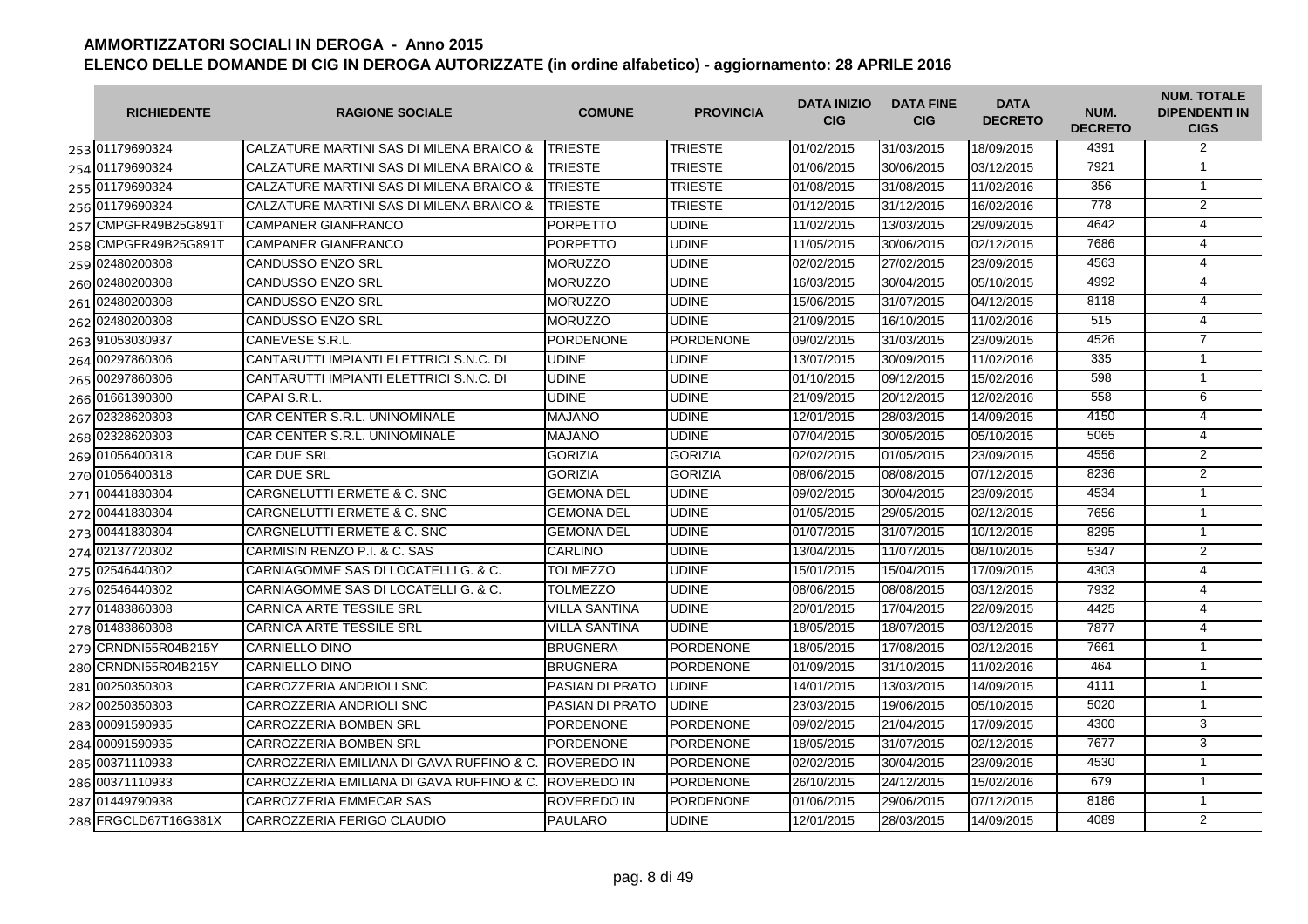## AMMORTIZZATORI SOCIALI IN DEROGA - Anno 2015

## ELENCO DELLE DOMANDE DI CIG IN DEROGA AUTORIZZATE (in ordine alfabetico) - aggiornamento: 28 APRILE 2016

| | RICHIEDENTE | RAGIONE SOCIALE | COMUNE | PROVINCIA | DATA INIZIO CIG | DATA FINE CIG | DATA DECRETO | NUM. DECRETO | NUM. TOTALE DIPENDENTI IN CIGS |
|---|---|---|---|---|---|---|---|---|---|
| 253 | 01179690324 | CALZATURE MARTINI SAS DI MILENA BRAICO & | TRIESTE | TRIESTE | 01/02/2015 | 31/03/2015 | 18/09/2015 | 4391 | 2 |
| 254 | 01179690324 | CALZATURE MARTINI SAS DI MILENA BRAICO & | TRIESTE | TRIESTE | 01/06/2015 | 30/06/2015 | 03/12/2015 | 7921 | 1 |
| 255 | 01179690324 | CALZATURE MARTINI SAS DI MILENA BRAICO & | TRIESTE | TRIESTE | 01/08/2015 | 31/08/2015 | 11/02/2016 | 356 | 1 |
| 256 | 01179690324 | CALZATURE MARTINI SAS DI MILENA BRAICO & | TRIESTE | TRIESTE | 01/12/2015 | 31/12/2015 | 16/02/2016 | 778 | 2 |
| 257 | CMPGFR49B25G891T | CAMPANER GIANFRANCO | PORPETTO | UDINE | 11/02/2015 | 13/03/2015 | 29/09/2015 | 4642 | 4 |
| 258 | CMPGFR49B25G891T | CAMPANER GIANFRANCO | PORPETTO | UDINE | 11/05/2015 | 30/06/2015 | 02/12/2015 | 7686 | 4 |
| 259 | 02480200308 | CANDUSSO ENZO SRL | MORUZZO | UDINE | 02/02/2015 | 27/02/2015 | 23/09/2015 | 4563 | 4 |
| 260 | 02480200308 | CANDUSSO ENZO SRL | MORUZZO | UDINE | 16/03/2015 | 30/04/2015 | 05/10/2015 | 4992 | 4 |
| 261 | 02480200308 | CANDUSSO ENZO SRL | MORUZZO | UDINE | 15/06/2015 | 31/07/2015 | 04/12/2015 | 8118 | 4 |
| 262 | 02480200308 | CANDUSSO ENZO SRL | MORUZZO | UDINE | 21/09/2015 | 16/10/2015 | 11/02/2016 | 515 | 4 |
| 263 | 91053030937 | CANEVESE S.R.L. | PORDENONE | PORDENONE | 09/02/2015 | 31/03/2015 | 23/09/2015 | 4526 | 7 |
| 264 | 00297860306 | CANTARUTTI IMPIANTI ELETTRICI S.N.C. DI | UDINE | UDINE | 13/07/2015 | 30/09/2015 | 11/02/2016 | 335 | 1 |
| 265 | 00297860306 | CANTARUTTI IMPIANTI ELETTRICI S.N.C. DI | UDINE | UDINE | 01/10/2015 | 09/12/2015 | 15/02/2016 | 598 | 1 |
| 266 | 01661390300 | CAPAI S.R.L. | UDINE | UDINE | 21/09/2015 | 20/12/2015 | 12/02/2016 | 558 | 6 |
| 267 | 02328620303 | CAR CENTER S.R.L. UNINOMINALE | MAJANO | UDINE | 12/01/2015 | 28/03/2015 | 14/09/2015 | 4150 | 4 |
| 268 | 02328620303 | CAR CENTER S.R.L. UNINOMINALE | MAJANO | UDINE | 07/04/2015 | 30/05/2015 | 05/10/2015 | 5065 | 4 |
| 269 | 01056400318 | CAR DUE SRL | GORIZIA | GORIZIA | 02/02/2015 | 01/05/2015 | 23/09/2015 | 4556 | 2 |
| 270 | 01056400318 | CAR DUE SRL | GORIZIA | GORIZIA | 08/06/2015 | 08/08/2015 | 07/12/2015 | 8236 | 2 |
| 271 | 00441830304 | CARGNELUTTI ERMETE & C. SNC | GEMONA DEL | UDINE | 09/02/2015 | 30/04/2015 | 23/09/2015 | 4534 | 1 |
| 272 | 00441830304 | CARGNELUTTI ERMETE & C. SNC | GEMONA DEL | UDINE | 01/05/2015 | 29/05/2015 | 02/12/2015 | 7656 | 1 |
| 273 | 00441830304 | CARGNELUTTI ERMETE & C. SNC | GEMONA DEL | UDINE | 01/07/2015 | 31/07/2015 | 10/12/2015 | 8295 | 1 |
| 274 | 02137720302 | CARMISIN RENZO P.I. & C. SAS | CARLINO | UDINE | 13/04/2015 | 11/07/2015 | 08/10/2015 | 5347 | 2 |
| 275 | 02546440302 | CARNIAGOMME SAS DI LOCATELLI G. & C. | TOLMEZZO | UDINE | 15/01/2015 | 15/04/2015 | 17/09/2015 | 4303 | 4 |
| 276 | 02546440302 | CARNIAGOMME SAS DI LOCATELLI G. & C. | TOLMEZZO | UDINE | 08/06/2015 | 08/08/2015 | 03/12/2015 | 7932 | 4 |
| 277 | 01483860308 | CARNICA ARTE TESSILE SRL | VILLA SANTINA | UDINE | 20/01/2015 | 17/04/2015 | 22/09/2015 | 4425 | 4 |
| 278 | 01483860308 | CARNICA ARTE TESSILE SRL | VILLA SANTINA | UDINE | 18/05/2015 | 18/07/2015 | 03/12/2015 | 7877 | 4 |
| 279 | CRNDNI55R04B215Y | CARNIELLO DINO | BRUGNERA | PORDENONE | 18/05/2015 | 17/08/2015 | 02/12/2015 | 7661 | 1 |
| 280 | CRNDNI55R04B215Y | CARNIELLO DINO | BRUGNERA | PORDENONE | 01/09/2015 | 31/10/2015 | 11/02/2016 | 464 | 1 |
| 281 | 00250350303 | CARROZZERIA ANDRIOLI SNC | PASIAN DI PRATO | UDINE | 14/01/2015 | 13/03/2015 | 14/09/2015 | 4111 | 1 |
| 282 | 00250350303 | CARROZZERIA ANDRIOLI SNC | PASIAN DI PRATO | UDINE | 23/03/2015 | 19/06/2015 | 05/10/2015 | 5020 | 1 |
| 283 | 00091590935 | CARROZZERIA BOMBEN SRL | PORDENONE | PORDENONE | 09/02/2015 | 21/04/2015 | 17/09/2015 | 4300 | 3 |
| 284 | 00091590935 | CARROZZERIA BOMBEN SRL | PORDENONE | PORDENONE | 18/05/2015 | 31/07/2015 | 02/12/2015 | 7677 | 3 |
| 285 | 00371110933 | CARROZZERIA EMILIANA DI GAVA RUFFINO & C. | ROVEREDO IN | PORDENONE | 02/02/2015 | 30/04/2015 | 23/09/2015 | 4530 | 1 |
| 286 | 00371110933 | CARROZZERIA EMILIANA DI GAVA RUFFINO & C. | ROVEREDO IN | PORDENONE | 26/10/2015 | 24/12/2015 | 15/02/2016 | 679 | 1 |
| 287 | 01449790938 | CARROZZERIA EMMECAR SAS | ROVEREDO IN | PORDENONE | 01/06/2015 | 29/06/2015 | 07/12/2015 | 8186 | 1 |
| 288 | FRGCLD67T16G381X | CARROZZERIA FERIGO CLAUDIO | PAULARO | UDINE | 12/01/2015 | 28/03/2015 | 14/09/2015 | 4089 | 2 |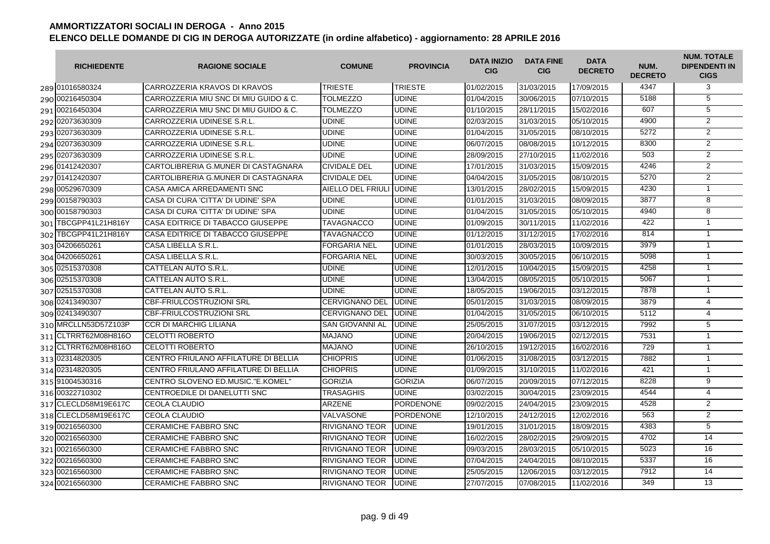# AMMORTIZZATORI SOCIALI IN DEROGA - Anno 2015

## ELENCO DELLE DOMANDE DI CIG IN DEROGA AUTORIZZATE (in ordine alfabetico) - aggiornamento: 28 APRILE 2016

| | RICHIEDENTE | RAGIONE SOCIALE | COMUNE | PROVINCIA | DATA INIZIO CIG | DATA FINE CIG | DATA DECRETO | NUM. DECRETO | NUM. TOTALE DIPENDENTI IN CIGS |
|---|---|---|---|---|---|---|---|---|---|
| 289 | 01016580324 | CARROZZERIA KRAVOS DI KRAVOS | TRIESTE | TRIESTE | 01/02/2015 | 31/03/2015 | 17/09/2015 | 4347 | 3 |
| 290 | 00216450304 | CARROZZERIA MIU SNC DI MIU GUIDO & C. | TOLMEZZO | UDINE | 01/04/2015 | 30/06/2015 | 07/10/2015 | 5188 | 5 |
| 291 | 00216450304 | CARROZZERIA MIU SNC DI MIU GUIDO & C. | TOLMEZZO | UDINE | 01/10/2015 | 28/11/2015 | 15/02/2016 | 607 | 5 |
| 292 | 02073630309 | CARROZZERIA UDINESE S.R.L. | UDINE | UDINE | 02/03/2015 | 31/03/2015 | 05/10/2015 | 4900 | 2 |
| 293 | 02073630309 | CARROZZERIA UDINESE S.R.L. | UDINE | UDINE | 01/04/2015 | 31/05/2015 | 08/10/2015 | 5272 | 2 |
| 294 | 02073630309 | CARROZZERIA UDINESE S.R.L. | UDINE | UDINE | 06/07/2015 | 08/08/2015 | 10/12/2015 | 8300 | 2 |
| 295 | 02073630309 | CARROZZERIA UDINESE S.R.L. | UDINE | UDINE | 28/09/2015 | 27/10/2015 | 11/02/2016 | 503 | 2 |
| 296 | 01412420307 | CARTOLIBRERIA G.MUNER DI CASTAGNARA | CIVIDALE DEL | UDINE | 17/01/2015 | 31/03/2015 | 15/09/2015 | 4246 | 2 |
| 297 | 01412420307 | CARTOLIBRERIA G.MUNER DI CASTAGNARA | CIVIDALE DEL | UDINE | 04/04/2015 | 31/05/2015 | 08/10/2015 | 5270 | 2 |
| 298 | 00529670309 | CASA AMICA ARREDAMENTI SNC | AIELLO DEL FRIULI | UDINE | 13/01/2015 | 28/02/2015 | 15/09/2015 | 4230 | 1 |
| 299 | 00158790303 | CASA DI CURA 'CITTA' DI UDINE' SPA | UDINE | UDINE | 01/01/2015 | 31/03/2015 | 08/09/2015 | 3877 | 8 |
| 300 | 00158790303 | CASA DI CURA 'CITTA' DI UDINE' SPA | UDINE | UDINE | 01/04/2015 | 31/05/2015 | 05/10/2015 | 4940 | 8 |
| 301 | TBCGPP41L21H816Y | CASA EDITRICE DI TABACCO GIUSEPPE | TAVAGNACCO | UDINE | 01/09/2015 | 30/11/2015 | 11/02/2016 | 422 | 1 |
| 302 | TBCGPP41L21H816Y | CASA EDITRICE DI TABACCO GIUSEPPE | TAVAGNACCO | UDINE | 01/12/2015 | 31/12/2015 | 17/02/2016 | 814 | 1 |
| 303 | 04206650261 | CASA LIBELLA S.R.L. | FORGARIA NEL | UDINE | 01/01/2015 | 28/03/2015 | 10/09/2015 | 3979 | 1 |
| 304 | 04206650261 | CASA LIBELLA S.R.L. | FORGARIA NEL | UDINE | 30/03/2015 | 30/05/2015 | 06/10/2015 | 5098 | 1 |
| 305 | 02515370308 | CATTELAN AUTO S.R.L. | UDINE | UDINE | 12/01/2015 | 10/04/2015 | 15/09/2015 | 4258 | 1 |
| 306 | 02515370308 | CATTELAN AUTO S.R.L. | UDINE | UDINE | 13/04/2015 | 08/05/2015 | 05/10/2015 | 5067 | 1 |
| 307 | 02515370308 | CATTELAN AUTO S.R.L. | UDINE | UDINE | 18/05/2015 | 19/06/2015 | 03/12/2015 | 7878 | 1 |
| 308 | 02413490307 | CBF-FRIULCOSTRUZIONI SRL | CERVIGNANO DEL | UDINE | 05/01/2015 | 31/03/2015 | 08/09/2015 | 3879 | 4 |
| 309 | 02413490307 | CBF-FRIULCOSTRUZIONI SRL | CERVIGNANO DEL | UDINE | 01/04/2015 | 31/05/2015 | 06/10/2015 | 5112 | 4 |
| 310 | MRCLLN53D57Z103P | CCR DI MARCHIG LILIANA | SAN GIOVANNI AL | UDINE | 25/05/2015 | 31/07/2015 | 03/12/2015 | 7992 | 5 |
| 311 | CLTRRT62M08H816O | CELOTTI ROBERTO | MAJANO | UDINE | 20/04/2015 | 19/06/2015 | 02/12/2015 | 7531 | 1 |
| 312 | CLTRRT62M08H816O | CELOTTI ROBERTO | MAJANO | UDINE | 26/10/2015 | 19/12/2015 | 16/02/2016 | 729 | 1 |
| 313 | 02314820305 | CENTRO FRIULANO AFFILATURE DI BELLIA | CHIOPRIS | UDINE | 01/06/2015 | 31/08/2015 | 03/12/2015 | 7882 | 1 |
| 314 | 02314820305 | CENTRO FRIULANO AFFILATURE DI BELLIA | CHIOPRIS | UDINE | 01/09/2015 | 31/10/2015 | 11/02/2016 | 421 | 1 |
| 315 | 91004530316 | CENTRO SLOVENO ED.MUSIC."E.KOMEL" | GORIZIA | GORIZIA | 06/07/2015 | 20/09/2015 | 07/12/2015 | 8228 | 9 |
| 316 | 00322710302 | CENTROEDILE DI DANELUTTI SNC | TRASAGHIS | UDINE | 03/02/2015 | 30/04/2015 | 23/09/2015 | 4544 | 4 |
| 317 | CLECLD58M19E617C | CEOLA CLAUDIO | ARZENE | PORDENONE | 09/02/2015 | 24/04/2015 | 23/09/2015 | 4528 | 2 |
| 318 | CLECLD58M19E617C | CEOLA CLAUDIO | VALVASONE | PORDENONE | 12/10/2015 | 24/12/2015 | 12/02/2016 | 563 | 2 |
| 319 | 00216560300 | CERAMICHE FABBRO SNC | RIVIGNANO TEOR | UDINE | 19/01/2015 | 31/01/2015 | 18/09/2015 | 4383 | 5 |
| 320 | 00216560300 | CERAMICHE FABBRO SNC | RIVIGNANO TEOR | UDINE | 16/02/2015 | 28/02/2015 | 29/09/2015 | 4702 | 14 |
| 321 | 00216560300 | CERAMICHE FABBRO SNC | RIVIGNANO TEOR | UDINE | 09/03/2015 | 28/03/2015 | 05/10/2015 | 5023 | 16 |
| 322 | 00216560300 | CERAMICHE FABBRO SNC | RIVIGNANO TEOR | UDINE | 07/04/2015 | 24/04/2015 | 08/10/2015 | 5337 | 16 |
| 323 | 00216560300 | CERAMICHE FABBRO SNC | RIVIGNANO TEOR | UDINE | 25/05/2015 | 12/06/2015 | 03/12/2015 | 7912 | 14 |
| 324 | 00216560300 | CERAMICHE FABBRO SNC | RIVIGNANO TEOR | UDINE | 27/07/2015 | 07/08/2015 | 11/02/2016 | 349 | 13 |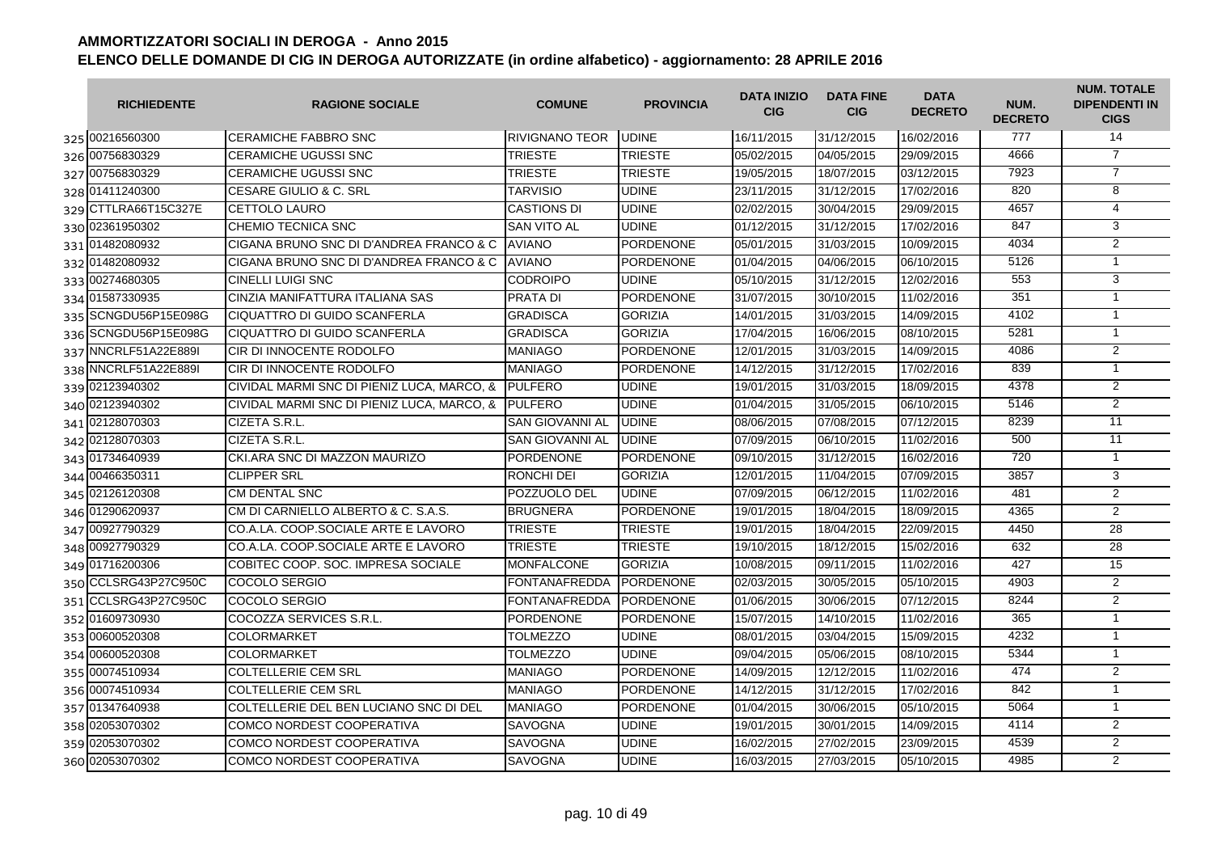# AMMORTIZZATORI SOCIALI IN DEROGA - Anno 2015

## ELENCO DELLE DOMANDE DI CIG IN DEROGA AUTORIZZATE (in ordine alfabetico) - aggiornamento: 28 APRILE 2016

| | RICHIEDENTE | RAGIONE SOCIALE | COMUNE | PROVINCIA | DATA INIZIO CIG | DATA FINE CIG | DATA DECRETO | NUM. DECRETO | NUM. TOTALE DIPENDENTI IN CIGS |
|---|---|---|---|---|---|---|---|---|---|
| 325 | 00216560300 | CERAMICHE FABBRO SNC | RIVIGNANO TEOR | UDINE | 16/11/2015 | 31/12/2015 | 16/02/2016 | 777 | 14 |
| 326 | 00756830329 | CERAMICHE UGUSSI SNC | TRIESTE | TRIESTE | 05/02/2015 | 04/05/2015 | 29/09/2015 | 4666 | 7 |
| 327 | 00756830329 | CERAMICHE UGUSSI SNC | TRIESTE | TRIESTE | 19/05/2015 | 18/07/2015 | 03/12/2015 | 7923 | 7 |
| 328 | 01411240300 | CESARE GIULIO & C. SRL | TARVISIO | UDINE | 23/11/2015 | 31/12/2015 | 17/02/2016 | 820 | 8 |
| 329 | CTTLRA66T15C327E | CETTOLO LAURO | CASTIONS DI | UDINE | 02/02/2015 | 30/04/2015 | 29/09/2015 | 4657 | 4 |
| 330 | 02361950302 | CHEMIO TECNICA SNC | SAN VITO AL | UDINE | 01/12/2015 | 31/12/2015 | 17/02/2016 | 847 | 3 |
| 331 | 01482080932 | CIGANA BRUNO SNC DI D'ANDREA FRANCO & C | AVIANO | PORDENONE | 05/01/2015 | 31/03/2015 | 10/09/2015 | 4034 | 2 |
| 332 | 01482080932 | CIGANA BRUNO SNC DI D'ANDREA FRANCO & C | AVIANO | PORDENONE | 01/04/2015 | 04/06/2015 | 06/10/2015 | 5126 | 1 |
| 333 | 00274680305 | CINELLI LUIGI SNC | CODROIPO | UDINE | 05/10/2015 | 31/12/2015 | 12/02/2016 | 553 | 3 |
| 334 | 01587330935 | CINZIA MANIFATTURA ITALIANA SAS | PRATA DI | PORDENONE | 31/07/2015 | 30/10/2015 | 11/02/2016 | 351 | 1 |
| 335 | SCNGDU56P15E098G | CIQUATTRO DI GUIDO SCANFERLA | GRADISCA | GORIZIA | 14/01/2015 | 31/03/2015 | 14/09/2015 | 4102 | 1 |
| 336 | SCNGDU56P15E098G | CIQUATTRO DI GUIDO SCANFERLA | GRADISCA | GORIZIA | 17/04/2015 | 16/06/2015 | 08/10/2015 | 5281 | 1 |
| 337 | NNCRLF51A22E889I | CIR DI INNOCENTE RODOLFO | MANIAGO | PORDENONE | 12/01/2015 | 31/03/2015 | 14/09/2015 | 4086 | 2 |
| 338 | NNCRLF51A22E889I | CIR DI INNOCENTE RODOLFO | MANIAGO | PORDENONE | 14/12/2015 | 31/12/2015 | 17/02/2016 | 839 | 1 |
| 339 | 02123940302 | CIVIDAL MARMI SNC DI PIENIZ LUCA, MARCO, & | PULFERO | UDINE | 19/01/2015 | 31/03/2015 | 18/09/2015 | 4378 | 2 |
| 340 | 02123940302 | CIVIDAL MARMI SNC DI PIENIZ LUCA, MARCO, & | PULFERO | UDINE | 01/04/2015 | 31/05/2015 | 06/10/2015 | 5146 | 2 |
| 341 | 02128070303 | CIZETA S.R.L. | SAN GIOVANNI AL | UDINE | 08/06/2015 | 07/08/2015 | 07/12/2015 | 8239 | 11 |
| 342 | 02128070303 | CIZETA S.R.L. | SAN GIOVANNI AL | UDINE | 07/09/2015 | 06/10/2015 | 11/02/2016 | 500 | 11 |
| 343 | 01734640939 | CKI.ARA SNC DI MAZZON MAURIZO | PORDENONE | PORDENONE | 09/10/2015 | 31/12/2015 | 16/02/2016 | 720 | 1 |
| 344 | 00466350311 | CLIPPER SRL | RONCHI DEI | GORIZIA | 12/01/2015 | 11/04/2015 | 07/09/2015 | 3857 | 3 |
| 345 | 02126120308 | CM DENTAL SNC | POZZUOLO DEL | UDINE | 07/09/2015 | 06/12/2015 | 11/02/2016 | 481 | 2 |
| 346 | 01290620937 | CM DI CARNIELLO ALBERTO & C. S.A.S. | BRUGNERA | PORDENONE | 19/01/2015 | 18/04/2015 | 18/09/2015 | 4365 | 2 |
| 347 | 00927790329 | CO.A.LA. COOP.SOCIALE ARTE E LAVORO | TRIESTE | TRIESTE | 19/01/2015 | 18/04/2015 | 22/09/2015 | 4450 | 28 |
| 348 | 00927790329 | CO.A.LA. COOP.SOCIALE ARTE E LAVORO | TRIESTE | TRIESTE | 19/10/2015 | 18/12/2015 | 15/02/2016 | 632 | 28 |
| 349 | 01716200306 | COBITEC COOP. SOC. IMPRESA SOCIALE | MONFALCONE | GORIZIA | 10/08/2015 | 09/11/2015 | 11/02/2016 | 427 | 15 |
| 350 | CCLSRG43P27C950C | COCOLO SERGIO | FONTANAFREDDA | PORDENONE | 02/03/2015 | 30/05/2015 | 05/10/2015 | 4903 | 2 |
| 351 | CCLSRG43P27C950C | COCOLO SERGIO | FONTANAFREDDA | PORDENONE | 01/06/2015 | 30/06/2015 | 07/12/2015 | 8244 | 2 |
| 352 | 01609730930 | COCOZZA SERVICES S.R.L. | PORDENONE | PORDENONE | 15/07/2015 | 14/10/2015 | 11/02/2016 | 365 | 1 |
| 353 | 00600520308 | COLORMARKET | TOLMEZZO | UDINE | 08/01/2015 | 03/04/2015 | 15/09/2015 | 4232 | 1 |
| 354 | 00600520308 | COLORMARKET | TOLMEZZO | UDINE | 09/04/2015 | 05/06/2015 | 08/10/2015 | 5344 | 1 |
| 355 | 00074510934 | COLTELLERIE CEM SRL | MANIAGO | PORDENONE | 14/09/2015 | 12/12/2015 | 11/02/2016 | 474 | 2 |
| 356 | 00074510934 | COLTELLERIE CEM SRL | MANIAGO | PORDENONE | 14/12/2015 | 31/12/2015 | 17/02/2016 | 842 | 1 |
| 357 | 01347640938 | COLTELLERIE DEL BEN LUCIANO SNC DI DEL | MANIAGO | PORDENONE | 01/04/2015 | 30/06/2015 | 05/10/2015 | 5064 | 1 |
| 358 | 02053070302 | COMCO NORDEST COOPERATIVA | SAVOGNA | UDINE | 19/01/2015 | 30/01/2015 | 14/09/2015 | 4114 | 2 |
| 359 | 02053070302 | COMCO NORDEST COOPERATIVA | SAVOGNA | UDINE | 16/02/2015 | 27/02/2015 | 23/09/2015 | 4539 | 2 |
| 360 | 02053070302 | COMCO NORDEST COOPERATIVA | SAVOGNA | UDINE | 16/03/2015 | 27/03/2015 | 05/10/2015 | 4985 | 2 |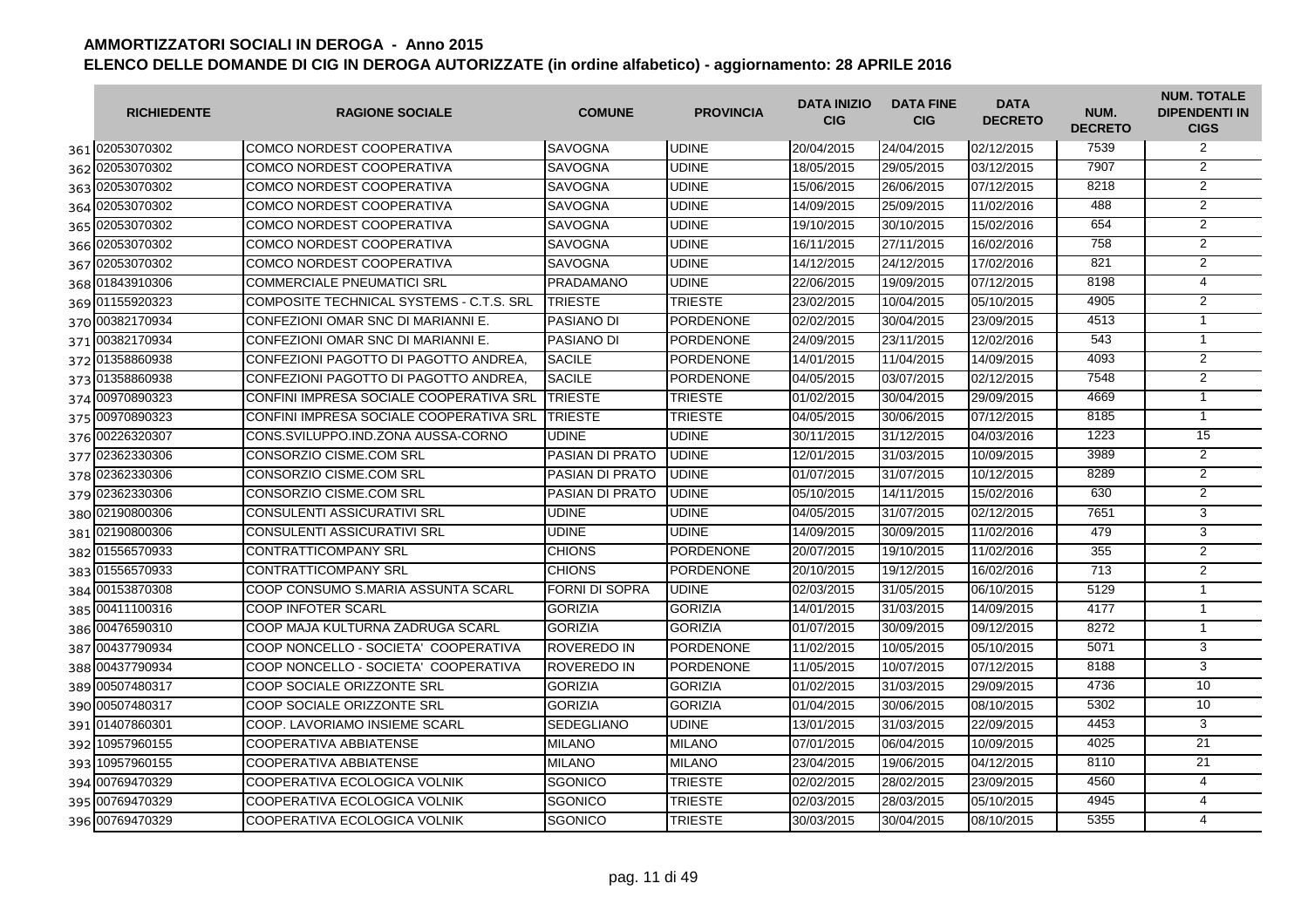# AMMORTIZZATORI SOCIALI IN DEROGA - Anno 2015

## ELENCO DELLE DOMANDE DI CIG IN DEROGA AUTORIZZATE (in ordine alfabetico) - aggiornamento: 28 APRILE 2016

| | RICHIEDENTE | RAGIONE SOCIALE | COMUNE | PROVINCIA | DATA INIZIO CIG | DATA FINE CIG | DATA DECRETO | NUM. DECRETO | NUM. TOTALE DIPENDENTI IN CIGS |
|---|---|---|---|---|---|---|---|---|---|
| 361 | 02053070302 | COMCO NORDEST COOPERATIVA | SAVOGNA | UDINE | 20/04/2015 | 24/04/2015 | 02/12/2015 | 7539 | 2 |
| 362 | 02053070302 | COMCO NORDEST COOPERATIVA | SAVOGNA | UDINE | 18/05/2015 | 29/05/2015 | 03/12/2015 | 7907 | 2 |
| 363 | 02053070302 | COMCO NORDEST COOPERATIVA | SAVOGNA | UDINE | 15/06/2015 | 26/06/2015 | 07/12/2015 | 8218 | 2 |
| 364 | 02053070302 | COMCO NORDEST COOPERATIVA | SAVOGNA | UDINE | 14/09/2015 | 25/09/2015 | 11/02/2016 | 488 | 2 |
| 365 | 02053070302 | COMCO NORDEST COOPERATIVA | SAVOGNA | UDINE | 19/10/2015 | 30/10/2015 | 15/02/2016 | 654 | 2 |
| 366 | 02053070302 | COMCO NORDEST COOPERATIVA | SAVOGNA | UDINE | 16/11/2015 | 27/11/2015 | 16/02/2016 | 758 | 2 |
| 367 | 02053070302 | COMCO NORDEST COOPERATIVA | SAVOGNA | UDINE | 14/12/2015 | 24/12/2015 | 17/02/2016 | 821 | 2 |
| 368 | 01843910306 | COMMERCIALE PNEUMATICI SRL | PRADAMANO | UDINE | 22/06/2015 | 19/09/2015 | 07/12/2015 | 8198 | 4 |
| 369 | 01155920323 | COMPOSITE TECHNICAL SYSTEMS - C.T.S. SRL | TRIESTE | TRIESTE | 23/02/2015 | 10/04/2015 | 05/10/2015 | 4905 | 2 |
| 370 | 00382170934 | CONFEZIONI OMAR SNC DI MARIANNI E. | PASIANO DI | PORDENONE | 02/02/2015 | 30/04/2015 | 23/09/2015 | 4513 | 1 |
| 371 | 00382170934 | CONFEZIONI OMAR SNC DI MARIANNI E. | PASIANO DI | PORDENONE | 24/09/2015 | 23/11/2015 | 12/02/2016 | 543 | 1 |
| 372 | 01358860938 | CONFEZIONI PAGOTTO DI PAGOTTO ANDREA, | SACILE | PORDENONE | 14/01/2015 | 11/04/2015 | 14/09/2015 | 4093 | 2 |
| 373 | 01358860938 | CONFEZIONI PAGOTTO DI PAGOTTO ANDREA, | SACILE | PORDENONE | 04/05/2015 | 03/07/2015 | 02/12/2015 | 7548 | 2 |
| 374 | 00970890323 | CONFINI IMPRESA SOCIALE COOPERATIVA SRL | TRIESTE | TRIESTE | 01/02/2015 | 30/04/2015 | 29/09/2015 | 4669 | 1 |
| 375 | 00970890323 | CONFINI IMPRESA SOCIALE COOPERATIVA SRL | TRIESTE | TRIESTE | 04/05/2015 | 30/06/2015 | 07/12/2015 | 8185 | 1 |
| 376 | 00226320307 | CONS.SVILUPPO.IND.ZONA AUSSA-CORNO | UDINE | UDINE | 30/11/2015 | 31/12/2015 | 04/03/2016 | 1223 | 15 |
| 377 | 02362330306 | CONSORZIO CISME.COM SRL | PASIAN DI PRATO | UDINE | 12/01/2015 | 31/03/2015 | 10/09/2015 | 3989 | 2 |
| 378 | 02362330306 | CONSORZIO CISME.COM SRL | PASIAN DI PRATO | UDINE | 01/07/2015 | 31/07/2015 | 10/12/2015 | 8289 | 2 |
| 379 | 02362330306 | CONSORZIO CISME.COM SRL | PASIAN DI PRATO | UDINE | 05/10/2015 | 14/11/2015 | 15/02/2016 | 630 | 2 |
| 380 | 02190800306 | CONSULENTI ASSICURATIVI SRL | UDINE | UDINE | 04/05/2015 | 31/07/2015 | 02/12/2015 | 7651 | 3 |
| 381 | 02190800306 | CONSULENTI ASSICURATIVI SRL | UDINE | UDINE | 14/09/2015 | 30/09/2015 | 11/02/2016 | 479 | 3 |
| 382 | 01556570933 | CONTRATTICOMPANY SRL | CHIONS | PORDENONE | 20/07/2015 | 19/10/2015 | 11/02/2016 | 355 | 2 |
| 383 | 01556570933 | CONTRATTICOMPANY SRL | CHIONS | PORDENONE | 20/10/2015 | 19/12/2015 | 16/02/2016 | 713 | 2 |
| 384 | 00153870308 | COOP CONSUMO S.MARIA ASSUNTA SCARL | FORNI DI SOPRA | UDINE | 02/03/2015 | 31/05/2015 | 06/10/2015 | 5129 | 1 |
| 385 | 00411100316 | COOP INFOTER SCARL | GORIZIA | GORIZIA | 14/01/2015 | 31/03/2015 | 14/09/2015 | 4177 | 1 |
| 386 | 00476590310 | COOP MAJA KULTURNA ZADRUGA SCARL | GORIZIA | GORIZIA | 01/07/2015 | 30/09/2015 | 09/12/2015 | 8272 | 1 |
| 387 | 00437790934 | COOP NONCELLO - SOCIETA' COOPERATIVA | ROVEREDO IN | PORDENONE | 11/02/2015 | 10/05/2015 | 05/10/2015 | 5071 | 3 |
| 388 | 00437790934 | COOP NONCELLO - SOCIETA' COOPERATIVA | ROVEREDO IN | PORDENONE | 11/05/2015 | 10/07/2015 | 07/12/2015 | 8188 | 3 |
| 389 | 00507480317 | COOP SOCIALE ORIZZONTE SRL | GORIZIA | GORIZIA | 01/02/2015 | 31/03/2015 | 29/09/2015 | 4736 | 10 |
| 390 | 00507480317 | COOP SOCIALE ORIZZONTE SRL | GORIZIA | GORIZIA | 01/04/2015 | 30/06/2015 | 08/10/2015 | 5302 | 10 |
| 391 | 01407860301 | COOP. LAVORIAMO INSIEME SCARL | SEDEGLIANO | UDINE | 13/01/2015 | 31/03/2015 | 22/09/2015 | 4453 | 3 |
| 392 | 10957960155 | COOPERATIVA ABBIATENSE | MILANO | MILANO | 07/01/2015 | 06/04/2015 | 10/09/2015 | 4025 | 21 |
| 393 | 10957960155 | COOPERATIVA ABBIATENSE | MILANO | MILANO | 23/04/2015 | 19/06/2015 | 04/12/2015 | 8110 | 21 |
| 394 | 00769470329 | COOPERATIVA ECOLOGICA VOLNIK | SGONICO | TRIESTE | 02/02/2015 | 28/02/2015 | 23/09/2015 | 4560 | 4 |
| 395 | 00769470329 | COOPERATIVA ECOLOGICA VOLNIK | SGONICO | TRIESTE | 02/03/2015 | 28/03/2015 | 05/10/2015 | 4945 | 4 |
| 396 | 00769470329 | COOPERATIVA ECOLOGICA VOLNIK | SGONICO | TRIESTE | 30/03/2015 | 30/04/2015 | 08/10/2015 | 5355 | 4 |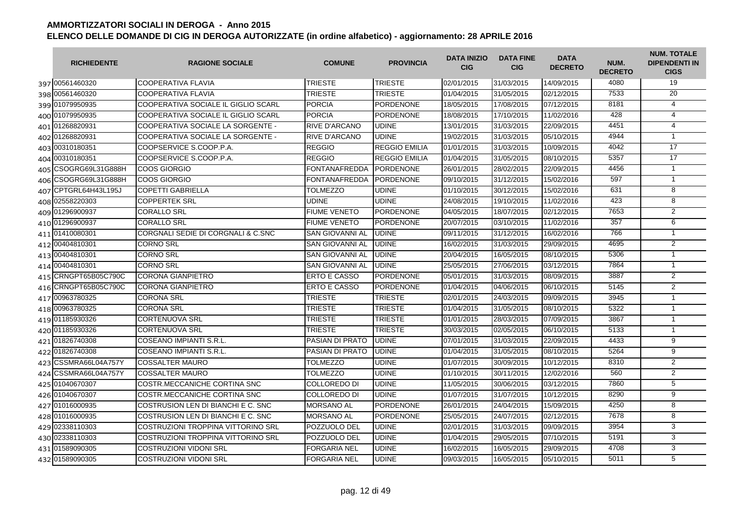# AMMORTIZZATORI SOCIALI IN DEROGA - Anno 2015

## ELENCO DELLE DOMANDE DI CIG IN DEROGA AUTORIZZATE (in ordine alfabetico) - aggiornamento: 28 APRILE 2016

| | RICHIEDENTE | RAGIONE SOCIALE | COMUNE | PROVINCIA | DATA INIZIO CIG | DATA FINE CIG | DATA DECRETO | NUM. DECRETO | NUM. TOTALE DIPENDENTI IN CIGS |
|---|---|---|---|---|---|---|---|---|---|
| 397 | 00561460320 | COOPERATIVA FLAVIA | TRIESTE | TRIESTE | 02/01/2015 | 31/03/2015 | 14/09/2015 | 4080 | 19 |
| 398 | 00561460320 | COOPERATIVA FLAVIA | TRIESTE | TRIESTE | 01/04/2015 | 31/05/2015 | 02/12/2015 | 7533 | 20 |
| 399 | 01079950935 | COOPERATIVA SOCIALE IL GIGLIO SCARL | PORCIA | PORDENONE | 18/05/2015 | 17/08/2015 | 07/12/2015 | 8181 | 4 |
| 400 | 01079950935 | COOPERATIVA SOCIALE IL GIGLIO SCARL | PORCIA | PORDENONE | 18/08/2015 | 17/10/2015 | 11/02/2016 | 428 | 4 |
| 401 | 01268820931 | COOPERATIVA SOCIALE LA SORGENTE - | RIVE D'ARCANO | UDINE | 13/01/2015 | 31/03/2015 | 22/09/2015 | 4451 | 4 |
| 402 | 01268820931 | COOPERATIVA SOCIALE LA SORGENTE - | RIVE D'ARCANO | UDINE | 19/02/2015 | 31/03/2015 | 05/10/2015 | 4944 | 1 |
| 403 | 00310180351 | COOPSERVICE S.COOP.P.A. | REGGIO | REGGIO EMILIA | 01/01/2015 | 31/03/2015 | 10/09/2015 | 4042 | 17 |
| 404 | 00310180351 | COOPSERVICE S.COOP.P.A. | REGGIO | REGGIO EMILIA | 01/04/2015 | 31/05/2015 | 08/10/2015 | 5357 | 17 |
| 405 | CSOGRG69L31G888H | COOS GIORGIO | FONTANAFREDDA | PORDENONE | 26/01/2015 | 28/02/2015 | 22/09/2015 | 4456 | 1 |
| 406 | CSOGRG69L31G888H | COOS GIORGIO | FONTANAFREDDA | PORDENONE | 09/10/2015 | 31/12/2015 | 15/02/2016 | 597 | 1 |
| 407 | CPTGRL64H43L195J | COPETTI GABRIELLA | TOLMEZZO | UDINE | 01/10/2015 | 30/12/2015 | 15/02/2016 | 631 | 8 |
| 408 | 02558220303 | COPPERTEK SRL | UDINE | UDINE | 24/08/2015 | 19/10/2015 | 11/02/2016 | 423 | 8 |
| 409 | 01296900937 | CORALLO SRL | FIUME VENETO | PORDENONE | 04/05/2015 | 18/07/2015 | 02/12/2015 | 7653 | 2 |
| 410 | 01296900937 | CORALLO SRL | FIUME VENETO | PORDENONE | 20/07/2015 | 03/10/2015 | 11/02/2016 | 357 | 6 |
| 411 | 01410080301 | CORGNALI SEDIE DI CORGNALI & C.SNC | SAN GIOVANNI AL | UDINE | 09/11/2015 | 31/12/2015 | 16/02/2016 | 766 | 1 |
| 412 | 00404810301 | CORNO SRL | SAN GIOVANNI AL | UDINE | 16/02/2015 | 31/03/2015 | 29/09/2015 | 4695 | 2 |
| 413 | 00404810301 | CORNO SRL | SAN GIOVANNI AL | UDINE | 20/04/2015 | 16/05/2015 | 08/10/2015 | 5306 | 1 |
| 414 | 00404810301 | CORNO SRL | SAN GIOVANNI AL | UDINE | 25/05/2015 | 27/06/2015 | 03/12/2015 | 7864 | 1 |
| 415 | CRNGPT65B05C790C | CORONA GIANPIETRO | ERTO E CASSO | PORDENONE | 05/01/2015 | 31/03/2015 | 08/09/2015 | 3887 | 2 |
| 416 | CRNGPT65B05C790C | CORONA GIANPIETRO | ERTO E CASSO | PORDENONE | 01/04/2015 | 04/06/2015 | 06/10/2015 | 5145 | 2 |
| 417 | 00963780325 | CORONA SRL | TRIESTE | TRIESTE | 02/01/2015 | 24/03/2015 | 09/09/2015 | 3945 | 1 |
| 418 | 00963780325 | CORONA SRL | TRIESTE | TRIESTE | 01/04/2015 | 31/05/2015 | 08/10/2015 | 5322 | 1 |
| 419 | 01185930326 | CORTENUOVA SRL | TRIESTE | TRIESTE | 01/01/2015 | 28/03/2015 | 07/09/2015 | 3867 | 1 |
| 420 | 01185930326 | CORTENUOVA SRL | TRIESTE | TRIESTE | 30/03/2015 | 02/05/2015 | 06/10/2015 | 5133 | 1 |
| 421 | 01826740308 | COSEANO IMPIANTI S.R.L. | PASIAN DI PRATO | UDINE | 07/01/2015 | 31/03/2015 | 22/09/2015 | 4433 | 9 |
| 422 | 01826740308 | COSEANO IMPIANTI S.R.L. | PASIAN DI PRATO | UDINE | 01/04/2015 | 31/05/2015 | 08/10/2015 | 5264 | 9 |
| 423 | CSSMRA66L04A757Y | COSSALTER MAURO | TOLMEZZO | UDINE | 01/07/2015 | 30/09/2015 | 10/12/2015 | 8310 | 2 |
| 424 | CSSMRA66L04A757Y | COSSALTER MAURO | TOLMEZZO | UDINE | 01/10/2015 | 30/11/2015 | 12/02/2016 | 560 | 2 |
| 425 | 01040670307 | COSTR.MECCANICHE CORTINA SNC | COLLOREDO DI | UDINE | 11/05/2015 | 30/06/2015 | 03/12/2015 | 7860 | 5 |
| 426 | 01040670307 | COSTR.MECCANICHE CORTINA SNC | COLLOREDO DI | UDINE | 01/07/2015 | 31/07/2015 | 10/12/2015 | 8290 | 9 |
| 427 | 01016000935 | COSTRUSION LEN DI BIANCHI E C. SNC | MORSANO AL | PORDENONE | 26/01/2015 | 24/04/2015 | 15/09/2015 | 4250 | 8 |
| 428 | 01016000935 | COSTRUSION LEN DI BIANCHI E C. SNC | MORSANO AL | PORDENONE | 25/05/2015 | 24/07/2015 | 02/12/2015 | 7678 | 8 |
| 429 | 02338110303 | COSTRUZIONI TROPPINA VITTORINO SRL | POZZUOLO DEL | UDINE | 02/01/2015 | 31/03/2015 | 09/09/2015 | 3954 | 3 |
| 430 | 02338110303 | COSTRUZIONI TROPPINA VITTORINO SRL | POZZUOLO DEL | UDINE | 01/04/2015 | 29/05/2015 | 07/10/2015 | 5191 | 3 |
| 431 | 01589090305 | COSTRUZIONI VIDONI SRL | FORGARIA NEL | UDINE | 16/02/2015 | 16/05/2015 | 29/09/2015 | 4708 | 3 |
| 432 | 01589090305 | COSTRUZIONI VIDONI SRL | FORGARIA NEL | UDINE | 09/03/2015 | 16/05/2015 | 05/10/2015 | 5011 | 5 |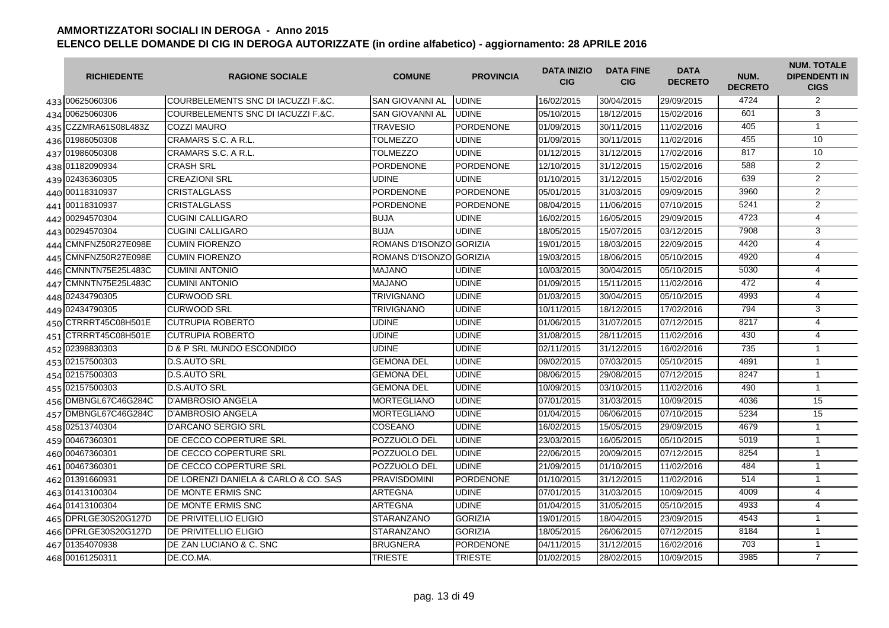# AMMORTIZZATORI SOCIALI IN DEROGA - Anno 2015

## ELENCO DELLE DOMANDE DI CIG IN DEROGA AUTORIZZATE (in ordine alfabetico) - aggiornamento: 28 APRILE 2016

| | RICHIEDENTE | RAGIONE SOCIALE | COMUNE | PROVINCIA | DATA INIZIO CIG | DATA FINE CIG | DATA DECRETO | NUM. DECRETO | NUM. TOTALE DIPENDENTI IN CIGS |
|---|---|---|---|---|---|---|---|---|---|
| 433 | 00625060306 | COURBELEMENTS SNC DI IACUZZI F.&C. | SAN GIOVANNI AL | UDINE | 16/02/2015 | 30/04/2015 | 29/09/2015 | 4724 | 2 |
| 434 | 00625060306 | COURBELEMENTS SNC DI IACUZZI F.&C. | SAN GIOVANNI AL | UDINE | 05/10/2015 | 18/12/2015 | 15/02/2016 | 601 | 3 |
| 435 | CZZMRA61S08L483Z | COZZI MAURO | TRAVESIO | PORDENONE | 01/09/2015 | 30/11/2015 | 11/02/2016 | 405 | 1 |
| 436 | 01986050308 | CRAMARS S.C. A R.L. | TOLMEZZO | UDINE | 01/09/2015 | 30/11/2015 | 11/02/2016 | 455 | 10 |
| 437 | 01986050308 | CRAMARS S.C. A R.L. | TOLMEZZO | UDINE | 01/12/2015 | 31/12/2015 | 17/02/2016 | 817 | 10 |
| 438 | 01182090934 | CRASH SRL | PORDENONE | PORDENONE | 12/10/2015 | 31/12/2015 | 15/02/2016 | 588 | 2 |
| 439 | 02436360305 | CREAZIONI SRL | UDINE | UDINE | 01/10/2015 | 31/12/2015 | 15/02/2016 | 639 | 2 |
| 440 | 00118310937 | CRISTALGLASS | PORDENONE | PORDENONE | 05/01/2015 | 31/03/2015 | 09/09/2015 | 3960 | 2 |
| 441 | 00118310937 | CRISTALGLASS | PORDENONE | PORDENONE | 08/04/2015 | 11/06/2015 | 07/10/2015 | 5241 | 2 |
| 442 | 00294570304 | CUGINI CALLIGARO | BUJA | UDINE | 16/02/2015 | 16/05/2015 | 29/09/2015 | 4723 | 4 |
| 443 | 00294570304 | CUGINI CALLIGARO | BUJA | UDINE | 18/05/2015 | 15/07/2015 | 03/12/2015 | 7908 | 3 |
| 444 | CMNFNZ50R27E098E | CUMIN FIORENZO | ROMANS D'ISONZO | GORIZIA | 19/01/2015 | 18/03/2015 | 22/09/2015 | 4420 | 4 |
| 445 | CMNFNZ50R27E098E | CUMIN FIORENZO | ROMANS D'ISONZO | GORIZIA | 19/03/2015 | 18/06/2015 | 05/10/2015 | 4920 | 4 |
| 446 | CMNNTN75E25L483C | CUMINI ANTONIO | MAJANO | UDINE | 10/03/2015 | 30/04/2015 | 05/10/2015 | 5030 | 4 |
| 447 | CMNNTN75E25L483C | CUMINI ANTONIO | MAJANO | UDINE | 01/09/2015 | 15/11/2015 | 11/02/2016 | 472 | 4 |
| 448 | 02434790305 | CURWOOD SRL | TRIVIGNANO | UDINE | 01/03/2015 | 30/04/2015 | 05/10/2015 | 4993 | 4 |
| 449 | 02434790305 | CURWOOD SRL | TRIVIGNANO | UDINE | 10/11/2015 | 18/12/2015 | 17/02/2016 | 794 | 3 |
| 450 | CTRRRT45C08H501E | CUTRUPIA ROBERTO | UDINE | UDINE | 01/06/2015 | 31/07/2015 | 07/12/2015 | 8217 | 4 |
| 451 | CTRRRT45C08H501E | CUTRUPIA ROBERTO | UDINE | UDINE | 31/08/2015 | 28/11/2015 | 11/02/2016 | 430 | 4 |
| 452 | 02398830303 | D & P SRL MUNDO ESCONDIDO | UDINE | UDINE | 02/11/2015 | 31/12/2015 | 16/02/2016 | 735 | 1 |
| 453 | 02157500303 | D.S.AUTO SRL | GEMONA DEL | UDINE | 09/02/2015 | 07/03/2015 | 05/10/2015 | 4891 | 1 |
| 454 | 02157500303 | D.S.AUTO SRL | GEMONA DEL | UDINE | 08/06/2015 | 29/08/2015 | 07/12/2015 | 8247 | 1 |
| 455 | 02157500303 | D.S.AUTO SRL | GEMONA DEL | UDINE | 10/09/2015 | 03/10/2015 | 11/02/2016 | 490 | 1 |
| 456 | DMBNGL67C46G284C | D'AMBROSIO ANGELA | MORTEGLIANO | UDINE | 07/01/2015 | 31/03/2015 | 10/09/2015 | 4036 | 15 |
| 457 | DMBNGL67C46G284C | D'AMBROSIO ANGELA | MORTEGLIANO | UDINE | 01/04/2015 | 06/06/2015 | 07/10/2015 | 5234 | 15 |
| 458 | 02513740304 | D'ARCANO SERGIO SRL | COSEANO | UDINE | 16/02/2015 | 15/05/2015 | 29/09/2015 | 4679 | 1 |
| 459 | 00467360301 | DE CECCO COPERTURE SRL | POZZUOLO DEL | UDINE | 23/03/2015 | 16/05/2015 | 05/10/2015 | 5019 | 1 |
| 460 | 00467360301 | DE CECCO COPERTURE SRL | POZZUOLO DEL | UDINE | 22/06/2015 | 20/09/2015 | 07/12/2015 | 8254 | 1 |
| 461 | 00467360301 | DE CECCO COPERTURE SRL | POZZUOLO DEL | UDINE | 21/09/2015 | 01/10/2015 | 11/02/2016 | 484 | 1 |
| 462 | 01391660931 | DE LORENZI DANIELA & CARLO & CO. SAS | PRAVISDOMINI | PORDENONE | 01/10/2015 | 31/12/2015 | 11/02/2016 | 514 | 1 |
| 463 | 01413100304 | DE MONTE ERMIS SNC | ARTEGNA | UDINE | 07/01/2015 | 31/03/2015 | 10/09/2015 | 4009 | 4 |
| 464 | 01413100304 | DE MONTE ERMIS SNC | ARTEGNA | UDINE | 01/04/2015 | 31/05/2015 | 05/10/2015 | 4933 | 4 |
| 465 | DPRLGE30S20G127D | DE PRIVITELLIO ELIGIO | STARANZANO | GORIZIA | 19/01/2015 | 18/04/2015 | 23/09/2015 | 4543 | 1 |
| 466 | DPRLGE30S20G127D | DE PRIVITELLIO ELIGIO | STARANZANO | GORIZIA | 18/05/2015 | 26/06/2015 | 07/12/2015 | 8184 | 1 |
| 467 | 01354070938 | DE ZAN LUCIANO & C. SNC | BRUGNERA | PORDENONE | 04/11/2015 | 31/12/2015 | 16/02/2016 | 703 | 1 |
| 468 | 00161250311 | DE.CO.MA. | TRIESTE | TRIESTE | 01/02/2015 | 28/02/2015 | 10/09/2015 | 3985 | 7 |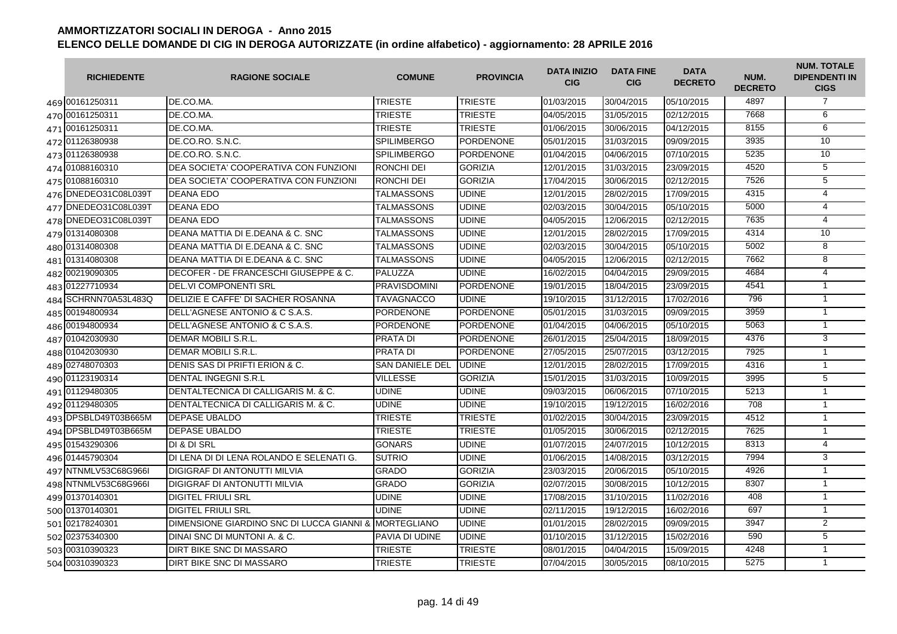# AMMORTIZZATORI SOCIALI IN DEROGA - Anno 2015

## ELENCO DELLE DOMANDE DI CIG IN DEROGA AUTORIZZATE (in ordine alfabetico) - aggiornamento: 28 APRILE 2016

| | RICHIEDENTE | RAGIONE SOCIALE | COMUNE | PROVINCIA | DATA INIZIO CIG | DATA FINE CIG | DATA DECRETO | NUM. DECRETO | NUM. TOTALE DIPENDENTI IN CIGS |
|---|---|---|---|---|---|---|---|---|---|
| 469 | 00161250311 | DE.CO.MA. | TRIESTE | TRIESTE | 01/03/2015 | 30/04/2015 | 05/10/2015 | 4897 | 7 |
| 470 | 00161250311 | DE.CO.MA. | TRIESTE | TRIESTE | 04/05/2015 | 31/05/2015 | 02/12/2015 | 7668 | 6 |
| 471 | 00161250311 | DE.CO.MA. | TRIESTE | TRIESTE | 01/06/2015 | 30/06/2015 | 04/12/2015 | 8155 | 6 |
| 472 | 01126380938 | DE.CO.RO. S.N.C. | SPILIMBERGO | PORDENONE | 05/01/2015 | 31/03/2015 | 09/09/2015 | 3935 | 10 |
| 473 | 01126380938 | DE.CO.RO. S.N.C. | SPILIMBERGO | PORDENONE | 01/04/2015 | 04/06/2015 | 07/10/2015 | 5235 | 10 |
| 474 | 01088160310 | DEA SOCIETA' COOPERATIVA CON FUNZIONI | RONCHI DEI | GORIZIA | 12/01/2015 | 31/03/2015 | 23/09/2015 | 4520 | 5 |
| 475 | 01088160310 | DEA SOCIETA' COOPERATIVA CON FUNZIONI | RONCHI DEI | GORIZIA | 17/04/2015 | 30/06/2015 | 02/12/2015 | 7526 | 5 |
| 476 | DNEDEO31C08L039T | DEANA EDO | TALMASSONS | UDINE | 12/01/2015 | 28/02/2015 | 17/09/2015 | 4315 | 4 |
| 477 | DNEDEO31C08L039T | DEANA EDO | TALMASSONS | UDINE | 02/03/2015 | 30/04/2015 | 05/10/2015 | 5000 | 4 |
| 478 | DNEDEO31C08L039T | DEANA EDO | TALMASSONS | UDINE | 04/05/2015 | 12/06/2015 | 02/12/2015 | 7635 | 4 |
| 479 | 01314080308 | DEANA MATTIA DI E.DEANA & C. SNC | TALMASSONS | UDINE | 12/01/2015 | 28/02/2015 | 17/09/2015 | 4314 | 10 |
| 480 | 01314080308 | DEANA MATTIA DI E.DEANA & C. SNC | TALMASSONS | UDINE | 02/03/2015 | 30/04/2015 | 05/10/2015 | 5002 | 8 |
| 481 | 01314080308 | DEANA MATTIA DI E.DEANA & C. SNC | TALMASSONS | UDINE | 04/05/2015 | 12/06/2015 | 02/12/2015 | 7662 | 8 |
| 482 | 00219090305 | DECOFER - DE FRANCESCHI GIUSEPPE & C. | PALUZZA | UDINE | 16/02/2015 | 04/04/2015 | 29/09/2015 | 4684 | 4 |
| 483 | 01227710934 | DEL.VI COMPONENTI SRL | PRAVISDOMINI | PORDENONE | 19/01/2015 | 18/04/2015 | 23/09/2015 | 4541 | 1 |
| 484 | SCHRNN70A53L483Q | DELIZIE E CAFFE' DI SACHER ROSANNA | TAVAGNACCO | UDINE | 19/10/2015 | 31/12/2015 | 17/02/2016 | 796 | 1 |
| 485 | 00194800934 | DELL'AGNESE ANTONIO & C S.A.S. | PORDENONE | PORDENONE | 05/01/2015 | 31/03/2015 | 09/09/2015 | 3959 | 1 |
| 486 | 00194800934 | DELL'AGNESE ANTONIO & C S.A.S. | PORDENONE | PORDENONE | 01/04/2015 | 04/06/2015 | 05/10/2015 | 5063 | 1 |
| 487 | 01042030930 | DEMAR MOBILI S.R.L. | PRATA DI | PORDENONE | 26/01/2015 | 25/04/2015 | 18/09/2015 | 4376 | 3 |
| 488 | 01042030930 | DEMAR MOBILI S.R.L. | PRATA DI | PORDENONE | 27/05/2015 | 25/07/2015 | 03/12/2015 | 7925 | 1 |
| 489 | 02748070303 | DENIS SAS DI PRIFTI ERION & C. | SAN DANIELE DEL | UDINE | 12/01/2015 | 28/02/2015 | 17/09/2015 | 4316 | 1 |
| 490 | 01123190314 | DENTAL INGEGNI S.R.L | VILLESSE | GORIZIA | 15/01/2015 | 31/03/2015 | 10/09/2015 | 3995 | 5 |
| 491 | 01129480305 | DENTALTECNICA DI CALLIGARIS M. & C. | UDINE | UDINE | 09/03/2015 | 06/06/2015 | 07/10/2015 | 5213 | 1 |
| 492 | 01129480305 | DENTALTECNICA DI CALLIGARIS M. & C. | UDINE | UDINE | 19/10/2015 | 19/12/2015 | 16/02/2016 | 708 | 1 |
| 493 | DPSBLD49T03B665M | DEPASE UBALDO | TRIESTE | TRIESTE | 01/02/2015 | 30/04/2015 | 23/09/2015 | 4512 | 1 |
| 494 | DPSBLD49T03B665M | DEPASE UBALDO | TRIESTE | TRIESTE | 01/05/2015 | 30/06/2015 | 02/12/2015 | 7625 | 1 |
| 495 | 01543290306 | DI & DI SRL | GONARS | UDINE | 01/07/2015 | 24/07/2015 | 10/12/2015 | 8313 | 4 |
| 496 | 01445790304 | DI LENA DI DI LENA ROLANDO E SELENATI G. | SUTRIO | UDINE | 01/06/2015 | 14/08/2015 | 03/12/2015 | 7994 | 3 |
| 497 | NTNMLV53C68G966I | DIGIGRAF DI ANTONUTTI MILVIA | GRADO | GORIZIA | 23/03/2015 | 20/06/2015 | 05/10/2015 | 4926 | 1 |
| 498 | NTNMLV53C68G966I | DIGIGRAF DI ANTONUTTI MILVIA | GRADO | GORIZIA | 02/07/2015 | 30/08/2015 | 10/12/2015 | 8307 | 1 |
| 499 | 01370140301 | DIGITEL FRIULI SRL | UDINE | UDINE | 17/08/2015 | 31/10/2015 | 11/02/2016 | 408 | 1 |
| 500 | 01370140301 | DIGITEL FRIULI SRL | UDINE | UDINE | 02/11/2015 | 19/12/2015 | 16/02/2016 | 697 | 1 |
| 501 | 02178240301 | DIMENSIONE GIARDINO SNC DI LUCCA GIANNI & | MORTEGLIANO | UDINE | 01/01/2015 | 28/02/2015 | 09/09/2015 | 3947 | 2 |
| 502 | 02375340300 | DINAI SNC DI MUNTONI A. & C. | PAVIA DI UDINE | UDINE | 01/10/2015 | 31/12/2015 | 15/02/2016 | 590 | 5 |
| 503 | 00310390323 | DIRT BIKE SNC DI MASSARO | TRIESTE | TRIESTE | 08/01/2015 | 04/04/2015 | 15/09/2015 | 4248 | 1 |
| 504 | 00310390323 | DIRT BIKE SNC DI MASSARO | TRIESTE | TRIESTE | 07/04/2015 | 30/05/2015 | 08/10/2015 | 5275 | 1 |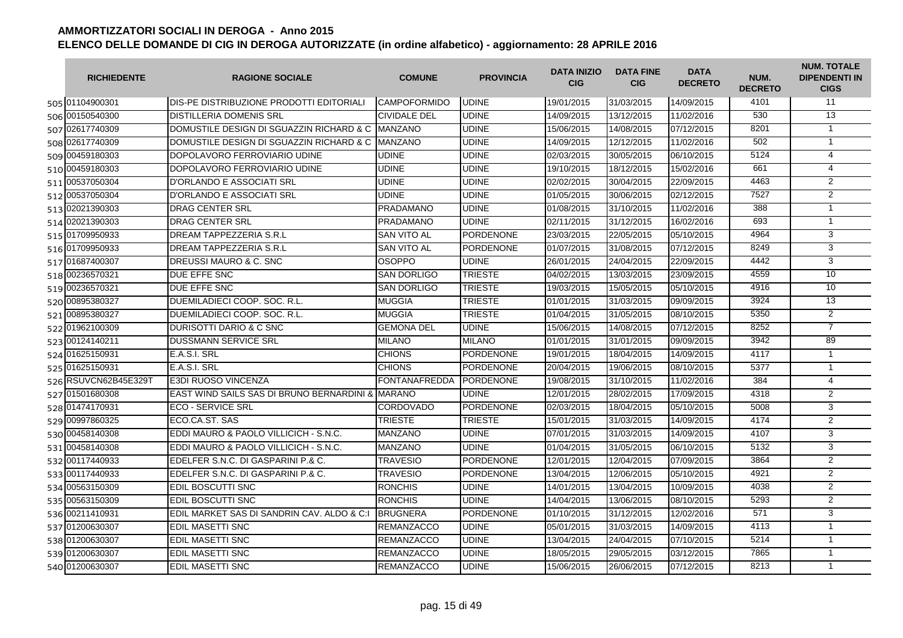# AMMORTIZZATORI SOCIALI IN DEROGA - Anno 2015

## ELENCO DELLE DOMANDE DI CIG IN DEROGA AUTORIZZATE (in ordine alfabetico) - aggiornamento: 28 APRILE 2016

| | RICHIEDENTE | RAGIONE SOCIALE | COMUNE | PROVINCIA | DATA INIZIO CIG | DATA FINE CIG | DATA DECRETO | NUM. DECRETO | NUM. TOTALE DIPENDENTI IN CIGS |
|---|---|---|---|---|---|---|---|---|---|
| 505 | 01104900301 | DIS-PE DISTRIBUZIONE PRODOTTI EDITORIALI | CAMPOFORMIDO | UDINE | 19/01/2015 | 31/03/2015 | 14/09/2015 | 4101 | 11 |
| 506 | 00150540300 | DISTILLERIA DOMENIS SRL | CIVIDALE DEL | UDINE | 14/09/2015 | 13/12/2015 | 11/02/2016 | 530 | 13 |
| 507 | 02617740309 | DOMUSTILE DESIGN DI SGUAZZIN RICHARD & C | MANZANO | UDINE | 15/06/2015 | 14/08/2015 | 07/12/2015 | 8201 | 1 |
| 508 | 02617740309 | DOMUSTILE DESIGN DI SGUAZZIN RICHARD & C | MANZANO | UDINE | 14/09/2015 | 12/12/2015 | 11/02/2016 | 502 | 1 |
| 509 | 00459180303 | DOPOLAVORO FERROVIARIO UDINE | UDINE | UDINE | 02/03/2015 | 30/05/2015 | 06/10/2015 | 5124 | 4 |
| 510 | 00459180303 | DOPOLAVORO FERROVIARIO UDINE | UDINE | UDINE | 19/10/2015 | 18/12/2015 | 15/02/2016 | 661 | 4 |
| 511 | 00537050304 | D'ORLANDO E ASSOCIATI SRL | UDINE | UDINE | 02/02/2015 | 30/04/2015 | 22/09/2015 | 4463 | 2 |
| 512 | 00537050304 | D'ORLANDO E ASSOCIATI SRL | UDINE | UDINE | 01/05/2015 | 30/06/2015 | 02/12/2015 | 7527 | 2 |
| 513 | 02021390303 | DRAG CENTER SRL | PRADAMANO | UDINE | 01/08/2015 | 31/10/2015 | 11/02/2016 | 388 | 1 |
| 514 | 02021390303 | DRAG CENTER SRL | PRADAMANO | UDINE | 02/11/2015 | 31/12/2015 | 16/02/2016 | 693 | 1 |
| 515 | 01709950933 | DREAM TAPPEZZERIA S.R.L | SAN VITO AL | PORDENONE | 23/03/2015 | 22/05/2015 | 05/10/2015 | 4964 | 3 |
| 516 | 01709950933 | DREAM TAPPEZZERIA S.R.L | SAN VITO AL | PORDENONE | 01/07/2015 | 31/08/2015 | 07/12/2015 | 8249 | 3 |
| 517 | 01687400307 | DREUSSI MAURO & C. SNC | OSOPPO | UDINE | 26/01/2015 | 24/04/2015 | 22/09/2015 | 4442 | 3 |
| 518 | 00236570321 | DUE EFFE SNC | SAN DORLIGO | TRIESTE | 04/02/2015 | 13/03/2015 | 23/09/2015 | 4559 | 10 |
| 519 | 00236570321 | DUE EFFE SNC | SAN DORLIGO | TRIESTE | 19/03/2015 | 15/05/2015 | 05/10/2015 | 4916 | 10 |
| 520 | 00895380327 | DUEMILADIECI COOP. SOC. R.L. | MUGGIA | TRIESTE | 01/01/2015 | 31/03/2015 | 09/09/2015 | 3924 | 13 |
| 521 | 00895380327 | DUEMILADIECI COOP. SOC. R.L. | MUGGIA | TRIESTE | 01/04/2015 | 31/05/2015 | 08/10/2015 | 5350 | 2 |
| 522 | 01962100309 | DURISOTTI DARIO & C SNC | GEMONA DEL | UDINE | 15/06/2015 | 14/08/2015 | 07/12/2015 | 8252 | 7 |
| 523 | 00124140211 | DUSSMANN SERVICE SRL | MILANO | MILANO | 01/01/2015 | 31/01/2015 | 09/09/2015 | 3942 | 89 |
| 524 | 01625150931 | E.A.S.I. SRL | CHIONS | PORDENONE | 19/01/2015 | 18/04/2015 | 14/09/2015 | 4117 | 1 |
| 525 | 01625150931 | E.A.S.I. SRL | CHIONS | PORDENONE | 20/04/2015 | 19/06/2015 | 08/10/2015 | 5377 | 1 |
| 526 | RSUVCN62B45E329T | E3DI RUOSO VINCENZA | FONTANAFREDDA | PORDENONE | 19/08/2015 | 31/10/2015 | 11/02/2016 | 384 | 4 |
| 527 | 01501680308 | EAST WIND SAILS SAS DI BRUNO BERNARDINI & | MARANO | UDINE | 12/01/2015 | 28/02/2015 | 17/09/2015 | 4318 | 2 |
| 528 | 01474170931 | ECO - SERVICE SRL | CORDOVADO | PORDENONE | 02/03/2015 | 18/04/2015 | 05/10/2015 | 5008 | 3 |
| 529 | 00997860325 | ECO.CA.ST. SAS | TRIESTE | TRIESTE | 15/01/2015 | 31/03/2015 | 14/09/2015 | 4174 | 2 |
| 530 | 00458140308 | EDDI MAURO & PAOLO VILLICICH - S.N.C. | MANZANO | UDINE | 07/01/2015 | 31/03/2015 | 14/09/2015 | 4107 | 3 |
| 531 | 00458140308 | EDDI MAURO & PAOLO VILLICICH - S.N.C. | MANZANO | UDINE | 01/04/2015 | 31/05/2015 | 06/10/2015 | 5132 | 3 |
| 532 | 00117440933 | EDELFER S.N.C. DI GASPARINI P.& C. | TRAVESIO | PORDENONE | 12/01/2015 | 12/04/2015 | 07/09/2015 | 3864 | 2 |
| 533 | 00117440933 | EDELFER S.N.C. DI GASPARINI P.& C. | TRAVESIO | PORDENONE | 13/04/2015 | 12/06/2015 | 05/10/2015 | 4921 | 2 |
| 534 | 00563150309 | EDIL BOSCUTTI SNC | RONCHIS | UDINE | 14/01/2015 | 13/04/2015 | 10/09/2015 | 4038 | 2 |
| 535 | 00563150309 | EDIL BOSCUTTI SNC | RONCHIS | UDINE | 14/04/2015 | 13/06/2015 | 08/10/2015 | 5293 | 2 |
| 536 | 00211410931 | EDIL MARKET SAS DI SANDRIN CAV. ALDO & C:I | BRUGNERA | PORDENONE | 01/10/2015 | 31/12/2015 | 12/02/2016 | 571 | 3 |
| 537 | 01200630307 | EDIL MASETTI SNC | REMANZACCO | UDINE | 05/01/2015 | 31/03/2015 | 14/09/2015 | 4113 | 1 |
| 538 | 01200630307 | EDIL MASETTI SNC | REMANZACCO | UDINE | 13/04/2015 | 24/04/2015 | 07/10/2015 | 5214 | 1 |
| 539 | 01200630307 | EDIL MASETTI SNC | REMANZACCO | UDINE | 18/05/2015 | 29/05/2015 | 03/12/2015 | 7865 | 1 |
| 540 | 01200630307 | EDIL MASETTI SNC | REMANZACCO | UDINE | 15/06/2015 | 26/06/2015 | 07/12/2015 | 8213 | 1 |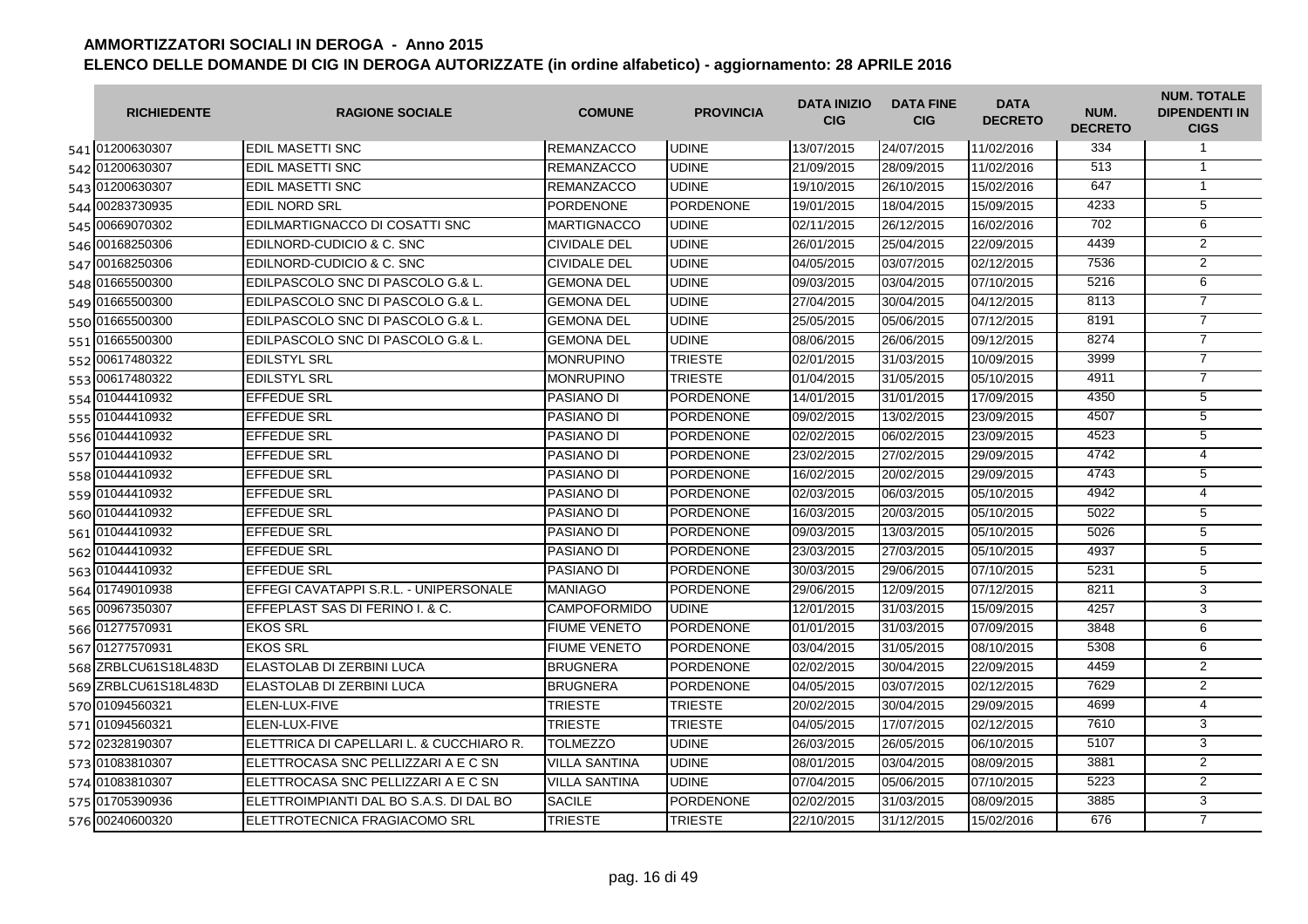# AMMORTIZZATORI SOCIALI IN DEROGA - Anno 2015

## ELENCO DELLE DOMANDE DI CIG IN DEROGA AUTORIZZATE (in ordine alfabetico) - aggiornamento: 28 APRILE 2016

| | RICHIEDENTE | RAGIONE SOCIALE | COMUNE | PROVINCIA | DATA INIZIO CIG | DATA FINE CIG | DATA DECRETO | NUM. DECRETO | NUM. TOTALE DIPENDENTI IN CIGS |
|---|---|---|---|---|---|---|---|---|---|
| 541 | 01200630307 | EDIL MASETTI SNC | REMANZACCO | UDINE | 13/07/2015 | 24/07/2015 | 11/02/2016 | 334 | 1 |
| 542 | 01200630307 | EDIL MASETTI SNC | REMANZACCO | UDINE | 21/09/2015 | 28/09/2015 | 11/02/2016 | 513 | 1 |
| 543 | 01200630307 | EDIL MASETTI SNC | REMANZACCO | UDINE | 19/10/2015 | 26/10/2015 | 15/02/2016 | 647 | 1 |
| 544 | 00283730935 | EDIL NORD SRL | PORDENONE | PORDENONE | 19/01/2015 | 18/04/2015 | 15/09/2015 | 4233 | 5 |
| 545 | 00669070302 | EDILMARTIGNACCO DI COSATTI SNC | MARTIGNACCO | UDINE | 02/11/2015 | 26/12/2015 | 16/02/2016 | 702 | 6 |
| 546 | 00168250306 | EDILNORD-CUDICIO & C. SNC | CIVIDALE DEL | UDINE | 26/01/2015 | 25/04/2015 | 22/09/2015 | 4439 | 2 |
| 547 | 00168250306 | EDILNORD-CUDICIO & C. SNC | CIVIDALE DEL | UDINE | 04/05/2015 | 03/07/2015 | 02/12/2015 | 7536 | 2 |
| 548 | 01665500300 | EDILPASCOLO SNC DI PASCOLO G.& L. | GEMONA DEL | UDINE | 09/03/2015 | 03/04/2015 | 07/10/2015 | 5216 | 6 |
| 549 | 01665500300 | EDILPASCOLO SNC DI PASCOLO G.& L. | GEMONA DEL | UDINE | 27/04/2015 | 30/04/2015 | 04/12/2015 | 8113 | 7 |
| 550 | 01665500300 | EDILPASCOLO SNC DI PASCOLO G.& L. | GEMONA DEL | UDINE | 25/05/2015 | 05/06/2015 | 07/12/2015 | 8191 | 7 |
| 551 | 01665500300 | EDILPASCOLO SNC DI PASCOLO G.& L. | GEMONA DEL | UDINE | 08/06/2015 | 26/06/2015 | 09/12/2015 | 8274 | 7 |
| 552 | 00617480322 | EDILSTYL SRL | MONRUPINO | TRIESTE | 02/01/2015 | 31/03/2015 | 10/09/2015 | 3999 | 7 |
| 553 | 00617480322 | EDILSTYL SRL | MONRUPINO | TRIESTE | 01/04/2015 | 31/05/2015 | 05/10/2015 | 4911 | 7 |
| 554 | 01044410932 | EFFEDUE SRL | PASIANO DI | PORDENONE | 14/01/2015 | 31/01/2015 | 17/09/2015 | 4350 | 5 |
| 555 | 01044410932 | EFFEDUE SRL | PASIANO DI | PORDENONE | 09/02/2015 | 13/02/2015 | 23/09/2015 | 4507 | 5 |
| 556 | 01044410932 | EFFEDUE SRL | PASIANO DI | PORDENONE | 02/02/2015 | 06/02/2015 | 23/09/2015 | 4523 | 5 |
| 557 | 01044410932 | EFFEDUE SRL | PASIANO DI | PORDENONE | 23/02/2015 | 27/02/2015 | 29/09/2015 | 4742 | 4 |
| 558 | 01044410932 | EFFEDUE SRL | PASIANO DI | PORDENONE | 16/02/2015 | 20/02/2015 | 29/09/2015 | 4743 | 5 |
| 559 | 01044410932 | EFFEDUE SRL | PASIANO DI | PORDENONE | 02/03/2015 | 06/03/2015 | 05/10/2015 | 4942 | 4 |
| 560 | 01044410932 | EFFEDUE SRL | PASIANO DI | PORDENONE | 16/03/2015 | 20/03/2015 | 05/10/2015 | 5022 | 5 |
| 561 | 01044410932 | EFFEDUE SRL | PASIANO DI | PORDENONE | 09/03/2015 | 13/03/2015 | 05/10/2015 | 5026 | 5 |
| 562 | 01044410932 | EFFEDUE SRL | PASIANO DI | PORDENONE | 23/03/2015 | 27/03/2015 | 05/10/2015 | 4937 | 5 |
| 563 | 01044410932 | EFFEDUE SRL | PASIANO DI | PORDENONE | 30/03/2015 | 29/06/2015 | 07/10/2015 | 5231 | 5 |
| 564 | 01749010938 | EFFEGI CAVATAPPI S.R.L. - UNIPERSONALE | MANIAGO | PORDENONE | 29/06/2015 | 12/09/2015 | 07/12/2015 | 8211 | 3 |
| 565 | 00967350307 | EFFEPLAST SAS DI FERINO I. & C. | CAMPOFORMIDO | UDINE | 12/01/2015 | 31/03/2015 | 15/09/2015 | 4257 | 3 |
| 566 | 01277570931 | EKOS SRL | FIUME VENETO | PORDENONE | 01/01/2015 | 31/03/2015 | 07/09/2015 | 3848 | 6 |
| 567 | 01277570931 | EKOS SRL | FIUME VENETO | PORDENONE | 03/04/2015 | 31/05/2015 | 08/10/2015 | 5308 | 6 |
| 568 | ZRBLCU61S18L483D | ELASTOLAB DI ZERBINI LUCA | BRUGNERA | PORDENONE | 02/02/2015 | 30/04/2015 | 22/09/2015 | 4459 | 2 |
| 569 | ZRBLCU61S18L483D | ELASTOLAB DI ZERBINI LUCA | BRUGNERA | PORDENONE | 04/05/2015 | 03/07/2015 | 02/12/2015 | 7629 | 2 |
| 570 | 01094560321 | ELEN-LUX-FIVE | TRIESTE | TRIESTE | 20/02/2015 | 30/04/2015 | 29/09/2015 | 4699 | 4 |
| 571 | 01094560321 | ELEN-LUX-FIVE | TRIESTE | TRIESTE | 04/05/2015 | 17/07/2015 | 02/12/2015 | 7610 | 3 |
| 572 | 02328190307 | ELETTRICA DI CAPELLARI L. & CUCCHIARO R. | TOLMEZZO | UDINE | 26/03/2015 | 26/05/2015 | 06/10/2015 | 5107 | 3 |
| 573 | 01083810307 | ELETTROCASA SNC PELLIZZARI A E C SN | VILLA SANTINA | UDINE | 08/01/2015 | 03/04/2015 | 08/09/2015 | 3881 | 2 |
| 574 | 01083810307 | ELETTROCASA SNC PELLIZZARI A E C SN | VILLA SANTINA | UDINE | 07/04/2015 | 05/06/2015 | 07/10/2015 | 5223 | 2 |
| 575 | 01705390936 | ELETTROIMPIANTI DAL BO S.A.S. DI DAL BO | SACILE | PORDENONE | 02/02/2015 | 31/03/2015 | 08/09/2015 | 3885 | 3 |
| 576 | 00240600320 | ELETTROTECNICA FRAGIACOMO SRL | TRIESTE | TRIESTE | 22/10/2015 | 31/12/2015 | 15/02/2016 | 676 | 7 |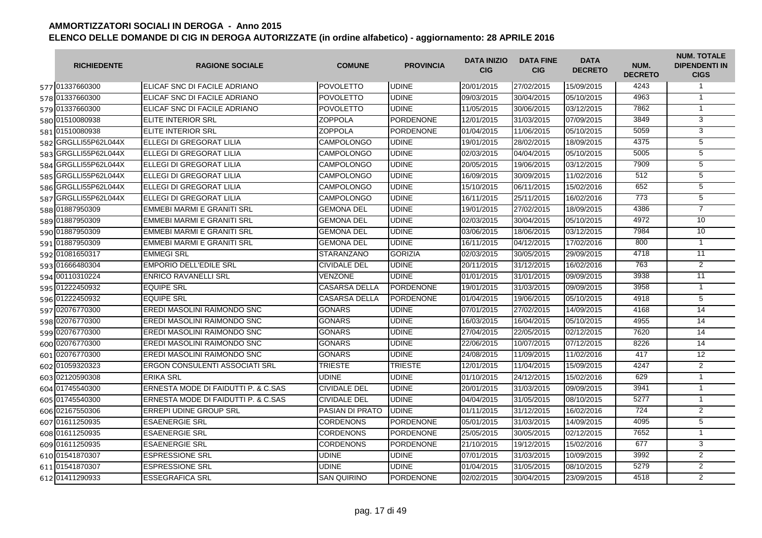# AMMORTIZZATORI SOCIALI IN DEROGA - Anno 2015

## ELENCO DELLE DOMANDE DI CIG IN DEROGA AUTORIZZATE (in ordine alfabetico) - aggiornamento: 28 APRILE 2016

| | RICHIEDENTE | RAGIONE SOCIALE | COMUNE | PROVINCIA | DATA INIZIO CIG | DATA FINE CIG | DATA DECRETO | NUM. DECRETO | NUM. TOTALE DIPENDENTI IN CIGS |
|---|---|---|---|---|---|---|---|---|---|
| 577 | 01337660300 | ELICAF SNC DI FACILE ADRIANO | POVOLETTO | UDINE | 20/01/2015 | 27/02/2015 | 15/09/2015 | 4243 | 1 |
| 578 | 01337660300 | ELICAF SNC DI FACILE ADRIANO | POVOLETTO | UDINE | 09/03/2015 | 30/04/2015 | 05/10/2015 | 4963 | 1 |
| 579 | 01337660300 | ELICAF SNC DI FACILE ADRIANO | POVOLETTO | UDINE | 11/05/2015 | 30/06/2015 | 03/12/2015 | 7862 | 1 |
| 580 | 01510080938 | ELITE INTERIOR SRL | ZOPPOLA | PORDENONE | 12/01/2015 | 31/03/2015 | 07/09/2015 | 3849 | 3 |
| 581 | 01510080938 | ELITE INTERIOR SRL | ZOPPOLA | PORDENONE | 01/04/2015 | 11/06/2015 | 05/10/2015 | 5059 | 3 |
| 582 | GRGLLI55P62L044X | ELLEGI DI GREGORAT LILIA | CAMPOLONGO | UDINE | 19/01/2015 | 28/02/2015 | 18/09/2015 | 4375 | 5 |
| 583 | GRGLLI55P62L044X | ELLEGI DI GREGORAT LILIA | CAMPOLONGO | UDINE | 02/03/2015 | 04/04/2015 | 05/10/2015 | 5005 | 5 |
| 584 | GRGLLI55P62L044X | ELLEGI DI GREGORAT LILIA | CAMPOLONGO | UDINE | 20/05/2015 | 19/06/2015 | 03/12/2015 | 7909 | 5 |
| 585 | GRGLLI55P62L044X | ELLEGI DI GREGORAT LILIA | CAMPOLONGO | UDINE | 16/09/2015 | 30/09/2015 | 11/02/2016 | 512 | 5 |
| 586 | GRGLLI55P62L044X | ELLEGI DI GREGORAT LILIA | CAMPOLONGO | UDINE | 15/10/2015 | 06/11/2015 | 15/02/2016 | 652 | 5 |
| 587 | GRGLLI55P62L044X | ELLEGI DI GREGORAT LILIA | CAMPOLONGO | UDINE | 16/11/2015 | 25/11/2015 | 16/02/2016 | 773 | 5 |
| 588 | 01887950309 | EMMEBI MARMI E GRANITI SRL | GEMONA DEL | UDINE | 19/01/2015 | 27/02/2015 | 18/09/2015 | 4386 | 7 |
| 589 | 01887950309 | EMMEBI MARMI E GRANITI SRL | GEMONA DEL | UDINE | 02/03/2015 | 30/04/2015 | 05/10/2015 | 4972 | 10 |
| 590 | 01887950309 | EMMEBI MARMI E GRANITI SRL | GEMONA DEL | UDINE | 03/06/2015 | 18/06/2015 | 03/12/2015 | 7984 | 10 |
| 591 | 01887950309 | EMMEBI MARMI E GRANITI SRL | GEMONA DEL | UDINE | 16/11/2015 | 04/12/2015 | 17/02/2016 | 800 | 1 |
| 592 | 01081650317 | EMMEGI SRL | STARANZANO | GORIZIA | 02/03/2015 | 30/05/2015 | 29/09/2015 | 4718 | 11 |
| 593 | 01666480304 | EMPORIO DELL'EDILE SRL | CIVIDALE DEL | UDINE | 20/11/2015 | 31/12/2015 | 16/02/2016 | 763 | 2 |
| 594 | 00110310224 | ENRICO RAVANELLI SRL | VENZONE | UDINE | 01/01/2015 | 31/01/2015 | 09/09/2015 | 3938 | 11 |
| 595 | 01222450932 | EQUIPE SRL | CASARSA DELLA | PORDENONE | 19/01/2015 | 31/03/2015 | 09/09/2015 | 3958 | 1 |
| 596 | 01222450932 | EQUIPE SRL | CASARSA DELLA | PORDENONE | 01/04/2015 | 19/06/2015 | 05/10/2015 | 4918 | 5 |
| 597 | 02076770300 | EREDI MASOLINI RAIMONDO SNC | GONARS | UDINE | 07/01/2015 | 27/02/2015 | 14/09/2015 | 4168 | 14 |
| 598 | 02076770300 | EREDI MASOLINI RAIMONDO SNC | GONARS | UDINE | 16/03/2015 | 16/04/2015 | 05/10/2015 | 4955 | 14 |
| 599 | 02076770300 | EREDI MASOLINI RAIMONDO SNC | GONARS | UDINE | 27/04/2015 | 22/05/2015 | 02/12/2015 | 7620 | 14 |
| 600 | 02076770300 | EREDI MASOLINI RAIMONDO SNC | GONARS | UDINE | 22/06/2015 | 10/07/2015 | 07/12/2015 | 8226 | 14 |
| 601 | 02076770300 | EREDI MASOLINI RAIMONDO SNC | GONARS | UDINE | 24/08/2015 | 11/09/2015 | 11/02/2016 | 417 | 12 |
| 602 | 01059320323 | ERGON CONSULENTI ASSOCIATI SRL | TRIESTE | TRIESTE | 12/01/2015 | 11/04/2015 | 15/09/2015 | 4247 | 2 |
| 603 | 02120590308 | ERIKA SRL | UDINE | UDINE | 01/10/2015 | 24/12/2015 | 15/02/2016 | 629 | 1 |
| 604 | 01745540300 | ERNESTA MODE DI FAIDUTTI P. & C.SAS | CIVIDALE DEL | UDINE | 20/01/2015 | 31/03/2015 | 09/09/2015 | 3941 | 1 |
| 605 | 01745540300 | ERNESTA MODE DI FAIDUTTI P. & C.SAS | CIVIDALE DEL | UDINE | 04/04/2015 | 31/05/2015 | 08/10/2015 | 5277 | 1 |
| 606 | 02167550306 | ERREPI UDINE GROUP SRL | PASIAN DI PRATO | UDINE | 01/11/2015 | 31/12/2015 | 16/02/2016 | 724 | 2 |
| 607 | 01611250935 | ESAENERGIE SRL | CORDENONS | PORDENONE | 05/01/2015 | 31/03/2015 | 14/09/2015 | 4095 | 5 |
| 608 | 01611250935 | ESAENERGIE SRL | CORDENONS | PORDENONE | 25/05/2015 | 30/05/2015 | 02/12/2015 | 7652 | 1 |
| 609 | 01611250935 | ESAENERGIE SRL | CORDENONS | PORDENONE | 21/10/2015 | 19/12/2015 | 15/02/2016 | 677 | 3 |
| 610 | 01541870307 | ESPRESSIONE SRL | UDINE | UDINE | 07/01/2015 | 31/03/2015 | 10/09/2015 | 3992 | 2 |
| 611 | 01541870307 | ESPRESSIONE SRL | UDINE | UDINE | 01/04/2015 | 31/05/2015 | 08/10/2015 | 5279 | 2 |
| 612 | 01411290933 | ESSEGRAFICA SRL | SAN QUIRINO | PORDENONE | 02/02/2015 | 30/04/2015 | 23/09/2015 | 4518 | 2 |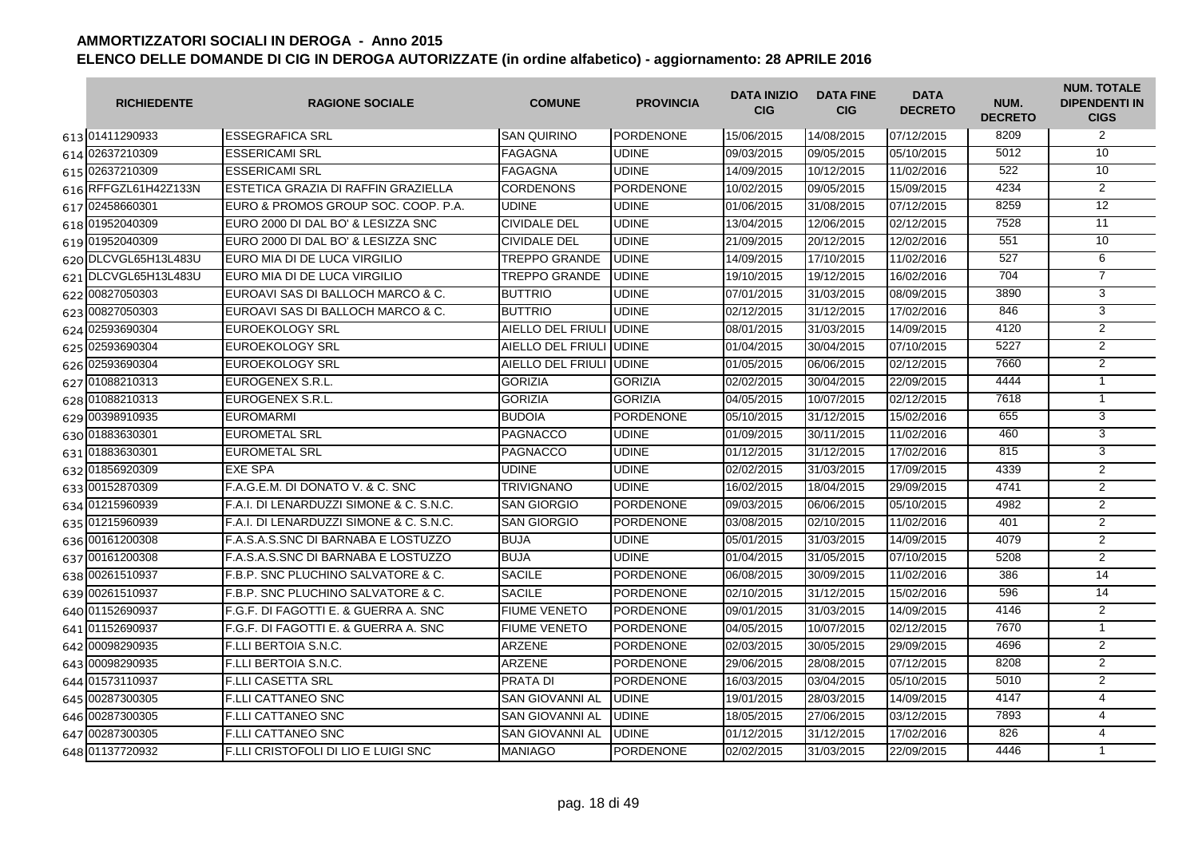# AMMORTIZZATORI SOCIALI IN DEROGA - Anno 2015

## ELENCO DELLE DOMANDE DI CIG IN DEROGA AUTORIZZATE (in ordine alfabetico) - aggiornamento: 28 APRILE 2016

| | RICHIEDENTE | RAGIONE SOCIALE | COMUNE | PROVINCIA | DATA INIZIO CIG | DATA FINE CIG | DATA DECRETO | NUM. DECRETO | NUM. TOTALE DIPENDENTI IN CIGS |
|---|---|---|---|---|---|---|---|---|---|
| 613 | 01411290933 | ESSEGRAFICA SRL | SAN QUIRINO | PORDENONE | 15/06/2015 | 14/08/2015 | 07/12/2015 | 8209 | 2 |
| 614 | 02637210309 | ESSERICAMI SRL | FAGAGNA | UDINE | 09/03/2015 | 09/05/2015 | 05/10/2015 | 5012 | 10 |
| 615 | 02637210309 | ESSERICAMI SRL | FAGAGNA | UDINE | 14/09/2015 | 10/12/2015 | 11/02/2016 | 522 | 10 |
| 616 | RFFGZL61H42Z133N | ESTETICA GRAZIA DI RAFFIN GRAZIELLA | CORDENONS | PORDENONE | 10/02/2015 | 09/05/2015 | 15/09/2015 | 4234 | 2 |
| 617 | 02458660301 | EURO & PROMOS GROUP SOC. COOP. P.A. | UDINE | UDINE | 01/06/2015 | 31/08/2015 | 07/12/2015 | 8259 | 12 |
| 618 | 01952040309 | EURO 2000 DI DAL BO' & LESIZZA SNC | CIVIDALE DEL | UDINE | 13/04/2015 | 12/06/2015 | 02/12/2015 | 7528 | 11 |
| 619 | 01952040309 | EURO 2000 DI DAL BO' & LESIZZA SNC | CIVIDALE DEL | UDINE | 21/09/2015 | 20/12/2015 | 12/02/2016 | 551 | 10 |
| 620 | DLCVGL65H13L483U | EURO MIA DI DE LUCA VIRGILIO | TREPPO GRANDE | UDINE | 14/09/2015 | 17/10/2015 | 11/02/2016 | 527 | 6 |
| 621 | DLCVGL65H13L483U | EURO MIA DI DE LUCA VIRGILIO | TREPPO GRANDE | UDINE | 19/10/2015 | 19/12/2015 | 16/02/2016 | 704 | 7 |
| 622 | 00827050303 | EUROAVI SAS DI BALLOCH MARCO & C. | BUTTRIO | UDINE | 07/01/2015 | 31/03/2015 | 08/09/2015 | 3890 | 3 |
| 623 | 00827050303 | EUROAVI SAS DI BALLOCH MARCO & C. | BUTTRIO | UDINE | 02/12/2015 | 31/12/2015 | 17/02/2016 | 846 | 3 |
| 624 | 02593690304 | EUROEKOLOGY SRL | AIELLO DEL FRIULI | UDINE | 08/01/2015 | 31/03/2015 | 14/09/2015 | 4120 | 2 |
| 625 | 02593690304 | EUROEKOLOGY SRL | AIELLO DEL FRIULI | UDINE | 01/04/2015 | 30/04/2015 | 07/10/2015 | 5227 | 2 |
| 626 | 02593690304 | EUROEKOLOGY SRL | AIELLO DEL FRIULI | UDINE | 01/05/2015 | 06/06/2015 | 02/12/2015 | 7660 | 2 |
| 627 | 01088210313 | EUROGENEX S.R.L. | GORIZIA | GORIZIA | 02/02/2015 | 30/04/2015 | 22/09/2015 | 4444 | 1 |
| 628 | 01088210313 | EUROGENEX S.R.L. | GORIZIA | GORIZIA | 04/05/2015 | 10/07/2015 | 02/12/2015 | 7618 | 1 |
| 629 | 00398910935 | EUROMARMI | BUDOIA | PORDENONE | 05/10/2015 | 31/12/2015 | 15/02/2016 | 655 | 3 |
| 630 | 01883630301 | EUROMETAL SRL | PAGNACCO | UDINE | 01/09/2015 | 30/11/2015 | 11/02/2016 | 460 | 3 |
| 631 | 01883630301 | EUROMETAL SRL | PAGNACCO | UDINE | 01/12/2015 | 31/12/2015 | 17/02/2016 | 815 | 3 |
| 632 | 01856920309 | EXE SPA | UDINE | UDINE | 02/02/2015 | 31/03/2015 | 17/09/2015 | 4339 | 2 |
| 633 | 00152870309 | F.A.G.E.M. DI DONATO V. & C. SNC | TRIVIGNANO | UDINE | 16/02/2015 | 18/04/2015 | 29/09/2015 | 4741 | 2 |
| 634 | 01215960939 | F.A.I. DI LENARDUZZI SIMONE & C. S.N.C. | SAN GIORGIO | PORDENONE | 09/03/2015 | 06/06/2015 | 05/10/2015 | 4982 | 2 |
| 635 | 01215960939 | F.A.I. DI LENARDUZZI SIMONE & C. S.N.C. | SAN GIORGIO | PORDENONE | 03/08/2015 | 02/10/2015 | 11/02/2016 | 401 | 2 |
| 636 | 00161200308 | F.A.S.A.S.SNC DI BARNABA E LOSTUZZO | BUJA | UDINE | 05/01/2015 | 31/03/2015 | 14/09/2015 | 4079 | 2 |
| 637 | 00161200308 | F.A.S.A.S.SNC DI BARNABA E LOSTUZZO | BUJA | UDINE | 01/04/2015 | 31/05/2015 | 07/10/2015 | 5208 | 2 |
| 638 | 00261510937 | F.B.P. SNC PLUCHINO SALVATORE & C. | SACILE | PORDENONE | 06/08/2015 | 30/09/2015 | 11/02/2016 | 386 | 14 |
| 639 | 00261510937 | F.B.P. SNC PLUCHINO SALVATORE & C. | SACILE | PORDENONE | 02/10/2015 | 31/12/2015 | 15/02/2016 | 596 | 14 |
| 640 | 01152690937 | F.G.F. DI FAGOTTI E. & GUERRA A. SNC | FIUME VENETO | PORDENONE | 09/01/2015 | 31/03/2015 | 14/09/2015 | 4146 | 2 |
| 641 | 01152690937 | F.G.F. DI FAGOTTI E. & GUERRA A. SNC | FIUME VENETO | PORDENONE | 04/05/2015 | 10/07/2015 | 02/12/2015 | 7670 | 1 |
| 642 | 00098290935 | F.LLI BERTOIA S.N.C. | ARZENE | PORDENONE | 02/03/2015 | 30/05/2015 | 29/09/2015 | 4696 | 2 |
| 643 | 00098290935 | F.LLI BERTOIA S.N.C. | ARZENE | PORDENONE | 29/06/2015 | 28/08/2015 | 07/12/2015 | 8208 | 2 |
| 644 | 01573110937 | F.LLI CASETTA SRL | PRATA DI | PORDENONE | 16/03/2015 | 03/04/2015 | 05/10/2015 | 5010 | 2 |
| 645 | 00287300305 | F.LLI CATTANEO SNC | SAN GIOVANNI AL | UDINE | 19/01/2015 | 28/03/2015 | 14/09/2015 | 4147 | 4 |
| 646 | 00287300305 | F.LLI CATTANEO SNC | SAN GIOVANNI AL | UDINE | 18/05/2015 | 27/06/2015 | 03/12/2015 | 7893 | 4 |
| 647 | 00287300305 | F.LLI CATTANEO SNC | SAN GIOVANNI AL | UDINE | 01/12/2015 | 31/12/2015 | 17/02/2016 | 826 | 4 |
| 648 | 01137720932 | F.LLI CRISTOFOLI DI LIO E LUIGI SNC | MANIAGO | PORDENONE | 02/02/2015 | 31/03/2015 | 22/09/2015 | 4446 | 1 |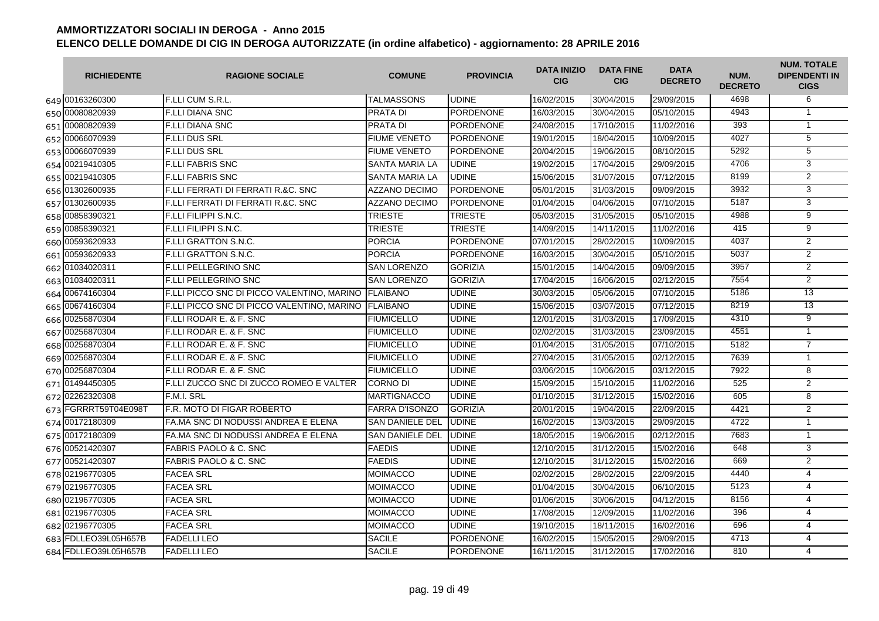# AMMORTIZZATORI SOCIALI IN DEROGA - Anno 2015

## ELENCO DELLE DOMANDE DI CIG IN DEROGA AUTORIZZATE (in ordine alfabetico) - aggiornamento: 28 APRILE 2016

| | RICHIEDENTE | RAGIONE SOCIALE | COMUNE | PROVINCIA | DATA INIZIO CIG | DATA FINE CIG | DATA DECRETO | NUM. DECRETO | NUM. TOTALE DIPENDENTI IN CIGS |
|---|---|---|---|---|---|---|---|---|---|
| 649 | 00163260300 | F.LLI CUM S.R.L. | TALMASSONS | UDINE | 16/02/2015 | 30/04/2015 | 29/09/2015 | 4698 | 6 |
| 650 | 00080820939 | F.LLI DIANA SNC | PRATA DI | PORDENONE | 16/03/2015 | 30/04/2015 | 05/10/2015 | 4943 | 1 |
| 651 | 00080820939 | F.LLI DIANA SNC | PRATA DI | PORDENONE | 24/08/2015 | 17/10/2015 | 11/02/2016 | 393 | 1 |
| 652 | 00066070939 | F.LLI DUS SRL | FIUME VENETO | PORDENONE | 19/01/2015 | 18/04/2015 | 10/09/2015 | 4027 | 5 |
| 653 | 00066070939 | F.LLI DUS SRL | FIUME VENETO | PORDENONE | 20/04/2015 | 19/06/2015 | 08/10/2015 | 5292 | 5 |
| 654 | 00219410305 | F.LLI FABRIS SNC | SANTA MARIA LA | UDINE | 19/02/2015 | 17/04/2015 | 29/09/2015 | 4706 | 3 |
| 655 | 00219410305 | F.LLI FABRIS SNC | SANTA MARIA LA | UDINE | 15/06/2015 | 31/07/2015 | 07/12/2015 | 8199 | 2 |
| 656 | 01302600935 | F.LLI FERRATI DI FERRATI R.&C. SNC | AZZANO DECIMO | PORDENONE | 05/01/2015 | 31/03/2015 | 09/09/2015 | 3932 | 3 |
| 657 | 01302600935 | F.LLI FERRATI DI FERRATI R.&C. SNC | AZZANO DECIMO | PORDENONE | 01/04/2015 | 04/06/2015 | 07/10/2015 | 5187 | 3 |
| 658 | 00858390321 | F.LLI FILIPPI S.N.C. | TRIESTE | TRIESTE | 05/03/2015 | 31/05/2015 | 05/10/2015 | 4988 | 9 |
| 659 | 00858390321 | F.LLI FILIPPI S.N.C. | TRIESTE | TRIESTE | 14/09/2015 | 14/11/2015 | 11/02/2016 | 415 | 9 |
| 660 | 00593620933 | F.LLI GRATTON S.N.C. | PORCIA | PORDENONE | 07/01/2015 | 28/02/2015 | 10/09/2015 | 4037 | 2 |
| 661 | 00593620933 | F.LLI GRATTON S.N.C. | PORCIA | PORDENONE | 16/03/2015 | 30/04/2015 | 05/10/2015 | 5037 | 2 |
| 662 | 01034020311 | F.LLI PELLEGRINO SNC | SAN LORENZO | GORIZIA | 15/01/2015 | 14/04/2015 | 09/09/2015 | 3957 | 2 |
| 663 | 01034020311 | F.LLI PELLEGRINO SNC | SAN LORENZO | GORIZIA | 17/04/2015 | 16/06/2015 | 02/12/2015 | 7554 | 2 |
| 664 | 00674160304 | F.LLI PICCO SNC DI PICCO VALENTINO, MARINO | FLAIBANO | UDINE | 30/03/2015 | 05/06/2015 | 07/10/2015 | 5186 | 13 |
| 665 | 00674160304 | F.LLI PICCO SNC DI PICCO VALENTINO, MARINO | FLAIBANO | UDINE | 15/06/2015 | 03/07/2015 | 07/12/2015 | 8219 | 13 |
| 666 | 00256870304 | F.LLI RODAR E. & F. SNC | FIUMICELLO | UDINE | 12/01/2015 | 31/03/2015 | 17/09/2015 | 4310 | 9 |
| 667 | 00256870304 | F.LLI RODAR E. & F. SNC | FIUMICELLO | UDINE | 02/02/2015 | 31/03/2015 | 23/09/2015 | 4551 | 1 |
| 668 | 00256870304 | F.LLI RODAR E. & F. SNC | FIUMICELLO | UDINE | 01/04/2015 | 31/05/2015 | 07/10/2015 | 5182 | 7 |
| 669 | 00256870304 | F.LLI RODAR E. & F. SNC | FIUMICELLO | UDINE | 27/04/2015 | 31/05/2015 | 02/12/2015 | 7639 | 1 |
| 670 | 00256870304 | F.LLI RODAR E. & F. SNC | FIUMICELLO | UDINE | 03/06/2015 | 10/06/2015 | 03/12/2015 | 7922 | 8 |
| 671 | 01494450305 | F.LLI ZUCCO SNC DI ZUCCO ROMEO E VALTER | CORNO DI | UDINE | 15/09/2015 | 15/10/2015 | 11/02/2016 | 525 | 2 |
| 672 | 02262320308 | F.M.I. SRL | MARTIGNACCO | UDINE | 01/10/2015 | 31/12/2015 | 15/02/2016 | 605 | 8 |
| 673 | FGRRRT59T04E098T | F.R. MOTO DI FIGAR ROBERTO | FARRA D'ISONZO | GORIZIA | 20/01/2015 | 19/04/2015 | 22/09/2015 | 4421 | 2 |
| 674 | 00172180309 | FA.MA SNC DI NODUSSI ANDREA E ELENA | SAN DANIELE DEL | UDINE | 16/02/2015 | 13/03/2015 | 29/09/2015 | 4722 | 1 |
| 675 | 00172180309 | FA.MA SNC DI NODUSSI ANDREA E ELENA | SAN DANIELE DEL | UDINE | 18/05/2015 | 19/06/2015 | 02/12/2015 | 7683 | 1 |
| 676 | 00521420307 | FABRIS PAOLO & C. SNC | FAEDIS | UDINE | 12/10/2015 | 31/12/2015 | 15/02/2016 | 648 | 3 |
| 677 | 00521420307 | FABRIS PAOLO & C. SNC | FAEDIS | UDINE | 12/10/2015 | 31/12/2015 | 15/02/2016 | 669 | 2 |
| 678 | 02196770305 | FACEA SRL | MOIMACCO | UDINE | 02/02/2015 | 28/02/2015 | 22/09/2015 | 4440 | 4 |
| 679 | 02196770305 | FACEA SRL | MOIMACCO | UDINE | 01/04/2015 | 30/04/2015 | 06/10/2015 | 5123 | 4 |
| 680 | 02196770305 | FACEA SRL | MOIMACCO | UDINE | 01/06/2015 | 30/06/2015 | 04/12/2015 | 8156 | 4 |
| 681 | 02196770305 | FACEA SRL | MOIMACCO | UDINE | 17/08/2015 | 12/09/2015 | 11/02/2016 | 396 | 4 |
| 682 | 02196770305 | FACEA SRL | MOIMACCO | UDINE | 19/10/2015 | 18/11/2015 | 16/02/2016 | 696 | 4 |
| 683 | FDLLEO39L05H657B | FADELLI LEO | SACILE | PORDENONE | 16/02/2015 | 15/05/2015 | 29/09/2015 | 4713 | 4 |
| 684 | FDLLEO39L05H657B | FADELLI LEO | SACILE | PORDENONE | 16/11/2015 | 31/12/2015 | 17/02/2016 | 810 | 4 |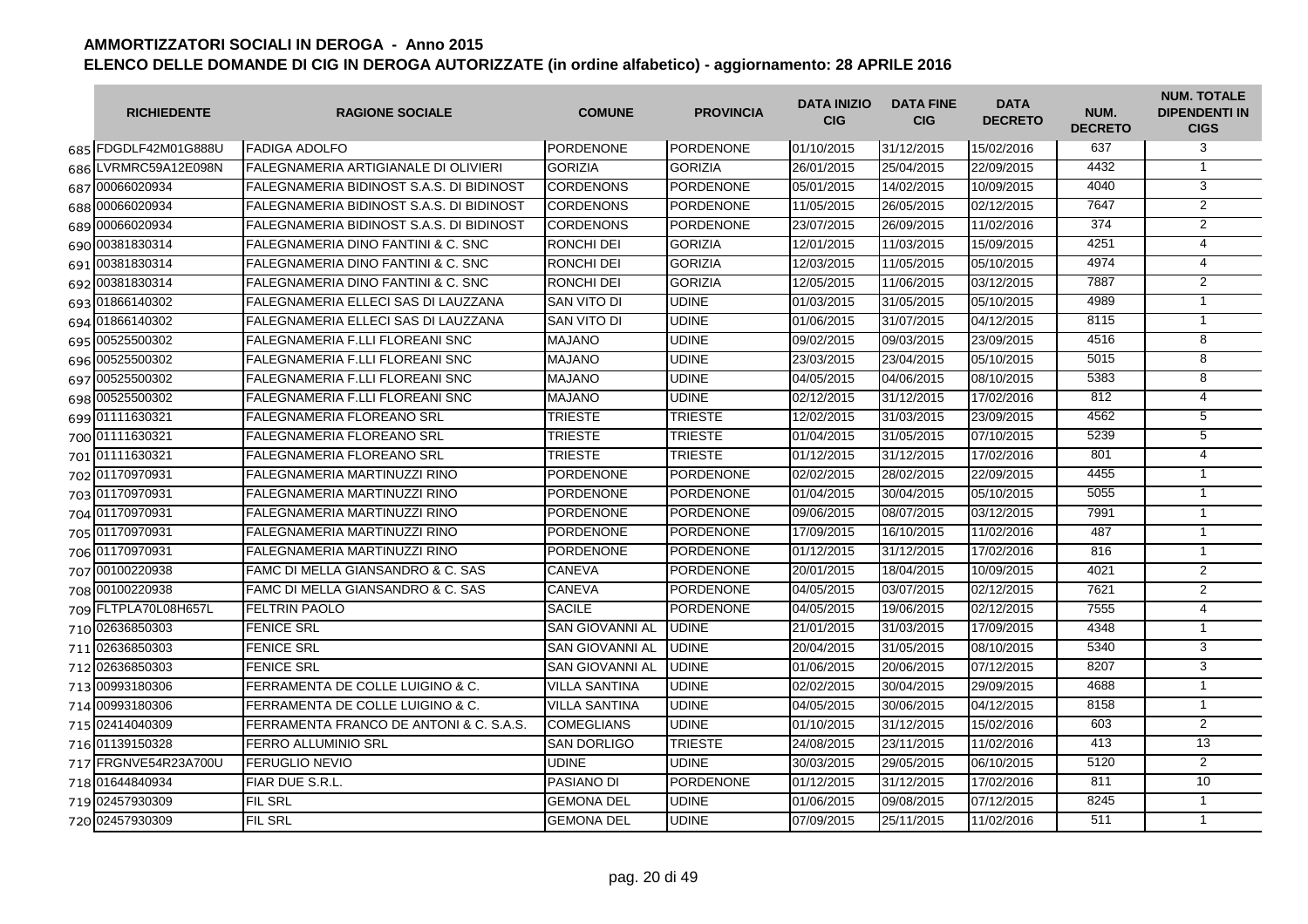# AMMORTIZZATORI SOCIALI IN DEROGA - Anno 2015

## ELENCO DELLE DOMANDE DI CIG IN DEROGA AUTORIZZATE (in ordine alfabetico) - aggiornamento: 28 APRILE 2016

| | RICHIEDENTE | RAGIONE SOCIALE | COMUNE | PROVINCIA | DATA INIZIO CIG | DATA FINE CIG | DATA DECRETO | NUM. DECRETO | NUM. TOTALE DIPENDENTI IN CIGS |
|---|---|---|---|---|---|---|---|---|---|
| 685 | FDGDLF42M01G888U | FADIGA ADOLFO | PORDENONE | PORDENONE | 01/10/2015 | 31/12/2015 | 15/02/2016 | 637 | 3 |
| 686 | LVRMRC59A12E098N | FALEGNAMERIA ARTIGIANALE DI OLIVIERI | GORIZIA | GORIZIA | 26/01/2015 | 25/04/2015 | 22/09/2015 | 4432 | 1 |
| 687 | 00066020934 | FALEGNAMERIA BIDINOST S.A.S. DI BIDINOST | CORDENONS | PORDENONE | 05/01/2015 | 14/02/2015 | 10/09/2015 | 4040 | 3 |
| 688 | 00066020934 | FALEGNAMERIA BIDINOST S.A.S. DI BIDINOST | CORDENONS | PORDENONE | 11/05/2015 | 26/05/2015 | 02/12/2015 | 7647 | 2 |
| 689 | 00066020934 | FALEGNAMERIA BIDINOST S.A.S. DI BIDINOST | CORDENONS | PORDENONE | 23/07/2015 | 26/09/2015 | 11/02/2016 | 374 | 2 |
| 690 | 00381830314 | FALEGNAMERIA DINO FANTINI & C. SNC | RONCHI DEI | GORIZIA | 12/01/2015 | 11/03/2015 | 15/09/2015 | 4251 | 4 |
| 691 | 00381830314 | FALEGNAMERIA DINO FANTINI & C. SNC | RONCHI DEI | GORIZIA | 12/03/2015 | 11/05/2015 | 05/10/2015 | 4974 | 4 |
| 692 | 00381830314 | FALEGNAMERIA DINO FANTINI & C. SNC | RONCHI DEI | GORIZIA | 12/05/2015 | 11/06/2015 | 03/12/2015 | 7887 | 2 |
| 693 | 01866140302 | FALEGNAMERIA ELLECI SAS DI LAUZZANA | SAN VITO DI | UDINE | 01/03/2015 | 31/05/2015 | 05/10/2015 | 4989 | 1 |
| 694 | 01866140302 | FALEGNAMERIA ELLECI SAS DI LAUZZANA | SAN VITO DI | UDINE | 01/06/2015 | 31/07/2015 | 04/12/2015 | 8115 | 1 |
| 695 | 00525500302 | FALEGNAMERIA F.LLI FLOREANI SNC | MAJANO | UDINE | 09/02/2015 | 09/03/2015 | 23/09/2015 | 4516 | 8 |
| 696 | 00525500302 | FALEGNAMERIA F.LLI FLOREANI SNC | MAJANO | UDINE | 23/03/2015 | 23/04/2015 | 05/10/2015 | 5015 | 8 |
| 697 | 00525500302 | FALEGNAMERIA F.LLI FLOREANI SNC | MAJANO | UDINE | 04/05/2015 | 04/06/2015 | 08/10/2015 | 5383 | 8 |
| 698 | 00525500302 | FALEGNAMERIA F.LLI FLOREANI SNC | MAJANO | UDINE | 02/12/2015 | 31/12/2015 | 17/02/2016 | 812 | 4 |
| 699 | 01111630321 | FALEGNAMERIA FLOREANO SRL | TRIESTE | TRIESTE | 12/02/2015 | 31/03/2015 | 23/09/2015 | 4562 | 5 |
| 700 | 01111630321 | FALEGNAMERIA FLOREANO SRL | TRIESTE | TRIESTE | 01/04/2015 | 31/05/2015 | 07/10/2015 | 5239 | 5 |
| 701 | 01111630321 | FALEGNAMERIA FLOREANO SRL | TRIESTE | TRIESTE | 01/12/2015 | 31/12/2015 | 17/02/2016 | 801 | 4 |
| 702 | 01170970931 | FALEGNAMERIA MARTINUZZI RINO | PORDENONE | PORDENONE | 02/02/2015 | 28/02/2015 | 22/09/2015 | 4455 | 1 |
| 703 | 01170970931 | FALEGNAMERIA MARTINUZZI RINO | PORDENONE | PORDENONE | 01/04/2015 | 30/04/2015 | 05/10/2015 | 5055 | 1 |
| 704 | 01170970931 | FALEGNAMERIA MARTINUZZI RINO | PORDENONE | PORDENONE | 09/06/2015 | 08/07/2015 | 03/12/2015 | 7991 | 1 |
| 705 | 01170970931 | FALEGNAMERIA MARTINUZZI RINO | PORDENONE | PORDENONE | 17/09/2015 | 16/10/2015 | 11/02/2016 | 487 | 1 |
| 706 | 01170970931 | FALEGNAMERIA MARTINUZZI RINO | PORDENONE | PORDENONE | 01/12/2015 | 31/12/2015 | 17/02/2016 | 816 | 1 |
| 707 | 00100220938 | FAMC DI MELLA GIANSANDRO & C. SAS | CANEVA | PORDENONE | 20/01/2015 | 18/04/2015 | 10/09/2015 | 4021 | 2 |
| 708 | 00100220938 | FAMC DI MELLA GIANSANDRO & C. SAS | CANEVA | PORDENONE | 04/05/2015 | 03/07/2015 | 02/12/2015 | 7621 | 2 |
| 709 | FLTPLA70L08H657L | FELTRIN PAOLO | SACILE | PORDENONE | 04/05/2015 | 19/06/2015 | 02/12/2015 | 7555 | 4 |
| 710 | 02636850303 | FENICE SRL | SAN GIOVANNI AL | UDINE | 21/01/2015 | 31/03/2015 | 17/09/2015 | 4348 | 1 |
| 711 | 02636850303 | FENICE SRL | SAN GIOVANNI AL | UDINE | 20/04/2015 | 31/05/2015 | 08/10/2015 | 5340 | 3 |
| 712 | 02636850303 | FENICE SRL | SAN GIOVANNI AL | UDINE | 01/06/2015 | 20/06/2015 | 07/12/2015 | 8207 | 3 |
| 713 | 00993180306 | FERRAMENTA DE COLLE LUIGINO & C. | VILLA SANTINA | UDINE | 02/02/2015 | 30/04/2015 | 29/09/2015 | 4688 | 1 |
| 714 | 00993180306 | FERRAMENTA DE COLLE LUIGINO & C. | VILLA SANTINA | UDINE | 04/05/2015 | 30/06/2015 | 04/12/2015 | 8158 | 1 |
| 715 | 02414040309 | FERRAMENTA FRANCO DE ANTONI & C. S.A.S. | COMEGLIANS | UDINE | 01/10/2015 | 31/12/2015 | 15/02/2016 | 603 | 2 |
| 716 | 01139150328 | FERRO ALLUMINIO SRL | SAN DORLIGO | TRIESTE | 24/08/2015 | 23/11/2015 | 11/02/2016 | 413 | 13 |
| 717 | FRGNVE54R23A700U | FERUGLIO NEVIO | UDINE | UDINE | 30/03/2015 | 29/05/2015 | 06/10/2015 | 5120 | 2 |
| 718 | 01644840934 | FIAR DUE S.R.L. | PASIANO DI | PORDENONE | 01/12/2015 | 31/12/2015 | 17/02/2016 | 811 | 10 |
| 719 | 02457930309 | FIL SRL | GEMONA DEL | UDINE | 01/06/2015 | 09/08/2015 | 07/12/2015 | 8245 | 1 |
| 720 | 02457930309 | FIL SRL | GEMONA DEL | UDINE | 07/09/2015 | 25/11/2015 | 11/02/2016 | 511 | 1 |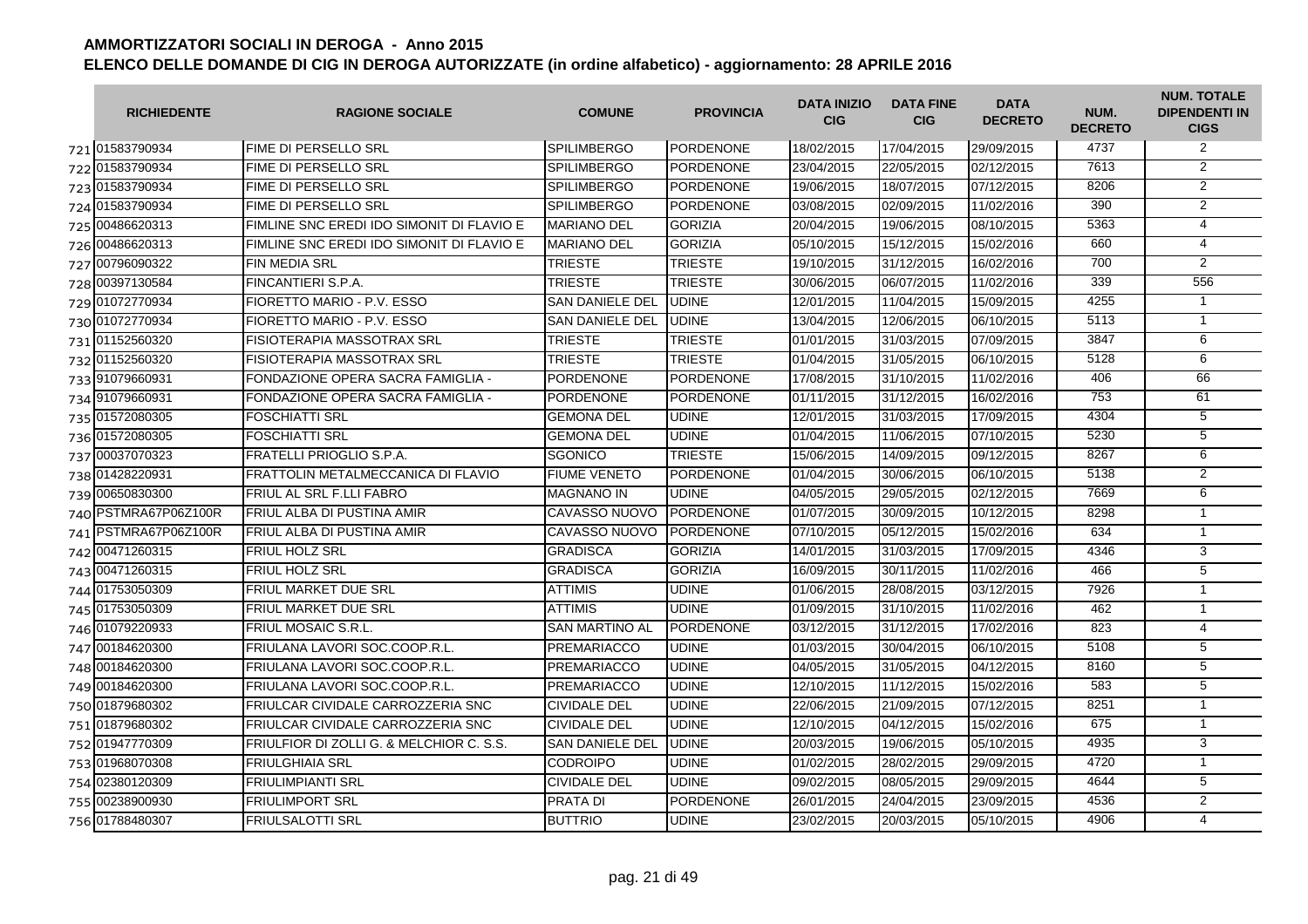# AMMORTIZZATORI SOCIALI IN DEROGA - Anno 2015

## ELENCO DELLE DOMANDE DI CIG IN DEROGA AUTORIZZATE (in ordine alfabetico) - aggiornamento: 28 APRILE 2016

| | RICHIEDENTE | RAGIONE SOCIALE | COMUNE | PROVINCIA | DATA INIZIO CIG | DATA FINE CIG | DATA DECRETO | NUM. DECRETO | NUM. TOTALE DIPENDENTI IN CIGS |
|---|---|---|---|---|---|---|---|---|---|
| 721 | 01583790934 | FIME DI PERSELLO SRL | SPILIMBERGO | PORDENONE | 18/02/2015 | 17/04/2015 | 29/09/2015 | 4737 | 2 |
| 722 | 01583790934 | FIME DI PERSELLO SRL | SPILIMBERGO | PORDENONE | 23/04/2015 | 22/05/2015 | 02/12/2015 | 7613 | 2 |
| 723 | 01583790934 | FIME DI PERSELLO SRL | SPILIMBERGO | PORDENONE | 19/06/2015 | 18/07/2015 | 07/12/2015 | 8206 | 2 |
| 724 | 01583790934 | FIME DI PERSELLO SRL | SPILIMBERGO | PORDENONE | 03/08/2015 | 02/09/2015 | 11/02/2016 | 390 | 2 |
| 725 | 00486620313 | FIMLINE SNC EREDI IDO SIMONIT DI FLAVIO E | MARIANO DEL | GORIZIA | 20/04/2015 | 19/06/2015 | 08/10/2015 | 5363 | 4 |
| 726 | 00486620313 | FIMLINE SNC EREDI IDO SIMONIT DI FLAVIO E | MARIANO DEL | GORIZIA | 05/10/2015 | 15/12/2015 | 15/02/2016 | 660 | 4 |
| 727 | 00796090322 | FIN MEDIA SRL | TRIESTE | TRIESTE | 19/10/2015 | 31/12/2015 | 16/02/2016 | 700 | 2 |
| 728 | 00397130584 | FINCANTIERI S.P.A. | TRIESTE | TRIESTE | 30/06/2015 | 06/07/2015 | 11/02/2016 | 339 | 556 |
| 729 | 01072770934 | FIORETTO MARIO - P.V. ESSO | SAN DANIELE DEL | UDINE | 12/01/2015 | 11/04/2015 | 15/09/2015 | 4255 | 1 |
| 730 | 01072770934 | FIORETTO MARIO - P.V. ESSO | SAN DANIELE DEL | UDINE | 13/04/2015 | 12/06/2015 | 06/10/2015 | 5113 | 1 |
| 731 | 01152560320 | FISIOTERAPIA MASSOTRAX SRL | TRIESTE | TRIESTE | 01/01/2015 | 31/03/2015 | 07/09/2015 | 3847 | 6 |
| 732 | 01152560320 | FISIOTERAPIA MASSOTRAX SRL | TRIESTE | TRIESTE | 01/04/2015 | 31/05/2015 | 06/10/2015 | 5128 | 6 |
| 733 | 91079660931 | FONDAZIONE OPERA SACRA FAMIGLIA - | PORDENONE | PORDENONE | 17/08/2015 | 31/10/2015 | 11/02/2016 | 406 | 66 |
| 734 | 91079660931 | FONDAZIONE OPERA SACRA FAMIGLIA - | PORDENONE | PORDENONE | 01/11/2015 | 31/12/2015 | 16/02/2016 | 753 | 61 |
| 735 | 01572080305 | FOSCHIATTI SRL | GEMONA DEL | UDINE | 12/01/2015 | 31/03/2015 | 17/09/2015 | 4304 | 5 |
| 736 | 01572080305 | FOSCHIATTI SRL | GEMONA DEL | UDINE | 01/04/2015 | 11/06/2015 | 07/10/2015 | 5230 | 5 |
| 737 | 00037070323 | FRATELLI PRIOGLIO S.P.A. | SGONICO | TRIESTE | 15/06/2015 | 14/09/2015 | 09/12/2015 | 8267 | 6 |
| 738 | 01428220931 | FRATTOLIN METALMECCANICA DI FLAVIO | FIUME VENETO | PORDENONE | 01/04/2015 | 30/06/2015 | 06/10/2015 | 5138 | 2 |
| 739 | 00650830300 | FRIUL AL SRL F.LLI FABRO | MAGNANO IN | UDINE | 04/05/2015 | 29/05/2015 | 02/12/2015 | 7669 | 6 |
| 740 | PSTMRA67P06Z100R | FRIUL ALBA DI PUSTINA AMIR | CAVASSO NUOVO | PORDENONE | 01/07/2015 | 30/09/2015 | 10/12/2015 | 8298 | 1 |
| 741 | PSTMRA67P06Z100R | FRIUL ALBA DI PUSTINA AMIR | CAVASSO NUOVO | PORDENONE | 07/10/2015 | 05/12/2015 | 15/02/2016 | 634 | 1 |
| 742 | 00471260315 | FRIUL HOLZ SRL | GRADISCA | GORIZIA | 14/01/2015 | 31/03/2015 | 17/09/2015 | 4346 | 3 |
| 743 | 00471260315 | FRIUL HOLZ SRL | GRADISCA | GORIZIA | 16/09/2015 | 30/11/2015 | 11/02/2016 | 466 | 5 |
| 744 | 01753050309 | FRIUL MARKET DUE SRL | ATTIMIS | UDINE | 01/06/2015 | 28/08/2015 | 03/12/2015 | 7926 | 1 |
| 745 | 01753050309 | FRIUL MARKET DUE SRL | ATTIMIS | UDINE | 01/09/2015 | 31/10/2015 | 11/02/2016 | 462 | 1 |
| 746 | 01079220933 | FRIUL MOSAIC S.R.L. | SAN MARTINO AL | PORDENONE | 03/12/2015 | 31/12/2015 | 17/02/2016 | 823 | 4 |
| 747 | 00184620300 | FRIULANA LAVORI SOC.COOP.R.L. | PREMARIACCO | UDINE | 01/03/2015 | 30/04/2015 | 06/10/2015 | 5108 | 5 |
| 748 | 00184620300 | FRIULANA LAVORI SOC.COOP.R.L. | PREMARIACCO | UDINE | 04/05/2015 | 31/05/2015 | 04/12/2015 | 8160 | 5 |
| 749 | 00184620300 | FRIULANA LAVORI SOC.COOP.R.L. | PREMARIACCO | UDINE | 12/10/2015 | 11/12/2015 | 15/02/2016 | 583 | 5 |
| 750 | 01879680302 | FRIULCAR CIVIDALE CARROZZERIA SNC | CIVIDALE DEL | UDINE | 22/06/2015 | 21/09/2015 | 07/12/2015 | 8251 | 1 |
| 751 | 01879680302 | FRIULCAR CIVIDALE CARROZZERIA SNC | CIVIDALE DEL | UDINE | 12/10/2015 | 04/12/2015 | 15/02/2016 | 675 | 1 |
| 752 | 01947770309 | FRIULFIOR DI ZOLLI G. & MELCHIOR C. S.S. | SAN DANIELE DEL | UDINE | 20/03/2015 | 19/06/2015 | 05/10/2015 | 4935 | 3 |
| 753 | 01968070308 | FRIULGHIAIA SRL | CODROIPO | UDINE | 01/02/2015 | 28/02/2015 | 29/09/2015 | 4720 | 1 |
| 754 | 02380120309 | FRIULIMPIANTI SRL | CIVIDALE DEL | UDINE | 09/02/2015 | 08/05/2015 | 29/09/2015 | 4644 | 5 |
| 755 | 00238900930 | FRIULIMPORT SRL | PRATA DI | PORDENONE | 26/01/2015 | 24/04/2015 | 23/09/2015 | 4536 | 2 |
| 756 | 01788480307 | FRIULSALOTTI SRL | BUTTRIO | UDINE | 23/02/2015 | 20/03/2015 | 05/10/2015 | 4906 | 4 |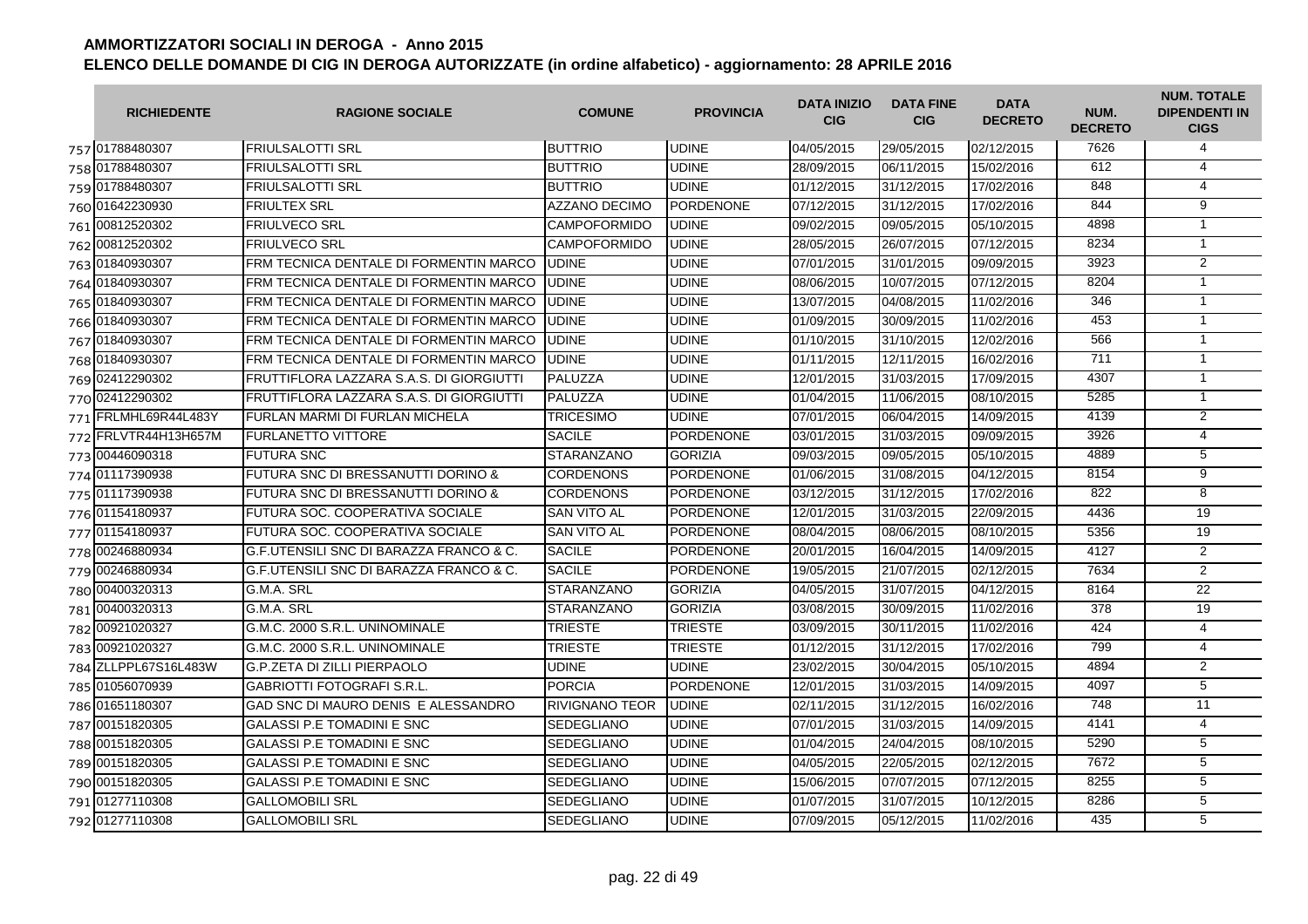# AMMORTIZZATORI SOCIALI IN DEROGA - Anno 2015

## ELENCO DELLE DOMANDE DI CIG IN DEROGA AUTORIZZATE (in ordine alfabetico) - aggiornamento: 28 APRILE 2016

| | RICHIEDENTE | RAGIONE SOCIALE | COMUNE | PROVINCIA | DATA INIZIO CIG | DATA FINE CIG | DATA DECRETO | NUM. DECRETO | NUM. TOTALE DIPENDENTI IN CIGS |
|---|---|---|---|---|---|---|---|---|---|
| 757 | 01788480307 | FRIULSALOTTI SRL | BUTTRIO | UDINE | 04/05/2015 | 29/05/2015 | 02/12/2015 | 7626 | 4 |
| 758 | 01788480307 | FRIULSALOTTI SRL | BUTTRIO | UDINE | 28/09/2015 | 06/11/2015 | 15/02/2016 | 612 | 4 |
| 759 | 01788480307 | FRIULSALOTTI SRL | BUTTRIO | UDINE | 01/12/2015 | 31/12/2015 | 17/02/2016 | 848 | 4 |
| 760 | 01642230930 | FRIULTEX SRL | AZZANO DECIMO | PORDENONE | 07/12/2015 | 31/12/2015 | 17/02/2016 | 844 | 9 |
| 761 | 00812520302 | FRIULVECO SRL | CAMPOFORMIDO | UDINE | 09/02/2015 | 09/05/2015 | 05/10/2015 | 4898 | 1 |
| 762 | 00812520302 | FRIULVECO SRL | CAMPOFORMIDO | UDINE | 28/05/2015 | 26/07/2015 | 07/12/2015 | 8234 | 1 |
| 763 | 01840930307 | FRM TECNICA DENTALE DI FORMENTIN MARCO | UDINE | UDINE | 07/01/2015 | 31/01/2015 | 09/09/2015 | 3923 | 2 |
| 764 | 01840930307 | FRM TECNICA DENTALE DI FORMENTIN MARCO | UDINE | UDINE | 08/06/2015 | 10/07/2015 | 07/12/2015 | 8204 | 1 |
| 765 | 01840930307 | FRM TECNICA DENTALE DI FORMENTIN MARCO | UDINE | UDINE | 13/07/2015 | 04/08/2015 | 11/02/2016 | 346 | 1 |
| 766 | 01840930307 | FRM TECNICA DENTALE DI FORMENTIN MARCO | UDINE | UDINE | 01/09/2015 | 30/09/2015 | 11/02/2016 | 453 | 1 |
| 767 | 01840930307 | FRM TECNICA DENTALE DI FORMENTIN MARCO | UDINE | UDINE | 01/10/2015 | 31/10/2015 | 12/02/2016 | 566 | 1 |
| 768 | 01840930307 | FRM TECNICA DENTALE DI FORMENTIN MARCO | UDINE | UDINE | 01/11/2015 | 12/11/2015 | 16/02/2016 | 711 | 1 |
| 769 | 02412290302 | FRUTTIFLORA LAZZARA S.A.S. DI GIORGIUTTI | PALUZZA | UDINE | 12/01/2015 | 31/03/2015 | 17/09/2015 | 4307 | 1 |
| 770 | 02412290302 | FRUTTIFLORA LAZZARA S.A.S. DI GIORGIUTTI | PALUZZA | UDINE | 01/04/2015 | 11/06/2015 | 08/10/2015 | 5285 | 1 |
| 771 | FRLMHL69R44L483Y | FURLAN MARMI DI FURLAN MICHELA | TRICESIMO | UDINE | 07/01/2015 | 06/04/2015 | 14/09/2015 | 4139 | 2 |
| 772 | FRLVTR44H13H657M | FURLANETTO VITTORE | SACILE | PORDENONE | 03/01/2015 | 31/03/2015 | 09/09/2015 | 3926 | 4 |
| 773 | 00446090318 | FUTURA SNC | STARANZANO | GORIZIA | 09/03/2015 | 09/05/2015 | 05/10/2015 | 4889 | 5 |
| 774 | 01117390938 | FUTURA SNC DI BRESSANUTTI DORINO & | CORDENONS | PORDENONE | 01/06/2015 | 31/08/2015 | 04/12/2015 | 8154 | 9 |
| 775 | 01117390938 | FUTURA SNC DI BRESSANUTTI DORINO & | CORDENONS | PORDENONE | 03/12/2015 | 31/12/2015 | 17/02/2016 | 822 | 8 |
| 776 | 01154180937 | FUTURA SOC. COOPERATIVA SOCIALE | SAN VITO AL | PORDENONE | 12/01/2015 | 31/03/2015 | 22/09/2015 | 4436 | 19 |
| 777 | 01154180937 | FUTURA SOC. COOPERATIVA SOCIALE | SAN VITO AL | PORDENONE | 08/04/2015 | 08/06/2015 | 08/10/2015 | 5356 | 19 |
| 778 | 00246880934 | G.F.UTENSILI SNC DI BARAZZA FRANCO & C. | SACILE | PORDENONE | 20/01/2015 | 16/04/2015 | 14/09/2015 | 4127 | 2 |
| 779 | 00246880934 | G.F.UTENSILI SNC DI BARAZZA FRANCO & C. | SACILE | PORDENONE | 19/05/2015 | 21/07/2015 | 02/12/2015 | 7634 | 2 |
| 780 | 00400320313 | G.M.A. SRL | STARANZANO | GORIZIA | 04/05/2015 | 31/07/2015 | 04/12/2015 | 8164 | 22 |
| 781 | 00400320313 | G.M.A. SRL | STARANZANO | GORIZIA | 03/08/2015 | 30/09/2015 | 11/02/2016 | 378 | 19 |
| 782 | 00921020327 | G.M.C. 2000 S.R.L. UNINOMINALE | TRIESTE | TRIESTE | 03/09/2015 | 30/11/2015 | 11/02/2016 | 424 | 4 |
| 783 | 00921020327 | G.M.C. 2000 S.R.L. UNINOMINALE | TRIESTE | TRIESTE | 01/12/2015 | 31/12/2015 | 17/02/2016 | 799 | 4 |
| 784 | ZLLPPL67S16L483W | G.P.ZETA DI ZILLI PIERPAOLO | UDINE | UDINE | 23/02/2015 | 30/04/2015 | 05/10/2015 | 4894 | 2 |
| 785 | 01056070939 | GABRIOTTI FOTOGRAFI S.R.L. | PORCIA | PORDENONE | 12/01/2015 | 31/03/2015 | 14/09/2015 | 4097 | 5 |
| 786 | 01651180307 | GAD SNC DI MAURO DENIS E ALESSANDRO | RIVIGNANO TEOR | UDINE | 02/11/2015 | 31/12/2015 | 16/02/2016 | 748 | 11 |
| 787 | 00151820305 | GALASSI P.E TOMADINI E SNC | SEDEGLIANO | UDINE | 07/01/2015 | 31/03/2015 | 14/09/2015 | 4141 | 4 |
| 788 | 00151820305 | GALASSI P.E TOMADINI E SNC | SEDEGLIANO | UDINE | 01/04/2015 | 24/04/2015 | 08/10/2015 | 5290 | 5 |
| 789 | 00151820305 | GALASSI P.E TOMADINI E SNC | SEDEGLIANO | UDINE | 04/05/2015 | 22/05/2015 | 02/12/2015 | 7672 | 5 |
| 790 | 00151820305 | GALASSI P.E TOMADINI E SNC | SEDEGLIANO | UDINE | 15/06/2015 | 07/07/2015 | 07/12/2015 | 8255 | 5 |
| 791 | 01277110308 | GALLOMOBILI SRL | SEDEGLIANO | UDINE | 01/07/2015 | 31/07/2015 | 10/12/2015 | 8286 | 5 |
| 792 | 01277110308 | GALLOMOBILI SRL | SEDEGLIANO | UDINE | 07/09/2015 | 05/12/2015 | 11/02/2016 | 435 | 5 |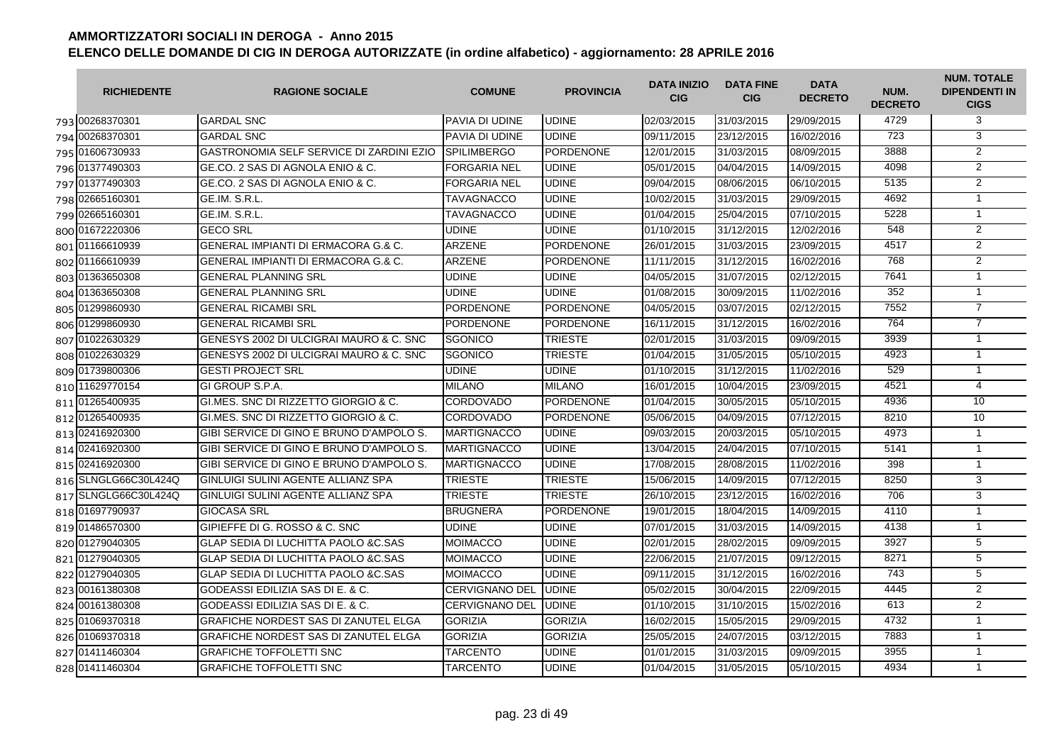# AMMORTIZZATORI SOCIALI IN DEROGA - Anno 2015

## ELENCO DELLE DOMANDE DI CIG IN DEROGA AUTORIZZATE (in ordine alfabetico) - aggiornamento: 28 APRILE 2016

| | RICHIEDENTE | RAGIONE SOCIALE | COMUNE | PROVINCIA | DATA INIZIO CIG | DATA FINE CIG | DATA DECRETO | NUM. DECRETO | NUM. TOTALE DIPENDENTI IN CIGS |
|---|---|---|---|---|---|---|---|---|---|
| 793 | 00268370301 | GARDAL SNC | PAVIA DI UDINE | UDINE | 02/03/2015 | 31/03/2015 | 29/09/2015 | 4729 | 3 |
| 794 | 00268370301 | GARDAL SNC | PAVIA DI UDINE | UDINE | 09/11/2015 | 23/12/2015 | 16/02/2016 | 723 | 3 |
| 795 | 01606730933 | GASTRONOMIA SELF SERVICE DI ZARDINI EZIO | SPILIMBERGO | PORDENONE | 12/01/2015 | 31/03/2015 | 08/09/2015 | 3888 | 2 |
| 796 | 01377490303 | GE.CO. 2 SAS DI AGNOLA ENIO & C. | FORGARIA NEL | UDINE | 05/01/2015 | 04/04/2015 | 14/09/2015 | 4098 | 2 |
| 797 | 01377490303 | GE.CO. 2 SAS DI AGNOLA ENIO & C. | FORGARIA NEL | UDINE | 09/04/2015 | 08/06/2015 | 06/10/2015 | 5135 | 2 |
| 798 | 02665160301 | GE.IM. S.R.L. | TAVAGNACCO | UDINE | 10/02/2015 | 31/03/2015 | 29/09/2015 | 4692 | 1 |
| 799 | 02665160301 | GE.IM. S.R.L. | TAVAGNACCO | UDINE | 01/04/2015 | 25/04/2015 | 07/10/2015 | 5228 | 1 |
| 800 | 01672220306 | GECO SRL | UDINE | UDINE | 01/10/2015 | 31/12/2015 | 12/02/2016 | 548 | 2 |
| 801 | 01166610939 | GENERAL IMPIANTI DI ERMACORA G.& C. | ARZENE | PORDENONE | 26/01/2015 | 31/03/2015 | 23/09/2015 | 4517 | 2 |
| 802 | 01166610939 | GENERAL IMPIANTI DI ERMACORA G.& C. | ARZENE | PORDENONE | 11/11/2015 | 31/12/2015 | 16/02/2016 | 768 | 2 |
| 803 | 01363650308 | GENERAL PLANNING SRL | UDINE | UDINE | 04/05/2015 | 31/07/2015 | 02/12/2015 | 7641 | 1 |
| 804 | 01363650308 | GENERAL PLANNING SRL | UDINE | UDINE | 01/08/2015 | 30/09/2015 | 11/02/2016 | 352 | 1 |
| 805 | 01299860930 | GENERAL RICAMBI SRL | PORDENONE | PORDENONE | 04/05/2015 | 03/07/2015 | 02/12/2015 | 7552 | 7 |
| 806 | 01299860930 | GENERAL RICAMBI SRL | PORDENONE | PORDENONE | 16/11/2015 | 31/12/2015 | 16/02/2016 | 764 | 7 |
| 807 | 01022630329 | GENESYS 2002 DI ULCIGRAI MAURO & C. SNC | SGONICO | TRIESTE | 02/01/2015 | 31/03/2015 | 09/09/2015 | 3939 | 1 |
| 808 | 01022630329 | GENESYS 2002 DI ULCIGRAI MAURO & C. SNC | SGONICO | TRIESTE | 01/04/2015 | 31/05/2015 | 05/10/2015 | 4923 | 1 |
| 809 | 01739800306 | GESTI PROJECT SRL | UDINE | UDINE | 01/10/2015 | 31/12/2015 | 11/02/2016 | 529 | 1 |
| 810 | 11629770154 | GI GROUP S.P.A. | MILANO | MILANO | 16/01/2015 | 10/04/2015 | 23/09/2015 | 4521 | 4 |
| 811 | 01265400935 | GI.MES. SNC DI RIZZETTO GIORGIO & C. | CORDOVADO | PORDENONE | 01/04/2015 | 30/05/2015 | 05/10/2015 | 4936 | 10 |
| 812 | 01265400935 | GI.MES. SNC DI RIZZETTO GIORGIO & C. | CORDOVADO | PORDENONE | 05/06/2015 | 04/09/2015 | 07/12/2015 | 8210 | 10 |
| 813 | 02416920300 | GIBI SERVICE DI GINO E BRUNO D'AMPOLO S. | MARTIGNACCO | UDINE | 09/03/2015 | 20/03/2015 | 05/10/2015 | 4973 | 1 |
| 814 | 02416920300 | GIBI SERVICE DI GINO E BRUNO D'AMPOLO S. | MARTIGNACCO | UDINE | 13/04/2015 | 24/04/2015 | 07/10/2015 | 5141 | 1 |
| 815 | 02416920300 | GIBI SERVICE DI GINO E BRUNO D'AMPOLO S. | MARTIGNACCO | UDINE | 17/08/2015 | 28/08/2015 | 11/02/2016 | 398 | 1 |
| 816 | SLNGLG66C30L424Q | GINLUIGI SULINI AGENTE ALLIANZ SPA | TRIESTE | TRIESTE | 15/06/2015 | 14/09/2015 | 07/12/2015 | 8250 | 3 |
| 817 | SLNGLG66C30L424Q | GINLUIGI SULINI AGENTE ALLIANZ SPA | TRIESTE | TRIESTE | 26/10/2015 | 23/12/2015 | 16/02/2016 | 706 | 3 |
| 818 | 01697790937 | GIOCASA SRL | BRUGNERA | PORDENONE | 19/01/2015 | 18/04/2015 | 14/09/2015 | 4110 | 1 |
| 819 | 01486570300 | GIPIEFFE DI G. ROSSO & C. SNC | UDINE | UDINE | 07/01/2015 | 31/03/2015 | 14/09/2015 | 4138 | 1 |
| 820 | 01279040305 | GLAP SEDIA DI LUCHITTA PAOLO &C.SAS | MOIMACCO | UDINE | 02/01/2015 | 28/02/2015 | 09/09/2015 | 3927 | 5 |
| 821 | 01279040305 | GLAP SEDIA DI LUCHITTA PAOLO &C.SAS | MOIMACCO | UDINE | 22/06/2015 | 21/07/2015 | 09/12/2015 | 8271 | 5 |
| 822 | 01279040305 | GLAP SEDIA DI LUCHITTA PAOLO &C.SAS | MOIMACCO | UDINE | 09/11/2015 | 31/12/2015 | 16/02/2016 | 743 | 5 |
| 823 | 00161380308 | GODEASSI EDILIZIA SAS DI E. & C. | CERVIGNANO DEL | UDINE | 05/02/2015 | 30/04/2015 | 22/09/2015 | 4445 | 2 |
| 824 | 00161380308 | GODEASSI EDILIZIA SAS DI E. & C. | CERVIGNANO DEL | UDINE | 01/10/2015 | 31/10/2015 | 15/02/2016 | 613 | 2 |
| 825 | 01069370318 | GRAFICHE NORDEST SAS DI ZANUTEL ELGA | GORIZIA | GORIZIA | 16/02/2015 | 15/05/2015 | 29/09/2015 | 4732 | 1 |
| 826 | 01069370318 | GRAFICHE NORDEST SAS DI ZANUTEL ELGA | GORIZIA | GORIZIA | 25/05/2015 | 24/07/2015 | 03/12/2015 | 7883 | 1 |
| 827 | 01411460304 | GRAFICHE TOFFOLETTI SNC | TARCENTO | UDINE | 01/01/2015 | 31/03/2015 | 09/09/2015 | 3955 | 1 |
| 828 | 01411460304 | GRAFICHE TOFFOLETTI SNC | TARCENTO | UDINE | 01/04/2015 | 31/05/2015 | 05/10/2015 | 4934 | 1 |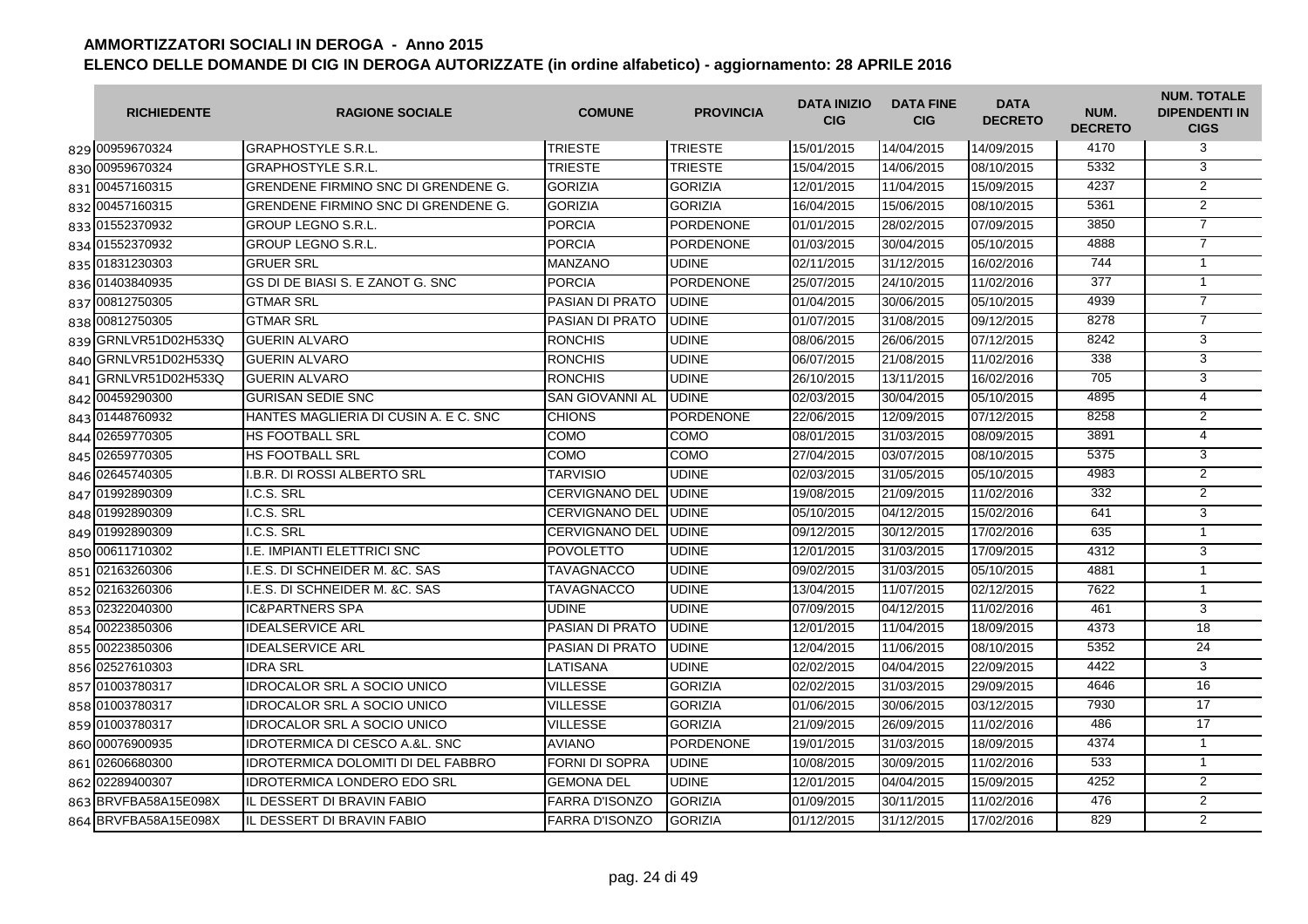# AMMORTIZZATORI SOCIALI IN DEROGA - Anno 2015

## ELENCO DELLE DOMANDE DI CIG IN DEROGA AUTORIZZATE (in ordine alfabetico) - aggiornamento: 28 APRILE 2016

| | RICHIEDENTE | RAGIONE SOCIALE | COMUNE | PROVINCIA | DATA INIZIO CIG | DATA FINE CIG | DATA DECRETO | NUM. DECRETO | NUM. TOTALE DIPENDENTI IN CIGS |
|---|---|---|---|---|---|---|---|---|---|
| 829 | 00959670324 | GRAPHOSTYLE S.R.L. | TRIESTE | TRIESTE | 15/01/2015 | 14/04/2015 | 14/09/2015 | 4170 | 3 |
| 830 | 00959670324 | GRAPHOSTYLE S.R.L. | TRIESTE | TRIESTE | 15/04/2015 | 14/06/2015 | 08/10/2015 | 5332 | 3 |
| 831 | 00457160315 | GRENDENE FIRMINO SNC DI GRENDENE G. | GORIZIA | GORIZIA | 12/01/2015 | 11/04/2015 | 15/09/2015 | 4237 | 2 |
| 832 | 00457160315 | GRENDENE FIRMINO SNC DI GRENDENE G. | GORIZIA | GORIZIA | 16/04/2015 | 15/06/2015 | 08/10/2015 | 5361 | 2 |
| 833 | 01552370932 | GROUP LEGNO S.R.L. | PORCIA | PORDENONE | 01/01/2015 | 28/02/2015 | 07/09/2015 | 3850 | 7 |
| 834 | 01552370932 | GROUP LEGNO S.R.L. | PORCIA | PORDENONE | 01/03/2015 | 30/04/2015 | 05/10/2015 | 4888 | 7 |
| 835 | 01831230303 | GRUER SRL | MANZANO | UDINE | 02/11/2015 | 31/12/2015 | 16/02/2016 | 744 | 1 |
| 836 | 01403840935 | GS DI DE BIASI S. E ZANOT G. SNC | PORCIA | PORDENONE | 25/07/2015 | 24/10/2015 | 11/02/2016 | 377 | 1 |
| 837 | 00812750305 | GTMAR SRL | PASIAN DI PRATO | UDINE | 01/04/2015 | 30/06/2015 | 05/10/2015 | 4939 | 7 |
| 838 | 00812750305 | GTMAR SRL | PASIAN DI PRATO | UDINE | 01/07/2015 | 31/08/2015 | 09/12/2015 | 8278 | 7 |
| 839 | GRNLVR51D02H533Q | GUERIN ALVARO | RONCHIS | UDINE | 08/06/2015 | 26/06/2015 | 07/12/2015 | 8242 | 3 |
| 840 | GRNLVR51D02H533Q | GUERIN ALVARO | RONCHIS | UDINE | 06/07/2015 | 21/08/2015 | 11/02/2016 | 338 | 3 |
| 841 | GRNLVR51D02H533Q | GUERIN ALVARO | RONCHIS | UDINE | 26/10/2015 | 13/11/2015 | 16/02/2016 | 705 | 3 |
| 842 | 00459290300 | GURISAN SEDIE SNC | SAN GIOVANNI AL | UDINE | 02/03/2015 | 30/04/2015 | 05/10/2015 | 4895 | 4 |
| 843 | 01448760932 | HANTES MAGLIERIA DI CUSIN A. E C. SNC | CHIONS | PORDENONE | 22/06/2015 | 12/09/2015 | 07/12/2015 | 8258 | 2 |
| 844 | 02659770305 | HS FOOTBALL SRL | COMO | COMO | 08/01/2015 | 31/03/2015 | 08/09/2015 | 3891 | 4 |
| 845 | 02659770305 | HS FOOTBALL SRL | COMO | COMO | 27/04/2015 | 03/07/2015 | 08/10/2015 | 5375 | 3 |
| 846 | 02645740305 | I.B.R. DI ROSSI ALBERTO SRL | TARVISIO | UDINE | 02/03/2015 | 31/05/2015 | 05/10/2015 | 4983 | 2 |
| 847 | 01992890309 | I.C.S. SRL | CERVIGNANO DEL | UDINE | 19/08/2015 | 21/09/2015 | 11/02/2016 | 332 | 2 |
| 848 | 01992890309 | I.C.S. SRL | CERVIGNANO DEL | UDINE | 05/10/2015 | 04/12/2015 | 15/02/2016 | 641 | 3 |
| 849 | 01992890309 | I.C.S. SRL | CERVIGNANO DEL | UDINE | 09/12/2015 | 30/12/2015 | 17/02/2016 | 635 | 1 |
| 850 | 00611710302 | I.E. IMPIANTI ELETTRICI SNC | POVOLETTO | UDINE | 12/01/2015 | 31/03/2015 | 17/09/2015 | 4312 | 3 |
| 851 | 02163260306 | I.E.S. DI SCHNEIDER M. &C. SAS | TAVAGNACCO | UDINE | 09/02/2015 | 31/03/2015 | 05/10/2015 | 4881 | 1 |
| 852 | 02163260306 | I.E.S. DI SCHNEIDER M. &C. SAS | TAVAGNACCO | UDINE | 13/04/2015 | 11/07/2015 | 02/12/2015 | 7622 | 1 |
| 853 | 02322040300 | IC&PARTNERS SPA | UDINE | UDINE | 07/09/2015 | 04/12/2015 | 11/02/2016 | 461 | 3 |
| 854 | 00223850306 | IDEALSERVICE ARL | PASIAN DI PRATO | UDINE | 12/01/2015 | 11/04/2015 | 18/09/2015 | 4373 | 18 |
| 855 | 00223850306 | IDEALSERVICE ARL | PASIAN DI PRATO | UDINE | 12/04/2015 | 11/06/2015 | 08/10/2015 | 5352 | 24 |
| 856 | 02527610303 | IDRA SRL | LATISANA | UDINE | 02/02/2015 | 04/04/2015 | 22/09/2015 | 4422 | 3 |
| 857 | 01003780317 | IDROCALOR SRL A SOCIO UNICO | VILLESSE | GORIZIA | 02/02/2015 | 31/03/2015 | 29/09/2015 | 4646 | 16 |
| 858 | 01003780317 | IDROCALOR SRL A SOCIO UNICO | VILLESSE | GORIZIA | 01/06/2015 | 30/06/2015 | 03/12/2015 | 7930 | 17 |
| 859 | 01003780317 | IDROCALOR SRL A SOCIO UNICO | VILLESSE | GORIZIA | 21/09/2015 | 26/09/2015 | 11/02/2016 | 486 | 17 |
| 860 | 00076900935 | IDROTERMICA DI CESCO A.&L. SNC | AVIANO | PORDENONE | 19/01/2015 | 31/03/2015 | 18/09/2015 | 4374 | 1 |
| 861 | 02606680300 | IDROTERMICA DOLOMITI DI DEL FABBRO | FORNI DI SOPRA | UDINE | 10/08/2015 | 30/09/2015 | 11/02/2016 | 533 | 1 |
| 862 | 02289400307 | IDROTERMICA LONDERO EDO SRL | GEMONA DEL | UDINE | 12/01/2015 | 04/04/2015 | 15/09/2015 | 4252 | 2 |
| 863 | BRVFBA58A15E098X | IL DESSERT DI BRAVIN FABIO | FARRA D'ISONZO | GORIZIA | 01/09/2015 | 30/11/2015 | 11/02/2016 | 476 | 2 |
| 864 | BRVFBA58A15E098X | IL DESSERT DI BRAVIN FABIO | FARRA D'ISONZO | GORIZIA | 01/12/2015 | 31/12/2015 | 17/02/2016 | 829 | 2 |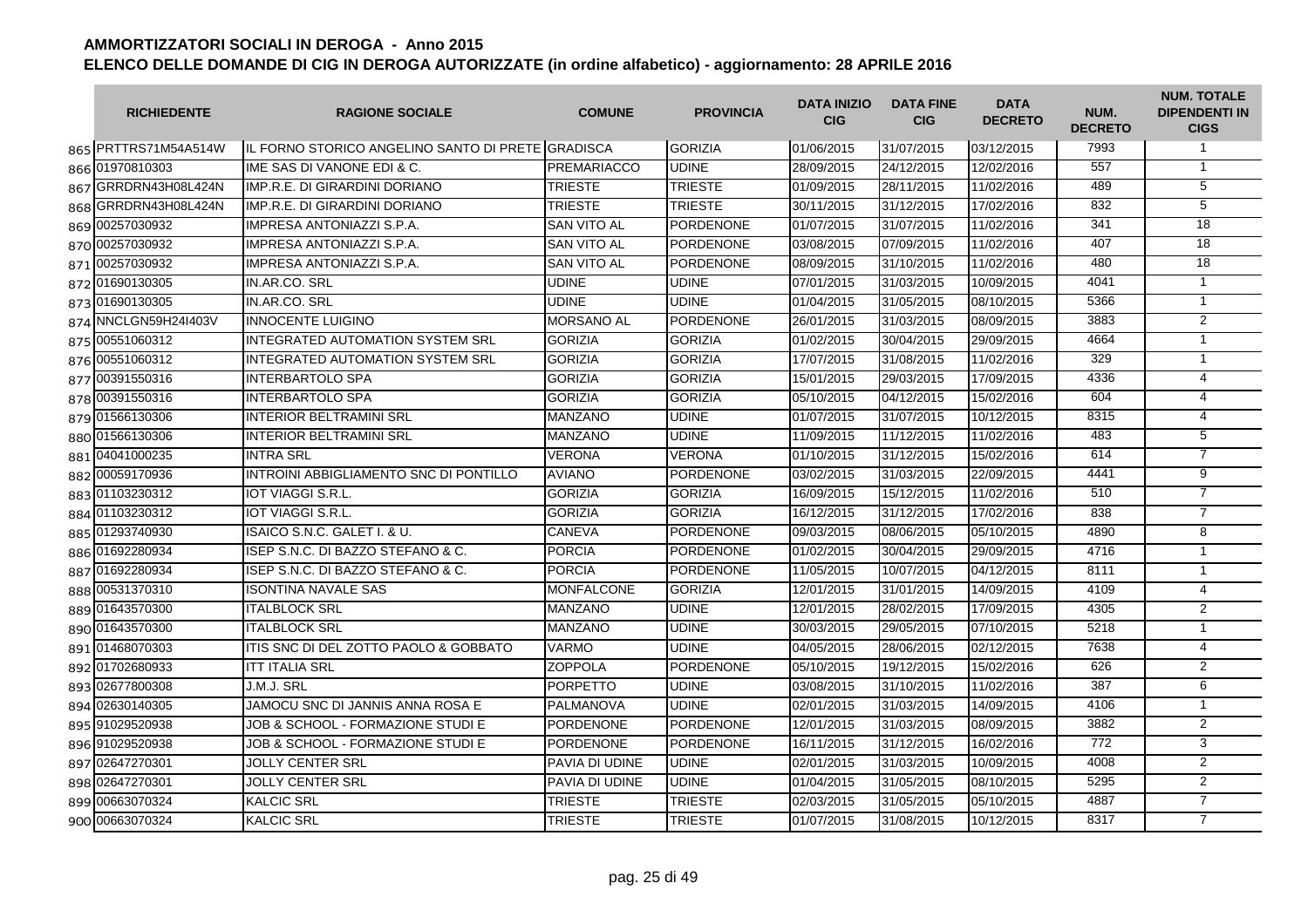# AMMORTIZZATORI SOCIALI IN DEROGA - Anno 2015

## ELENCO DELLE DOMANDE DI CIG IN DEROGA AUTORIZZATE (in ordine alfabetico) - aggiornamento: 28 APRILE 2016

| | RICHIEDENTE | RAGIONE SOCIALE | COMUNE | PROVINCIA | DATA INIZIO CIG | DATA FINE CIG | DATA DECRETO | NUM. DECRETO | NUM. TOTALE DIPENDENTI IN CIGS |
|---|---|---|---|---|---|---|---|---|---|
| 865 | PRTTRS71M54A514W | IL FORNO STORICO ANGELINO SANTO DI PRETE | GRADISCA | GORIZIA | 01/06/2015 | 31/07/2015 | 03/12/2015 | 7993 | 1 |
| 866 | 01970810303 | IME SAS DI VANONE EDI & C. | PREMARIACCO | UDINE | 28/09/2015 | 24/12/2015 | 12/02/2016 | 557 | 1 |
| 867 | GRRDRN43H08L424N | IMP.R.E. DI GIRARDINI DORIANO | TRIESTE | TRIESTE | 01/09/2015 | 28/11/2015 | 11/02/2016 | 489 | 5 |
| 868 | GRRDRN43H08L424N | IMP.R.E. DI GIRARDINI DORIANO | TRIESTE | TRIESTE | 30/11/2015 | 31/12/2015 | 17/02/2016 | 832 | 5 |
| 869 | 00257030932 | IMPRESA ANTONIAZZI S.P.A. | SAN VITO AL | PORDENONE | 01/07/2015 | 31/07/2015 | 11/02/2016 | 341 | 18 |
| 870 | 00257030932 | IMPRESA ANTONIAZZI S.P.A. | SAN VITO AL | PORDENONE | 03/08/2015 | 07/09/2015 | 11/02/2016 | 407 | 18 |
| 871 | 00257030932 | IMPRESA ANTONIAZZI S.P.A. | SAN VITO AL | PORDENONE | 08/09/2015 | 31/10/2015 | 11/02/2016 | 480 | 18 |
| 872 | 01690130305 | IN.AR.CO. SRL | UDINE | UDINE | 07/01/2015 | 31/03/2015 | 10/09/2015 | 4041 | 1 |
| 873 | 01690130305 | IN.AR.CO. SRL | UDINE | UDINE | 01/04/2015 | 31/05/2015 | 08/10/2015 | 5366 | 1 |
| 874 | NNCLGN59H24I403V | INNOCENTE LUIGINO | MORSANO AL | PORDENONE | 26/01/2015 | 31/03/2015 | 08/09/2015 | 3883 | 2 |
| 875 | 00551060312 | INTEGRATED AUTOMATION SYSTEM SRL | GORIZIA | GORIZIA | 01/02/2015 | 30/04/2015 | 29/09/2015 | 4664 | 1 |
| 876 | 00551060312 | INTEGRATED AUTOMATION SYSTEM SRL | GORIZIA | GORIZIA | 17/07/2015 | 31/08/2015 | 11/02/2016 | 329 | 1 |
| 877 | 00391550316 | INTERBARTOLO SPA | GORIZIA | GORIZIA | 15/01/2015 | 29/03/2015 | 17/09/2015 | 4336 | 4 |
| 878 | 00391550316 | INTERBARTOLO SPA | GORIZIA | GORIZIA | 05/10/2015 | 04/12/2015 | 15/02/2016 | 604 | 4 |
| 879 | 01566130306 | INTERIOR BELTRAMINI SRL | MANZANO | UDINE | 01/07/2015 | 31/07/2015 | 10/12/2015 | 8315 | 4 |
| 880 | 01566130306 | INTERIOR BELTRAMINI SRL | MANZANO | UDINE | 11/09/2015 | 11/12/2015 | 11/02/2016 | 483 | 5 |
| 881 | 04041000235 | INTRA SRL | VERONA | VERONA | 01/10/2015 | 31/12/2015 | 15/02/2016 | 614 | 7 |
| 882 | 00059170936 | INTROINI ABBIGLIAMENTO SNC DI PONTILLO | AVIANO | PORDENONE | 03/02/2015 | 31/03/2015 | 22/09/2015 | 4441 | 9 |
| 883 | 01103230312 | IOT VIAGGI S.R.L. | GORIZIA | GORIZIA | 16/09/2015 | 15/12/2015 | 11/02/2016 | 510 | 7 |
| 884 | 01103230312 | IOT VIAGGI S.R.L. | GORIZIA | GORIZIA | 16/12/2015 | 31/12/2015 | 17/02/2016 | 838 | 7 |
| 885 | 01293740930 | ISAICO S.N.C. GALET I. & U. | CANEVA | PORDENONE | 09/03/2015 | 08/06/2015 | 05/10/2015 | 4890 | 8 |
| 886 | 01692280934 | ISEP S.N.C. DI BAZZO STEFANO & C. | PORCIA | PORDENONE | 01/02/2015 | 30/04/2015 | 29/09/2015 | 4716 | 1 |
| 887 | 01692280934 | ISEP S.N.C. DI BAZZO STEFANO & C. | PORCIA | PORDENONE | 11/05/2015 | 10/07/2015 | 04/12/2015 | 8111 | 1 |
| 888 | 00531370310 | ISONTINA NAVALE SAS | MONFALCONE | GORIZIA | 12/01/2015 | 31/01/2015 | 14/09/2015 | 4109 | 4 |
| 889 | 01643570300 | ITALBLOCK SRL | MANZANO | UDINE | 12/01/2015 | 28/02/2015 | 17/09/2015 | 4305 | 2 |
| 890 | 01643570300 | ITALBLOCK SRL | MANZANO | UDINE | 30/03/2015 | 29/05/2015 | 07/10/2015 | 5218 | 1 |
| 891 | 01468070303 | ITIS SNC DI DEL ZOTTO PAOLO & GOBBATO | VARMO | UDINE | 04/05/2015 | 28/06/2015 | 02/12/2015 | 7638 | 4 |
| 892 | 01702680933 | ITT ITALIA SRL | ZOPPOLA | PORDENONE | 05/10/2015 | 19/12/2015 | 15/02/2016 | 626 | 2 |
| 893 | 02677800308 | J.M.J. SRL | PORPETTO | UDINE | 03/08/2015 | 31/10/2015 | 11/02/2016 | 387 | 6 |
| 894 | 02630140305 | JAMOCU SNC DI JANNIS ANNA ROSA E | PALMANOVA | UDINE | 02/01/2015 | 31/03/2015 | 14/09/2015 | 4106 | 1 |
| 895 | 91029520938 | JOB & SCHOOL - FORMAZIONE STUDI E | PORDENONE | PORDENONE | 12/01/2015 | 31/03/2015 | 08/09/2015 | 3882 | 2 |
| 896 | 91029520938 | JOB & SCHOOL - FORMAZIONE STUDI E | PORDENONE | PORDENONE | 16/11/2015 | 31/12/2015 | 16/02/2016 | 772 | 3 |
| 897 | 02647270301 | JOLLY CENTER SRL | PAVIA DI UDINE | UDINE | 02/01/2015 | 31/03/2015 | 10/09/2015 | 4008 | 2 |
| 898 | 02647270301 | JOLLY CENTER SRL | PAVIA DI UDINE | UDINE | 01/04/2015 | 31/05/2015 | 08/10/2015 | 5295 | 2 |
| 899 | 00663070324 | KALCIC SRL | TRIESTE | TRIESTE | 02/03/2015 | 31/05/2015 | 05/10/2015 | 4887 | 7 |
| 900 | 00663070324 | KALCIC SRL | TRIESTE | TRIESTE | 01/07/2015 | 31/08/2015 | 10/12/2015 | 8317 | 7 |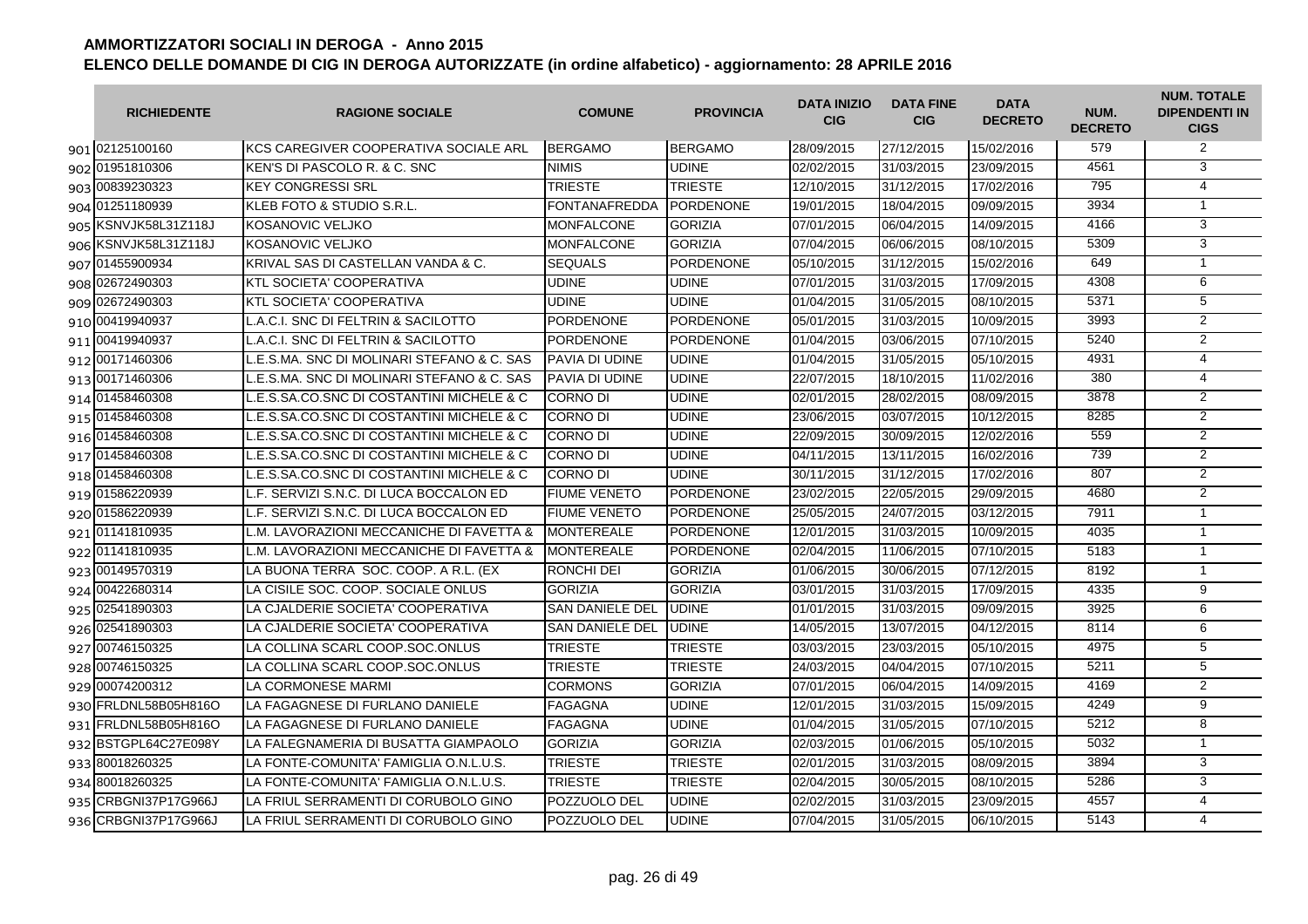# AMMORTIZZATORI SOCIALI IN DEROGA - Anno 2015

## ELENCO DELLE DOMANDE DI CIG IN DEROGA AUTORIZZATE (in ordine alfabetico) - aggiornamento: 28 APRILE 2016

| | RICHIEDENTE | RAGIONE SOCIALE | COMUNE | PROVINCIA | DATA INIZIO CIG | DATA FINE CIG | DATA DECRETO | NUM. DECRETO | NUM. TOTALE DIPENDENTI IN CIGS |
|---|---|---|---|---|---|---|---|---|---|
| 901 | 02125100160 | KCS CAREGIVER COOPERATIVA SOCIALE ARL | BERGAMO | BERGAMO | 28/09/2015 | 27/12/2015 | 15/02/2016 | 579 | 2 |
| 902 | 01951810306 | KEN'S DI PASCOLO R. & C. SNC | NIMIS | UDINE | 02/02/2015 | 31/03/2015 | 23/09/2015 | 4561 | 3 |
| 903 | 00839230323 | KEY CONGRESSI SRL | TRIESTE | TRIESTE | 12/10/2015 | 31/12/2015 | 17/02/2016 | 795 | 4 |
| 904 | 01251180939 | KLEB FOTO & STUDIO S.R.L. | FONTANAFREDDA | PORDENONE | 19/01/2015 | 18/04/2015 | 09/09/2015 | 3934 | 1 |
| 905 | KSNVJK58L31Z118J | KOSANOVIC VELJKO | MONFALCONE | GORIZIA | 07/01/2015 | 06/04/2015 | 14/09/2015 | 4166 | 3 |
| 906 | KSNVJK58L31Z118J | KOSANOVIC VELJKO | MONFALCONE | GORIZIA | 07/04/2015 | 06/06/2015 | 08/10/2015 | 5309 | 3 |
| 907 | 01455900934 | KRIVAL SAS DI CASTELLAN VANDA & C. | SEQUALS | PORDENONE | 05/10/2015 | 31/12/2015 | 15/02/2016 | 649 | 1 |
| 908 | 02672490303 | KTL SOCIETA' COOPERATIVA | UDINE | UDINE | 07/01/2015 | 31/03/2015 | 17/09/2015 | 4308 | 6 |
| 909 | 02672490303 | KTL SOCIETA' COOPERATIVA | UDINE | UDINE | 01/04/2015 | 31/05/2015 | 08/10/2015 | 5371 | 5 |
| 910 | 00419940937 | L.A.C.I. SNC DI FELTRIN & SACILOTTO | PORDENONE | PORDENONE | 05/01/2015 | 31/03/2015 | 10/09/2015 | 3993 | 2 |
| 911 | 00419940937 | L.A.C.I. SNC DI FELTRIN & SACILOTTO | PORDENONE | PORDENONE | 01/04/2015 | 03/06/2015 | 07/10/2015 | 5240 | 2 |
| 912 | 00171460306 | L.E.S.MA. SNC DI MOLINARI STEFANO & C. SAS | PAVIA DI UDINE | UDINE | 01/04/2015 | 31/05/2015 | 05/10/2015 | 4931 | 4 |
| 913 | 00171460306 | L.E.S.MA. SNC DI MOLINARI STEFANO & C. SAS | PAVIA DI UDINE | UDINE | 22/07/2015 | 18/10/2015 | 11/02/2016 | 380 | 4 |
| 914 | 01458460308 | L.E.S.SA.CO.SNC DI COSTANTINI MICHELE & C | CORNO DI | UDINE | 02/01/2015 | 28/02/2015 | 08/09/2015 | 3878 | 2 |
| 915 | 01458460308 | L.E.S.SA.CO.SNC DI COSTANTINI MICHELE & C | CORNO DI | UDINE | 23/06/2015 | 03/07/2015 | 10/12/2015 | 8285 | 2 |
| 916 | 01458460308 | L.E.S.SA.CO.SNC DI COSTANTINI MICHELE & C | CORNO DI | UDINE | 22/09/2015 | 30/09/2015 | 12/02/2016 | 559 | 2 |
| 917 | 01458460308 | L.E.S.SA.CO.SNC DI COSTANTINI MICHELE & C | CORNO DI | UDINE | 04/11/2015 | 13/11/2015 | 16/02/2016 | 739 | 2 |
| 918 | 01458460308 | L.E.S.SA.CO.SNC DI COSTANTINI MICHELE & C | CORNO DI | UDINE | 30/11/2015 | 31/12/2015 | 17/02/2016 | 807 | 2 |
| 919 | 01586220939 | L.F. SERVIZI S.N.C. DI LUCA BOCCALON ED | FIUME VENETO | PORDENONE | 23/02/2015 | 22/05/2015 | 29/09/2015 | 4680 | 2 |
| 920 | 01586220939 | L.F. SERVIZI S.N.C. DI LUCA BOCCALON ED | FIUME VENETO | PORDENONE | 25/05/2015 | 24/07/2015 | 03/12/2015 | 7911 | 1 |
| 921 | 01141810935 | L.M. LAVORAZIONI MECCANICHE DI FAVETTA & | MONTEREALE | PORDENONE | 12/01/2015 | 31/03/2015 | 10/09/2015 | 4035 | 1 |
| 922 | 01141810935 | L.M. LAVORAZIONI MECCANICHE DI FAVETTA & | MONTEREALE | PORDENONE | 02/04/2015 | 11/06/2015 | 07/10/2015 | 5183 | 1 |
| 923 | 00149570319 | LA BUONA TERRA SOC. COOP. A R.L. (EX | RONCHI DEI | GORIZIA | 01/06/2015 | 30/06/2015 | 07/12/2015 | 8192 | 1 |
| 924 | 00422680314 | LA CISILE SOC. COOP. SOCIALE ONLUS | GORIZIA | GORIZIA | 03/01/2015 | 31/03/2015 | 17/09/2015 | 4335 | 9 |
| 925 | 02541890303 | LA CJALDERIE SOCIETA' COOPERATIVA | SAN DANIELE DEL | UDINE | 01/01/2015 | 31/03/2015 | 09/09/2015 | 3925 | 6 |
| 926 | 02541890303 | LA CJALDERIE SOCIETA' COOPERATIVA | SAN DANIELE DEL | UDINE | 14/05/2015 | 13/07/2015 | 04/12/2015 | 8114 | 6 |
| 927 | 00746150325 | LA COLLINA SCARL COOP.SOC.ONLUS | TRIESTE | TRIESTE | 03/03/2015 | 23/03/2015 | 05/10/2015 | 4975 | 5 |
| 928 | 00746150325 | LA COLLINA SCARL COOP.SOC.ONLUS | TRIESTE | TRIESTE | 24/03/2015 | 04/04/2015 | 07/10/2015 | 5211 | 5 |
| 929 | 00074200312 | LA CORMONESE MARMI | CORMONS | GORIZIA | 07/01/2015 | 06/04/2015 | 14/09/2015 | 4169 | 2 |
| 930 | FRLDNL58B05H816O | LA FAGAGNESE DI FURLANO DANIELE | FAGAGNA | UDINE | 12/01/2015 | 31/03/2015 | 15/09/2015 | 4249 | 9 |
| 931 | FRLDNL58B05H816O | LA FAGAGNESE DI FURLANO DANIELE | FAGAGNA | UDINE | 01/04/2015 | 31/05/2015 | 07/10/2015 | 5212 | 8 |
| 932 | BSTGPL64C27E098Y | LA FALEGNAMERIA DI BUSATTA GIAMPAOLO | GORIZIA | GORIZIA | 02/03/2015 | 01/06/2015 | 05/10/2015 | 5032 | 1 |
| 933 | 80018260325 | LA FONTE-COMUNITA' FAMIGLIA O.N.L.U.S. | TRIESTE | TRIESTE | 02/01/2015 | 31/03/2015 | 08/09/2015 | 3894 | 3 |
| 934 | 80018260325 | LA FONTE-COMUNITA' FAMIGLIA O.N.L.U.S. | TRIESTE | TRIESTE | 02/04/2015 | 30/05/2015 | 08/10/2015 | 5286 | 3 |
| 935 | CRBGNI37P17G966J | LA FRIUL SERRAMENTI DI CORUBOLO GINO | POZZUOLO DEL | UDINE | 02/02/2015 | 31/03/2015 | 23/09/2015 | 4557 | 4 |
| 936 | CRBGNI37P17G966J | LA FRIUL SERRAMENTI DI CORUBOLO GINO | POZZUOLO DEL | UDINE | 07/04/2015 | 31/05/2015 | 06/10/2015 | 5143 | 4 |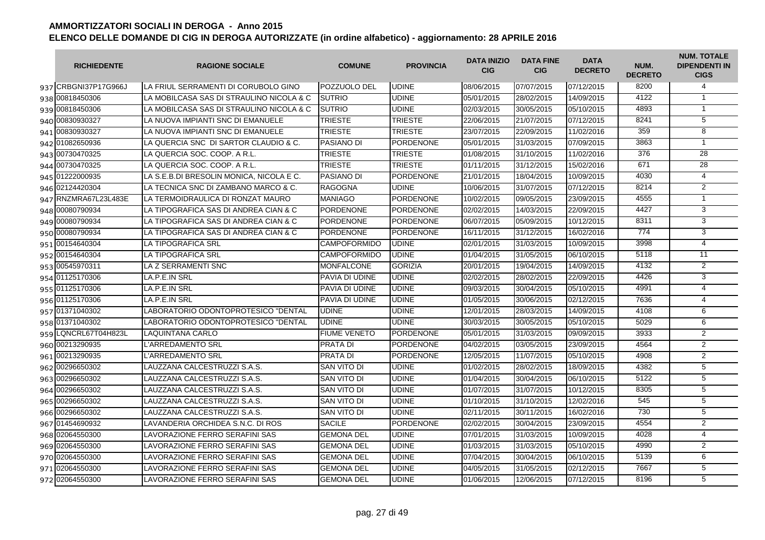# AMMORTIZZATORI SOCIALI IN DEROGA - Anno 2015

## ELENCO DELLE DOMANDE DI CIG IN DEROGA AUTORIZZATE (in ordine alfabetico) - aggiornamento: 28 APRILE 2016

| | RICHIEDENTE | RAGIONE SOCIALE | COMUNE | PROVINCIA | DATA INIZIO CIG | DATA FINE CIG | DATA DECRETO | NUM. DECRETO | NUM. TOTALE DIPENDENTI IN CIGS |
|---|---|---|---|---|---|---|---|---|---|
| 937 | CRBGNI37P17G966J | LA FRIUL SERRAMENTI DI CORUBOLO GINO | POZZUOLO DEL | UDINE | 08/06/2015 | 07/07/2015 | 07/12/2015 | 8200 | 4 |
| 938 | 00818450306 | LA MOBILCASA SAS DI STRAULINO NICOLA & C | SUTRIO | UDINE | 05/01/2015 | 28/02/2015 | 14/09/2015 | 4122 | 1 |
| 939 | 00818450306 | LA MOBILCASA SAS DI STRAULINO NICOLA & C | SUTRIO | UDINE | 02/03/2015 | 30/05/2015 | 05/10/2015 | 4893 | 1 |
| 940 | 00830930327 | LA NUOVA IMPIANTI SNC DI EMANUELE | TRIESTE | TRIESTE | 22/06/2015 | 21/07/2015 | 07/12/2015 | 8241 | 5 |
| 941 | 00830930327 | LA NUOVA IMPIANTI SNC DI EMANUELE | TRIESTE | TRIESTE | 23/07/2015 | 22/09/2015 | 11/02/2016 | 359 | 8 |
| 942 | 01082650936 | LA QUERCIA SNC DI SARTOR CLAUDIO & C. | PASIANO DI | PORDENONE | 05/01/2015 | 31/03/2015 | 07/09/2015 | 3863 | 1 |
| 943 | 00730470325 | LA QUERCIA SOC. COOP. A R.L. | TRIESTE | TRIESTE | 01/08/2015 | 31/10/2015 | 11/02/2016 | 376 | 28 |
| 944 | 00730470325 | LA QUERCIA SOC. COOP. A R.L. | TRIESTE | TRIESTE | 01/11/2015 | 31/12/2015 | 15/02/2016 | 671 | 28 |
| 945 | 01222000935 | LA S.E.B.DI BRESOLIN MONICA, NICOLA E C. | PASIANO DI | PORDENONE | 21/01/2015 | 18/04/2015 | 10/09/2015 | 4030 | 4 |
| 946 | 02124420304 | LA TECNICA SNC DI ZAMBANO MARCO & C. | RAGOGNA | UDINE | 10/06/2015 | 31/07/2015 | 07/12/2015 | 8214 | 2 |
| 947 | RNZMRA67L23L483E | LA TERMOIDRAULICA DI RONZAT MAURO | MANIAGO | PORDENONE | 10/02/2015 | 09/05/2015 | 23/09/2015 | 4555 | 1 |
| 948 | 00080790934 | LA TIPOGRAFICA SAS DI ANDREA CIAN & C | PORDENONE | PORDENONE | 02/02/2015 | 14/03/2015 | 22/09/2015 | 4427 | 3 |
| 949 | 00080790934 | LA TIPOGRAFICA SAS DI ANDREA CIAN & C | PORDENONE | PORDENONE | 06/07/2015 | 05/09/2015 | 10/12/2015 | 8311 | 3 |
| 950 | 00080790934 | LA TIPOGRAFICA SAS DI ANDREA CIAN & C | PORDENONE | PORDENONE | 16/11/2015 | 31/12/2015 | 16/02/2016 | 774 | 3 |
| 951 | 00154640304 | LA TIPOGRAFICA SRL | CAMPOFORMIDO | UDINE | 02/01/2015 | 31/03/2015 | 10/09/2015 | 3998 | 4 |
| 952 | 00154640304 | LA TIPOGRAFICA SRL | CAMPOFORMIDO | UDINE | 01/04/2015 | 31/05/2015 | 06/10/2015 | 5118 | 11 |
| 953 | 00545970311 | LA Z SERRAMENTI SNC | MONFALCONE | GORIZIA | 20/01/2015 | 19/04/2015 | 14/09/2015 | 4132 | 2 |
| 954 | 01125170306 | LA.P.E.IN SRL | PAVIA DI UDINE | UDINE | 02/02/2015 | 28/02/2015 | 22/09/2015 | 4426 | 3 |
| 955 | 01125170306 | LA.P.E.IN SRL | PAVIA DI UDINE | UDINE | 09/03/2015 | 30/04/2015 | 05/10/2015 | 4991 | 4 |
| 956 | 01125170306 | LA.P.E.IN SRL | PAVIA DI UDINE | UDINE | 01/05/2015 | 30/06/2015 | 02/12/2015 | 7636 | 4 |
| 957 | 01371040302 | LABORATORIO ODONTOPROTESICO "DENTAL | UDINE | UDINE | 12/01/2015 | 28/03/2015 | 14/09/2015 | 4108 | 6 |
| 958 | 01371040302 | LABORATORIO ODONTOPROTESICO "DENTAL | UDINE | UDINE | 30/03/2015 | 30/05/2015 | 05/10/2015 | 5029 | 6 |
| 959 | LQNCRL67T04H823L | LAQUINTANA CARLO | FIUME VENETO | PORDENONE | 05/01/2015 | 31/03/2015 | 09/09/2015 | 3933 | 2 |
| 960 | 00213290935 | L'ARREDAMENTO SRL | PRATA DI | PORDENONE | 04/02/2015 | 03/05/2015 | 23/09/2015 | 4564 | 2 |
| 961 | 00213290935 | L'ARREDAMENTO SRL | PRATA DI | PORDENONE | 12/05/2015 | 11/07/2015 | 05/10/2015 | 4908 | 2 |
| 962 | 00296650302 | LAUZZANA CALCESTRUZZI S.A.S. | SAN VITO DI | UDINE | 01/02/2015 | 28/02/2015 | 18/09/2015 | 4382 | 5 |
| 963 | 00296650302 | LAUZZANA CALCESTRUZZI S.A.S. | SAN VITO DI | UDINE | 01/04/2015 | 30/04/2015 | 06/10/2015 | 5122 | 5 |
| 964 | 00296650302 | LAUZZANA CALCESTRUZZI S.A.S. | SAN VITO DI | UDINE | 01/07/2015 | 31/07/2015 | 10/12/2015 | 8305 | 5 |
| 965 | 00296650302 | LAUZZANA CALCESTRUZZI S.A.S. | SAN VITO DI | UDINE | 01/10/2015 | 31/10/2015 | 12/02/2016 | 545 | 5 |
| 966 | 00296650302 | LAUZZANA CALCESTRUZZI S.A.S. | SAN VITO DI | UDINE | 02/11/2015 | 30/11/2015 | 16/02/2016 | 730 | 5 |
| 967 | 01454690932 | LAVANDERIA ORCHIDEA S.N.C. DI ROS | SACILE | PORDENONE | 02/02/2015 | 30/04/2015 | 23/09/2015 | 4554 | 2 |
| 968 | 02064550300 | LAVORAZIONE FERRO SERAFINI SAS | GEMONA DEL | UDINE | 07/01/2015 | 31/03/2015 | 10/09/2015 | 4028 | 4 |
| 969 | 02064550300 | LAVORAZIONE FERRO SERAFINI SAS | GEMONA DEL | UDINE | 01/03/2015 | 31/03/2015 | 05/10/2015 | 4990 | 2 |
| 970 | 02064550300 | LAVORAZIONE FERRO SERAFINI SAS | GEMONA DEL | UDINE | 07/04/2015 | 30/04/2015 | 06/10/2015 | 5139 | 6 |
| 971 | 02064550300 | LAVORAZIONE FERRO SERAFINI SAS | GEMONA DEL | UDINE | 04/05/2015 | 31/05/2015 | 02/12/2015 | 7667 | 5 |
| 972 | 02064550300 | LAVORAZIONE FERRO SERAFINI SAS | GEMONA DEL | UDINE | 01/06/2015 | 12/06/2015 | 07/12/2015 | 8196 | 5 |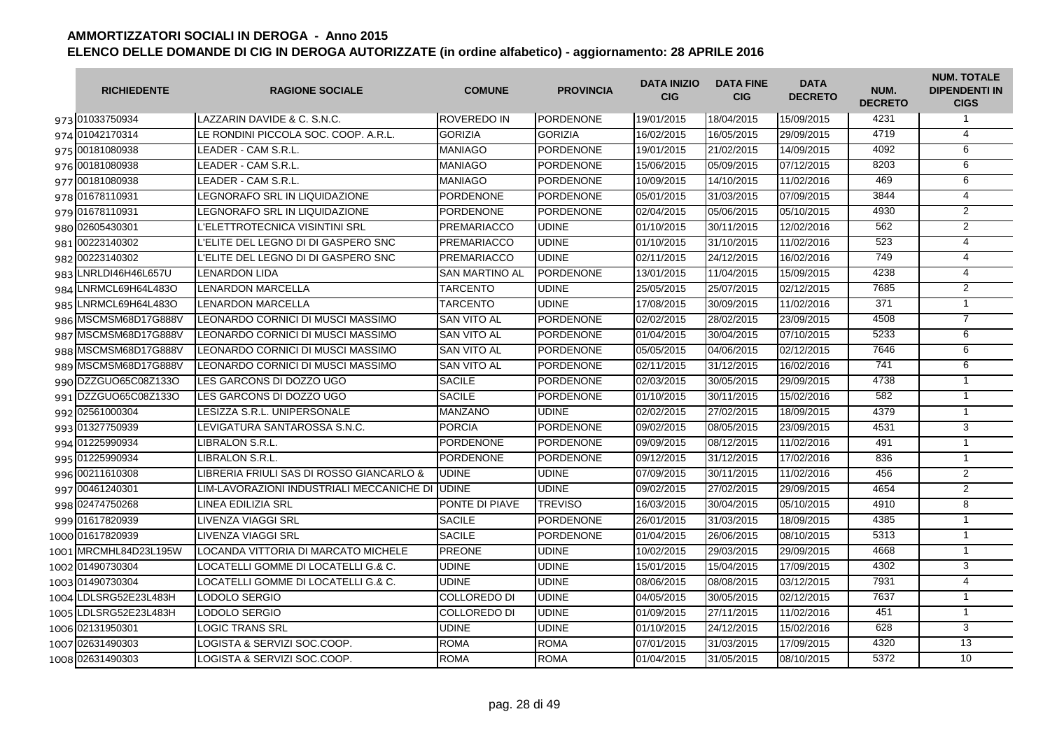# AMMORTIZZATORI SOCIALI IN DEROGA - Anno 2015

## ELENCO DELLE DOMANDE DI CIG IN DEROGA AUTORIZZATE (in ordine alfabetico) - aggiornamento: 28 APRILE 2016

| | RICHIEDENTE | RAGIONE SOCIALE | COMUNE | PROVINCIA | DATA INIZIO CIG | DATA FINE CIG | DATA DECRETO | NUM. DECRETO | NUM. TOTALE DIPENDENTI IN CIGS |
|---|---|---|---|---|---|---|---|---|---|
| 973 | 01033750934 | LAZZARIN DAVIDE & C. S.N.C. | ROVEREDO IN | PORDENONE | 19/01/2015 | 18/04/2015 | 15/09/2015 | 4231 | 1 |
| 974 | 01042170314 | LE RONDINI PICCOLA SOC. COOP. A.R.L. | GORIZIA | GORIZIA | 16/02/2015 | 16/05/2015 | 29/09/2015 | 4719 | 4 |
| 975 | 00181080938 | LEADER - CAM S.R.L. | MANIAGO | PORDENONE | 19/01/2015 | 21/02/2015 | 14/09/2015 | 4092 | 6 |
| 976 | 00181080938 | LEADER - CAM S.R.L. | MANIAGO | PORDENONE | 15/06/2015 | 05/09/2015 | 07/12/2015 | 8203 | 6 |
| 977 | 00181080938 | LEADER - CAM S.R.L. | MANIAGO | PORDENONE | 10/09/2015 | 14/10/2015 | 11/02/2016 | 469 | 6 |
| 978 | 01678110931 | LEGNORAFO SRL IN LIQUIDAZIONE | PORDENONE | PORDENONE | 05/01/2015 | 31/03/2015 | 07/09/2015 | 3844 | 4 |
| 979 | 01678110931 | LEGNORAFO SRL IN LIQUIDAZIONE | PORDENONE | PORDENONE | 02/04/2015 | 05/06/2015 | 05/10/2015 | 4930 | 2 |
| 980 | 02605430301 | L'ELETTROTECNICA VISINTINI SRL | PREMARIACCO | UDINE | 01/10/2015 | 30/11/2015 | 12/02/2016 | 562 | 2 |
| 981 | 00223140302 | L'ELITE DEL LEGNO DI DI GASPERO SNC | PREMARIACCO | UDINE | 01/10/2015 | 31/10/2015 | 11/02/2016 | 523 | 4 |
| 982 | 00223140302 | L'ELITE DEL LEGNO DI DI GASPERO SNC | PREMARIACCO | UDINE | 02/11/2015 | 24/12/2015 | 16/02/2016 | 749 | 4 |
| 983 | LNRLDI46H46L657U | LENARDON LIDA | SAN MARTINO AL | PORDENONE | 13/01/2015 | 11/04/2015 | 15/09/2015 | 4238 | 4 |
| 984 | LNRMCL69H64L483O | LENARDON MARCELLA | TARCENTO | UDINE | 25/05/2015 | 25/07/2015 | 02/12/2015 | 7685 | 2 |
| 985 | LNRMCL69H64L483O | LENARDON MARCELLA | TARCENTO | UDINE | 17/08/2015 | 30/09/2015 | 11/02/2016 | 371 | 1 |
| 986 | MSCMSM68D17G888V | LEONARDO CORNICI DI MUSCI MASSIMO | SAN VITO AL | PORDENONE | 02/02/2015 | 28/02/2015 | 23/09/2015 | 4508 | 7 |
| 987 | MSCMSM68D17G888V | LEONARDO CORNICI DI MUSCI MASSIMO | SAN VITO AL | PORDENONE | 01/04/2015 | 30/04/2015 | 07/10/2015 | 5233 | 6 |
| 988 | MSCMSM68D17G888V | LEONARDO CORNICI DI MUSCI MASSIMO | SAN VITO AL | PORDENONE | 05/05/2015 | 04/06/2015 | 02/12/2015 | 7646 | 6 |
| 989 | MSCMSM68D17G888V | LEONARDO CORNICI DI MUSCI MASSIMO | SAN VITO AL | PORDENONE | 02/11/2015 | 31/12/2015 | 16/02/2016 | 741 | 6 |
| 990 | DZZGUO65C08Z133O | LES GARCONS DI DOZZO UGO | SACILE | PORDENONE | 02/03/2015 | 30/05/2015 | 29/09/2015 | 4738 | 1 |
| 991 | DZZGUO65C08Z133O | LES GARCONS DI DOZZO UGO | SACILE | PORDENONE | 01/10/2015 | 30/11/2015 | 15/02/2016 | 582 | 1 |
| 992 | 02561000304 | LESIZZA S.R.L. UNIPERSONALE | MANZANO | UDINE | 02/02/2015 | 27/02/2015 | 18/09/2015 | 4379 | 1 |
| 993 | 01327750939 | LEVIGATURA SANTAROSSA S.N.C. | PORCIA | PORDENONE | 09/02/2015 | 08/05/2015 | 23/09/2015 | 4531 | 3 |
| 994 | 01225990934 | LIBRALON S.R.L. | PORDENONE | PORDENONE | 09/09/2015 | 08/12/2015 | 11/02/2016 | 491 | 1 |
| 995 | 01225990934 | LIBRALON S.R.L. | PORDENONE | PORDENONE | 09/12/2015 | 31/12/2015 | 17/02/2016 | 836 | 1 |
| 996 | 00211610308 | LIBRERIA FRIULI SAS DI ROSSO GIANCARLO & | UDINE | UDINE | 07/09/2015 | 30/11/2015 | 11/02/2016 | 456 | 2 |
| 997 | 00461240301 | LIM-LAVORAZIONI INDUSTRIALI MECCANICHE DI | UDINE | UDINE | 09/02/2015 | 27/02/2015 | 29/09/2015 | 4654 | 2 |
| 998 | 02474750268 | LINEA EDILIZIA SRL | PONTE DI PIAVE | TREVISO | 16/03/2015 | 30/04/2015 | 05/10/2015 | 4910 | 8 |
| 999 | 01617820939 | LIVENZA VIAGGI SRL | SACILE | PORDENONE | 26/01/2015 | 31/03/2015 | 18/09/2015 | 4385 | 1 |
| 1000 | 01617820939 | LIVENZA VIAGGI SRL | SACILE | PORDENONE | 01/04/2015 | 26/06/2015 | 08/10/2015 | 5313 | 1 |
| 1001 | MRCMHL84D23L195W | LOCANDA VITTORIA DI MARCATO MICHELE | PREONE | UDINE | 10/02/2015 | 29/03/2015 | 29/09/2015 | 4668 | 1 |
| 1002 | 01490730304 | LOCATELLI GOMME DI LOCATELLI G.& C. | UDINE | UDINE | 15/01/2015 | 15/04/2015 | 17/09/2015 | 4302 | 3 |
| 1003 | 01490730304 | LOCATELLI GOMME DI LOCATELLI G.& C. | UDINE | UDINE | 08/06/2015 | 08/08/2015 | 03/12/2015 | 7931 | 4 |
| 1004 | LDLSRG52E23L483H | LODOLO SERGIO | COLLOREDO DI | UDINE | 04/05/2015 | 30/05/2015 | 02/12/2015 | 7637 | 1 |
| 1005 | LDLSRG52E23L483H | LODOLO SERGIO | COLLOREDO DI | UDINE | 01/09/2015 | 27/11/2015 | 11/02/2016 | 451 | 1 |
| 1006 | 02131950301 | LOGIC TRANS SRL | UDINE | UDINE | 01/10/2015 | 24/12/2015 | 15/02/2016 | 628 | 3 |
| 1007 | 02631490303 | LOGISTA & SERVIZI SOC.COOP. | ROMA | ROMA | 07/01/2015 | 31/03/2015 | 17/09/2015 | 4320 | 13 |
| 1008 | 02631490303 | LOGISTA & SERVIZI SOC.COOP. | ROMA | ROMA | 01/04/2015 | 31/05/2015 | 08/10/2015 | 5372 | 10 |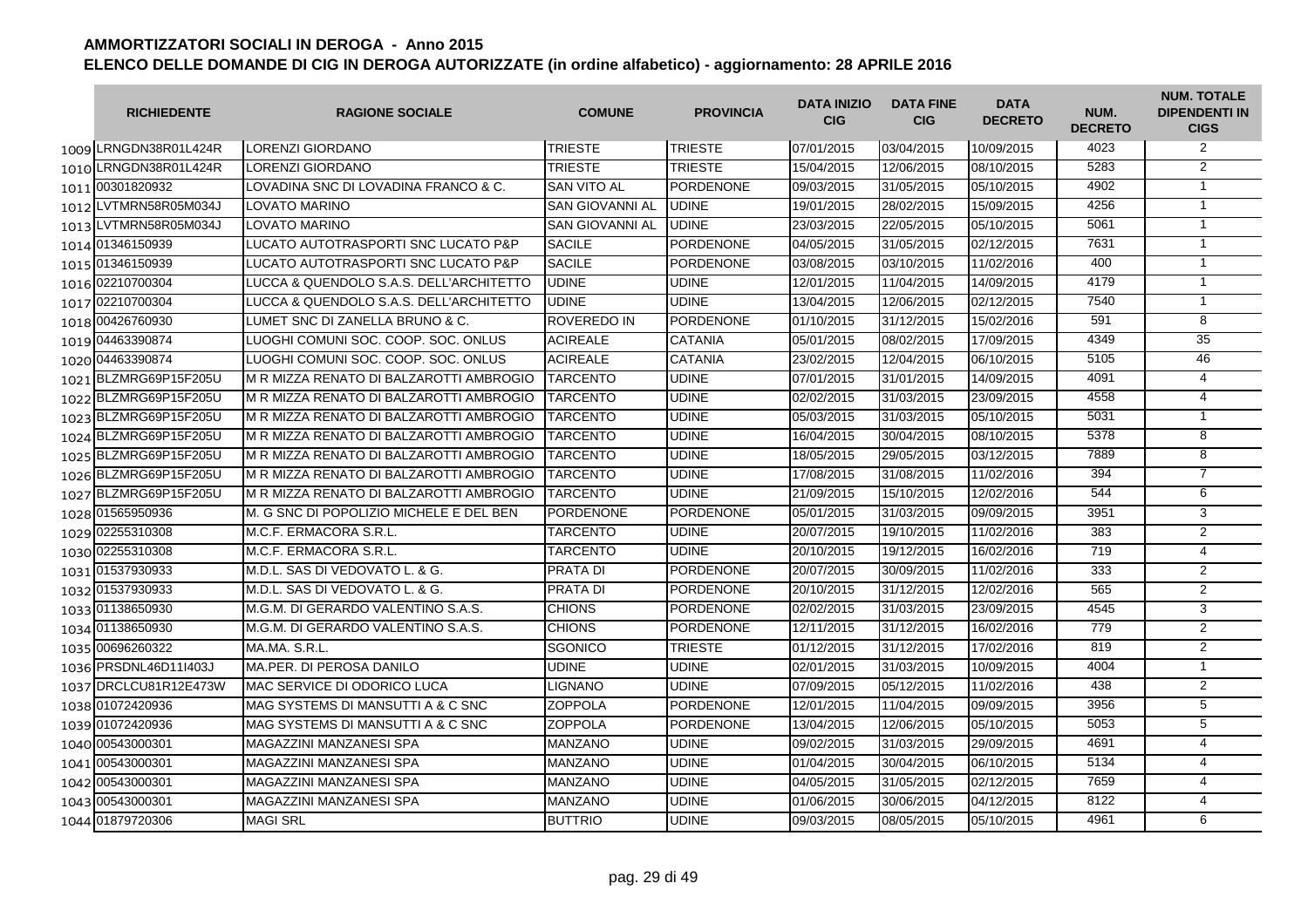# AMMORTIZZATORI SOCIALI IN DEROGA - Anno 2015

## ELENCO DELLE DOMANDE DI CIG IN DEROGA AUTORIZZATE (in ordine alfabetico) - aggiornamento: 28 APRILE 2016

| | RICHIEDENTE | RAGIONE SOCIALE | COMUNE | PROVINCIA | DATA INIZIO CIG | DATA FINE CIG | DATA DECRETO | NUM. DECRETO | NUM. TOTALE DIPENDENTI IN CIGS |
|---|---|---|---|---|---|---|---|---|---|
| 1009 | LRNGDN38R01L424R | LORENZI GIORDANO | TRIESTE | TRIESTE | 07/01/2015 | 03/04/2015 | 10/09/2015 | 4023 | 2 |
| 1010 | LRNGDN38R01L424R | LORENZI GIORDANO | TRIESTE | TRIESTE | 15/04/2015 | 12/06/2015 | 08/10/2015 | 5283 | 2 |
| 1011 | 00301820932 | LOVADINA SNC DI LOVADINA FRANCO & C. | SAN VITO AL | PORDENONE | 09/03/2015 | 31/05/2015 | 05/10/2015 | 4902 | 1 |
| 1012 | LVTMRN58R05M034J | LOVATO MARINO | SAN GIOVANNI AL | UDINE | 19/01/2015 | 28/02/2015 | 15/09/2015 | 4256 | 1 |
| 1013 | LVTMRN58R05M034J | LOVATO MARINO | SAN GIOVANNI AL | UDINE | 23/03/2015 | 22/05/2015 | 05/10/2015 | 5061 | 1 |
| 1014 | 01346150939 | LUCATO AUTOTRASPORTI SNC LUCATO P&P | SACILE | PORDENONE | 04/05/2015 | 31/05/2015 | 02/12/2015 | 7631 | 1 |
| 1015 | 01346150939 | LUCATO AUTOTRASPORTI SNC LUCATO P&P | SACILE | PORDENONE | 03/08/2015 | 03/10/2015 | 11/02/2016 | 400 | 1 |
| 1016 | 02210700304 | LUCCA & QUENDOLO S.A.S. DELL'ARCHITETTO | UDINE | UDINE | 12/01/2015 | 11/04/2015 | 14/09/2015 | 4179 | 1 |
| 1017 | 02210700304 | LUCCA & QUENDOLO S.A.S. DELL'ARCHITETTO | UDINE | UDINE | 13/04/2015 | 12/06/2015 | 02/12/2015 | 7540 | 1 |
| 1018 | 00426760930 | LUMET SNC DI ZANELLA BRUNO & C. | ROVEREDO IN | PORDENONE | 01/10/2015 | 31/12/2015 | 15/02/2016 | 591 | 8 |
| 1019 | 04463390874 | LUOGHI COMUNI SOC. COOP. SOC. ONLUS | ACIREALE | CATANIA | 05/01/2015 | 08/02/2015 | 17/09/2015 | 4349 | 35 |
| 1020 | 04463390874 | LUOGHI COMUNI SOC. COOP. SOC. ONLUS | ACIREALE | CATANIA | 23/02/2015 | 12/04/2015 | 06/10/2015 | 5105 | 46 |
| 1021 | BLZMRG69P15F205U | M R MIZZA RENATO DI BALZAROTTI AMBROGIO | TARCENTO | UDINE | 07/01/2015 | 31/01/2015 | 14/09/2015 | 4091 | 4 |
| 1022 | BLZMRG69P15F205U | M R MIZZA RENATO DI BALZAROTTI AMBROGIO | TARCENTO | UDINE | 02/02/2015 | 31/03/2015 | 23/09/2015 | 4558 | 4 |
| 1023 | BLZMRG69P15F205U | M R MIZZA RENATO DI BALZAROTTI AMBROGIO | TARCENTO | UDINE | 05/03/2015 | 31/03/2015 | 05/10/2015 | 5031 | 1 |
| 1024 | BLZMRG69P15F205U | M R MIZZA RENATO DI BALZAROTTI AMBROGIO | TARCENTO | UDINE | 16/04/2015 | 30/04/2015 | 08/10/2015 | 5378 | 8 |
| 1025 | BLZMRG69P15F205U | M R MIZZA RENATO DI BALZAROTTI AMBROGIO | TARCENTO | UDINE | 18/05/2015 | 29/05/2015 | 03/12/2015 | 7889 | 8 |
| 1026 | BLZMRG69P15F205U | M R MIZZA RENATO DI BALZAROTTI AMBROGIO | TARCENTO | UDINE | 17/08/2015 | 31/08/2015 | 11/02/2016 | 394 | 7 |
| 1027 | BLZMRG69P15F205U | M R MIZZA RENATO DI BALZAROTTI AMBROGIO | TARCENTO | UDINE | 21/09/2015 | 15/10/2015 | 12/02/2016 | 544 | 6 |
| 1028 | 01565950936 | M. G SNC DI POPOLIZIO MICHELE E DEL BEN | PORDENONE | PORDENONE | 05/01/2015 | 31/03/2015 | 09/09/2015 | 3951 | 3 |
| 1029 | 02255310308 | M.C.F. ERMACORA S.R.L. | TARCENTO | UDINE | 20/07/2015 | 19/10/2015 | 11/02/2016 | 383 | 2 |
| 1030 | 02255310308 | M.C.F. ERMACORA S.R.L. | TARCENTO | UDINE | 20/10/2015 | 19/12/2015 | 16/02/2016 | 719 | 4 |
| 1031 | 01537930933 | M.D.L. SAS DI VEDOVATO L. & G. | PRATA DI | PORDENONE | 20/07/2015 | 30/09/2015 | 11/02/2016 | 333 | 2 |
| 1032 | 01537930933 | M.D.L. SAS DI VEDOVATO L. & G. | PRATA DI | PORDENONE | 20/10/2015 | 31/12/2015 | 12/02/2016 | 565 | 2 |
| 1033 | 01138650930 | M.G.M. DI GERARDO VALENTINO S.A.S. | CHIONS | PORDENONE | 02/02/2015 | 31/03/2015 | 23/09/2015 | 4545 | 3 |
| 1034 | 01138650930 | M.G.M. DI GERARDO VALENTINO S.A.S. | CHIONS | PORDENONE | 12/11/2015 | 31/12/2015 | 16/02/2016 | 779 | 2 |
| 1035 | 00696260322 | MA.MA. S.R.L. | SGONICO | TRIESTE | 01/12/2015 | 31/12/2015 | 17/02/2016 | 819 | 2 |
| 1036 | PRSDNL46D11I403J | MA.PER. DI PEROSA DANILO | UDINE | UDINE | 02/01/2015 | 31/03/2015 | 10/09/2015 | 4004 | 1 |
| 1037 | DRCLCU81R12E473W | MAC SERVICE DI ODORICO LUCA | LIGNANO | UDINE | 07/09/2015 | 05/12/2015 | 11/02/2016 | 438 | 2 |
| 1038 | 01072420936 | MAG SYSTEMS DI MANSUTTI A & C SNC | ZOPPOLA | PORDENONE | 12/01/2015 | 11/04/2015 | 09/09/2015 | 3956 | 5 |
| 1039 | 01072420936 | MAG SYSTEMS DI MANSUTTI A & C SNC | ZOPPOLA | PORDENONE | 13/04/2015 | 12/06/2015 | 05/10/2015 | 5053 | 5 |
| 1040 | 00543000301 | MAGAZZINI MANZANESI SPA | MANZANO | UDINE | 09/02/2015 | 31/03/2015 | 29/09/2015 | 4691 | 4 |
| 1041 | 00543000301 | MAGAZZINI MANZANESI SPA | MANZANO | UDINE | 01/04/2015 | 30/04/2015 | 06/10/2015 | 5134 | 4 |
| 1042 | 00543000301 | MAGAZZINI MANZANESI SPA | MANZANO | UDINE | 04/05/2015 | 31/05/2015 | 02/12/2015 | 7659 | 4 |
| 1043 | 00543000301 | MAGAZZINI MANZANESI SPA | MANZANO | UDINE | 01/06/2015 | 30/06/2015 | 04/12/2015 | 8122 | 4 |
| 1044 | 01879720306 | MAGI SRL | BUTTRIO | UDINE | 09/03/2015 | 08/05/2015 | 05/10/2015 | 4961 | 6 |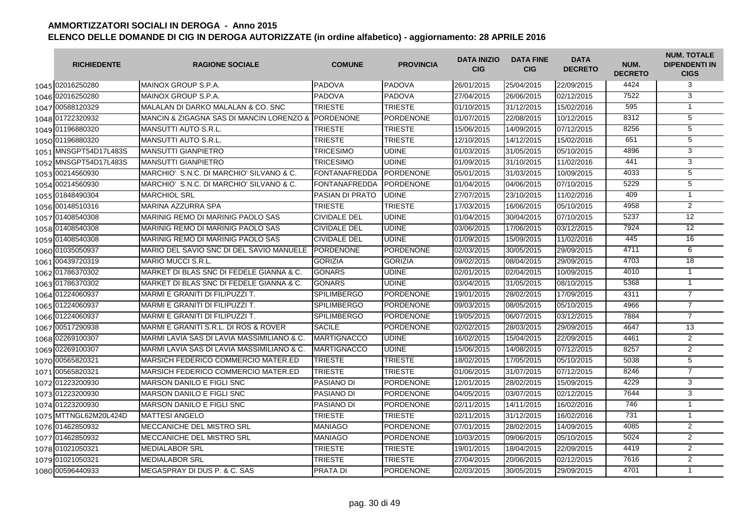# AMMORTIZZATORI SOCIALI IN DEROGA - Anno 2015

## ELENCO DELLE DOMANDE DI CIG IN DEROGA AUTORIZZATE (in ordine alfabetico) - aggiornamento: 28 APRILE 2016

| | RICHIEDENTE | RAGIONE SOCIALE | COMUNE | PROVINCIA | DATA INIZIO CIG | DATA FINE CIG | DATA DECRETO | NUM. DECRETO | NUM. TOTALE DIPENDENTI IN CIGS |
|---|---|---|---|---|---|---|---|---|---|
| 1045 | 02016250280 | MAINOX GROUP S.P.A. | PADOVA | PADOVA | 26/01/2015 | 25/04/2015 | 22/09/2015 | 4424 | 3 |
| 1046 | 02016250280 | MAINOX GROUP S.P.A. | PADOVA | PADOVA | 27/04/2015 | 26/06/2015 | 02/12/2015 | 7522 | 3 |
| 1047 | 00588120329 | MALALAN DI DARKO MALALAN & CO. SNC | TRIESTE | TRIESTE | 01/10/2015 | 31/12/2015 | 15/02/2016 | 595 | 1 |
| 1048 | 01722320932 | MANCIN & ZIGAGNA SAS DI MANCIN LORENZO & | PORDENONE | PORDENONE | 01/07/2015 | 22/08/2015 | 10/12/2015 | 8312 | 5 |
| 1049 | 01196880320 | MANSUTTI AUTO S.R.L. | TRIESTE | TRIESTE | 15/06/2015 | 14/09/2015 | 07/12/2015 | 8256 | 5 |
| 1050 | 01196880320 | MANSUTTI AUTO S.R.L. | TRIESTE | TRIESTE | 12/10/2015 | 14/12/2015 | 15/02/2016 | 651 | 5 |
| 1051 | MNSGPT54D17L483S | MANSUTTI GIANPIETRO | TRICESIMO | UDINE | 01/03/2015 | 31/05/2015 | 05/10/2015 | 4896 | 3 |
| 1052 | MNSGPT54D17L483S | MANSUTTI GIANPIETRO | TRICESIMO | UDINE | 01/09/2015 | 31/10/2015 | 11/02/2016 | 441 | 3 |
| 1053 | 00214560930 | MARCHIO' S.N.C. DI MARCHIO' SILVANO & C. | FONTANAFREDDA | PORDENONE | 05/01/2015 | 31/03/2015 | 10/09/2015 | 4033 | 5 |
| 1054 | 00214560930 | MARCHIO' S.N.C. DI MARCHIO' SILVANO & C. | FONTANAFREDDA | PORDENONE | 01/04/2015 | 04/06/2015 | 07/10/2015 | 5229 | 5 |
| 1055 | 01848490304 | MARCHIOL SRL | PASIAN DI PRATO | UDINE | 27/07/2015 | 23/10/2015 | 11/02/2016 | 409 | 1 |
| 1056 | 00148510316 | MARINA AZZURRA SPA | TRIESTE | TRIESTE | 17/03/2015 | 16/06/2015 | 05/10/2015 | 4958 | 2 |
| 1057 | 01408540308 | MARINIG REMO DI MARINIG PAOLO SAS | CIVIDALE DEL | UDINE | 01/04/2015 | 30/04/2015 | 07/10/2015 | 5237 | 12 |
| 1058 | 01408540308 | MARINIG REMO DI MARINIG PAOLO SAS | CIVIDALE DEL | UDINE | 03/06/2015 | 17/06/2015 | 03/12/2015 | 7924 | 12 |
| 1059 | 01408540308 | MARINIG REMO DI MARINIG PAOLO SAS | CIVIDALE DEL | UDINE | 01/09/2015 | 15/09/2015 | 11/02/2016 | 445 | 16 |
| 1060 | 01035050937 | MARIO DEL SAVIO SNC DI DEL SAVIO MANUELE | PORDENONE | PORDENONE | 02/03/2015 | 30/05/2015 | 29/09/2015 | 4711 | 6 |
| 1061 | 00439720319 | MARIO MUCCI S.R.L. | GORIZIA | GORIZIA | 09/02/2015 | 08/04/2015 | 29/09/2015 | 4703 | 18 |
| 1062 | 01786370302 | MARKET DI BLAS SNC DI FEDELE GIANNA & C. | GONARS | UDINE | 02/01/2015 | 02/04/2015 | 10/09/2015 | 4010 | 1 |
| 1063 | 01786370302 | MARKET DI BLAS SNC DI FEDELE GIANNA & C. | GONARS | UDINE | 03/04/2015 | 31/05/2015 | 08/10/2015 | 5368 | 1 |
| 1064 | 01224060937 | MARMI E GRANITI DI FILIPUZZI T. | SPILIMBERGO | PORDENONE | 19/01/2015 | 28/02/2015 | 17/09/2015 | 4311 | 7 |
| 1065 | 01224060937 | MARMI E GRANITI DI FILIPUZZI T. | SPILIMBERGO | PORDENONE | 09/03/2015 | 08/05/2015 | 05/10/2015 | 4966 | 7 |
| 1066 | 01224060937 | MARMI E GRANITI DI FILIPUZZI T. | SPILIMBERGO | PORDENONE | 19/05/2015 | 06/07/2015 | 03/12/2015 | 7884 | 7 |
| 1067 | 00517290938 | MARMI E GRANITI S.R.L. DI ROS & ROVER | SACILE | PORDENONE | 02/02/2015 | 28/03/2015 | 29/09/2015 | 4647 | 13 |
| 1068 | 02269100307 | MARMI LAVIA SAS DI LAVIA MASSIMILIANO & C. | MARTIGNACCO | UDINE | 16/02/2015 | 15/04/2015 | 22/09/2015 | 4461 | 2 |
| 1069 | 02269100307 | MARMI LAVIA SAS DI LAVIA MASSIMILIANO & C. | MARTIGNACCO | UDINE | 15/06/2015 | 14/08/2015 | 07/12/2015 | 8257 | 2 |
| 1070 | 00565820321 | MARSICH FEDERICO COMMERCIO MATER.ED | TRIESTE | TRIESTE | 18/02/2015 | 17/05/2015 | 05/10/2015 | 5038 | 5 |
| 1071 | 00565820321 | MARSICH FEDERICO COMMERCIO MATER.ED | TRIESTE | TRIESTE | 01/06/2015 | 31/07/2015 | 07/12/2015 | 8246 | 7 |
| 1072 | 01223200930 | MARSON DANILO E FIGLI SNC | PASIANO DI | PORDENONE | 12/01/2015 | 28/02/2015 | 15/09/2015 | 4229 | 3 |
| 1073 | 01223200930 | MARSON DANILO E FIGLI SNC | PASIANO DI | PORDENONE | 04/05/2015 | 03/07/2015 | 02/12/2015 | 7644 | 3 |
| 1074 | 01223200930 | MARSON DANILO E FIGLI SNC | PASIANO DI | PORDENONE | 02/11/2015 | 14/11/2015 | 16/02/2016 | 746 | 1 |
| 1075 | MTTNGL62M20L424D | MATTESI ANGELO | TRIESTE | TRIESTE | 02/11/2015 | 31/12/2015 | 16/02/2016 | 731 | 1 |
| 1076 | 01462850932 | MECCANICHE DEL MISTRO SRL | MANIAGO | PORDENONE | 07/01/2015 | 28/02/2015 | 14/09/2015 | 4085 | 2 |
| 1077 | 01462850932 | MECCANICHE DEL MISTRO SRL | MANIAGO | PORDENONE | 10/03/2015 | 09/06/2015 | 05/10/2015 | 5024 | 2 |
| 1078 | 01021050321 | MEDIALABOR SRL | TRIESTE | TRIESTE | 19/01/2015 | 18/04/2015 | 22/09/2015 | 4419 | 2 |
| 1079 | 01021050321 | MEDIALABOR SRL | TRIESTE | TRIESTE | 27/04/2015 | 20/06/2015 | 02/12/2015 | 7616 | 2 |
| 1080 | 00596440933 | MEGASPRAY DI DUS P. & C. SAS | PRATA DI | PORDENONE | 02/03/2015 | 30/05/2015 | 29/09/2015 | 4701 | 1 |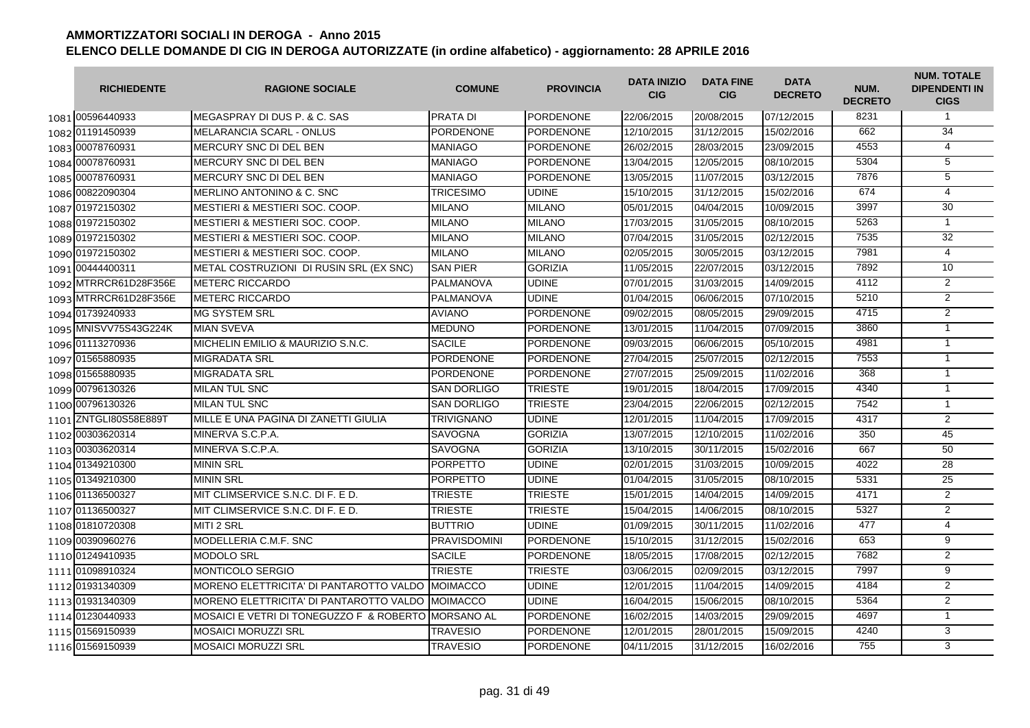# AMMORTIZZATORI SOCIALI IN DEROGA - Anno 2015

## ELENCO DELLE DOMANDE DI CIG IN DEROGA AUTORIZZATE (in ordine alfabetico) - aggiornamento: 28 APRILE 2016

| | RICHIEDENTE | RAGIONE SOCIALE | COMUNE | PROVINCIA | DATA INIZIO CIG | DATA FINE CIG | DATA DECRETO | NUM. DECRETO | NUM. TOTALE DIPENDENTI IN CIGS |
|---|---|---|---|---|---|---|---|---|---|
| 1081 | 00596440933 | MEGASPRAY DI DUS P. & C. SAS | PRATA DI | PORDENONE | 22/06/2015 | 20/08/2015 | 07/12/2015 | 8231 | 1 |
| 1082 | 01191450939 | MELARANCIA SCARL - ONLUS | PORDENONE | PORDENONE | 12/10/2015 | 31/12/2015 | 15/02/2016 | 662 | 34 |
| 1083 | 00078760931 | MERCURY SNC DI DEL BEN | MANIAGO | PORDENONE | 26/02/2015 | 28/03/2015 | 23/09/2015 | 4553 | 4 |
| 1084 | 00078760931 | MERCURY SNC DI DEL BEN | MANIAGO | PORDENONE | 13/04/2015 | 12/05/2015 | 08/10/2015 | 5304 | 5 |
| 1085 | 00078760931 | MERCURY SNC DI DEL BEN | MANIAGO | PORDENONE | 13/05/2015 | 11/07/2015 | 03/12/2015 | 7876 | 5 |
| 1086 | 00822090304 | MERLINO ANTONINO & C. SNC | TRICESIMO | UDINE | 15/10/2015 | 31/12/2015 | 15/02/2016 | 674 | 4 |
| 1087 | 01972150302 | MESTIERI & MESTIERI SOC. COOP. | MILANO | MILANO | 05/01/2015 | 04/04/2015 | 10/09/2015 | 3997 | 30 |
| 1088 | 01972150302 | MESTIERI & MESTIERI SOC. COOP. | MILANO | MILANO | 17/03/2015 | 31/05/2015 | 08/10/2015 | 5263 | 1 |
| 1089 | 01972150302 | MESTIERI & MESTIERI SOC. COOP. | MILANO | MILANO | 07/04/2015 | 31/05/2015 | 02/12/2015 | 7535 | 32 |
| 1090 | 01972150302 | MESTIERI & MESTIERI SOC. COOP. | MILANO | MILANO | 02/05/2015 | 30/05/2015 | 03/12/2015 | 7981 | 4 |
| 1091 | 00444400311 | METAL COSTRUZIONI DI RUSIN SRL (EX SNC) | SAN PIER | GORIZIA | 11/05/2015 | 22/07/2015 | 03/12/2015 | 7892 | 10 |
| 1092 | MTRRCR61D28F356E | METERC RICCARDO | PALMANOVA | UDINE | 07/01/2015 | 31/03/2015 | 14/09/2015 | 4112 | 2 |
| 1093 | MTRRCR61D28F356E | METERC RICCARDO | PALMANOVA | UDINE | 01/04/2015 | 06/06/2015 | 07/10/2015 | 5210 | 2 |
| 1094 | 01739240933 | MG SYSTEM SRL | AVIANO | PORDENONE | 09/02/2015 | 08/05/2015 | 29/09/2015 | 4715 | 2 |
| 1095 | MNISVV75S43G224K | MIAN SVEVA | MEDUNO | PORDENONE | 13/01/2015 | 11/04/2015 | 07/09/2015 | 3860 | 1 |
| 1096 | 01113270936 | MICHELIN EMILIO & MAURIZIO S.N.C. | SACILE | PORDENONE | 09/03/2015 | 06/06/2015 | 05/10/2015 | 4981 | 1 |
| 1097 | 01565880935 | MIGRADATA SRL | PORDENONE | PORDENONE | 27/04/2015 | 25/07/2015 | 02/12/2015 | 7553 | 1 |
| 1098 | 01565880935 | MIGRADATA SRL | PORDENONE | PORDENONE | 27/07/2015 | 25/09/2015 | 11/02/2016 | 368 | 1 |
| 1099 | 00796130326 | MILAN TUL SNC | SAN DORLIGO | TRIESTE | 19/01/2015 | 18/04/2015 | 17/09/2015 | 4340 | 1 |
| 1100 | 00796130326 | MILAN TUL SNC | SAN DORLIGO | TRIESTE | 23/04/2015 | 22/06/2015 | 02/12/2015 | 7542 | 1 |
| 1101 | ZNTGLI80S58E889T | MILLE E UNA PAGINA DI ZANETTI GIULIA | TRIVIGNANO | UDINE | 12/01/2015 | 11/04/2015 | 17/09/2015 | 4317 | 2 |
| 1102 | 00303620314 | MINERVA S.C.P.A. | SAVOGNA | GORIZIA | 13/07/2015 | 12/10/2015 | 11/02/2016 | 350 | 45 |
| 1103 | 00303620314 | MINERVA S.C.P.A. | SAVOGNA | GORIZIA | 13/10/2015 | 30/11/2015 | 15/02/2016 | 667 | 50 |
| 1104 | 01349210300 | MININ SRL | PORPETTO | UDINE | 02/01/2015 | 31/03/2015 | 10/09/2015 | 4022 | 28 |
| 1105 | 01349210300 | MININ SRL | PORPETTO | UDINE | 01/04/2015 | 31/05/2015 | 08/10/2015 | 5331 | 25 |
| 1106 | 01136500327 | MIT CLIMSERVICE S.N.C. DI F. E D. | TRIESTE | TRIESTE | 15/01/2015 | 14/04/2015 | 14/09/2015 | 4171 | 2 |
| 1107 | 01136500327 | MIT CLIMSERVICE S.N.C. DI F. E D. | TRIESTE | TRIESTE | 15/04/2015 | 14/06/2015 | 08/10/2015 | 5327 | 2 |
| 1108 | 01810720308 | MITI 2 SRL | BUTTRIO | UDINE | 01/09/2015 | 30/11/2015 | 11/02/2016 | 477 | 4 |
| 1109 | 00390960276 | MODELLERIA C.M.F. SNC | PRAVISDOMINI | PORDENONE | 15/10/2015 | 31/12/2015 | 15/02/2016 | 653 | 9 |
| 1110 | 01249410935 | MODOLO SRL | SACILE | PORDENONE | 18/05/2015 | 17/08/2015 | 02/12/2015 | 7682 | 2 |
| 1111 | 01098910324 | MONTICOLO SERGIO | TRIESTE | TRIESTE | 03/06/2015 | 02/09/2015 | 03/12/2015 | 7997 | 9 |
| 1112 | 01931340309 | MORENO ELETTRICITA' DI PANTAROTTO VALDO | MOIMACCO | UDINE | 12/01/2015 | 11/04/2015 | 14/09/2015 | 4184 | 2 |
| 1113 | 01931340309 | MORENO ELETTRICITA' DI PANTAROTTO VALDO | MOIMACCO | UDINE | 16/04/2015 | 15/06/2015 | 08/10/2015 | 5364 | 2 |
| 1114 | 01230440933 | MOSAICI E VETRI DI TONEGUZZO F & ROBERTO | MORSANO AL | PORDENONE | 16/02/2015 | 14/03/2015 | 29/09/2015 | 4697 | 1 |
| 1115 | 01569150939 | MOSAICI MORUZZI SRL | TRAVESIO | PORDENONE | 12/01/2015 | 28/01/2015 | 15/09/2015 | 4240 | 3 |
| 1116 | 01569150939 | MOSAICI MORUZZI SRL | TRAVESIO | PORDENONE | 04/11/2015 | 31/12/2015 | 16/02/2016 | 755 | 3 |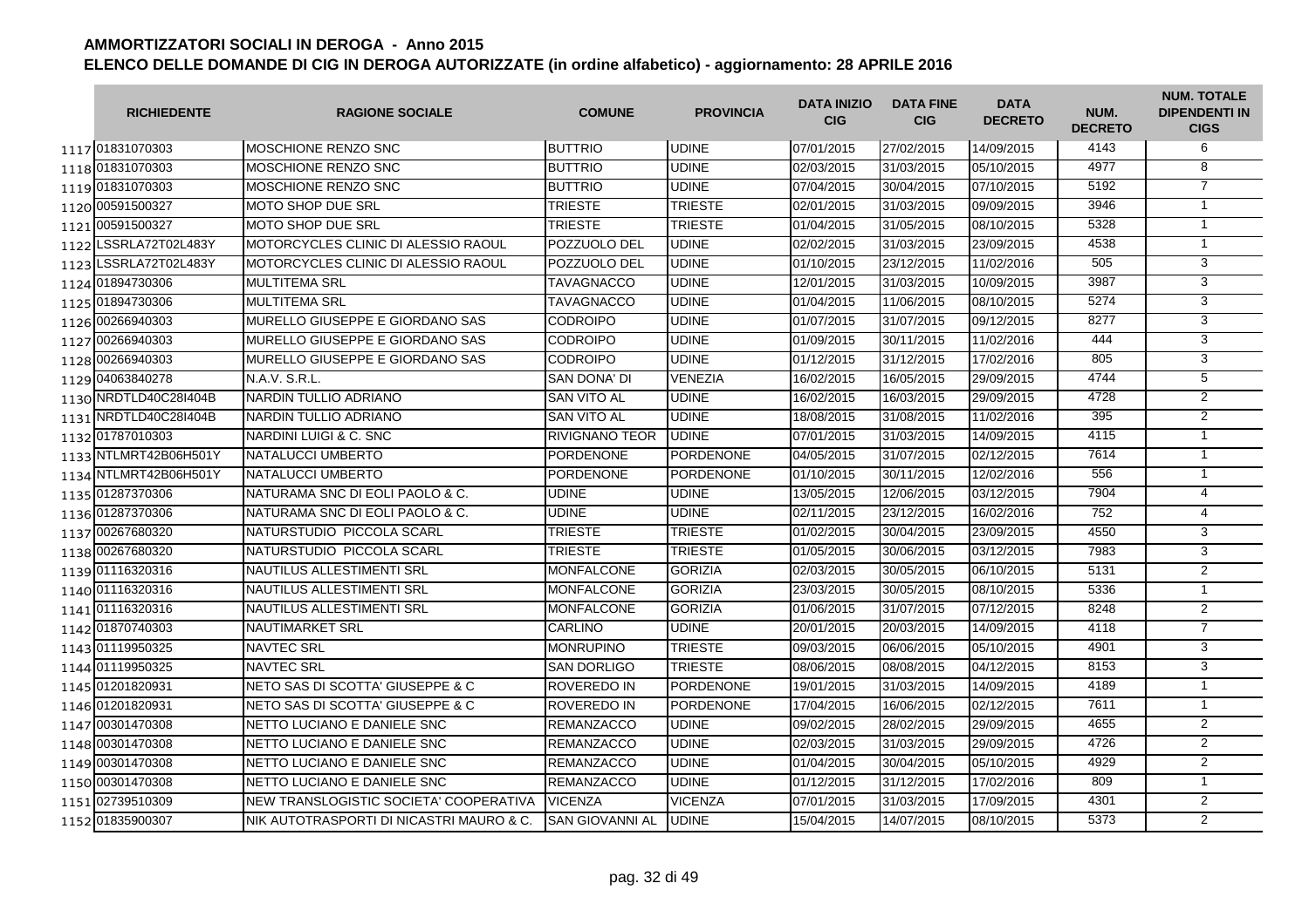# AMMORTIZZATORI SOCIALI IN DEROGA - Anno 2015

## ELENCO DELLE DOMANDE DI CIG IN DEROGA AUTORIZZATE (in ordine alfabetico) - aggiornamento: 28 APRILE 2016

| | RICHIEDENTE | RAGIONE SOCIALE | COMUNE | PROVINCIA | DATA INIZIO CIG | DATA FINE CIG | DATA DECRETO | NUM. DECRETO | NUM. TOTALE DIPENDENTI IN CIGS |
|---|---|---|---|---|---|---|---|---|---|
| 1117 | 01831070303 | MOSCHIONE RENZO SNC | BUTTRIO | UDINE | 07/01/2015 | 27/02/2015 | 14/09/2015 | 4143 | 6 |
| 1118 | 01831070303 | MOSCHIONE RENZO SNC | BUTTRIO | UDINE | 02/03/2015 | 31/03/2015 | 05/10/2015 | 4977 | 8 |
| 1119 | 01831070303 | MOSCHIONE RENZO SNC | BUTTRIO | UDINE | 07/04/2015 | 30/04/2015 | 07/10/2015 | 5192 | 7 |
| 1120 | 00591500327 | MOTO SHOP DUE SRL | TRIESTE | TRIESTE | 02/01/2015 | 31/03/2015 | 09/09/2015 | 3946 | 1 |
| 1121 | 00591500327 | MOTO SHOP DUE SRL | TRIESTE | TRIESTE | 01/04/2015 | 31/05/2015 | 08/10/2015 | 5328 | 1 |
| 1122 | LSSRLA72T02L483Y | MOTORCYCLES CLINIC DI ALESSIO RAOUL | POZZUOLO DEL | UDINE | 02/02/2015 | 31/03/2015 | 23/09/2015 | 4538 | 1 |
| 1123 | LSSRLA72T02L483Y | MOTORCYCLES CLINIC DI ALESSIO RAOUL | POZZUOLO DEL | UDINE | 01/10/2015 | 23/12/2015 | 11/02/2016 | 505 | 3 |
| 1124 | 01894730306 | MULTITEMA SRL | TAVAGNACCO | UDINE | 12/01/2015 | 31/03/2015 | 10/09/2015 | 3987 | 3 |
| 1125 | 01894730306 | MULTITEMA SRL | TAVAGNACCO | UDINE | 01/04/2015 | 11/06/2015 | 08/10/2015 | 5274 | 3 |
| 1126 | 00266940303 | MURELLO GIUSEPPE E GIORDANO SAS | CODROIPO | UDINE | 01/07/2015 | 31/07/2015 | 09/12/2015 | 8277 | 3 |
| 1127 | 00266940303 | MURELLO GIUSEPPE E GIORDANO SAS | CODROIPO | UDINE | 01/09/2015 | 30/11/2015 | 11/02/2016 | 444 | 3 |
| 1128 | 00266940303 | MURELLO GIUSEPPE E GIORDANO SAS | CODROIPO | UDINE | 01/12/2015 | 31/12/2015 | 17/02/2016 | 805 | 3 |
| 1129 | 04063840278 | N.A.V. S.R.L. | SAN DONA' DI | VENEZIA | 16/02/2015 | 16/05/2015 | 29/09/2015 | 4744 | 5 |
| 1130 | NRDTLD40C28I404B | NARDIN TULLIO ADRIANO | SAN VITO AL | UDINE | 16/02/2015 | 16/03/2015 | 29/09/2015 | 4728 | 2 |
| 1131 | NRDTLD40C28I404B | NARDIN TULLIO ADRIANO | SAN VITO AL | UDINE | 18/08/2015 | 31/08/2015 | 11/02/2016 | 395 | 2 |
| 1132 | 01787010303 | NARDINI LUIGI & C. SNC | RIVIGNANO TEOR | UDINE | 07/01/2015 | 31/03/2015 | 14/09/2015 | 4115 | 1 |
| 1133 | NTLMRT42B06H501Y | NATALUCCI UMBERTO | PORDENONE | PORDENONE | 04/05/2015 | 31/07/2015 | 02/12/2015 | 7614 | 1 |
| 1134 | NTLMRT42B06H501Y | NATALUCCI UMBERTO | PORDENONE | PORDENONE | 01/10/2015 | 30/11/2015 | 12/02/2016 | 556 | 1 |
| 1135 | 01287370306 | NATURAMA SNC DI EOLI PAOLO & C. | UDINE | UDINE | 13/05/2015 | 12/06/2015 | 03/12/2015 | 7904 | 4 |
| 1136 | 01287370306 | NATURAMA SNC DI EOLI PAOLO & C. | UDINE | UDINE | 02/11/2015 | 23/12/2015 | 16/02/2016 | 752 | 4 |
| 1137 | 00267680320 | NATURSTUDIO PICCOLA SCARL | TRIESTE | TRIESTE | 01/02/2015 | 30/04/2015 | 23/09/2015 | 4550 | 3 |
| 1138 | 00267680320 | NATURSTUDIO PICCOLA SCARL | TRIESTE | TRIESTE | 01/05/2015 | 30/06/2015 | 03/12/2015 | 7983 | 3 |
| 1139 | 01116320316 | NAUTILUS ALLESTIMENTI SRL | MONFALCONE | GORIZIA | 02/03/2015 | 30/05/2015 | 06/10/2015 | 5131 | 2 |
| 1140 | 01116320316 | NAUTILUS ALLESTIMENTI SRL | MONFALCONE | GORIZIA | 23/03/2015 | 30/05/2015 | 08/10/2015 | 5336 | 1 |
| 1141 | 01116320316 | NAUTILUS ALLESTIMENTI SRL | MONFALCONE | GORIZIA | 01/06/2015 | 31/07/2015 | 07/12/2015 | 8248 | 2 |
| 1142 | 01870740303 | NAUTIMARKET SRL | CARLINO | UDINE | 20/01/2015 | 20/03/2015 | 14/09/2015 | 4118 | 7 |
| 1143 | 01119950325 | NAVTEC SRL | MONRUPINO | TRIESTE | 09/03/2015 | 06/06/2015 | 05/10/2015 | 4901 | 3 |
| 1144 | 01119950325 | NAVTEC SRL | SAN DORLIGO | TRIESTE | 08/06/2015 | 08/08/2015 | 04/12/2015 | 8153 | 3 |
| 1145 | 01201820931 | NETO SAS DI SCOTTA' GIUSEPPE & C | ROVEREDO IN | PORDENONE | 19/01/2015 | 31/03/2015 | 14/09/2015 | 4189 | 1 |
| 1146 | 01201820931 | NETO SAS DI SCOTTA' GIUSEPPE & C | ROVEREDO IN | PORDENONE | 17/04/2015 | 16/06/2015 | 02/12/2015 | 7611 | 1 |
| 1147 | 00301470308 | NETTO LUCIANO E DANIELE SNC | REMANZACCO | UDINE | 09/02/2015 | 28/02/2015 | 29/09/2015 | 4655 | 2 |
| 1148 | 00301470308 | NETTO LUCIANO E DANIELE SNC | REMANZACCO | UDINE | 02/03/2015 | 31/03/2015 | 29/09/2015 | 4726 | 2 |
| 1149 | 00301470308 | NETTO LUCIANO E DANIELE SNC | REMANZACCO | UDINE | 01/04/2015 | 30/04/2015 | 05/10/2015 | 4929 | 2 |
| 1150 | 00301470308 | NETTO LUCIANO E DANIELE SNC | REMANZACCO | UDINE | 01/12/2015 | 31/12/2015 | 17/02/2016 | 809 | 1 |
| 1151 | 02739510309 | NEW TRANSLOGISTIC SOCIETA' COOPERATIVA | VICENZA | VICENZA | 07/01/2015 | 31/03/2015 | 17/09/2015 | 4301 | 2 |
| 1152 | 01835900307 | NIK AUTOTRASPORTI DI NICASTRI MAURO & C. | SAN GIOVANNI AL | UDINE | 15/04/2015 | 14/07/2015 | 08/10/2015 | 5373 | 2 |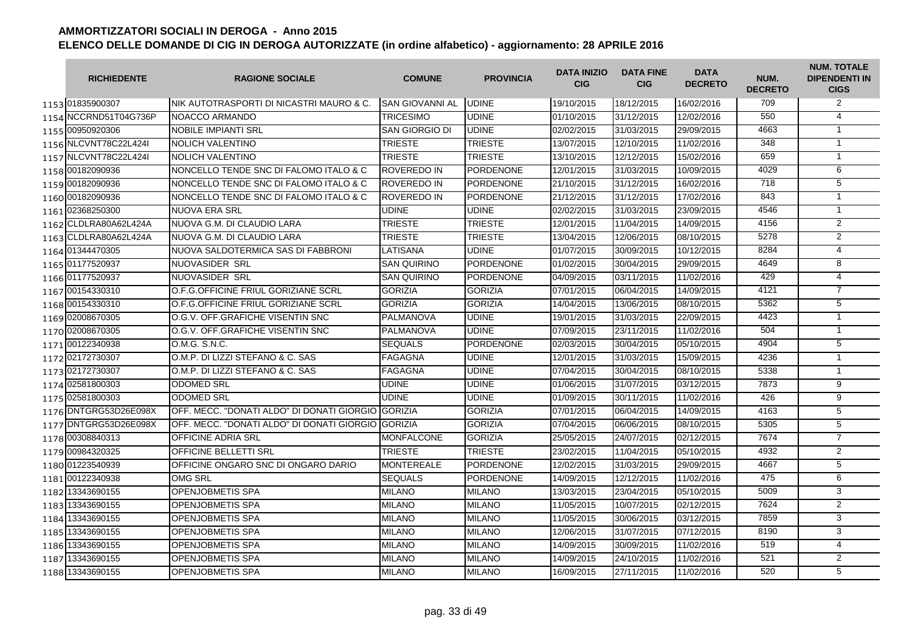# AMMORTIZZATORI SOCIALI IN DEROGA - Anno 2015

## ELENCO DELLE DOMANDE DI CIG IN DEROGA AUTORIZZATE (in ordine alfabetico) - aggiornamento: 28 APRILE 2016

| | RICHIEDENTE | RAGIONE SOCIALE | COMUNE | PROVINCIA | DATA INIZIO CIG | DATA FINE CIG | DATA DECRETO | NUM. DECRETO | NUM. TOTALE DIPENDENTI IN CIGS |
|---|---|---|---|---|---|---|---|---|---|
| 1153 | 01835900307 | NIK AUTOTRASPORTI DI NICASTRI MAURO & C. | SAN GIOVANNI AL | UDINE | 19/10/2015 | 18/12/2015 | 16/02/2016 | 709 | 2 |
| 1154 | NCCRND51T04G736P | NOACCO ARMANDO | TRICESIMO | UDINE | 01/10/2015 | 31/12/2015 | 12/02/2016 | 550 | 4 |
| 1155 | 00950920306 | NOBILE IMPIANTI SRL | SAN GIORGIO DI | UDINE | 02/02/2015 | 31/03/2015 | 29/09/2015 | 4663 | 1 |
| 1156 | NLCVNT78C22L424I | NOLICH VALENTINO | TRIESTE | TRIESTE | 13/07/2015 | 12/10/2015 | 11/02/2016 | 348 | 1 |
| 1157 | NLCVNT78C22L424I | NOLICH VALENTINO | TRIESTE | TRIESTE | 13/10/2015 | 12/12/2015 | 15/02/2016 | 659 | 1 |
| 1158 | 00182090936 | NONCELLO TENDE SNC DI FALOMO ITALO & C | ROVEREDO IN | PORDENONE | 12/01/2015 | 31/03/2015 | 10/09/2015 | 4029 | 6 |
| 1159 | 00182090936 | NONCELLO TENDE SNC DI FALOMO ITALO & C | ROVEREDO IN | PORDENONE | 21/10/2015 | 31/12/2015 | 16/02/2016 | 718 | 5 |
| 1160 | 00182090936 | NONCELLO TENDE SNC DI FALOMO ITALO & C | ROVEREDO IN | PORDENONE | 21/12/2015 | 31/12/2015 | 17/02/2016 | 843 | 1 |
| 1161 | 02368250300 | NUOVA ERA SRL | UDINE | UDINE | 02/02/2015 | 31/03/2015 | 23/09/2015 | 4546 | 1 |
| 1162 | CLDLRA80A62L424A | NUOVA G.M. DI CLAUDIO LARA | TRIESTE | TRIESTE | 12/01/2015 | 11/04/2015 | 14/09/2015 | 4156 | 2 |
| 1163 | CLDLRA80A62L424A | NUOVA G.M. DI CLAUDIO LARA | TRIESTE | TRIESTE | 13/04/2015 | 12/06/2015 | 08/10/2015 | 5278 | 2 |
| 1164 | 01344470305 | NUOVA SALDOTERMICA SAS DI FABBRONI | LATISANA | UDINE | 01/07/2015 | 30/09/2015 | 10/12/2015 | 8284 | 4 |
| 1165 | 01177520937 | NUOVASIDER SRL | SAN QUIRINO | PORDENONE | 01/02/2015 | 30/04/2015 | 29/09/2015 | 4649 | 8 |
| 1166 | 01177520937 | NUOVASIDER SRL | SAN QUIRINO | PORDENONE | 04/09/2015 | 03/11/2015 | 11/02/2016 | 429 | 4 |
| 1167 | 00154330310 | O.F.G.OFFICINE FRIUL GORIZIANE SCRL | GORIZIA | GORIZIA | 07/01/2015 | 06/04/2015 | 14/09/2015 | 4121 | 7 |
| 1168 | 00154330310 | O.F.G.OFFICINE FRIUL GORIZIANE SCRL | GORIZIA | GORIZIA | 14/04/2015 | 13/06/2015 | 08/10/2015 | 5362 | 5 |
| 1169 | 02008670305 | O.G.V. OFF.GRAFICHE VISENTIN SNC | PALMANOVA | UDINE | 19/01/2015 | 31/03/2015 | 22/09/2015 | 4423 | 1 |
| 1170 | 02008670305 | O.G.V. OFF.GRAFICHE VISENTIN SNC | PALMANOVA | UDINE | 07/09/2015 | 23/11/2015 | 11/02/2016 | 504 | 1 |
| 1171 | 00122340938 | O.M.G. S.N.C. | SEQUALS | PORDENONE | 02/03/2015 | 30/04/2015 | 05/10/2015 | 4904 | 5 |
| 1172 | 02172730307 | O.M.P. DI LIZZI STEFANO & C. SAS | FAGAGNA | UDINE | 12/01/2015 | 31/03/2015 | 15/09/2015 | 4236 | 1 |
| 1173 | 02172730307 | O.M.P. DI LIZZI STEFANO & C. SAS | FAGAGNA | UDINE | 07/04/2015 | 30/04/2015 | 08/10/2015 | 5338 | 1 |
| 1174 | 02581800303 | ODOMED SRL | UDINE | UDINE | 01/06/2015 | 31/07/2015 | 03/12/2015 | 7873 | 9 |
| 1175 | 02581800303 | ODOMED SRL | UDINE | UDINE | 01/09/2015 | 30/11/2015 | 11/02/2016 | 426 | 9 |
| 1176 | DNTGRG53D26E098X | OFF. MECC. "DONATI ALDO" DI DONATI GIORGIO | GORIZIA | GORIZIA | 07/01/2015 | 06/04/2015 | 14/09/2015 | 4163 | 5 |
| 1177 | DNTGRG53D26E098X | OFF. MECC. "DONATI ALDO" DI DONATI GIORGIO | GORIZIA | GORIZIA | 07/04/2015 | 06/06/2015 | 08/10/2015 | 5305 | 5 |
| 1178 | 00308840313 | OFFICINE ADRIA SRL | MONFALCONE | GORIZIA | 25/05/2015 | 24/07/2015 | 02/12/2015 | 7674 | 7 |
| 1179 | 00984320325 | OFFICINE BELLETTI SRL | TRIESTE | TRIESTE | 23/02/2015 | 11/04/2015 | 05/10/2015 | 4932 | 2 |
| 1180 | 01223540939 | OFFICINE ONGARO SNC DI ONGARO DARIO | MONTEREALE | PORDENONE | 12/02/2015 | 31/03/2015 | 29/09/2015 | 4667 | 5 |
| 1181 | 00122340938 | OMG SRL | SEQUALS | PORDENONE | 14/09/2015 | 12/12/2015 | 11/02/2016 | 475 | 6 |
| 1182 | 13343690155 | OPENJOBMETIS SPA | MILANO | MILANO | 13/03/2015 | 23/04/2015 | 05/10/2015 | 5009 | 3 |
| 1183 | 13343690155 | OPENJOBMETIS SPA | MILANO | MILANO | 11/05/2015 | 10/07/2015 | 02/12/2015 | 7624 | 2 |
| 1184 | 13343690155 | OPENJOBMETIS SPA | MILANO | MILANO | 11/05/2015 | 30/06/2015 | 03/12/2015 | 7859 | 3 |
| 1185 | 13343690155 | OPENJOBMETIS SPA | MILANO | MILANO | 12/06/2015 | 31/07/2015 | 07/12/2015 | 8190 | 3 |
| 1186 | 13343690155 | OPENJOBMETIS SPA | MILANO | MILANO | 14/09/2015 | 30/09/2015 | 11/02/2016 | 519 | 4 |
| 1187 | 13343690155 | OPENJOBMETIS SPA | MILANO | MILANO | 14/09/2015 | 24/10/2015 | 11/02/2016 | 521 | 2 |
| 1188 | 13343690155 | OPENJOBMETIS SPA | MILANO | MILANO | 16/09/2015 | 27/11/2015 | 11/02/2016 | 520 | 5 |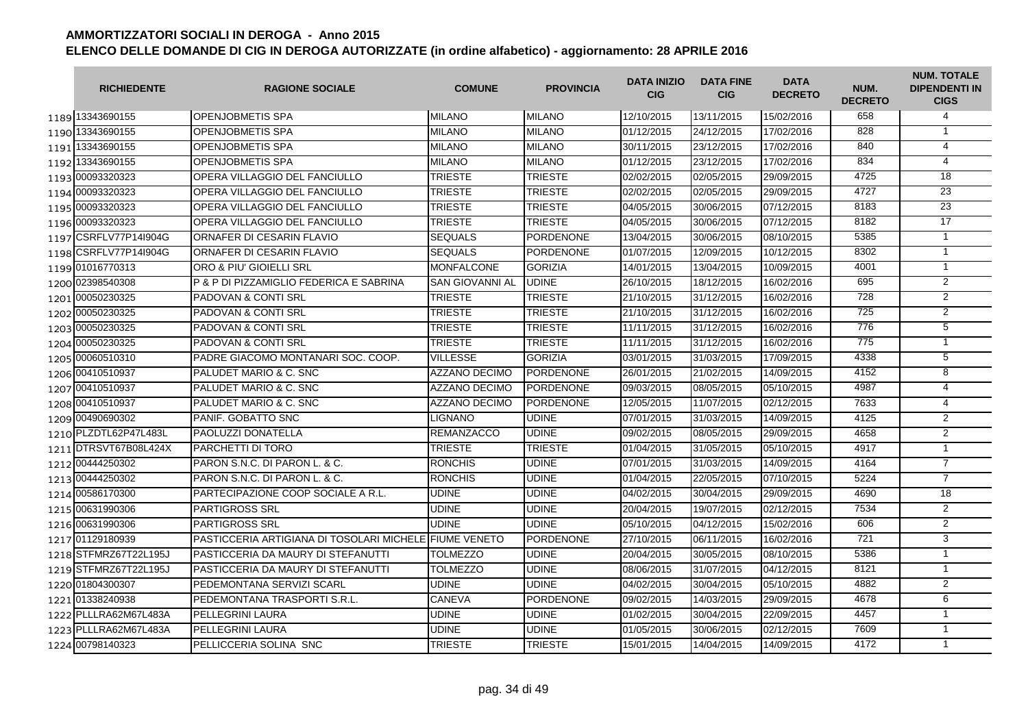# AMMORTIZZATORI SOCIALI IN DEROGA - Anno 2015

## ELENCO DELLE DOMANDE DI CIG IN DEROGA AUTORIZZATE (in ordine alfabetico) - aggiornamento: 28 APRILE 2016

| | RICHIEDENTE | RAGIONE SOCIALE | COMUNE | PROVINCIA | DATA INIZIO CIG | DATA FINE CIG | DATA DECRETO | NUM. DECRETO | NUM. TOTALE DIPENDENTI IN CIGS |
|---|---|---|---|---|---|---|---|---|---|
| 1189 | 13343690155 | OPENJOBMETIS SPA | MILANO | MILANO | 12/10/2015 | 13/11/2015 | 15/02/2016 | 658 | 4 |
| 1190 | 13343690155 | OPENJOBMETIS SPA | MILANO | MILANO | 01/12/2015 | 24/12/2015 | 17/02/2016 | 828 | 1 |
| 1191 | 13343690155 | OPENJOBMETIS SPA | MILANO | MILANO | 30/11/2015 | 23/12/2015 | 17/02/2016 | 840 | 4 |
| 1192 | 13343690155 | OPENJOBMETIS SPA | MILANO | MILANO | 01/12/2015 | 23/12/2015 | 17/02/2016 | 834 | 4 |
| 1193 | 000933320323 | OPERA VILLAGGIO DEL FANCIULLO | TRIESTE | TRIESTE | 02/02/2015 | 02/05/2015 | 29/09/2015 | 4725 | 18 |
| 1194 | 000933320323 | OPERA VILLAGGIO DEL FANCIULLO | TRIESTE | TRIESTE | 02/02/2015 | 02/05/2015 | 29/09/2015 | 4727 | 23 |
| 1195 | 000933320323 | OPERA VILLAGGIO DEL FANCIULLO | TRIESTE | TRIESTE | 04/05/2015 | 30/06/2015 | 07/12/2015 | 8183 | 23 |
| 1196 | 000933320323 | OPERA VILLAGGIO DEL FANCIULLO | TRIESTE | TRIESTE | 04/05/2015 | 30/06/2015 | 07/12/2015 | 8182 | 17 |
| 1197 | CSRFLV77P14I904G | ORNAFER DI CESARIN FLAVIO | SEQUALS | PORDENONE | 13/04/2015 | 30/06/2015 | 08/10/2015 | 5385 | 1 |
| 1198 | CSRFLV77P14I904G | ORNAFER DI CESARIN FLAVIO | SEQUALS | PORDENONE | 01/07/2015 | 12/09/2015 | 10/12/2015 | 8302 | 1 |
| 1199 | 01016770313 | ORO & PIU' GIOIELLI SRL | MONFALCONE | GORIZIA | 14/01/2015 | 13/04/2015 | 10/09/2015 | 4001 | 1 |
| 1200 | 02398540308 | P & P DI PIZZAMIGLIO FEDERICA E SABRINA | SAN GIOVANNI AL | UDINE | 26/10/2015 | 18/12/2015 | 16/02/2016 | 695 | 2 |
| 1201 | 00050230325 | PADOVAN & CONTI SRL | TRIESTE | TRIESTE | 21/10/2015 | 31/12/2015 | 16/02/2016 | 728 | 2 |
| 1202 | 00050230325 | PADOVAN & CONTI SRL | TRIESTE | TRIESTE | 21/10/2015 | 31/12/2015 | 16/02/2016 | 725 | 2 |
| 1203 | 00050230325 | PADOVAN & CONTI SRL | TRIESTE | TRIESTE | 11/11/2015 | 31/12/2015 | 16/02/2016 | 776 | 5 |
| 1204 | 00050230325 | PADOVAN & CONTI SRL | TRIESTE | TRIESTE | 11/11/2015 | 31/12/2015 | 16/02/2016 | 775 | 1 |
| 1205 | 00060510310 | PADRE GIACOMO MONTANARI SOC. COOP. | VILLESSE | GORIZIA | 03/01/2015 | 31/03/2015 | 17/09/2015 | 4338 | 5 |
| 1206 | 00410510937 | PALUDET MARIO & C. SNC | AZZANO DECIMO | PORDENONE | 26/01/2015 | 21/02/2015 | 14/09/2015 | 4152 | 8 |
| 1207 | 00410510937 | PALUDET MARIO & C. SNC | AZZANO DECIMO | PORDENONE | 09/03/2015 | 08/05/2015 | 05/10/2015 | 4987 | 4 |
| 1208 | 00410510937 | PALUDET MARIO & C. SNC | AZZANO DECIMO | PORDENONE | 12/05/2015 | 11/07/2015 | 02/12/2015 | 7633 | 4 |
| 1209 | 00490690302 | PANIF. GOBATTO SNC | LIGNANO | UDINE | 07/01/2015 | 31/03/2015 | 14/09/2015 | 4125 | 2 |
| 1210 | PLZDTL62P47L483L | PAOLUZZI DONATELLA | REMANZACCO | UDINE | 09/02/2015 | 08/05/2015 | 29/09/2015 | 4658 | 2 |
| 1211 | DTRSVT67B08L424X | PARCHETTI DI TORO | TRIESTE | TRIESTE | 01/04/2015 | 31/05/2015 | 05/10/2015 | 4917 | 1 |
| 1212 | 00444250302 | PARON S.N.C. DI PARON L. & C. | RONCHIS | UDINE | 07/01/2015 | 31/03/2015 | 14/09/2015 | 4164 | 7 |
| 1213 | 00444250302 | PARON S.N.C. DI PARON L. & C. | RONCHIS | UDINE | 01/04/2015 | 22/05/2015 | 07/10/2015 | 5224 | 7 |
| 1214 | 00586170300 | PARTECIPAZIONE COOP SOCIALE A R.L. | UDINE | UDINE | 04/02/2015 | 30/04/2015 | 29/09/2015 | 4690 | 18 |
| 1215 | 00631990306 | PARTIGROSS SRL | UDINE | UDINE | 20/04/2015 | 19/07/2015 | 02/12/2015 | 7534 | 2 |
| 1216 | 00631990306 | PARTIGROSS SRL | UDINE | UDINE | 05/10/2015 | 04/12/2015 | 15/02/2016 | 606 | 2 |
| 1217 | 01129180939 | PASTICCERIA ARTIGIANA DI TOSOLARI MICHELE | FIUME VENETO | PORDENONE | 27/10/2015 | 06/11/2015 | 16/02/2016 | 721 | 3 |
| 1218 | STFMRZ67T22L195J | PASTICCERIA DA MAURY DI STEFANUTTI | TOLMEZZO | UDINE | 20/04/2015 | 30/05/2015 | 08/10/2015 | 5386 | 1 |
| 1219 | STFMRZ67T22L195J | PASTICCERIA DA MAURY DI STEFANUTTI | TOLMEZZO | UDINE | 08/06/2015 | 31/07/2015 | 04/12/2015 | 8121 | 1 |
| 1220 | 01804300307 | PEDEMONTANA SERVIZI SCARL | UDINE | UDINE | 04/02/2015 | 30/04/2015 | 05/10/2015 | 4882 | 2 |
| 1221 | 01338240938 | PEDEMONTANA TRASPORTI S.R.L. | CANEVA | PORDENONE | 09/02/2015 | 14/03/2015 | 29/09/2015 | 4678 | 6 |
| 1222 | PLLLRA62M67L483A | PELLEGRINI LAURA | UDINE | UDINE | 01/02/2015 | 30/04/2015 | 22/09/2015 | 4457 | 1 |
| 1223 | PLLLRA62M67L483A | PELLEGRINI LAURA | UDINE | UDINE | 01/05/2015 | 30/06/2015 | 02/12/2015 | 7609 | 1 |
| 1224 | 00798140323 | PELLICCERIA SOLINA SNC | TRIESTE | TRIESTE | 15/01/2015 | 14/04/2015 | 14/09/2015 | 4172 | 1 |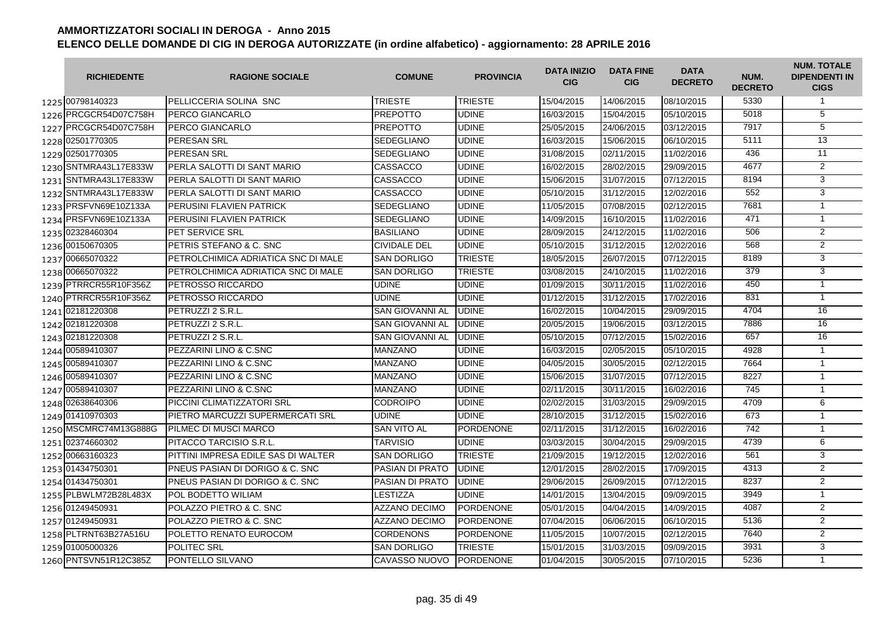# AMMORTIZZATORI SOCIALI IN DEROGA - Anno 2015

## ELENCO DELLE DOMANDE DI CIG IN DEROGA AUTORIZZATE (in ordine alfabetico) - aggiornamento: 28 APRILE 2016

| | RICHIEDENTE | RAGIONE SOCIALE | COMUNE | PROVINCIA | DATA INIZIO CIG | DATA FINE CIG | DATA DECRETO | NUM. DECRETO | NUM. TOTALE DIPENDENTI IN CIGS |
|---|---|---|---|---|---|---|---|---|---|
| 1225 | 00798140323 | PELLICCERIA SOLINA SNC | TRIESTE | TRIESTE | 15/04/2015 | 14/06/2015 | 08/10/2015 | 5330 | 1 |
| 1226 | PRCGCR54D07C758H | PERCO GIANCARLO | PREPOTTO | UDINE | 16/03/2015 | 15/04/2015 | 05/10/2015 | 5018 | 5 |
| 1227 | PRCGCR54D07C758H | PERCO GIANCARLO | PREPOTTO | UDINE | 25/05/2015 | 24/06/2015 | 03/12/2015 | 7917 | 5 |
| 1228 | 02501770305 | PERESAN SRL | SEDEGLIANO | UDINE | 16/03/2015 | 15/06/2015 | 06/10/2015 | 5111 | 13 |
| 1229 | 02501770305 | PERESAN SRL | SEDEGLIANO | UDINE | 31/08/2015 | 02/11/2015 | 11/02/2016 | 436 | 11 |
| 1230 | SNTMRA43L17E833W | PERLA SALOTTI DI SANT MARIO | CASSACCO | UDINE | 16/02/2015 | 28/02/2015 | 29/09/2015 | 4677 | 2 |
| 1231 | SNTMRA43L17E833W | PERLA SALOTTI DI SANT MARIO | CASSACCO | UDINE | 15/06/2015 | 31/07/2015 | 07/12/2015 | 8194 | 3 |
| 1232 | SNTMRA43L17E833W | PERLA SALOTTI DI SANT MARIO | CASSACCO | UDINE | 05/10/2015 | 31/12/2015 | 12/02/2016 | 552 | 3 |
| 1233 | PRSFVN69E10Z133A | PERUSINI FLAVIEN PATRICK | SEDEGLIANO | UDINE | 11/05/2015 | 07/08/2015 | 02/12/2015 | 7681 | 1 |
| 1234 | PRSFVN69E10Z133A | PERUSINI FLAVIEN PATRICK | SEDEGLIANO | UDINE | 14/09/2015 | 16/10/2015 | 11/02/2016 | 471 | 1 |
| 1235 | 02328460304 | PET SERVICE SRL | BASILIANO | UDINE | 28/09/2015 | 24/12/2015 | 11/02/2016 | 506 | 2 |
| 1236 | 00150670305 | PETRIS STEFANO & C. SNC | CIVIDALE DEL | UDINE | 05/10/2015 | 31/12/2015 | 12/02/2016 | 568 | 2 |
| 1237 | 00665070322 | PETROLCHIMICA ADRIATICA SNC DI MALE | SAN DORLIGO | TRIESTE | 18/05/2015 | 26/07/2015 | 07/12/2015 | 8189 | 3 |
| 1238 | 00665070322 | PETROLCHIMICA ADRIATICA SNC DI MALE | SAN DORLIGO | TRIESTE | 03/08/2015 | 24/10/2015 | 11/02/2016 | 379 | 3 |
| 1239 | PTRRCR55R10F356Z | PETROSSO RICCARDO | UDINE | UDINE | 01/09/2015 | 30/11/2015 | 11/02/2016 | 450 | 1 |
| 1240 | PTRRCR55R10F356Z | PETROSSO RICCARDO | UDINE | UDINE | 01/12/2015 | 31/12/2015 | 17/02/2016 | 831 | 1 |
| 1241 | 02181220308 | PETRUZZI 2 S.R.L. | SAN GIOVANNI AL | UDINE | 16/02/2015 | 10/04/2015 | 29/09/2015 | 4704 | 16 |
| 1242 | 02181220308 | PETRUZZI 2 S.R.L. | SAN GIOVANNI AL | UDINE | 20/05/2015 | 19/06/2015 | 03/12/2015 | 7886 | 16 |
| 1243 | 02181220308 | PETRUZZI 2 S.R.L. | SAN GIOVANNI AL | UDINE | 05/10/2015 | 07/12/2015 | 15/02/2016 | 657 | 16 |
| 1244 | 00589410307 | PEZZARINI LINO & C.SNC | MANZANO | UDINE | 16/03/2015 | 02/05/2015 | 05/10/2015 | 4928 | 1 |
| 1245 | 00589410307 | PEZZARINI LINO & C.SNC | MANZANO | UDINE | 04/05/2015 | 30/05/2015 | 02/12/2015 | 7664 | 1 |
| 1246 | 00589410307 | PEZZARINI LINO & C.SNC | MANZANO | UDINE | 15/06/2015 | 31/07/2015 | 07/12/2015 | 8227 | 1 |
| 1247 | 00589410307 | PEZZARINI LINO & C.SNC | MANZANO | UDINE | 02/11/2015 | 30/11/2015 | 16/02/2016 | 745 | 1 |
| 1248 | 02638640306 | PICCINI CLIMATIZZATORI SRL | CODROIPO | UDINE | 02/02/2015 | 31/03/2015 | 29/09/2015 | 4709 | 6 |
| 1249 | 01410970303 | PIETRO MARCUZZI SUPERMERCATI SRL | UDINE | UDINE | 28/10/2015 | 31/12/2015 | 15/02/2016 | 673 | 1 |
| 1250 | MSCMRC74M13G888G | PILMEC DI MUSCI MARCO | SAN VITO AL | PORDENONE | 02/11/2015 | 31/12/2015 | 16/02/2016 | 742 | 1 |
| 1251 | 02374660302 | PITACCO TARCISIO S.R.L. | TARVISIO | UDINE | 03/03/2015 | 30/04/2015 | 29/09/2015 | 4739 | 6 |
| 1252 | 00663160323 | PITTINI IMPRESA EDILE SAS DI WALTER | SAN DORLIGO | TRIESTE | 21/09/2015 | 19/12/2015 | 12/02/2016 | 561 | 3 |
| 1253 | 01434750301 | PNEUS PASIAN DI DORIGO & C. SNC | PASIAN DI PRATO | UDINE | 12/01/2015 | 28/02/2015 | 17/09/2015 | 4313 | 2 |
| 1254 | 01434750301 | PNEUS PASIAN DI DORIGO & C. SNC | PASIAN DI PRATO | UDINE | 29/06/2015 | 26/09/2015 | 07/12/2015 | 8237 | 2 |
| 1255 | PLBWLM72B28L483X | POL BODETTO WILIAM | LESTIZZA | UDINE | 14/01/2015 | 13/04/2015 | 09/09/2015 | 3949 | 1 |
| 1256 | 01249450931 | POLAZZO PIETRO & C. SNC | AZZANO DECIMO | PORDENONE | 05/01/2015 | 04/04/2015 | 14/09/2015 | 4087 | 2 |
| 1257 | 01249450931 | POLAZZO PIETRO & C. SNC | AZZANO DECIMO | PORDENONE | 07/04/2015 | 06/06/2015 | 06/10/2015 | 5136 | 2 |
| 1258 | PLTRNT63B27A516U | POLETTO RENATO EUROCOM | CORDENONS | PORDENONE | 11/05/2015 | 10/07/2015 | 02/12/2015 | 7640 | 2 |
| 1259 | 01005000326 | POLITEC SRL | SAN DORLIGO | TRIESTE | 15/01/2015 | 31/03/2015 | 09/09/2015 | 3931 | 3 |
| 1260 | PNTSVN51R12C385Z | PONTELLO SILVANO | CAVASSO NUOVO | PORDENONE | 01/04/2015 | 30/05/2015 | 07/10/2015 | 5236 | 1 |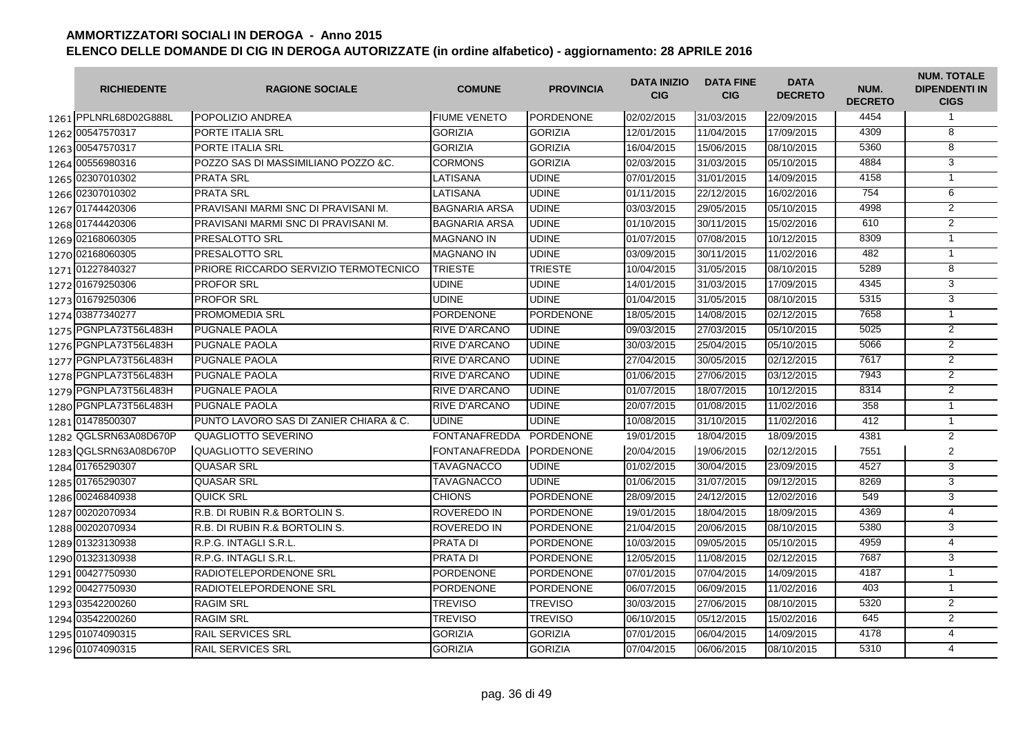# AMMORTIZZATORI SOCIALI IN DEROGA - Anno 2015

## ELENCO DELLE DOMANDE DI CIG IN DEROGA AUTORIZZATE (in ordine alfabetico) - aggiornamento: 28 APRILE 2016

| | RICHIEDENTE | RAGIONE SOCIALE | COMUNE | PROVINCIA | DATA INIZIO CIG | DATA FINE CIG | DATA DECRETO | NUM. DECRETO | NUM. TOTALE DIPENDENTI IN CIGS |
|---|---|---|---|---|---|---|---|---|---|
| 1261 | PPLNRL68D02G888L | POPOLIZIO ANDREA | FIUME VENETO | PORDENONE | 02/02/2015 | 31/03/2015 | 22/09/2015 | 4454 | 1 |
| 1262 | 00547570317 | PORTE ITALIA SRL | GORIZIA | GORIZIA | 12/01/2015 | 11/04/2015 | 17/09/2015 | 4309 | 8 |
| 1263 | 00547570317 | PORTE ITALIA SRL | GORIZIA | GORIZIA | 16/04/2015 | 15/06/2015 | 08/10/2015 | 5360 | 8 |
| 1264 | 00556980316 | POZZO SAS DI MASSIMILIANO POZZO &C. | CORMONS | GORIZIA | 02/03/2015 | 31/03/2015 | 05/10/2015 | 4884 | 3 |
| 1265 | 02307010302 | PRATA SRL | LATISANA | UDINE | 07/01/2015 | 31/01/2015 | 14/09/2015 | 4158 | 1 |
| 1266 | 02307010302 | PRATA SRL | LATISANA | UDINE | 01/11/2015 | 22/12/2015 | 16/02/2016 | 754 | 6 |
| 1267 | 01744420306 | PRAVISANI MARMI SNC DI PRAVISANI M. | BAGNARIA ARSA | UDINE | 03/03/2015 | 29/05/2015 | 05/10/2015 | 4998 | 2 |
| 1268 | 01744420306 | PRAVISANI MARMI SNC DI PRAVISANI M. | BAGNARIA ARSA | UDINE | 01/10/2015 | 30/11/2015 | 15/02/2016 | 610 | 2 |
| 1269 | 02168060305 | PRESALOTTO SRL | MAGNANO IN | UDINE | 01/07/2015 | 07/08/2015 | 10/12/2015 | 8309 | 1 |
| 1270 | 02168060305 | PRESALOTTO SRL | MAGNANO IN | UDINE | 03/09/2015 | 30/11/2015 | 11/02/2016 | 482 | 1 |
| 1271 | 01227840327 | PRIORE RICCARDO SERVIZIO TERMOTECNICO | TRIESTE | TRIESTE | 10/04/2015 | 31/05/2015 | 08/10/2015 | 5289 | 8 |
| 1272 | 01679250306 | PROFOR SRL | UDINE | UDINE | 14/01/2015 | 31/03/2015 | 17/09/2015 | 4345 | 3 |
| 1273 | 01679250306 | PROFOR SRL | UDINE | UDINE | 01/04/2015 | 31/05/2015 | 08/10/2015 | 5315 | 3 |
| 1274 | 03877340277 | PROMOMEDIA SRL | PORDENONE | PORDENONE | 18/05/2015 | 14/08/2015 | 02/12/2015 | 7658 | 1 |
| 1275 | PGNPLA73T56L483H | PUGNALE PAOLA | RIVE D'ARCANO | UDINE | 09/03/2015 | 27/03/2015 | 05/10/2015 | 5025 | 2 |
| 1276 | PGNPLA73T56L483H | PUGNALE PAOLA | RIVE D'ARCANO | UDINE | 30/03/2015 | 25/04/2015 | 05/10/2015 | 5066 | 2 |
| 1277 | PGNPLA73T56L483H | PUGNALE PAOLA | RIVE D'ARCANO | UDINE | 27/04/2015 | 30/05/2015 | 02/12/2015 | 7617 | 2 |
| 1278 | PGNPLA73T56L483H | PUGNALE PAOLA | RIVE D'ARCANO | UDINE | 01/06/2015 | 27/06/2015 | 03/12/2015 | 7943 | 2 |
| 1279 | PGNPLA73T56L483H | PUGNALE PAOLA | RIVE D'ARCANO | UDINE | 01/07/2015 | 18/07/2015 | 10/12/2015 | 8314 | 2 |
| 1280 | PGNPLA73T56L483H | PUGNALE PAOLA | RIVE D'ARCANO | UDINE | 20/07/2015 | 01/08/2015 | 11/02/2016 | 358 | 1 |
| 1281 | 01478500307 | PUNTO LAVORO SAS DI ZANIER CHIARA & C. | UDINE | UDINE | 10/08/2015 | 31/10/2015 | 11/02/2016 | 412 | 1 |
| 1282 | QGLSRN63A08D670P | QUAGLIOTTO SEVERINO | FONTANAFREDDA | PORDENONE | 19/01/2015 | 18/04/2015 | 18/09/2015 | 4381 | 2 |
| 1283 | QGLSRN63A08D670P | QUAGLIOTTO SEVERINO | FONTANAFREDDA | PORDENONE | 20/04/2015 | 19/06/2015 | 02/12/2015 | 7551 | 2 |
| 1284 | 01765290307 | QUASAR SRL | TAVAGNACCO | UDINE | 01/02/2015 | 30/04/2015 | 23/09/2015 | 4527 | 3 |
| 1285 | 01765290307 | QUASAR SRL | TAVAGNACCO | UDINE | 01/06/2015 | 31/07/2015 | 09/12/2015 | 8269 | 3 |
| 1286 | 00246840938 | QUICK SRL | CHIONS | PORDENONE | 28/09/2015 | 24/12/2015 | 12/02/2016 | 549 | 3 |
| 1287 | 00202070934 | R.B. DI RUBIN R.& BORTOLIN S. | ROVEREDO IN | PORDENONE | 19/01/2015 | 18/04/2015 | 18/09/2015 | 4369 | 4 |
| 1288 | 00202070934 | R.B. DI RUBIN R.& BORTOLIN S. | ROVEREDO IN | PORDENONE | 21/04/2015 | 20/06/2015 | 08/10/2015 | 5380 | 3 |
| 1289 | 01323130938 | R.P.G. INTAGLI S.R.L. | PRATA DI | PORDENONE | 10/03/2015 | 09/05/2015 | 05/10/2015 | 4959 | 4 |
| 1290 | 01323130938 | R.P.G. INTAGLI S.R.L. | PRATA DI | PORDENONE | 12/05/2015 | 11/08/2015 | 02/12/2015 | 7687 | 3 |
| 1291 | 00427750930 | RADIOTELEPORDENONE SRL | PORDENONE | PORDENONE | 07/01/2015 | 07/04/2015 | 14/09/2015 | 4187 | 1 |
| 1292 | 00427750930 | RADIOTELEPORDENONE SRL | PORDENONE | PORDENONE | 06/07/2015 | 06/09/2015 | 11/02/2016 | 403 | 1 |
| 1293 | 03542200260 | RAGIM SRL | TREVISO | TREVISO | 30/03/2015 | 27/06/2015 | 08/10/2015 | 5320 | 2 |
| 1294 | 03542200260 | RAGIM SRL | TREVISO | TREVISO | 06/10/2015 | 05/12/2015 | 15/02/2016 | 645 | 2 |
| 1295 | 01074090315 | RAIL SERVICES SRL | GORIZIA | GORIZIA | 07/01/2015 | 06/04/2015 | 14/09/2015 | 4178 | 4 |
| 1296 | 01074090315 | RAIL SERVICES SRL | GORIZIA | GORIZIA | 07/04/2015 | 06/06/2015 | 08/10/2015 | 5310 | 4 |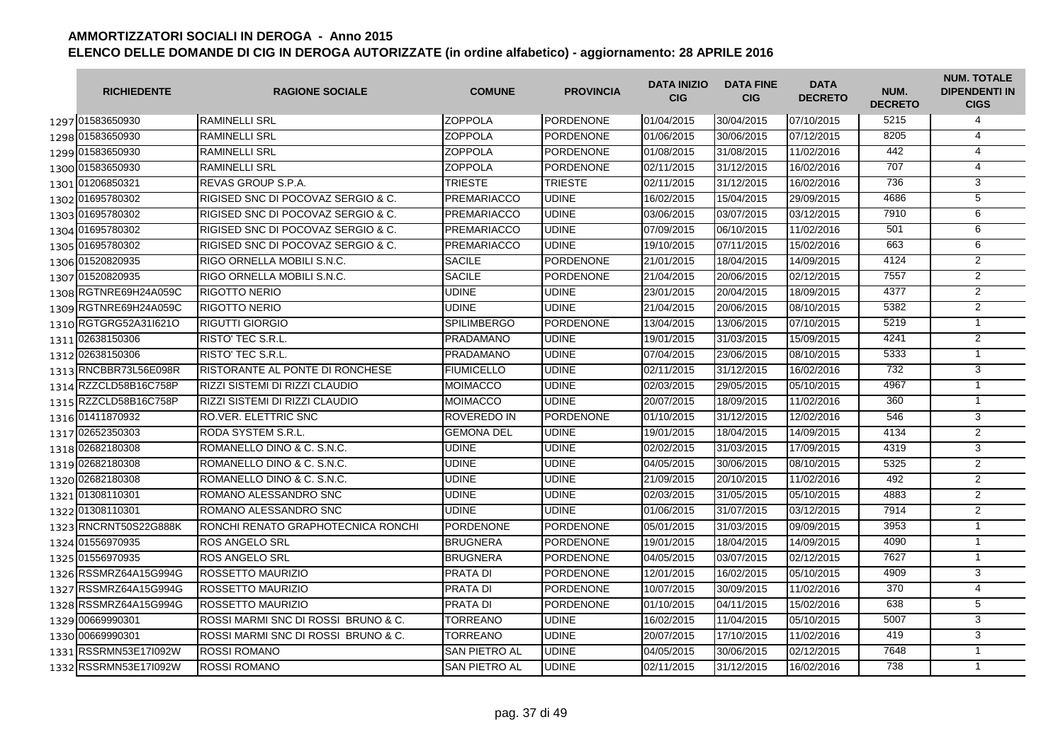# AMMORTIZZATORI SOCIALI IN DEROGA - Anno 2015

## ELENCO DELLE DOMANDE DI CIG IN DEROGA AUTORIZZATE (in ordine alfabetico) - aggiornamento: 28 APRILE 2016

| | RICHIEDENTE | RAGIONE SOCIALE | COMUNE | PROVINCIA | DATA INIZIO CIG | DATA FINE CIG | DATA DECRETO | NUM. DECRETO | NUM. TOTALE DIPENDENTI IN CIGS |
|---|---|---|---|---|---|---|---|---|---|
| 1297 | 01583650930 | RAMINELLI SRL | ZOPPOLA | PORDENONE | 01/04/2015 | 30/04/2015 | 07/10/2015 | 5215 | 4 |
| 1298 | 01583650930 | RAMINELLI SRL | ZOPPOLA | PORDENONE | 01/06/2015 | 30/06/2015 | 07/12/2015 | 8205 | 4 |
| 1299 | 01583650930 | RAMINELLI SRL | ZOPPOLA | PORDENONE | 01/08/2015 | 31/08/2015 | 11/02/2016 | 442 | 4 |
| 1300 | 01583650930 | RAMINELLI SRL | ZOPPOLA | PORDENONE | 02/11/2015 | 31/12/2015 | 16/02/2016 | 707 | 4 |
| 1301 | 01206850321 | REVAS GROUP S.P.A. | TRIESTE | TRIESTE | 02/11/2015 | 31/12/2015 | 16/02/2016 | 736 | 3 |
| 1302 | 01695780302 | RIGISED SNC DI POCOVAZ SERGIO & C. | PREMARIACCO | UDINE | 16/02/2015 | 15/04/2015 | 29/09/2015 | 4686 | 5 |
| 1303 | 01695780302 | RIGISED SNC DI POCOVAZ SERGIO & C. | PREMARIACCO | UDINE | 03/06/2015 | 03/07/2015 | 03/12/2015 | 7910 | 6 |
| 1304 | 01695780302 | RIGISED SNC DI POCOVAZ SERGIO & C. | PREMARIACCO | UDINE | 07/09/2015 | 06/10/2015 | 11/02/2016 | 501 | 6 |
| 1305 | 01695780302 | RIGISED SNC DI POCOVAZ SERGIO & C. | PREMARIACCO | UDINE | 19/10/2015 | 07/11/2015 | 15/02/2016 | 663 | 6 |
| 1306 | 01520820935 | RIGO ORNELLA MOBILI S.N.C. | SACILE | PORDENONE | 21/01/2015 | 18/04/2015 | 14/09/2015 | 4124 | 2 |
| 1307 | 01520820935 | RIGO ORNELLA MOBILI S.N.C. | SACILE | PORDENONE | 21/04/2015 | 20/06/2015 | 02/12/2015 | 7557 | 2 |
| 1308 | RGTNRE69H24A059C | RIGOTTO NERIO | UDINE | UDINE | 23/01/2015 | 20/04/2015 | 18/09/2015 | 4377 | 2 |
| 1309 | RGTNRE69H24A059C | RIGOTTO NERIO | UDINE | UDINE | 21/04/2015 | 20/06/2015 | 08/10/2015 | 5382 | 2 |
| 1310 | RGTGRG52A31I621O | RIGUTTI GIORGIO | SPILIMBERGO | PORDENONE | 13/04/2015 | 13/06/2015 | 07/10/2015 | 5219 | 1 |
| 1311 | 02638150306 | RISTO' TEC S.R.L. | PRADAMANO | UDINE | 19/01/2015 | 31/03/2015 | 15/09/2015 | 4241 | 2 |
| 1312 | 02638150306 | RISTO' TEC S.R.L. | PRADAMANO | UDINE | 07/04/2015 | 23/06/2015 | 08/10/2015 | 5333 | 1 |
| 1313 | RNCBBR73L56E098R | RISTORANTE AL PONTE DI RONCHESE | FIUMICELLO | UDINE | 02/11/2015 | 31/12/2015 | 16/02/2016 | 732 | 3 |
| 1314 | RZZCLD58B16C758P | RIZZI SISTEMI DI RIZZI CLAUDIO | MOIMACCO | UDINE | 02/03/2015 | 29/05/2015 | 05/10/2015 | 4967 | 1 |
| 1315 | RZZCLD58B16C758P | RIZZI SISTEMI DI RIZZI CLAUDIO | MOIMACCO | UDINE | 20/07/2015 | 18/09/2015 | 11/02/2016 | 360 | 1 |
| 1316 | 01411870932 | RO.VER. ELETTRIC SNC | ROVEREDO IN | PORDENONE | 01/10/2015 | 31/12/2015 | 12/02/2016 | 546 | 3 |
| 1317 | 02652350303 | RODA SYSTEM S.R.L. | GEMONA DEL | UDINE | 19/01/2015 | 18/04/2015 | 14/09/2015 | 4134 | 2 |
| 1318 | 02682180308 | ROMANELLO DINO & C. S.N.C. | UDINE | UDINE | 02/02/2015 | 31/03/2015 | 17/09/2015 | 4319 | 3 |
| 1319 | 02682180308 | ROMANELLO DINO & C. S.N.C. | UDINE | UDINE | 04/05/2015 | 30/06/2015 | 08/10/2015 | 5325 | 2 |
| 1320 | 02682180308 | ROMANELLO DINO & C. S.N.C. | UDINE | UDINE | 21/09/2015 | 20/10/2015 | 11/02/2016 | 492 | 2 |
| 1321 | 01308110301 | ROMANO ALESSANDRO SNC | UDINE | UDINE | 02/03/2015 | 31/05/2015 | 05/10/2015 | 4883 | 2 |
| 1322 | 01308110301 | ROMANO ALESSANDRO SNC | UDINE | UDINE | 01/06/2015 | 31/07/2015 | 03/12/2015 | 7914 | 2 |
| 1323 | RNCRNT50S22G888K | RONCHI RENATO GRAPHOTECNICA RONCHI | PORDENONE | PORDENONE | 05/01/2015 | 31/03/2015 | 09/09/2015 | 3953 | 1 |
| 1324 | 01556970935 | ROS ANGELO SRL | BRUGNERA | PORDENONE | 19/01/2015 | 18/04/2015 | 14/09/2015 | 4090 | 1 |
| 1325 | 01556970935 | ROS ANGELO SRL | BRUGNERA | PORDENONE | 04/05/2015 | 03/07/2015 | 02/12/2015 | 7627 | 1 |
| 1326 | RSSMRZ64A15G994G | ROSSETTO MAURIZIO | PRATA DI | PORDENONE | 12/01/2015 | 16/02/2015 | 05/10/2015 | 4909 | 3 |
| 1327 | RSSMRZ64A15G994G | ROSSETTO MAURIZIO | PRATA DI | PORDENONE | 10/07/2015 | 30/09/2015 | 11/02/2016 | 370 | 4 |
| 1328 | RSSMRZ64A15G994G | ROSSETTO MAURIZIO | PRATA DI | PORDENONE | 01/10/2015 | 04/11/2015 | 15/02/2016 | 638 | 5 |
| 1329 | 00669990301 | ROSSI MARMI SNC DI ROSSI BRUNO & C. | TORREANO | UDINE | 16/02/2015 | 11/04/2015 | 05/10/2015 | 5007 | 3 |
| 1330 | 00669990301 | ROSSI MARMI SNC DI ROSSI BRUNO & C. | TORREANO | UDINE | 20/07/2015 | 17/10/2015 | 11/02/2016 | 419 | 3 |
| 1331 | RSSRMN53E17I092W | ROSSI ROMANO | SAN PIETRO AL | UDINE | 04/05/2015 | 30/06/2015 | 02/12/2015 | 7648 | 1 |
| 1332 | RSSRMN53E17I092W | ROSSI ROMANO | SAN PIETRO AL | UDINE | 02/11/2015 | 31/12/2015 | 16/02/2016 | 738 | 1 |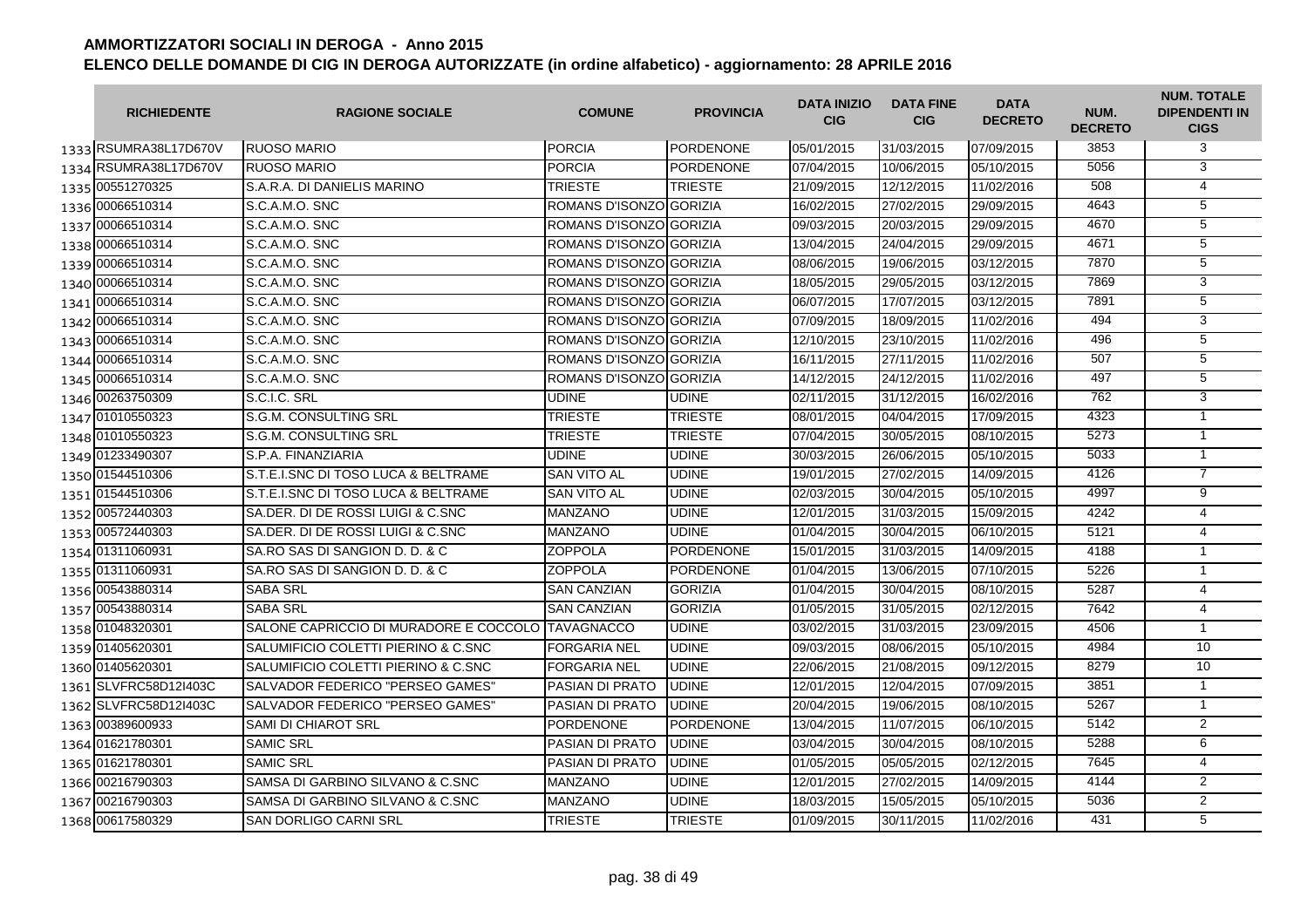# AMMORTIZZATORI SOCIALI IN DEROGA - Anno 2015

## ELENCO DELLE DOMANDE DI CIG IN DEROGA AUTORIZZATE (in ordine alfabetico) - aggiornamento: 28 APRILE 2016

| | RICHIEDENTE | RAGIONE SOCIALE | COMUNE | PROVINCIA | DATA INIZIO CIG | DATA FINE CIG | DATA DECRETO | NUM. DECRETO | NUM. TOTALE DIPENDENTI IN CIGS |
|---|---|---|---|---|---|---|---|---|---|
| 1333 | RSUMRA38L17D670V | RUOSO MARIO | PORCIA | PORDENONE | 05/01/2015 | 31/03/2015 | 07/09/2015 | 3853 | 3 |
| 1334 | RSUMRA38L17D670V | RUOSO MARIO | PORCIA | PORDENONE | 07/04/2015 | 10/06/2015 | 05/10/2015 | 5056 | 3 |
| 1335 | 00551270325 | S.A.R.A. DI DANIELIS MARINO | TRIESTE | TRIESTE | 21/09/2015 | 12/12/2015 | 11/02/2016 | 508 | 4 |
| 1336 | 00066510314 | S.C.A.M.O. SNC | ROMANS D'ISONZO | GORIZIA | 16/02/2015 | 27/02/2015 | 29/09/2015 | 4643 | 5 |
| 1337 | 00066510314 | S.C.A.M.O. SNC | ROMANS D'ISONZO | GORIZIA | 09/03/2015 | 20/03/2015 | 29/09/2015 | 4670 | 5 |
| 1338 | 00066510314 | S.C.A.M.O. SNC | ROMANS D'ISONZO | GORIZIA | 13/04/2015 | 24/04/2015 | 29/09/2015 | 4671 | 5 |
| 1339 | 00066510314 | S.C.A.M.O. SNC | ROMANS D'ISONZO | GORIZIA | 08/06/2015 | 19/06/2015 | 03/12/2015 | 7870 | 5 |
| 1340 | 00066510314 | S.C.A.M.O. SNC | ROMANS D'ISONZO | GORIZIA | 18/05/2015 | 29/05/2015 | 03/12/2015 | 7869 | 3 |
| 1341 | 00066510314 | S.C.A.M.O. SNC | ROMANS D'ISONZO | GORIZIA | 06/07/2015 | 17/07/2015 | 03/12/2015 | 7891 | 5 |
| 1342 | 00066510314 | S.C.A.M.O. SNC | ROMANS D'ISONZO | GORIZIA | 07/09/2015 | 18/09/2015 | 11/02/2016 | 494 | 3 |
| 1343 | 00066510314 | S.C.A.M.O. SNC | ROMANS D'ISONZO | GORIZIA | 12/10/2015 | 23/10/2015 | 11/02/2016 | 496 | 5 |
| 1344 | 00066510314 | S.C.A.M.O. SNC | ROMANS D'ISONZO | GORIZIA | 16/11/2015 | 27/11/2015 | 11/02/2016 | 507 | 5 |
| 1345 | 00066510314 | S.C.A.M.O. SNC | ROMANS D'ISONZO | GORIZIA | 14/12/2015 | 24/12/2015 | 11/02/2016 | 497 | 5 |
| 1346 | 00263750309 | S.C.I.C. SRL | UDINE | UDINE | 02/11/2015 | 31/12/2015 | 16/02/2016 | 762 | 3 |
| 1347 | 01010550323 | S.G.M. CONSULTING SRL | TRIESTE | TRIESTE | 08/01/2015 | 04/04/2015 | 17/09/2015 | 4323 | 1 |
| 1348 | 01010550323 | S.G.M. CONSULTING SRL | TRIESTE | TRIESTE | 07/04/2015 | 30/05/2015 | 08/10/2015 | 5273 | 1 |
| 1349 | 01233490307 | S.P.A. FINANZIARIA | UDINE | UDINE | 30/03/2015 | 26/06/2015 | 05/10/2015 | 5033 | 1 |
| 1350 | 01544510306 | S.T.E.I.SNC DI TOSO LUCA & BELTRAME | SAN VITO AL | UDINE | 19/01/2015 | 27/02/2015 | 14/09/2015 | 4126 | 7 |
| 1351 | 01544510306 | S.T.E.I.SNC DI TOSO LUCA & BELTRAME | SAN VITO AL | UDINE | 02/03/2015 | 30/04/2015 | 05/10/2015 | 4997 | 9 |
| 1352 | 00572440303 | SA.DER. DI DE ROSSI LUIGI & C.SNC | MANZANO | UDINE | 12/01/2015 | 31/03/2015 | 15/09/2015 | 4242 | 4 |
| 1353 | 00572440303 | SA.DER. DI DE ROSSI LUIGI & C.SNC | MANZANO | UDINE | 01/04/2015 | 30/04/2015 | 06/10/2015 | 5121 | 4 |
| 1354 | 01311060931 | SA.RO SAS DI SANGION D. D. & C | ZOPPOLA | PORDENONE | 15/01/2015 | 31/03/2015 | 14/09/2015 | 4188 | 1 |
| 1355 | 01311060931 | SA.RO SAS DI SANGION D. D. & C | ZOPPOLA | PORDENONE | 01/04/2015 | 13/06/2015 | 07/10/2015 | 5226 | 1 |
| 1356 | 00543880314 | SABA SRL | SAN CANZIAN | GORIZIA | 01/04/2015 | 30/04/2015 | 08/10/2015 | 5287 | 4 |
| 1357 | 00543880314 | SABA SRL | SAN CANZIAN | GORIZIA | 01/05/2015 | 31/05/2015 | 02/12/2015 | 7642 | 4 |
| 1358 | 01048320301 | SALONE CAPRICCIO DI MURADORE E COCCOLO | TAVAGNACCO | UDINE | 03/02/2015 | 31/03/2015 | 23/09/2015 | 4506 | 1 |
| 1359 | 01405620301 | SALUMIFICIO COLETTI PIERINO & C.SNC | FORGARIA NEL | UDINE | 09/03/2015 | 08/06/2015 | 05/10/2015 | 4984 | 10 |
| 1360 | 01405620301 | SALUMIFICIO COLETTI PIERINO & C.SNC | FORGARIA NEL | UDINE | 22/06/2015 | 21/08/2015 | 09/12/2015 | 8279 | 10 |
| 1361 | SLVFRC58D12I403C | SALVADOR FEDERICO "PERSEO GAMES" | PASIAN DI PRATO | UDINE | 12/01/2015 | 12/04/2015 | 07/09/2015 | 3851 | 1 |
| 1362 | SLVFRC58D12I403C | SALVADOR FEDERICO "PERSEO GAMES" | PASIAN DI PRATO | UDINE | 20/04/2015 | 19/06/2015 | 08/10/2015 | 5267 | 1 |
| 1363 | 00389600933 | SAMI DI CHIAROT SRL | PORDENONE | PORDENONE | 13/04/2015 | 11/07/2015 | 06/10/2015 | 5142 | 2 |
| 1364 | 01621780301 | SAMIC SRL | PASIAN DI PRATO | UDINE | 03/04/2015 | 30/04/2015 | 08/10/2015 | 5288 | 6 |
| 1365 | 01621780301 | SAMIC SRL | PASIAN DI PRATO | UDINE | 01/05/2015 | 05/05/2015 | 02/12/2015 | 7645 | 4 |
| 1366 | 00216790303 | SAMSA DI GARBINO SILVANO & C.SNC | MANZANO | UDINE | 12/01/2015 | 27/02/2015 | 14/09/2015 | 4144 | 2 |
| 1367 | 00216790303 | SAMSA DI GARBINO SILVANO & C.SNC | MANZANO | UDINE | 18/03/2015 | 15/05/2015 | 05/10/2015 | 5036 | 2 |
| 1368 | 00617580329 | SAN DORLIGO CARNI SRL | TRIESTE | TRIESTE | 01/09/2015 | 30/11/2015 | 11/02/2016 | 431 | 5 |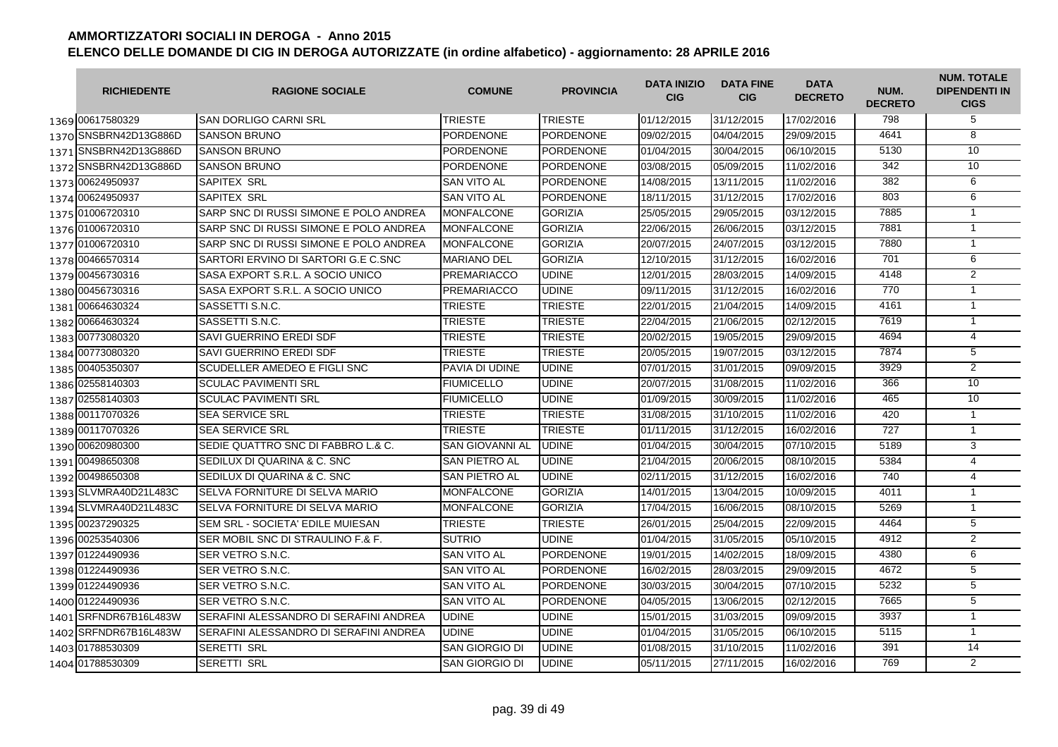# AMMORTIZZATORI SOCIALI IN DEROGA - Anno 2015
## ELENCO DELLE DOMANDE DI CIG IN DEROGA AUTORIZZATE (in ordine alfabetico) - aggiornamento: 28 APRILE 2016

| | RICHIEDENTE | RAGIONE SOCIALE | COMUNE | PROVINCIA | DATA INIZIO CIG | DATA FINE CIG | DATA DECRETO | NUM. DECRETO | NUM. TOTALE DIPENDENTI IN CIGS |
|---|---|---|---|---|---|---|---|---|---|
| 1369 | 00617580329 | SAN DORLIGO CARNI SRL | TRIESTE | TRIESTE | 01/12/2015 | 31/12/2015 | 17/02/2016 | 798 | 5 |
| 1370 | SNSBRN42D13G886D | SANSON BRUNO | PORDENONE | PORDENONE | 09/02/2015 | 04/04/2015 | 29/09/2015 | 4641 | 8 |
| 1371 | SNSBRN42D13G886D | SANSON BRUNO | PORDENONE | PORDENONE | 01/04/2015 | 30/04/2015 | 06/10/2015 | 5130 | 10 |
| 1372 | SNSBRN42D13G886D | SANSON BRUNO | PORDENONE | PORDENONE | 03/08/2015 | 05/09/2015 | 11/02/2016 | 342 | 10 |
| 1373 | 00624950937 | SAPITEX SRL | SAN VITO AL | PORDENONE | 14/08/2015 | 13/11/2015 | 11/02/2016 | 382 | 6 |
| 1374 | 00624950937 | SAPITEX SRL | SAN VITO AL | PORDENONE | 18/11/2015 | 31/12/2015 | 17/02/2016 | 803 | 6 |
| 1375 | 01006720310 | SARP SNC DI RUSSI SIMONE E POLO ANDREA | MONFALCONE | GORIZIA | 25/05/2015 | 29/05/2015 | 03/12/2015 | 7885 | 1 |
| 1376 | 01006720310 | SARP SNC DI RUSSI SIMONE E POLO ANDREA | MONFALCONE | GORIZIA | 22/06/2015 | 26/06/2015 | 03/12/2015 | 7881 | 1 |
| 1377 | 01006720310 | SARP SNC DI RUSSI SIMONE E POLO ANDREA | MONFALCONE | GORIZIA | 20/07/2015 | 24/07/2015 | 03/12/2015 | 7880 | 1 |
| 1378 | 00466570314 | SARTORI ERVINO DI SARTORI G.E C.SNC | MARIANO DEL | GORIZIA | 12/10/2015 | 31/12/2015 | 16/02/2016 | 701 | 6 |
| 1379 | 00456730316 | SASA EXPORT S.R.L. A SOCIO UNICO | PREMARIACCO | UDINE | 12/01/2015 | 28/03/2015 | 14/09/2015 | 4148 | 2 |
| 1380 | 00456730316 | SASA EXPORT S.R.L. A SOCIO UNICO | PREMARIACCO | UDINE | 09/11/2015 | 31/12/2015 | 16/02/2016 | 770 | 1 |
| 1381 | 00664630324 | SASSETTI S.N.C. | TRIESTE | TRIESTE | 22/01/2015 | 21/04/2015 | 14/09/2015 | 4161 | 1 |
| 1382 | 00664630324 | SASSETTI S.N.C. | TRIESTE | TRIESTE | 22/04/2015 | 21/06/2015 | 02/12/2015 | 7619 | 1 |
| 1383 | 00773080320 | SAVI GUERRINO EREDI SDF | TRIESTE | TRIESTE | 20/02/2015 | 19/05/2015 | 29/09/2015 | 4694 | 4 |
| 1384 | 00773080320 | SAVI GUERRINO EREDI SDF | TRIESTE | TRIESTE | 20/05/2015 | 19/07/2015 | 03/12/2015 | 7874 | 5 |
| 1385 | 00405350307 | SCUDELLER AMEDEO E FIGLI SNC | PAVIA DI UDINE | UDINE | 07/01/2015 | 31/01/2015 | 09/09/2015 | 3929 | 2 |
| 1386 | 02558140303 | SCULAC PAVIMENTI SRL | FIUMICELLO | UDINE | 20/07/2015 | 31/08/2015 | 11/02/2016 | 366 | 10 |
| 1387 | 02558140303 | SCULAC PAVIMENTI SRL | FIUMICELLO | UDINE | 01/09/2015 | 30/09/2015 | 11/02/2016 | 465 | 10 |
| 1388 | 00117070326 | SEA SERVICE SRL | TRIESTE | TRIESTE | 31/08/2015 | 31/10/2015 | 11/02/2016 | 420 | 1 |
| 1389 | 00117070326 | SEA SERVICE SRL | TRIESTE | TRIESTE | 01/11/2015 | 31/12/2015 | 16/02/2016 | 727 | 1 |
| 1390 | 00620980300 | SEDIE QUATTRO SNC DI FABBRO L.& C. | SAN GIOVANNI AL | UDINE | 01/04/2015 | 30/04/2015 | 07/10/2015 | 5189 | 3 |
| 1391 | 00498650308 | SEDILUX DI QUARINA & C. SNC | SAN PIETRO AL | UDINE | 21/04/2015 | 20/06/2015 | 08/10/2015 | 5384 | 4 |
| 1392 | 00498650308 | SEDILUX DI QUARINA & C. SNC | SAN PIETRO AL | UDINE | 02/11/2015 | 31/12/2015 | 16/02/2016 | 740 | 4 |
| 1393 | SLVMRA40D21L483C | SELVA FORNITURE DI SELVA MARIO | MONFALCONE | GORIZIA | 14/01/2015 | 13/04/2015 | 10/09/2015 | 4011 | 1 |
| 1394 | SLVMRA40D21L483C | SELVA FORNITURE DI SELVA MARIO | MONFALCONE | GORIZIA | 17/04/2015 | 16/06/2015 | 08/10/2015 | 5269 | 1 |
| 1395 | 00237290325 | SEM SRL - SOCIETA' EDILE MUIESAN | TRIESTE | TRIESTE | 26/01/2015 | 25/04/2015 | 22/09/2015 | 4464 | 5 |
| 1396 | 00253540306 | SER MOBIL SNC DI STRAULINO F.& F. | SUTRIO | UDINE | 01/04/2015 | 31/05/2015 | 05/10/2015 | 4912 | 2 |
| 1397 | 01224490936 | SER VETRO S.N.C. | SAN VITO AL | PORDENONE | 19/01/2015 | 14/02/2015 | 18/09/2015 | 4380 | 6 |
| 1398 | 01224490936 | SER VETRO S.N.C. | SAN VITO AL | PORDENONE | 16/02/2015 | 28/03/2015 | 29/09/2015 | 4672 | 5 |
| 1399 | 01224490936 | SER VETRO S.N.C. | SAN VITO AL | PORDENONE | 30/03/2015 | 30/04/2015 | 07/10/2015 | 5232 | 5 |
| 1400 | 01224490936 | SER VETRO S.N.C. | SAN VITO AL | PORDENONE | 04/05/2015 | 13/06/2015 | 02/12/2015 | 7665 | 5 |
| 1401 | SRFNDR67B16L483W | SERAFINI ALESSANDRO DI SERAFINI ANDREA | UDINE | UDINE | 15/01/2015 | 31/03/2015 | 09/09/2015 | 3937 | 1 |
| 1402 | SRFNDR67B16L483W | SERAFINI ALESSANDRO DI SERAFINI ANDREA | UDINE | UDINE | 01/04/2015 | 31/05/2015 | 06/10/2015 | 5115 | 1 |
| 1403 | 01788530309 | SERETTI SRL | SAN GIORGIO DI | UDINE | 01/08/2015 | 31/10/2015 | 11/02/2016 | 391 | 14 |
| 1404 | 01788530309 | SERETTI SRL | SAN GIORGIO DI | UDINE | 05/11/2015 | 27/11/2015 | 16/02/2016 | 769 | 2 |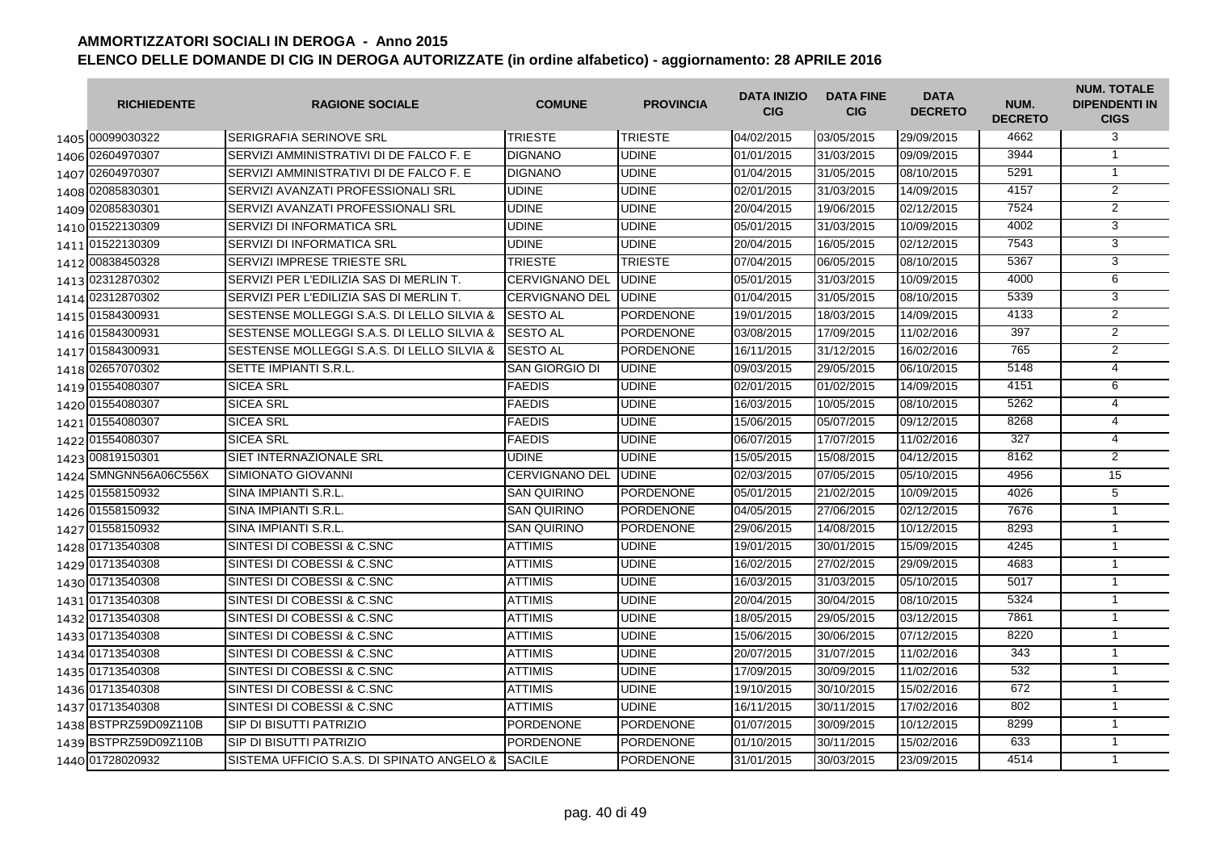# AMMORTIZZATORI SOCIALI IN DEROGA - Anno 2015

## ELENCO DELLE DOMANDE DI CIG IN DEROGA AUTORIZZATE (in ordine alfabetico) - aggiornamento: 28 APRILE 2016

| | RICHIEDENTE | RAGIONE SOCIALE | COMUNE | PROVINCIA | DATA INIZIO CIG | DATA FINE CIG | DATA DECRETO | NUM. DECRETO | NUM. TOTALE DIPENDENTI IN CIGS |
|---|---|---|---|---|---|---|---|---|---|
| 1405 | 00099030322 | SERIGRAFIA SERINOVE SRL | TRIESTE | TRIESTE | 04/02/2015 | 03/05/2015 | 29/09/2015 | 4662 | 3 |
| 1406 | 02604970307 | SERVIZI AMMINISTRATIVI DI DE FALCO F. E | DIGNANO | UDINE | 01/01/2015 | 31/03/2015 | 09/09/2015 | 3944 | 1 |
| 1407 | 02604970307 | SERVIZI AMMINISTRATIVI DI DE FALCO F. E | DIGNANO | UDINE | 01/04/2015 | 31/05/2015 | 08/10/2015 | 5291 | 1 |
| 1408 | 02085830301 | SERVIZI AVANZATI PROFESSIONALI SRL | UDINE | UDINE | 02/01/2015 | 31/03/2015 | 14/09/2015 | 4157 | 2 |
| 1409 | 02085830301 | SERVIZI AVANZATI PROFESSIONALI SRL | UDINE | UDINE | 20/04/2015 | 19/06/2015 | 02/12/2015 | 7524 | 2 |
| 1410 | 01522130309 | SERVIZI DI INFORMATICA SRL | UDINE | UDINE | 05/01/2015 | 31/03/2015 | 10/09/2015 | 4002 | 3 |
| 1411 | 01522130309 | SERVIZI DI INFORMATICA SRL | UDINE | UDINE | 20/04/2015 | 16/05/2015 | 02/12/2015 | 7543 | 3 |
| 1412 | 00838450328 | SERVIZI IMPRESE TRIESTE SRL | TRIESTE | TRIESTE | 07/04/2015 | 06/05/2015 | 08/10/2015 | 5367 | 3 |
| 1413 | 02312870302 | SERVIZI PER L'EDILIZIA SAS DI MERLIN T. | CERVIGNANO DEL | UDINE | 05/01/2015 | 31/03/2015 | 10/09/2015 | 4000 | 6 |
| 1414 | 02312870302 | SERVIZI PER L'EDILIZIA SAS DI MERLIN T. | CERVIGNANO DEL | UDINE | 01/04/2015 | 31/05/2015 | 08/10/2015 | 5339 | 3 |
| 1415 | 01584300931 | SESTENSE MOLLEGGI S.A.S. DI LELLO SILVIA & | SESTO AL | PORDENONE | 19/01/2015 | 18/03/2015 | 14/09/2015 | 4133 | 2 |
| 1416 | 01584300931 | SESTENSE MOLLEGGI S.A.S. DI LELLO SILVIA & | SESTO AL | PORDENONE | 03/08/2015 | 17/09/2015 | 11/02/2016 | 397 | 2 |
| 1417 | 01584300931 | SESTENSE MOLLEGGI S.A.S. DI LELLO SILVIA & | SESTO AL | PORDENONE | 16/11/2015 | 31/12/2015 | 16/02/2016 | 765 | 2 |
| 1418 | 02657070302 | SETTE IMPIANTI S.R.L. | SAN GIORGIO DI | UDINE | 09/03/2015 | 29/05/2015 | 06/10/2015 | 5148 | 4 |
| 1419 | 01554080307 | SICEA SRL | FAEDIS | UDINE | 02/01/2015 | 01/02/2015 | 14/09/2015 | 4151 | 6 |
| 1420 | 01554080307 | SICEA SRL | FAEDIS | UDINE | 16/03/2015 | 10/05/2015 | 08/10/2015 | 5262 | 4 |
| 1421 | 01554080307 | SICEA SRL | FAEDIS | UDINE | 15/06/2015 | 05/07/2015 | 09/12/2015 | 8268 | 4 |
| 1422 | 01554080307 | SICEA SRL | FAEDIS | UDINE | 06/07/2015 | 17/07/2015 | 11/02/2016 | 327 | 4 |
| 1423 | 00819150301 | SIET INTERNAZIONALE SRL | UDINE | UDINE | 15/05/2015 | 15/08/2015 | 04/12/2015 | 8162 | 2 |
| 1424 | SMNGNN56A06C556X | SIMIONATO GIOVANNI | CERVIGNANO DEL | UDINE | 02/03/2015 | 07/05/2015 | 05/10/2015 | 4956 | 15 |
| 1425 | 01558150932 | SINA IMPIANTI S.R.L. | SAN QUIRINO | PORDENONE | 05/01/2015 | 21/02/2015 | 10/09/2015 | 4026 | 5 |
| 1426 | 01558150932 | SINA IMPIANTI S.R.L. | SAN QUIRINO | PORDENONE | 04/05/2015 | 27/06/2015 | 02/12/2015 | 7676 | 1 |
| 1427 | 01558150932 | SINA IMPIANTI S.R.L. | SAN QUIRINO | PORDENONE | 29/06/2015 | 14/08/2015 | 10/12/2015 | 8293 | 1 |
| 1428 | 01713540308 | SINTESI DI COBESSI & C.SNC | ATTIMIS | UDINE | 19/01/2015 | 30/01/2015 | 15/09/2015 | 4245 | 1 |
| 1429 | 01713540308 | SINTESI DI COBESSI & C.SNC | ATTIMIS | UDINE | 16/02/2015 | 27/02/2015 | 29/09/2015 | 4683 | 1 |
| 1430 | 01713540308 | SINTESI DI COBESSI & C.SNC | ATTIMIS | UDINE | 16/03/2015 | 31/03/2015 | 05/10/2015 | 5017 | 1 |
| 1431 | 01713540308 | SINTESI DI COBESSI & C.SNC | ATTIMIS | UDINE | 20/04/2015 | 30/04/2015 | 08/10/2015 | 5324 | 1 |
| 1432 | 01713540308 | SINTESI DI COBESSI & C.SNC | ATTIMIS | UDINE | 18/05/2015 | 29/05/2015 | 03/12/2015 | 7861 | 1 |
| 1433 | 01713540308 | SINTESI DI COBESSI & C.SNC | ATTIMIS | UDINE | 15/06/2015 | 30/06/2015 | 07/12/2015 | 8220 | 1 |
| 1434 | 01713540308 | SINTESI DI COBESSI & C.SNC | ATTIMIS | UDINE | 20/07/2015 | 31/07/2015 | 11/02/2016 | 343 | 1 |
| 1435 | 01713540308 | SINTESI DI COBESSI & C.SNC | ATTIMIS | UDINE | 17/09/2015 | 30/09/2015 | 11/02/2016 | 532 | 1 |
| 1436 | 01713540308 | SINTESI DI COBESSI & C.SNC | ATTIMIS | UDINE | 19/10/2015 | 30/10/2015 | 15/02/2016 | 672 | 1 |
| 1437 | 01713540308 | SINTESI DI COBESSI & C.SNC | ATTIMIS | UDINE | 16/11/2015 | 30/11/2015 | 17/02/2016 | 802 | 1 |
| 1438 | BSTPRZ59D09Z110B | SIP DI BISUTTI PATRIZIO | PORDENONE | PORDENONE | 01/07/2015 | 30/09/2015 | 10/12/2015 | 8299 | 1 |
| 1439 | BSTPRZ59D09Z110B | SIP DI BISUTTI PATRIZIO | PORDENONE | PORDENONE | 01/10/2015 | 30/11/2015 | 15/02/2016 | 633 | 1 |
| 1440 | 01728020932 | SISTEMA UFFICIO S.A.S. DI SPINATO ANGELO & | SACILE | PORDENONE | 31/01/2015 | 30/03/2015 | 23/09/2015 | 4514 | 1 |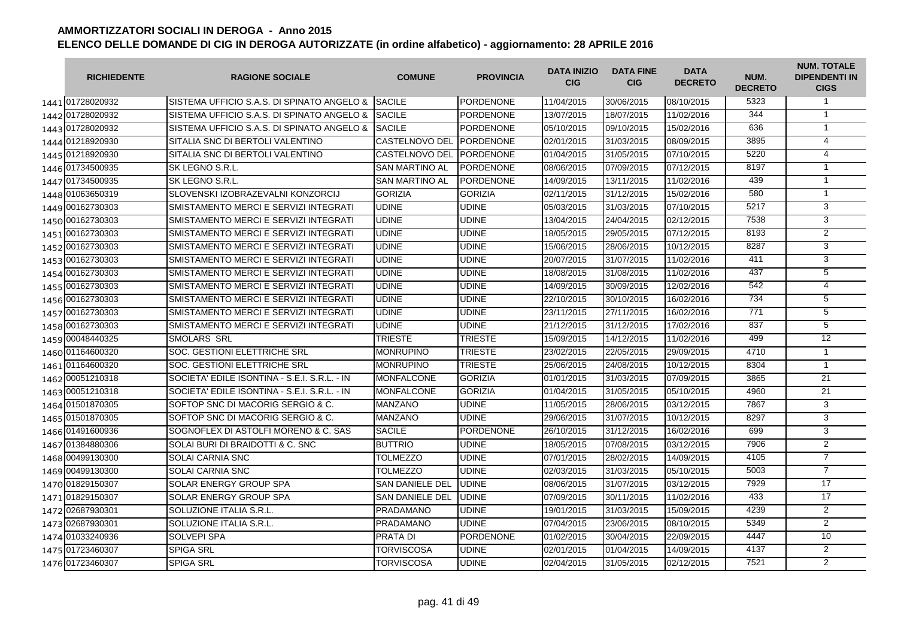# AMMORTIZZATORI SOCIALI IN DEROGA - Anno 2015
## ELENCO DELLE DOMANDE DI CIG IN DEROGA AUTORIZZATE (in ordine alfabetico) - aggiornamento: 28 APRILE 2016

| | RICHIEDENTE | RAGIONE SOCIALE | COMUNE | PROVINCIA | DATA INIZIO CIG | DATA FINE CIG | DATA DECRETO | NUM. DECRETO | NUM. TOTALE DIPENDENTI IN CIGS |
|---|---|---|---|---|---|---|---|---|---|
| 1441 | 01728020932 | SISTEMA UFFICIO S.A.S. DI SPINATO ANGELO & | SACILE | PORDENONE | 11/04/2015 | 30/06/2015 | 08/10/2015 | 5323 | 1 |
| 1442 | 01728020932 | SISTEMA UFFICIO S.A.S. DI SPINATO ANGELO & | SACILE | PORDENONE | 13/07/2015 | 18/07/2015 | 11/02/2016 | 344 | 1 |
| 1443 | 01728020932 | SISTEMA UFFICIO S.A.S. DI SPINATO ANGELO & | SACILE | PORDENONE | 05/10/2015 | 09/10/2015 | 15/02/2016 | 636 | 1 |
| 1444 | 01218920930 | SITALIA SNC DI BERTOLI VALENTINO | CASTELNOVO DEL | PORDENONE | 02/01/2015 | 31/03/2015 | 08/09/2015 | 3895 | 4 |
| 1445 | 01218920930 | SITALIA SNC DI BERTOLI VALENTINO | CASTELNOVO DEL | PORDENONE | 01/04/2015 | 31/05/2015 | 07/10/2015 | 5220 | 4 |
| 1446 | 01734500935 | SK LEGNO S.R.L. | SAN MARTINO AL | PORDENONE | 08/06/2015 | 07/09/2015 | 07/12/2015 | 8197 | 1 |
| 1447 | 01734500935 | SK LEGNO S.R.L. | SAN MARTINO AL | PORDENONE | 14/09/2015 | 13/11/2015 | 11/02/2016 | 439 | 1 |
| 1448 | 01063650319 | SLOVENSKI IZOBRAZEVALNI KONZORCIJ | GORIZIA | GORIZIA | 02/11/2015 | 31/12/2015 | 15/02/2016 | 580 | 1 |
| 1449 | 00162730303 | SMISTAMENTO MERCI E SERVIZI INTEGRATI | UDINE | UDINE | 05/03/2015 | 31/03/2015 | 07/10/2015 | 5217 | 3 |
| 1450 | 00162730303 | SMISTAMENTO MERCI E SERVIZI INTEGRATI | UDINE | UDINE | 13/04/2015 | 24/04/2015 | 02/12/2015 | 7538 | 3 |
| 1451 | 00162730303 | SMISTAMENTO MERCI E SERVIZI INTEGRATI | UDINE | UDINE | 18/05/2015 | 29/05/2015 | 07/12/2015 | 8193 | 2 |
| 1452 | 00162730303 | SMISTAMENTO MERCI E SERVIZI INTEGRATI | UDINE | UDINE | 15/06/2015 | 28/06/2015 | 10/12/2015 | 8287 | 3 |
| 1453 | 00162730303 | SMISTAMENTO MERCI E SERVIZI INTEGRATI | UDINE | UDINE | 20/07/2015 | 31/07/2015 | 11/02/2016 | 411 | 3 |
| 1454 | 00162730303 | SMISTAMENTO MERCI E SERVIZI INTEGRATI | UDINE | UDINE | 18/08/2015 | 31/08/2015 | 11/02/2016 | 437 | 5 |
| 1455 | 00162730303 | SMISTAMENTO MERCI E SERVIZI INTEGRATI | UDINE | UDINE | 14/09/2015 | 30/09/2015 | 12/02/2016 | 542 | 4 |
| 1456 | 00162730303 | SMISTAMENTO MERCI E SERVIZI INTEGRATI | UDINE | UDINE | 22/10/2015 | 30/10/2015 | 16/02/2016 | 734 | 5 |
| 1457 | 00162730303 | SMISTAMENTO MERCI E SERVIZI INTEGRATI | UDINE | UDINE | 23/11/2015 | 27/11/2015 | 16/02/2016 | 771 | 5 |
| 1458 | 00162730303 | SMISTAMENTO MERCI E SERVIZI INTEGRATI | UDINE | UDINE | 21/12/2015 | 31/12/2015 | 17/02/2016 | 837 | 5 |
| 1459 | 00048440325 | SMOLARS SRL | TRIESTE | TRIESTE | 15/09/2015 | 14/12/2015 | 11/02/2016 | 499 | 12 |
| 1460 | 01164600320 | SOC. GESTIONI ELETTRICHE SRL | MONRUPINO | TRIESTE | 23/02/2015 | 22/05/2015 | 29/09/2015 | 4710 | 1 |
| 1461 | 01164600320 | SOC. GESTIONI ELETTRICHE SRL | MONRUPINO | TRIESTE | 25/06/2015 | 24/08/2015 | 10/12/2015 | 8304 | 1 |
| 1462 | 00051210318 | SOCIETA' EDILE ISONTINA - S.E.I. S.R.L. - IN | MONFALCONE | GORIZIA | 01/01/2015 | 31/03/2015 | 07/09/2015 | 3865 | 21 |
| 1463 | 00051210318 | SOCIETA' EDILE ISONTINA - S.E.I. S.R.L. - IN | MONFALCONE | GORIZIA | 01/04/2015 | 31/05/2015 | 05/10/2015 | 4960 | 21 |
| 1464 | 01501870305 | SOFTOP SNC DI MACORIG SERGIO & C. | MANZANO | UDINE | 11/05/2015 | 28/06/2015 | 03/12/2015 | 7867 | 3 |
| 1465 | 01501870305 | SOFTOP SNC DI MACORIG SERGIO & C. | MANZANO | UDINE | 29/06/2015 | 31/07/2015 | 10/12/2015 | 8297 | 3 |
| 1466 | 01491600936 | SOGNOFLEX DI ASTOLFI MORENO & C. SAS | SACILE | PORDENONE | 26/10/2015 | 31/12/2015 | 16/02/2016 | 699 | 3 |
| 1467 | 01384880306 | SOLAI BURI DI BRAIDOTTI & C. SNC | BUTTRIO | UDINE | 18/05/2015 | 07/08/2015 | 03/12/2015 | 7906 | 2 |
| 1468 | 00499130300 | SOLAI CARNIA SNC | TOLMEZZO | UDINE | 07/01/2015 | 28/02/2015 | 14/09/2015 | 4105 | 7 |
| 1469 | 00499130300 | SOLAI CARNIA SNC | TOLMEZZO | UDINE | 02/03/2015 | 31/03/2015 | 05/10/2015 | 5003 | 7 |
| 1470 | 01829150307 | SOLAR ENERGY GROUP SPA | SAN DANIELE DEL | UDINE | 08/06/2015 | 31/07/2015 | 03/12/2015 | 7929 | 17 |
| 1471 | 01829150307 | SOLAR ENERGY GROUP SPA | SAN DANIELE DEL | UDINE | 07/09/2015 | 30/11/2015 | 11/02/2016 | 433 | 17 |
| 1472 | 02687930301 | SOLUZIONE ITALIA S.R.L. | PRADAMANO | UDINE | 19/01/2015 | 31/03/2015 | 15/09/2015 | 4239 | 2 |
| 1473 | 02687930301 | SOLUZIONE ITALIA S.R.L. | PRADAMANO | UDINE | 07/04/2015 | 23/06/2015 | 08/10/2015 | 5349 | 2 |
| 1474 | 01033240936 | SOLVEPI SPA | PRATA DI | PORDENONE | 01/02/2015 | 30/04/2015 | 22/09/2015 | 4447 | 10 |
| 1475 | 01723460307 | SPIGA SRL | TORVISCOSA | UDINE | 02/01/2015 | 01/04/2015 | 14/09/2015 | 4137 | 2 |
| 1476 | 01723460307 | SPIGA SRL | TORVISCOSA | UDINE | 02/04/2015 | 31/05/2015 | 02/12/2015 | 7521 | 2 |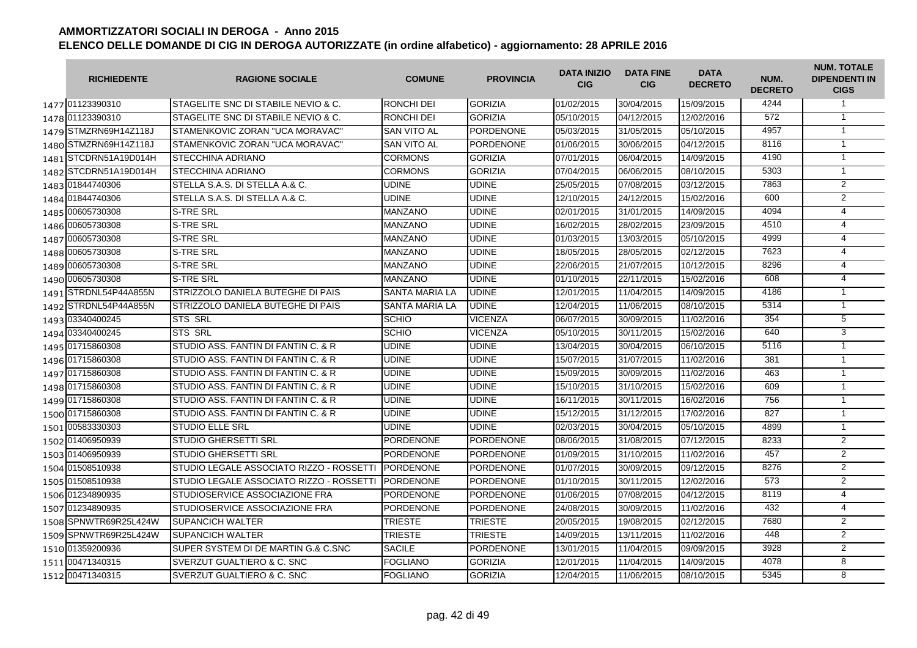# AMMORTIZZATORI SOCIALI IN DEROGA - Anno 2015

## ELENCO DELLE DOMANDE DI CIG IN DEROGA AUTORIZZATE (in ordine alfabetico) - aggiornamento: 28 APRILE 2016

| | RICHIEDENTE | RAGIONE SOCIALE | COMUNE | PROVINCIA | DATA INIZIO CIG | DATA FINE CIG | DATA DECRETO | NUM. DECRETO | NUM. TOTALE DIPENDENTI IN CIGS |
|---|---|---|---|---|---|---|---|---|---|
| 1477 | 01123390310 | STAGELITE SNC DI STABILE NEVIO & C. | RONCHI DEI | GORIZIA | 01/02/2015 | 30/04/2015 | 15/09/2015 | 4244 | 1 |
| 1478 | 01123390310 | STAGELITE SNC DI STABILE NEVIO & C. | RONCHI DEI | GORIZIA | 05/10/2015 | 04/12/2015 | 12/02/2016 | 572 | 1 |
| 1479 | STMZRN69H14Z118J | STAMENKOVIC ZORAN "UCA MORAVAC" | SAN VITO AL | PORDENONE | 05/03/2015 | 31/05/2015 | 05/10/2015 | 4957 | 1 |
| 1480 | STMZRN69H14Z118J | STAMENKOVIC ZORAN "UCA MORAVAC" | SAN VITO AL | PORDENONE | 01/06/2015 | 30/06/2015 | 04/12/2015 | 8116 | 1 |
| 1481 | STCDRN51A19D014H | STECCHINA ADRIANO | CORMONS | GORIZIA | 07/01/2015 | 06/04/2015 | 14/09/2015 | 4190 | 1 |
| 1482 | STCDRN51A19D014H | STECCHINA ADRIANO | CORMONS | GORIZIA | 07/04/2015 | 06/06/2015 | 08/10/2015 | 5303 | 1 |
| 1483 | 01844740306 | STELLA S.A.S. DI STELLA A.& C. | UDINE | UDINE | 25/05/2015 | 07/08/2015 | 03/12/2015 | 7863 | 2 |
| 1484 | 01844740306 | STELLA S.A.S. DI STELLA A.& C. | UDINE | UDINE | 12/10/2015 | 24/12/2015 | 15/02/2016 | 600 | 2 |
| 1485 | 00605730308 | S-TRE SRL | MANZANO | UDINE | 02/01/2015 | 31/01/2015 | 14/09/2015 | 4094 | 4 |
| 1486 | 00605730308 | S-TRE SRL | MANZANO | UDINE | 16/02/2015 | 28/02/2015 | 23/09/2015 | 4510 | 4 |
| 1487 | 00605730308 | S-TRE SRL | MANZANO | UDINE | 01/03/2015 | 13/03/2015 | 05/10/2015 | 4999 | 4 |
| 1488 | 00605730308 | S-TRE SRL | MANZANO | UDINE | 18/05/2015 | 28/05/2015 | 02/12/2015 | 7623 | 4 |
| 1489 | 00605730308 | S-TRE SRL | MANZANO | UDINE | 22/06/2015 | 21/07/2015 | 10/12/2015 | 8296 | 4 |
| 1490 | 00605730308 | S-TRE SRL | MANZANO | UDINE | 01/10/2015 | 22/11/2015 | 15/02/2016 | 608 | 4 |
| 1491 | STRDNL54P44A855N | STRIZZOLO DANIELA BUTEGHE DI PAIS | SANTA MARIA LA | UDINE | 12/01/2015 | 11/04/2015 | 14/09/2015 | 4186 | 1 |
| 1492 | STRDNL54P44A855N | STRIZZOLO DANIELA BUTEGHE DI PAIS | SANTA MARIA LA | UDINE | 12/04/2015 | 11/06/2015 | 08/10/2015 | 5314 | 1 |
| 1493 | 03340400245 | STS SRL | SCHIO | VICENZA | 06/07/2015 | 30/09/2015 | 11/02/2016 | 354 | 5 |
| 1494 | 03340400245 | STS SRL | SCHIO | VICENZA | 05/10/2015 | 30/11/2015 | 15/02/2016 | 640 | 3 |
| 1495 | 01715860308 | STUDIO ASS. FANTIN DI FANTIN C. & R | UDINE | UDINE | 13/04/2015 | 30/04/2015 | 06/10/2015 | 5116 | 1 |
| 1496 | 01715860308 | STUDIO ASS. FANTIN DI FANTIN C. & R | UDINE | UDINE | 15/07/2015 | 31/07/2015 | 11/02/2016 | 381 | 1 |
| 1497 | 01715860308 | STUDIO ASS. FANTIN DI FANTIN C. & R | UDINE | UDINE | 15/09/2015 | 30/09/2015 | 11/02/2016 | 463 | 1 |
| 1498 | 01715860308 | STUDIO ASS. FANTIN DI FANTIN C. & R | UDINE | UDINE | 15/10/2015 | 31/10/2015 | 15/02/2016 | 609 | 1 |
| 1499 | 01715860308 | STUDIO ASS. FANTIN DI FANTIN C. & R | UDINE | UDINE | 16/11/2015 | 30/11/2015 | 16/02/2016 | 756 | 1 |
| 1500 | 01715860308 | STUDIO ASS. FANTIN DI FANTIN C. & R | UDINE | UDINE | 15/12/2015 | 31/12/2015 | 17/02/2016 | 827 | 1 |
| 1501 | 00583330303 | STUDIO ELLE SRL | UDINE | UDINE | 02/03/2015 | 30/04/2015 | 05/10/2015 | 4899 | 1 |
| 1502 | 01406950939 | STUDIO GHERSETTI SRL | PORDENONE | PORDENONE | 08/06/2015 | 31/08/2015 | 07/12/2015 | 8233 | 2 |
| 1503 | 01406950939 | STUDIO GHERSETTI SRL | PORDENONE | PORDENONE | 01/09/2015 | 31/10/2015 | 11/02/2016 | 457 | 2 |
| 1504 | 01508510938 | STUDIO LEGALE ASSOCIATO RIZZO - ROSSETTI | PORDENONE | PORDENONE | 01/07/2015 | 30/09/2015 | 09/12/2015 | 8276 | 2 |
| 1505 | 01508510938 | STUDIO LEGALE ASSOCIATO RIZZO - ROSSETTI | PORDENONE | PORDENONE | 01/10/2015 | 30/11/2015 | 12/02/2016 | 573 | 2 |
| 1506 | 01234890935 | STUDIOSERVICE ASSOCIAZIONE FRA | PORDENONE | PORDENONE | 01/06/2015 | 07/08/2015 | 04/12/2015 | 8119 | 4 |
| 1507 | 01234890935 | STUDIOSERVICE ASSOCIAZIONE FRA | PORDENONE | PORDENONE | 24/08/2015 | 30/09/2015 | 11/02/2016 | 432 | 4 |
| 1508 | SPNWTR69R25L424W | SUPANCICH WALTER | TRIESTE | TRIESTE | 20/05/2015 | 19/08/2015 | 02/12/2015 | 7680 | 2 |
| 1509 | SPNWTR69R25L424W | SUPANCICH WALTER | TRIESTE | TRIESTE | 14/09/2015 | 13/11/2015 | 11/02/2016 | 448 | 2 |
| 1510 | 01359200936 | SUPER SYSTEM DI DE MARTIN G.& C.SNC | SACILE | PORDENONE | 13/01/2015 | 11/04/2015 | 09/09/2015 | 3928 | 2 |
| 1511 | 00471340315 | SVERZUT GUALTIERO & C. SNC | FOGLIANO | GORIZIA | 12/01/2015 | 11/04/2015 | 14/09/2015 | 4078 | 8 |
| 1512 | 00471340315 | SVERZUT GUALTIERO & C. SNC | FOGLIANO | GORIZIA | 12/04/2015 | 11/06/2015 | 08/10/2015 | 5345 | 8 |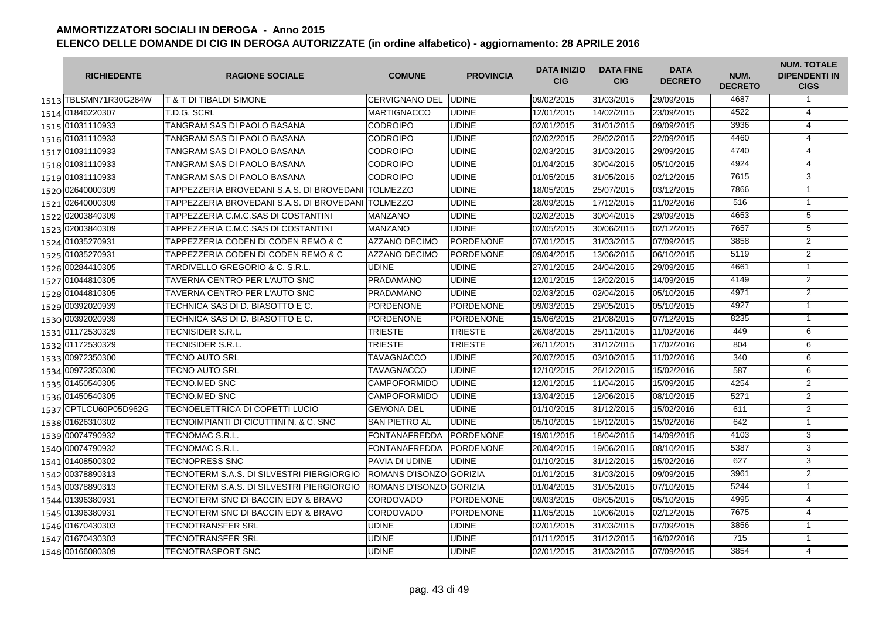# AMMORTIZZATORI SOCIALI IN DEROGA - Anno 2015

## ELENCO DELLE DOMANDE DI CIG IN DEROGA AUTORIZZATE (in ordine alfabetico) - aggiornamento: 28 APRILE 2016

| | RICHIEDENTE | RAGIONE SOCIALE | COMUNE | PROVINCIA | DATA INIZIO CIG | DATA FINE CIG | DATA DECRETO | NUM. DECRETO | NUM. TOTALE DIPENDENTI IN CIGS |
|---|---|---|---|---|---|---|---|---|---|
| 1513 | TBLSMN71R30G284W | T & T DI TIBALDI SIMONE | CERVIGNANO DEL | UDINE | 09/02/2015 | 31/03/2015 | 29/09/2015 | 4687 | 1 |
| 1514 | 01846220307 | T.D.G. SCRL | MARTIGNACCO | UDINE | 12/01/2015 | 14/02/2015 | 23/09/2015 | 4522 | 4 |
| 1515 | 01031110933 | TANGRAM SAS DI PAOLO BASANA | CODROIPO | UDINE | 02/01/2015 | 31/01/2015 | 09/09/2015 | 3936 | 4 |
| 1516 | 01031110933 | TANGRAM SAS DI PAOLO BASANA | CODROIPO | UDINE | 02/02/2015 | 28/02/2015 | 22/09/2015 | 4460 | 4 |
| 1517 | 01031110933 | TANGRAM SAS DI PAOLO BASANA | CODROIPO | UDINE | 02/03/2015 | 31/03/2015 | 29/09/2015 | 4740 | 4 |
| 1518 | 01031110933 | TANGRAM SAS DI PAOLO BASANA | CODROIPO | UDINE | 01/04/2015 | 30/04/2015 | 05/10/2015 | 4924 | 4 |
| 1519 | 01031110933 | TANGRAM SAS DI PAOLO BASANA | CODROIPO | UDINE | 01/05/2015 | 31/05/2015 | 02/12/2015 | 7615 | 3 |
| 1520 | 02640000309 | TAPPEZZERIA BROVEDANI S.A.S. DI BROVEDANI | TOLMEZZO | UDINE | 18/05/2015 | 25/07/2015 | 03/12/2015 | 7866 | 1 |
| 1521 | 02640000309 | TAPPEZZERIA BROVEDANI S.A.S. DI BROVEDANI | TOLMEZZO | UDINE | 28/09/2015 | 17/12/2015 | 11/02/2016 | 516 | 1 |
| 1522 | 02003840309 | TAPPEZZERIA C.M.C.SAS DI COSTANTINI | MANZANO | UDINE | 02/02/2015 | 30/04/2015 | 29/09/2015 | 4653 | 5 |
| 1523 | 02003840309 | TAPPEZZERIA C.M.C.SAS DI COSTANTINI | MANZANO | UDINE | 02/05/2015 | 30/06/2015 | 02/12/2015 | 7657 | 5 |
| 1524 | 01035270931 | TAPPEZZERIA CODEN DI CODEN REMO & C | AZZANO DECIMO | PORDENONE | 07/01/2015 | 31/03/2015 | 07/09/2015 | 3858 | 2 |
| 1525 | 01035270931 | TAPPEZZERIA CODEN DI CODEN REMO & C | AZZANO DECIMO | PORDENONE | 09/04/2015 | 13/06/2015 | 06/10/2015 | 5119 | 2 |
| 1526 | 00284410305 | TARDIVELLO GREGORIO & C. S.R.L. | UDINE | UDINE | 27/01/2015 | 24/04/2015 | 29/09/2015 | 4661 | 1 |
| 1527 | 01044810305 | TAVERNA CENTRO PER L'AUTO SNC | PRADAMANO | UDINE | 12/01/2015 | 12/02/2015 | 14/09/2015 | 4149 | 2 |
| 1528 | 01044810305 | TAVERNA CENTRO PER L'AUTO SNC | PRADAMANO | UDINE | 02/03/2015 | 02/04/2015 | 05/10/2015 | 4971 | 2 |
| 1529 | 00392020939 | TECHNICA SAS DI D. BIASOTTO E C. | PORDENONE | PORDENONE | 09/03/2015 | 29/05/2015 | 05/10/2015 | 4927 | 1 |
| 1530 | 00392020939 | TECHNICA SAS DI D. BIASOTTO E C. | PORDENONE | PORDENONE | 15/06/2015 | 21/08/2015 | 07/12/2015 | 8235 | 1 |
| 1531 | 01172530329 | TECNISIDER S.R.L. | TRIESTE | TRIESTE | 26/08/2015 | 25/11/2015 | 11/02/2016 | 449 | 6 |
| 1532 | 01172530329 | TECNISIDER S.R.L. | TRIESTE | TRIESTE | 26/11/2015 | 31/12/2015 | 17/02/2016 | 804 | 6 |
| 1533 | 00972350300 | TECNO AUTO SRL | TAVAGNACCO | UDINE | 20/07/2015 | 03/10/2015 | 11/02/2016 | 340 | 6 |
| 1534 | 00972350300 | TECNO AUTO SRL | TAVAGNACCO | UDINE | 12/10/2015 | 26/12/2015 | 15/02/2016 | 587 | 6 |
| 1535 | 01450540305 | TECNO.MED SNC | CAMPOFORMIDO | UDINE | 12/01/2015 | 11/04/2015 | 15/09/2015 | 4254 | 2 |
| 1536 | 01450540305 | TECNO.MED SNC | CAMPOFORMIDO | UDINE | 13/04/2015 | 12/06/2015 | 08/10/2015 | 5271 | 2 |
| 1537 | CPTLCU60P05D962G | TECNOELETTRICA DI COPETTI LUCIO | GEMONA DEL | UDINE | 01/10/2015 | 31/12/2015 | 15/02/2016 | 611 | 2 |
| 1538 | 01626310302 | TECNOIMPIANTI DI CICUTTINI N. & C. SNC | SAN PIETRO AL | UDINE | 05/10/2015 | 18/12/2015 | 15/02/2016 | 642 | 1 |
| 1539 | 00074790932 | TECNOMAC S.R.L. | FONTANAFREDDA | PORDENONE | 19/01/2015 | 18/04/2015 | 14/09/2015 | 4103 | 3 |
| 1540 | 00074790932 | TECNOMAC S.R.L. | FONTANAFREDDA | PORDENONE | 20/04/2015 | 19/06/2015 | 08/10/2015 | 5387 | 3 |
| 1541 | 01408500302 | TECNOPRESS SNC | PAVIA DI UDINE | UDINE | 01/10/2015 | 31/12/2015 | 15/02/2016 | 627 | 3 |
| 1542 | 00378890313 | TECNOTERM S.A.S. DI SILVESTRI PIERGIORGIO | ROMANS D'ISONZO | GORIZIA | 01/01/2015 | 31/03/2015 | 09/09/2015 | 3961 | 2 |
| 1543 | 00378890313 | TECNOTERM S.A.S. DI SILVESTRI PIERGIORGIO | ROMANS D'ISONZO | GORIZIA | 01/04/2015 | 31/05/2015 | 07/10/2015 | 5244 | 1 |
| 1544 | 01396380931 | TECNOTERM SNC DI BACCIN EDY & BRAVO | CORDOVADO | PORDENONE | 09/03/2015 | 08/05/2015 | 05/10/2015 | 4995 | 4 |
| 1545 | 01396380931 | TECNOTERM SNC DI BACCIN EDY & BRAVO | CORDOVADO | PORDENONE | 11/05/2015 | 10/06/2015 | 02/12/2015 | 7675 | 4 |
| 1546 | 01670430303 | TECNOTRANSFER SRL | UDINE | UDINE | 02/01/2015 | 31/03/2015 | 07/09/2015 | 3856 | 1 |
| 1547 | 01670430303 | TECNOTRANSFER SRL | UDINE | UDINE | 01/11/2015 | 31/12/2015 | 16/02/2016 | 715 | 1 |
| 1548 | 00166080309 | TECNOTRASPORT SNC | UDINE | UDINE | 02/01/2015 | 31/03/2015 | 07/09/2015 | 3854 | 4 |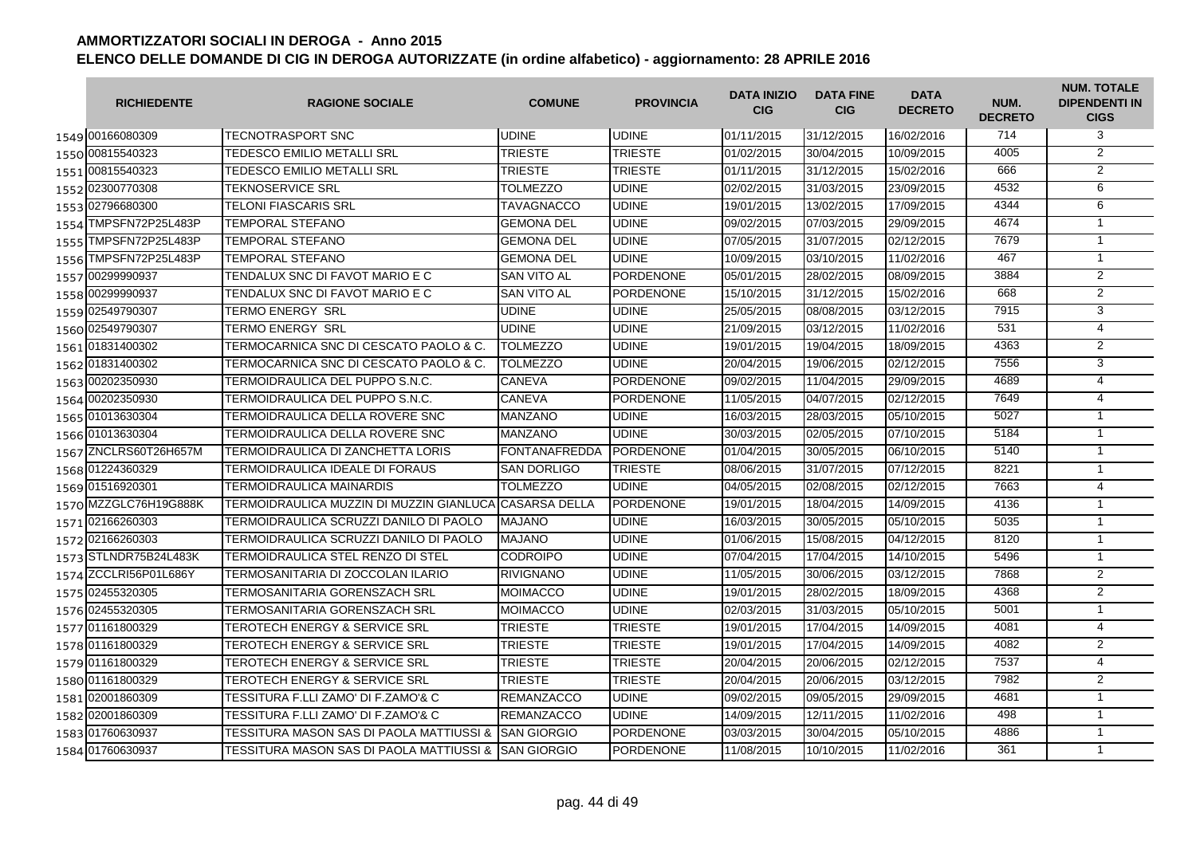## AMMORTIZZATORI SOCIALI IN DEROGA - Anno 2015

## ELENCO DELLE DOMANDE DI CIG IN DEROGA AUTORIZZATE (in ordine alfabetico) - aggiornamento: 28 APRILE 2016

| | RICHIEDENTE | RAGIONE SOCIALE | COMUNE | PROVINCIA | DATA INIZIO CIG | DATA FINE CIG | DATA DECRETO | NUM. DECRETO | NUM. TOTALE DIPENDENTI IN CIGS |
|---|---|---|---|---|---|---|---|---|---|
| 1549 | 00166080309 | TECNOTRASPORT SNC | UDINE | UDINE | 01/11/2015 | 31/12/2015 | 16/02/2016 | 714 | 3 |
| 1550 | 00815540323 | TEDESCO EMILIO METALLI SRL | TRIESTE | TRIESTE | 01/02/2015 | 30/04/2015 | 10/09/2015 | 4005 | 2 |
| 1551 | 00815540323 | TEDESCO EMILIO METALLI SRL | TRIESTE | TRIESTE | 01/11/2015 | 31/12/2015 | 15/02/2016 | 666 | 2 |
| 1552 | 02300770308 | TEKNOSERVICE SRL | TOLMEZZO | UDINE | 02/02/2015 | 31/03/2015 | 23/09/2015 | 4532 | 6 |
| 1553 | 02796680300 | TELONI FIASCARIS SRL | TAVAGNACCO | UDINE | 19/01/2015 | 13/02/2015 | 17/09/2015 | 4344 | 6 |
| 1554 | TMPSFN72P25L483P | TEMPORAL STEFANO | GEMONA DEL | UDINE | 09/02/2015 | 07/03/2015 | 29/09/2015 | 4674 | 1 |
| 1555 | TMPSFN72P25L483P | TEMPORAL STEFANO | GEMONA DEL | UDINE | 07/05/2015 | 31/07/2015 | 02/12/2015 | 7679 | 1 |
| 1556 | TMPSFN72P25L483P | TEMPORAL STEFANO | GEMONA DEL | UDINE | 10/09/2015 | 03/10/2015 | 11/02/2016 | 467 | 1 |
| 1557 | 00299990937 | TENDALUX SNC DI FAVOT MARIO E C | SAN VITO AL | PORDENONE | 05/01/2015 | 28/02/2015 | 08/09/2015 | 3884 | 2 |
| 1558 | 00299990937 | TENDALUX SNC DI FAVOT MARIO E C | SAN VITO AL | PORDENONE | 15/10/2015 | 31/12/2015 | 15/02/2016 | 668 | 2 |
| 1559 | 02549790307 | TERMO ENERGY SRL | UDINE | UDINE | 25/05/2015 | 08/08/2015 | 03/12/2015 | 7915 | 3 |
| 1560 | 02549790307 | TERMO ENERGY SRL | UDINE | UDINE | 21/09/2015 | 03/12/2015 | 11/02/2016 | 531 | 4 |
| 1561 | 01831400302 | TERMOCARNICA SNC DI CESCATO PAOLO & C. | TOLMEZZO | UDINE | 19/01/2015 | 19/04/2015 | 18/09/2015 | 4363 | 2 |
| 1562 | 01831400302 | TERMOCARNICA SNC DI CESCATO PAOLO & C. | TOLMEZZO | UDINE | 20/04/2015 | 19/06/2015 | 02/12/2015 | 7556 | 3 |
| 1563 | 00202350930 | TERMOIDRAULICA DEL PUPPO S.N.C. | CANEVA | PORDENONE | 09/02/2015 | 11/04/2015 | 29/09/2015 | 4689 | 4 |
| 1564 | 00202350930 | TERMOIDRAULICA DEL PUPPO S.N.C. | CANEVA | PORDENONE | 11/05/2015 | 04/07/2015 | 02/12/2015 | 7649 | 4 |
| 1565 | 01013630304 | TERMOIDRAULICA DELLA ROVERE SNC | MANZANO | UDINE | 16/03/2015 | 28/03/2015 | 05/10/2015 | 5027 | 1 |
| 1566 | 01013630304 | TERMOIDRAULICA DELLA ROVERE SNC | MANZANO | UDINE | 30/03/2015 | 02/05/2015 | 07/10/2015 | 5184 | 1 |
| 1567 | ZNCLRS60T26H657M | TERMOIDRAULICA DI ZANCHETTA LORIS | FONTANAFREDDA | PORDENONE | 01/04/2015 | 30/05/2015 | 06/10/2015 | 5140 | 1 |
| 1568 | 01224360329 | TERMOIDRAULICA IDEALE DI FORAUS | SAN DORLIGO | TRIESTE | 08/06/2015 | 31/07/2015 | 07/12/2015 | 8221 | 1 |
| 1569 | 01516920301 | TERMOIDRAULICA MAINARDIS | TOLMEZZO | UDINE | 04/05/2015 | 02/08/2015 | 02/12/2015 | 7663 | 4 |
| 1570 | MZZGLC76H19G888K | TERMOIDRAULICA MUZZIN DI MUZZIN GIANLUCA | CASARSA DELLA | PORDENONE | 19/01/2015 | 18/04/2015 | 14/09/2015 | 4136 | 1 |
| 1571 | 02166260303 | TERMOIDRAULICA SCRUZZI DANILO DI PAOLO | MAJANO | UDINE | 16/03/2015 | 30/05/2015 | 05/10/2015 | 5035 | 1 |
| 1572 | 02166260303 | TERMOIDRAULICA SCRUZZI DANILO DI PAOLO | MAJANO | UDINE | 01/06/2015 | 15/08/2015 | 04/12/2015 | 8120 | 1 |
| 1573 | STLNDR75B24L483K | TERMOIDRAULICA STEL RENZO DI STEL | CODROIPO | UDINE | 07/04/2015 | 17/04/2015 | 14/10/2015 | 5496 | 1 |
| 1574 | ZCCLRI56P01L686Y | TERMOSANITARIA DI ZOCCOLAN ILARIO | RIVIGNANO | UDINE | 11/05/2015 | 30/06/2015 | 03/12/2015 | 7868 | 2 |
| 1575 | 02455320305 | TERMOSANITARIA GORENSZACH SRL | MOIMACCO | UDINE | 19/01/2015 | 28/02/2015 | 18/09/2015 | 4368 | 2 |
| 1576 | 02455320305 | TERMOSANITARIA GORENSZACH SRL | MOIMACCO | UDINE | 02/03/2015 | 31/03/2015 | 05/10/2015 | 5001 | 1 |
| 1577 | 01161800329 | TEROTECH ENERGY & SERVICE SRL | TRIESTE | TRIESTE | 19/01/2015 | 17/04/2015 | 14/09/2015 | 4081 | 4 |
| 1578 | 01161800329 | TEROTECH ENERGY & SERVICE SRL | TRIESTE | TRIESTE | 19/01/2015 | 17/04/2015 | 14/09/2015 | 4082 | 2 |
| 1579 | 01161800329 | TEROTECH ENERGY & SERVICE SRL | TRIESTE | TRIESTE | 20/04/2015 | 20/06/2015 | 02/12/2015 | 7537 | 4 |
| 1580 | 01161800329 | TEROTECH ENERGY & SERVICE SRL | TRIESTE | TRIESTE | 20/04/2015 | 20/06/2015 | 03/12/2015 | 7982 | 2 |
| 1581 | 02001860309 | TESSITURA F.LLI ZAMO' DI F.ZAMO'& C | REMANZACCO | UDINE | 09/02/2015 | 09/05/2015 | 29/09/2015 | 4681 | 1 |
| 1582 | 02001860309 | TESSITURA F.LLI ZAMO' DI F.ZAMO'& C | REMANZACCO | UDINE | 14/09/2015 | 12/11/2015 | 11/02/2016 | 498 | 1 |
| 1583 | 01760630937 | TESSITURA MASON SAS DI PAOLA MATTIUSSI & | SAN GIORGIO | PORDENONE | 03/03/2015 | 30/04/2015 | 05/10/2015 | 4886 | 1 |
| 1584 | 01760630937 | TESSITURA MASON SAS DI PAOLA MATTIUSSI & | SAN GIORGIO | PORDENONE | 11/08/2015 | 10/10/2015 | 11/02/2016 | 361 | 1 |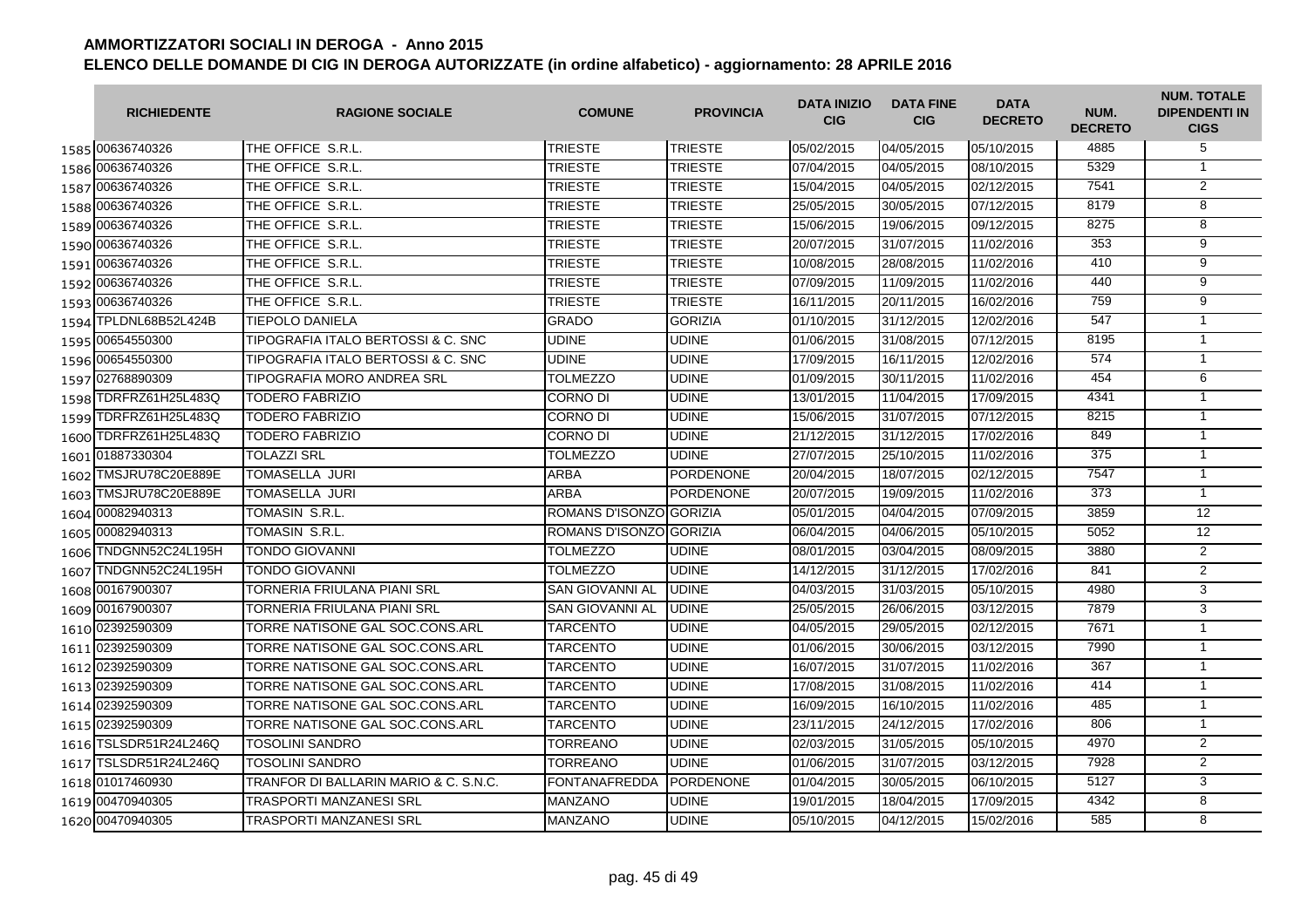# AMMORTIZZATORI SOCIALI IN DEROGA - Anno 2015

## ELENCO DELLE DOMANDE DI CIG IN DEROGA AUTORIZZATE (in ordine alfabetico) - aggiornamento: 28 APRILE 2016

| | RICHIEDENTE | RAGIONE SOCIALE | COMUNE | PROVINCIA | DATA INIZIO CIG | DATA FINE CIG | DATA DECRETO | NUM. DECRETO | NUM. TOTALE DIPENDENTI IN CIGS |
|---|---|---|---|---|---|---|---|---|---|
| 1585 | 00636740326 | THE OFFICE S.R.L. | TRIESTE | TRIESTE | 05/02/2015 | 04/05/2015 | 05/10/2015 | 4885 | 5 |
| 1586 | 00636740326 | THE OFFICE S.R.L. | TRIESTE | TRIESTE | 07/04/2015 | 04/05/2015 | 08/10/2015 | 5329 | 1 |
| 1587 | 00636740326 | THE OFFICE S.R.L. | TRIESTE | TRIESTE | 15/04/2015 | 04/05/2015 | 02/12/2015 | 7541 | 2 |
| 1588 | 00636740326 | THE OFFICE S.R.L. | TRIESTE | TRIESTE | 25/05/2015 | 30/05/2015 | 07/12/2015 | 8179 | 8 |
| 1589 | 00636740326 | THE OFFICE S.R.L. | TRIESTE | TRIESTE | 15/06/2015 | 19/06/2015 | 09/12/2015 | 8275 | 8 |
| 1590 | 00636740326 | THE OFFICE S.R.L. | TRIESTE | TRIESTE | 20/07/2015 | 31/07/2015 | 11/02/2016 | 353 | 9 |
| 1591 | 00636740326 | THE OFFICE S.R.L. | TRIESTE | TRIESTE | 10/08/2015 | 28/08/2015 | 11/02/2016 | 410 | 9 |
| 1592 | 00636740326 | THE OFFICE S.R.L. | TRIESTE | TRIESTE | 07/09/2015 | 11/09/2015 | 11/02/2016 | 440 | 9 |
| 1593 | 00636740326 | THE OFFICE S.R.L. | TRIESTE | TRIESTE | 16/11/2015 | 20/11/2015 | 16/02/2016 | 759 | 9 |
| 1594 | TPLDNL68B52L424B | TIEPOLO DANIELA | GRADO | GORIZIA | 01/10/2015 | 31/12/2015 | 12/02/2016 | 547 | 1 |
| 1595 | 00654550300 | TIPOGRAFIA ITALO BERTOSSI & C. SNC | UDINE | UDINE | 01/06/2015 | 31/08/2015 | 07/12/2015 | 8195 | 1 |
| 1596 | 00654550300 | TIPOGRAFIA ITALO BERTOSSI & C. SNC | UDINE | UDINE | 17/09/2015 | 16/11/2015 | 12/02/2016 | 574 | 1 |
| 1597 | 02768890309 | TIPOGRAFIA MORO ANDREA SRL | TOLMEZZO | UDINE | 01/09/2015 | 30/11/2015 | 11/02/2016 | 454 | 6 |
| 1598 | TDRFRZ61H25L483Q | TODERO FABRIZIO | CORNO DI | UDINE | 13/01/2015 | 11/04/2015 | 17/09/2015 | 4341 | 1 |
| 1599 | TDRFRZ61H25L483Q | TODERO FABRIZIO | CORNO DI | UDINE | 15/06/2015 | 31/07/2015 | 07/12/2015 | 8215 | 1 |
| 1600 | TDRFRZ61H25L483Q | TODERO FABRIZIO | CORNO DI | UDINE | 21/12/2015 | 31/12/2015 | 17/02/2016 | 849 | 1 |
| 1601 | 01887330304 | TOLAZZI SRL | TOLMEZZO | UDINE | 27/07/2015 | 25/10/2015 | 11/02/2016 | 375 | 1 |
| 1602 | TMSJRU78C20E889E | TOMASELLA JURI | ARBA | PORDENONE | 20/04/2015 | 18/07/2015 | 02/12/2015 | 7547 | 1 |
| 1603 | TMSJRU78C20E889E | TOMASELLA JURI | ARBA | PORDENONE | 20/07/2015 | 19/09/2015 | 11/02/2016 | 373 | 1 |
| 1604 | 000082940313 | TOMASIN S.R.L. | ROMANS D'ISONZO | GORIZIA | 05/01/2015 | 04/04/2015 | 07/09/2015 | 3859 | 12 |
| 1605 | 000082940313 | TOMASIN S.R.L. | ROMANS D'ISONZO | GORIZIA | 06/04/2015 | 04/06/2015 | 05/10/2015 | 5052 | 12 |
| 1606 | TNDGNN52C24L195H | TONDO GIOVANNI | TOLMEZZO | UDINE | 08/01/2015 | 03/04/2015 | 08/09/2015 | 3880 | 2 |
| 1607 | TNDGNN52C24L195H | TONDO GIOVANNI | TOLMEZZO | UDINE | 14/12/2015 | 31/12/2015 | 17/02/2016 | 841 | 2 |
| 1608 | 00167900307 | TORNERIA FRIULANA PIANI SRL | SAN GIOVANNI AL | UDINE | 04/03/2015 | 31/03/2015 | 05/10/2015 | 4980 | 3 |
| 1609 | 00167900307 | TORNERIA FRIULANA PIANI SRL | SAN GIOVANNI AL | UDINE | 25/05/2015 | 26/06/2015 | 03/12/2015 | 7879 | 3 |
| 1610 | 02392590309 | TORRE NATISONE GAL SOC.CONS.ARL | TARCENTO | UDINE | 04/05/2015 | 29/05/2015 | 02/12/2015 | 7671 | 1 |
| 1611 | 02392590309 | TORRE NATISONE GAL SOC.CONS.ARL | TARCENTO | UDINE | 01/06/2015 | 30/06/2015 | 03/12/2015 | 7990 | 1 |
| 1612 | 02392590309 | TORRE NATISONE GAL SOC.CONS.ARL | TARCENTO | UDINE | 16/07/2015 | 31/07/2015 | 11/02/2016 | 367 | 1 |
| 1613 | 02392590309 | TORRE NATISONE GAL SOC.CONS.ARL | TARCENTO | UDINE | 17/08/2015 | 31/08/2015 | 11/02/2016 | 414 | 1 |
| 1614 | 02392590309 | TORRE NATISONE GAL SOC.CONS.ARL | TARCENTO | UDINE | 16/09/2015 | 16/10/2015 | 11/02/2016 | 485 | 1 |
| 1615 | 02392590309 | TORRE NATISONE GAL SOC.CONS.ARL | TARCENTO | UDINE | 23/11/2015 | 24/12/2015 | 17/02/2016 | 806 | 1 |
| 1616 | TSLSDR51R24L246Q | TOSOLINI SANDRO | TORREANO | UDINE | 02/03/2015 | 31/05/2015 | 05/10/2015 | 4970 | 2 |
| 1617 | TSLSDR51R24L246Q | TOSOLINI SANDRO | TORREANO | UDINE | 01/06/2015 | 31/07/2015 | 03/12/2015 | 7928 | 2 |
| 1618 | 01017460930 | TRANFOR DI BALLARIN MARIO & C. S.N.C. | FONTANAFREDDA | PORDENONE | 01/04/2015 | 30/05/2015 | 06/10/2015 | 5127 | 3 |
| 1619 | 00470940305 | TRASPORTI MANZANESI SRL | MANZANO | UDINE | 19/01/2015 | 18/04/2015 | 17/09/2015 | 4342 | 8 |
| 1620 | 00470940305 | TRASPORTI MANZANESI SRL | MANZANO | UDINE | 05/10/2015 | 04/12/2015 | 15/02/2016 | 585 | 8 |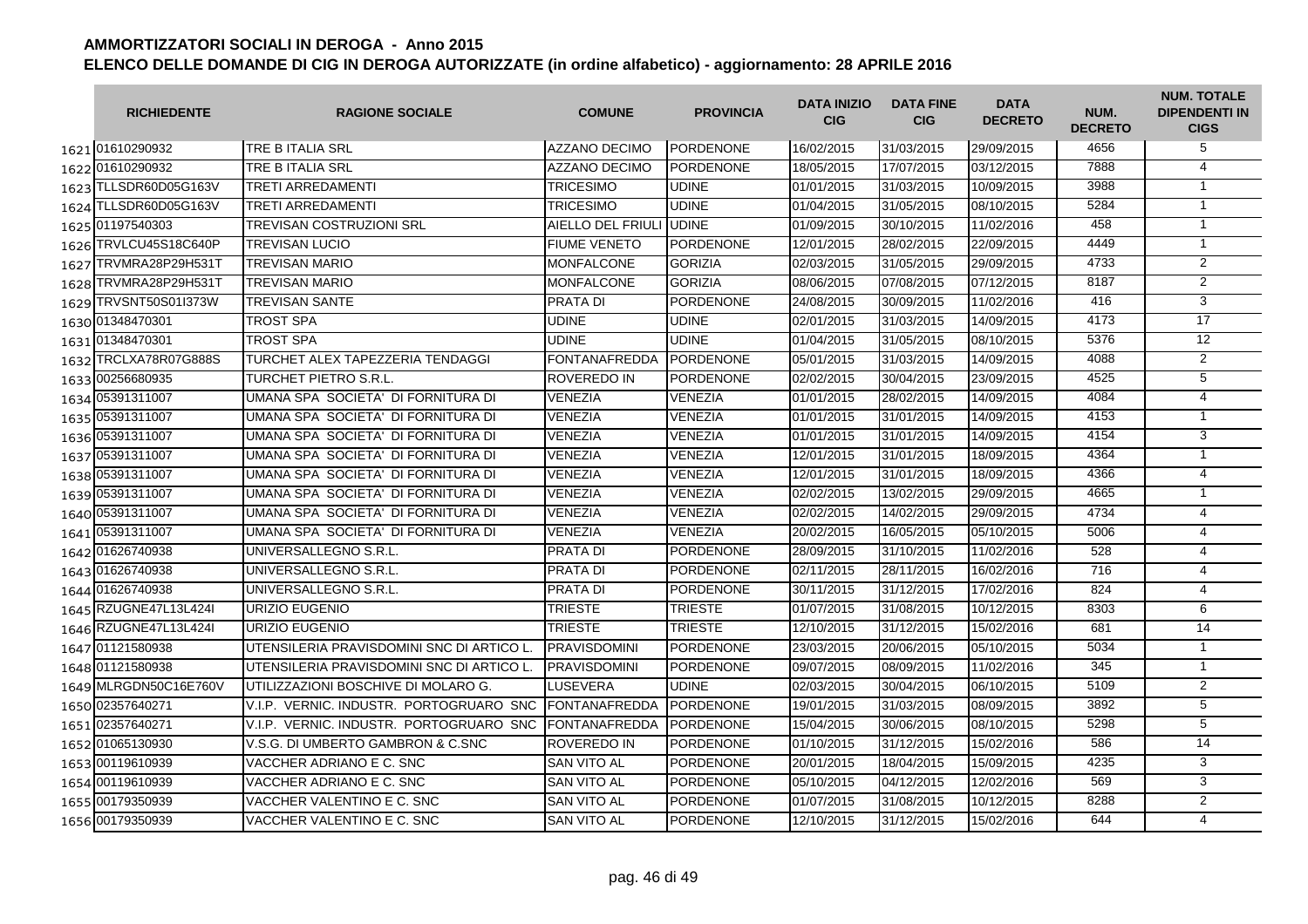# AMMORTIZZATORI SOCIALI IN DEROGA - Anno 2015

## ELENCO DELLE DOMANDE DI CIG IN DEROGA AUTORIZZATE (in ordine alfabetico) - aggiornamento: 28 APRILE 2016

| | RICHIEDENTE | RAGIONE SOCIALE | COMUNE | PROVINCIA | DATA INIZIO CIG | DATA FINE CIG | DATA DECRETO | NUM. DECRETO | NUM. TOTALE DIPENDENTI IN CIGS |
|---|---|---|---|---|---|---|---|---|---|
| 1621 | 01610290932 | TRE B ITALIA SRL | AZZANO DECIMO | PORDENONE | 16/02/2015 | 31/03/2015 | 29/09/2015 | 4656 | 5 |
| 1622 | 01610290932 | TRE B ITALIA SRL | AZZANO DECIMO | PORDENONE | 18/05/2015 | 17/07/2015 | 03/12/2015 | 7888 | 4 |
| 1623 | TLLSDR60D05G163V | TRETI ARREDAMENTI | TRICESIMO | UDINE | 01/01/2015 | 31/03/2015 | 10/09/2015 | 3988 | 1 |
| 1624 | TLLSDR60D05G163V | TRETI ARREDAMENTI | TRICESIMO | UDINE | 01/04/2015 | 31/05/2015 | 08/10/2015 | 5284 | 1 |
| 1625 | 01197540303 | TREVISAN COSTRUZIONI SRL | AIELLO DEL FRIULI | UDINE | 01/09/2015 | 30/10/2015 | 11/02/2016 | 458 | 1 |
| 1626 | TRVLCU45S18C640P | TREVISAN LUCIO | FIUME VENETO | PORDENONE | 12/01/2015 | 28/02/2015 | 22/09/2015 | 4449 | 1 |
| 1627 | TRVMRA28P29H531T | TREVISAN MARIO | MONFALCONE | GORIZIA | 02/03/2015 | 31/05/2015 | 29/09/2015 | 4733 | 2 |
| 1628 | TRVMRA28P29H531T | TREVISAN MARIO | MONFALCONE | GORIZIA | 08/06/2015 | 07/08/2015 | 07/12/2015 | 8187 | 2 |
| 1629 | TRVSNT50S01I373W | TREVISAN SANTE | PRATA DI | PORDENONE | 24/08/2015 | 30/09/2015 | 11/02/2016 | 416 | 3 |
| 1630 | 01348470301 | TROST SPA | UDINE | UDINE | 02/01/2015 | 31/03/2015 | 14/09/2015 | 4173 | 17 |
| 1631 | 01348470301 | TROST SPA | UDINE | UDINE | 01/04/2015 | 31/05/2015 | 08/10/2015 | 5376 | 12 |
| 1632 | TRCLXA78R07G888S | TURCHET ALEX TAPEZZERIA TENDAGGI | FONTANAFREDDA | PORDENONE | 05/01/2015 | 31/03/2015 | 14/09/2015 | 4088 | 2 |
| 1633 | 00256680935 | TURCHET PIETRO S.R.L. | ROVEREDO IN | PORDENONE | 02/02/2015 | 30/04/2015 | 23/09/2015 | 4525 | 5 |
| 1634 | 05391311007 | UMANA SPA SOCIETA' DI FORNITURA DI | VENEZIA | VENEZIA | 01/01/2015 | 28/02/2015 | 14/09/2015 | 4084 | 4 |
| 1635 | 05391311007 | UMANA SPA SOCIETA' DI FORNITURA DI | VENEZIA | VENEZIA | 01/01/2015 | 31/01/2015 | 14/09/2015 | 4153 | 1 |
| 1636 | 05391311007 | UMANA SPA SOCIETA' DI FORNITURA DI | VENEZIA | VENEZIA | 01/01/2015 | 31/01/2015 | 14/09/2015 | 4154 | 3 |
| 1637 | 05391311007 | UMANA SPA SOCIETA' DI FORNITURA DI | VENEZIA | VENEZIA | 12/01/2015 | 31/01/2015 | 18/09/2015 | 4364 | 1 |
| 1638 | 05391311007 | UMANA SPA SOCIETA' DI FORNITURA DI | VENEZIA | VENEZIA | 12/01/2015 | 31/01/2015 | 18/09/2015 | 4366 | 4 |
| 1639 | 05391311007 | UMANA SPA SOCIETA' DI FORNITURA DI | VENEZIA | VENEZIA | 02/02/2015 | 13/02/2015 | 29/09/2015 | 4665 | 1 |
| 1640 | 05391311007 | UMANA SPA SOCIETA' DI FORNITURA DI | VENEZIA | VENEZIA | 02/02/2015 | 14/02/2015 | 29/09/2015 | 4734 | 4 |
| 1641 | 05391311007 | UMANA SPA SOCIETA' DI FORNITURA DI | VENEZIA | VENEZIA | 20/02/2015 | 16/05/2015 | 05/10/2015 | 5006 | 4 |
| 1642 | 01626740938 | UNIVERSALLEGNO S.R.L. | PRATA DI | PORDENONE | 28/09/2015 | 31/10/2015 | 11/02/2016 | 528 | 4 |
| 1643 | 01626740938 | UNIVERSALLEGNO S.R.L. | PRATA DI | PORDENONE | 02/11/2015 | 28/11/2015 | 16/02/2016 | 716 | 4 |
| 1644 | 01626740938 | UNIVERSALLEGNO S.R.L. | PRATA DI | PORDENONE | 30/11/2015 | 31/12/2015 | 17/02/2016 | 824 | 4 |
| 1645 | RZUGNE47L13L424I | URIZIO EUGENIO | TRIESTE | TRIESTE | 01/07/2015 | 31/08/2015 | 10/12/2015 | 8303 | 6 |
| 1646 | RZUGNE47L13L424I | URIZIO EUGENIO | TRIESTE | TRIESTE | 12/10/2015 | 31/12/2015 | 15/02/2016 | 681 | 14 |
| 1647 | 01121580938 | UTENSILERIA PRAVISDOMINI SNC DI ARTICO L. | PRAVISDOMINI | PORDENONE | 23/03/2015 | 20/06/2015 | 05/10/2015 | 5034 | 1 |
| 1648 | 01121580938 | UTENSILERIA PRAVISDOMINI SNC DI ARTICO L. | PRAVISDOMINI | PORDENONE | 09/07/2015 | 08/09/2015 | 11/02/2016 | 345 | 1 |
| 1649 | MLRGDN50C16E760V | UTILIZZAZIONI BOSCHIVE DI MOLARO G. | LUSEVERA | UDINE | 02/03/2015 | 30/04/2015 | 06/10/2015 | 5109 | 2 |
| 1650 | 02357640271 | V.I.P. VERNIC. INDUSTR. PORTOGRUARO SNC | FONTANAFREDDA | PORDENONE | 19/01/2015 | 31/03/2015 | 08/09/2015 | 3892 | 5 |
| 1651 | 02357640271 | V.I.P. VERNIC. INDUSTR. PORTOGRUARO SNC | FONTANAFREDDA | PORDENONE | 15/04/2015 | 30/06/2015 | 08/10/2015 | 5298 | 5 |
| 1652 | 01065130930 | V.S.G. DI UMBERTO GAMBRON & C.SNC | ROVEREDO IN | PORDENONE | 01/10/2015 | 31/12/2015 | 15/02/2016 | 586 | 14 |
| 1653 | 00119610939 | VACCHER ADRIANO E C. SNC | SAN VITO AL | PORDENONE | 20/01/2015 | 18/04/2015 | 15/09/2015 | 4235 | 3 |
| 1654 | 00119610939 | VACCHER ADRIANO E C. SNC | SAN VITO AL | PORDENONE | 05/10/2015 | 04/12/2015 | 12/02/2016 | 569 | 3 |
| 1655 | 00179350939 | VACCHER VALENTINO E C. SNC | SAN VITO AL | PORDENONE | 01/07/2015 | 31/08/2015 | 10/12/2015 | 8288 | 2 |
| 1656 | 00179350939 | VACCHER VALENTINO E C. SNC | SAN VITO AL | PORDENONE | 12/10/2015 | 31/12/2015 | 15/02/2016 | 644 | 4 |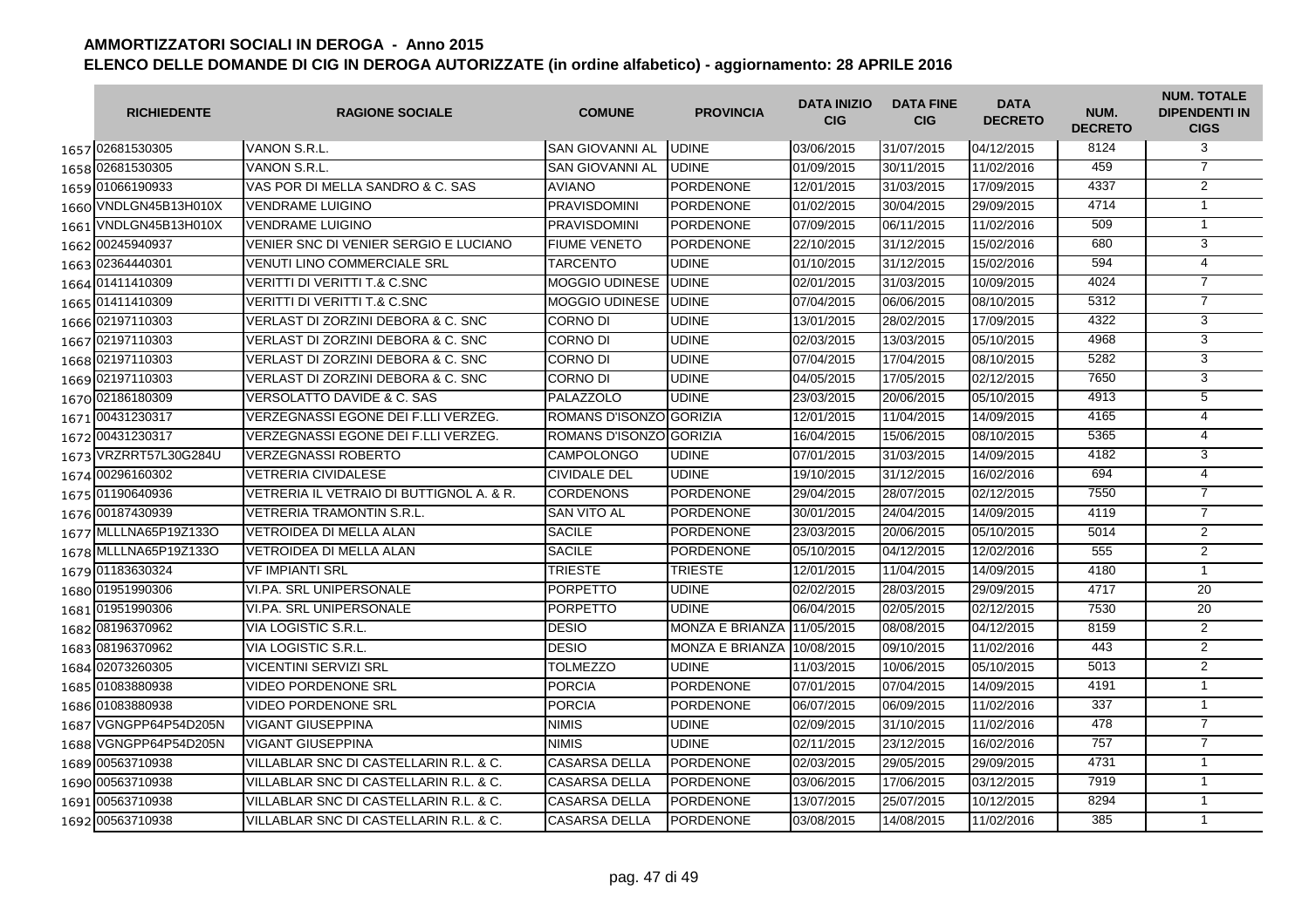# AMMORTIZZATORI SOCIALI IN DEROGA - Anno 2015

## ELENCO DELLE DOMANDE DI CIG IN DEROGA AUTORIZZATE (in ordine alfabetico) - aggiornamento: 28 APRILE 2016

| | RICHIEDENTE | RAGIONE SOCIALE | COMUNE | PROVINCIA | DATA INIZIO CIG | DATA FINE CIG | DATA DECRETO | NUM. DECRETO | NUM. TOTALE DIPENDENTI IN CIGS |
|---|---|---|---|---|---|---|---|---|---|
| 1657 | 02681530305 | VANON S.R.L. | SAN GIOVANNI AL | UDINE | 03/06/2015 | 31/07/2015 | 04/12/2015 | 8124 | 3 |
| 1658 | 02681530305 | VANON S.R.L. | SAN GIOVANNI AL | UDINE | 01/09/2015 | 30/11/2015 | 11/02/2016 | 459 | 7 |
| 1659 | 01066190933 | VAS POR DI MELLA SANDRO & C. SAS | AVIANO | PORDENONE | 12/01/2015 | 31/03/2015 | 17/09/2015 | 4337 | 2 |
| 1660 | VNDLGN45B13H010X | VENDRAME LUIGINO | PRAVISDOMINI | PORDENONE | 01/02/2015 | 30/04/2015 | 29/09/2015 | 4714 | 1 |
| 1661 | VNDLGN45B13H010X | VENDRAME LUIGINO | PRAVISDOMINI | PORDENONE | 07/09/2015 | 06/11/2015 | 11/02/2016 | 509 | 1 |
| 1662 | 00245940937 | VENIER SNC DI VENIER SERGIO E LUCIANO | FIUME VENETO | PORDENONE | 22/10/2015 | 31/12/2015 | 15/02/2016 | 680 | 3 |
| 1663 | 02364440301 | VENUTI LINO COMMERCIALE SRL | TARCENTO | UDINE | 01/10/2015 | 31/12/2015 | 15/02/2016 | 594 | 4 |
| 1664 | 01411410309 | VERITTI DI VERITTI T.& C.SNC | MOGGIO UDINESE | UDINE | 02/01/2015 | 31/03/2015 | 10/09/2015 | 4024 | 7 |
| 1665 | 01411410309 | VERITTI DI VERITTI T.& C.SNC | MOGGIO UDINESE | UDINE | 07/04/2015 | 06/06/2015 | 08/10/2015 | 5312 | 7 |
| 1666 | 02197110303 | VERLAST DI ZORZINI DEBORA & C. SNC | CORNO DI | UDINE | 13/01/2015 | 28/02/2015 | 17/09/2015 | 4322 | 3 |
| 1667 | 02197110303 | VERLAST DI ZORZINI DEBORA & C. SNC | CORNO DI | UDINE | 02/03/2015 | 13/03/2015 | 05/10/2015 | 4968 | 3 |
| 1668 | 02197110303 | VERLAST DI ZORZINI DEBORA & C. SNC | CORNO DI | UDINE | 07/04/2015 | 17/04/2015 | 08/10/2015 | 5282 | 3 |
| 1669 | 02197110303 | VERLAST DI ZORZINI DEBORA & C. SNC | CORNO DI | UDINE | 04/05/2015 | 17/05/2015 | 02/12/2015 | 7650 | 3 |
| 1670 | 02186180309 | VERSOLATTO DAVIDE & C. SAS | PALAZZOLO | UDINE | 23/03/2015 | 20/06/2015 | 05/10/2015 | 4913 | 5 |
| 1671 | 00431230317 | VERZEGNASSI EGONE DEI F.LLI VERZEG. | ROMANS D'ISONZO | GORIZIA | 12/01/2015 | 11/04/2015 | 14/09/2015 | 4165 | 4 |
| 1672 | 00431230317 | VERZEGNASSI EGONE DEI F.LLI VERZEG. | ROMANS D'ISONZO | GORIZIA | 16/04/2015 | 15/06/2015 | 08/10/2015 | 5365 | 4 |
| 1673 | VRZRRT57L30G284U | VERZEGNASSI ROBERTO | CAMPOLONGO | UDINE | 07/01/2015 | 31/03/2015 | 14/09/2015 | 4182 | 3 |
| 1674 | 00296160302 | VETRERIA CIVIDALESE | CIVIDALE DEL | UDINE | 19/10/2015 | 31/12/2015 | 16/02/2016 | 694 | 4 |
| 1675 | 01190640936 | VETRERIA IL VETRAIO DI BUTTIGNOL A. & R. | CORDENONS | PORDENONE | 29/04/2015 | 28/07/2015 | 02/12/2015 | 7550 | 7 |
| 1676 | 00187430939 | VETRERIA TRAMONTIN S.R.L. | SAN VITO AL | PORDENONE | 30/01/2015 | 24/04/2015 | 14/09/2015 | 4119 | 7 |
| 1677 | MLLLNA65P19Z133O | VETROIDEA DI MELLA ALAN | SACILE | PORDENONE | 23/03/2015 | 20/06/2015 | 05/10/2015 | 5014 | 2 |
| 1678 | MLLLNA65P19Z133O | VETROIDEA DI MELLA ALAN | SACILE | PORDENONE | 05/10/2015 | 04/12/2015 | 12/02/2016 | 555 | 2 |
| 1679 | 01183630324 | VF IMPIANTI SRL | TRIESTE | TRIESTE | 12/01/2015 | 11/04/2015 | 14/09/2015 | 4180 | 1 |
| 1680 | 01951990306 | VI.PA. SRL UNIPERSONALE | PORPETTO | UDINE | 02/02/2015 | 28/03/2015 | 29/09/2015 | 4717 | 20 |
| 1681 | 01951990306 | VI.PA. SRL UNIPERSONALE | PORPETTO | UDINE | 06/04/2015 | 02/05/2015 | 02/12/2015 | 7530 | 20 |
| 1682 | 08196370962 | VIA LOGISTIC S.R.L. | DESIO | MONZA E BRIANZA | 11/05/2015 | 08/08/2015 | 04/12/2015 | 8159 | 2 |
| 1683 | 08196370962 | VIA LOGISTIC S.R.L. | DESIO | MONZA E BRIANZA | 10/08/2015 | 09/10/2015 | 11/02/2016 | 443 | 2 |
| 1684 | 02073260305 | VICENTINI SERVIZI SRL | TOLMEZZO | UDINE | 11/03/2015 | 10/06/2015 | 05/10/2015 | 5013 | 2 |
| 1685 | 01083880938 | VIDEO PORDENONE SRL | PORCIA | PORDENONE | 07/01/2015 | 07/04/2015 | 14/09/2015 | 4191 | 1 |
| 1686 | 01083880938 | VIDEO PORDENONE SRL | PORCIA | PORDENONE | 06/07/2015 | 06/09/2015 | 11/02/2016 | 337 | 1 |
| 1687 | VGNGPP64P54D205N | VIGANT GIUSEPPINA | NIMIS | UDINE | 02/09/2015 | 31/10/2015 | 11/02/2016 | 478 | 7 |
| 1688 | VGNGPP64P54D205N | VIGANT GIUSEPPINA | NIMIS | UDINE | 02/11/2015 | 23/12/2015 | 16/02/2016 | 757 | 7 |
| 1689 | 00563710938 | VILLABLAR SNC DI CASTELLARIN R.L. & C. | CASARSA DELLA | PORDENONE | 02/03/2015 | 29/05/2015 | 29/09/2015 | 4731 | 1 |
| 1690 | 00563710938 | VILLABLAR SNC DI CASTELLARIN R.L. & C. | CASARSA DELLA | PORDENONE | 03/06/2015 | 17/06/2015 | 03/12/2015 | 7919 | 1 |
| 1691 | 00563710938 | VILLABLAR SNC DI CASTELLARIN R.L. & C. | CASARSA DELLA | PORDENONE | 13/07/2015 | 25/07/2015 | 10/12/2015 | 8294 | 1 |
| 1692 | 00563710938 | VILLABLAR SNC DI CASTELLARIN R.L. & C. | CASARSA DELLA | PORDENONE | 03/08/2015 | 14/08/2015 | 11/02/2016 | 385 | 1 |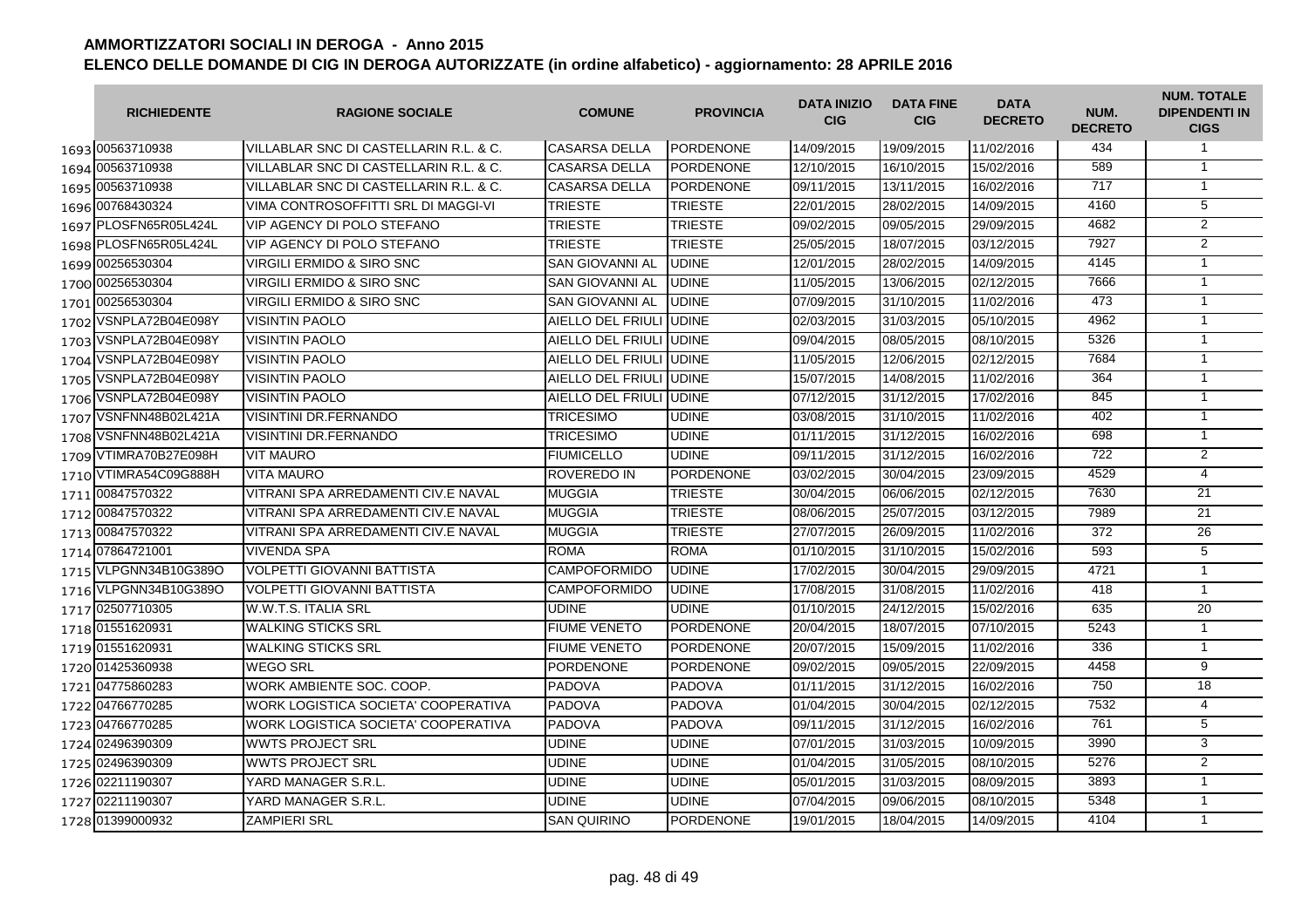# AMMORTIZZATORI SOCIALI IN DEROGA - Anno 2015

## ELENCO DELLE DOMANDE DI CIG IN DEROGA AUTORIZZATE (in ordine alfabetico) - aggiornamento: 28 APRILE 2016

| | RICHIEDENTE | RAGIONE SOCIALE | COMUNE | PROVINCIA | DATA INIZIO CIG | DATA FINE CIG | DATA DECRETO | NUM. DECRETO | NUM. TOTALE DIPENDENTI IN CIGS |
|---|---|---|---|---|---|---|---|---|---|
| 1693 | 00563710938 | VILLABLAR SNC DI CASTELLARIN R.L. & C. | CASARSA DELLA | PORDENONE | 14/09/2015 | 19/09/2015 | 11/02/2016 | 434 | 1 |
| 1694 | 00563710938 | VILLABLAR SNC DI CASTELLARIN R.L. & C. | CASARSA DELLA | PORDENONE | 12/10/2015 | 16/10/2015 | 15/02/2016 | 589 | 1 |
| 1695 | 00563710938 | VILLABLAR SNC DI CASTELLARIN R.L. & C. | CASARSA DELLA | PORDENONE | 09/11/2015 | 13/11/2015 | 16/02/2016 | 717 | 1 |
| 1696 | 00768430324 | VIMA CONTROSOFFITTI SRL DI MAGGI-VI | TRIESTE | TRIESTE | 22/01/2015 | 28/02/2015 | 14/09/2015 | 4160 | 5 |
| 1697 | PLOSFN65R05L424L | VIP AGENCY DI POLO STEFANO | TRIESTE | TRIESTE | 09/02/2015 | 09/05/2015 | 29/09/2015 | 4682 | 2 |
| 1698 | PLOSFN65R05L424L | VIP AGENCY DI POLO STEFANO | TRIESTE | TRIESTE | 25/05/2015 | 18/07/2015 | 03/12/2015 | 7927 | 2 |
| 1699 | 00256530304 | VIRGILI ERMIDO & SIRO SNC | SAN GIOVANNI AL | UDINE | 12/01/2015 | 28/02/2015 | 14/09/2015 | 4145 | 1 |
| 1700 | 00256530304 | VIRGILI ERMIDO & SIRO SNC | SAN GIOVANNI AL | UDINE | 11/05/2015 | 13/06/2015 | 02/12/2015 | 7666 | 1 |
| 1701 | 00256530304 | VIRGILI ERMIDO & SIRO SNC | SAN GIOVANNI AL | UDINE | 07/09/2015 | 31/10/2015 | 11/02/2016 | 473 | 1 |
| 1702 | VSNPLA72B04E098Y | VISINTIN PAOLO | AIELLO DEL FRIULI | UDINE | 02/03/2015 | 31/03/2015 | 05/10/2015 | 4962 | 1 |
| 1703 | VSNPLA72B04E098Y | VISINTIN PAOLO | AIELLO DEL FRIULI | UDINE | 09/04/2015 | 08/05/2015 | 08/10/2015 | 5326 | 1 |
| 1704 | VSNPLA72B04E098Y | VISINTIN PAOLO | AIELLO DEL FRIULI | UDINE | 11/05/2015 | 12/06/2015 | 02/12/2015 | 7684 | 1 |
| 1705 | VSNPLA72B04E098Y | VISINTIN PAOLO | AIELLO DEL FRIULI | UDINE | 15/07/2015 | 14/08/2015 | 11/02/2016 | 364 | 1 |
| 1706 | VSNPLA72B04E098Y | VISINTIN PAOLO | AIELLO DEL FRIULI | UDINE | 07/12/2015 | 31/12/2015 | 17/02/2016 | 845 | 1 |
| 1707 | VSNFNN48B02L421A | VISINTINI DR.FERNANDO | TRICESIMO | UDINE | 03/08/2015 | 31/10/2015 | 11/02/2016 | 402 | 1 |
| 1708 | VSNFNN48B02L421A | VISINTINI DR.FERNANDO | TRICESIMO | UDINE | 01/11/2015 | 31/12/2015 | 16/02/2016 | 698 | 1 |
| 1709 | VTIMRA70B27E098H | VIT MAURO | FIUMICELLO | UDINE | 09/11/2015 | 31/12/2015 | 16/02/2016 | 722 | 2 |
| 1710 | VTIMRA54C09G888H | VITA MAURO | ROVEREDO IN | PORDENONE | 03/02/2015 | 30/04/2015 | 23/09/2015 | 4529 | 4 |
| 1711 | 00847570322 | VITRANI SPA ARREDAMENTI CIV.E NAVAL | MUGGIA | TRIESTE | 30/04/2015 | 06/06/2015 | 02/12/2015 | 7630 | 21 |
| 1712 | 00847570322 | VITRANI SPA ARREDAMENTI CIV.E NAVAL | MUGGIA | TRIESTE | 08/06/2015 | 25/07/2015 | 03/12/2015 | 7989 | 21 |
| 1713 | 00847570322 | VITRANI SPA ARREDAMENTI CIV.E NAVAL | MUGGIA | TRIESTE | 27/07/2015 | 26/09/2015 | 11/02/2016 | 372 | 26 |
| 1714 | 07864721001 | VIVENDA SPA | ROMA | ROMA | 01/10/2015 | 31/10/2015 | 15/02/2016 | 593 | 5 |
| 1715 | VLPGNN34B10G389O | VOLPETTI GIOVANNI BATTISTA | CAMPOFORMIDO | UDINE | 17/02/2015 | 30/04/2015 | 29/09/2015 | 4721 | 1 |
| 1716 | VLPGNN34B10G389O | VOLPETTI GIOVANNI BATTISTA | CAMPOFORMIDO | UDINE | 17/08/2015 | 31/08/2015 | 11/02/2016 | 418 | 1 |
| 1717 | 02507710305 | W.W.T.S. ITALIA SRL | UDINE | UDINE | 01/10/2015 | 24/12/2015 | 15/02/2016 | 635 | 20 |
| 1718 | 01551620931 | WALKING STICKS SRL | FIUME VENETO | PORDENONE | 20/04/2015 | 18/07/2015 | 07/10/2015 | 5243 | 1 |
| 1719 | 01551620931 | WALKING STICKS SRL | FIUME VENETO | PORDENONE | 20/07/2015 | 15/09/2015 | 11/02/2016 | 336 | 1 |
| 1720 | 01425360938 | WEGO SRL | PORDENONE | PORDENONE | 09/02/2015 | 09/05/2015 | 22/09/2015 | 4458 | 9 |
| 1721 | 04775860283 | WORK AMBIENTE SOC. COOP. | PADOVA | PADOVA | 01/11/2015 | 31/12/2015 | 16/02/2016 | 750 | 18 |
| 1722 | 04766770285 | WORK LOGISTICA SOCIETA' COOPERATIVA | PADOVA | PADOVA | 01/04/2015 | 30/04/2015 | 02/12/2015 | 7532 | 4 |
| 1723 | 04766770285 | WORK LOGISTICA SOCIETA' COOPERATIVA | PADOVA | PADOVA | 09/11/2015 | 31/12/2015 | 16/02/2016 | 761 | 5 |
| 1724 | 02496390309 | WWTS PROJECT SRL | UDINE | UDINE | 07/01/2015 | 31/03/2015 | 10/09/2015 | 3990 | 3 |
| 1725 | 02496390309 | WWTS PROJECT SRL | UDINE | UDINE | 01/04/2015 | 31/05/2015 | 08/10/2015 | 5276 | 2 |
| 1726 | 02211190307 | YARD MANAGER S.R.L. | UDINE | UDINE | 05/01/2015 | 31/03/2015 | 08/09/2015 | 3893 | 1 |
| 1727 | 02211190307 | YARD MANAGER S.R.L. | UDINE | UDINE | 07/04/2015 | 09/06/2015 | 08/10/2015 | 5348 | 1 |
| 1728 | 01399000932 | ZAMPIERI SRL | SAN QUIRINO | PORDENONE | 19/01/2015 | 18/04/2015 | 14/09/2015 | 4104 | 1 |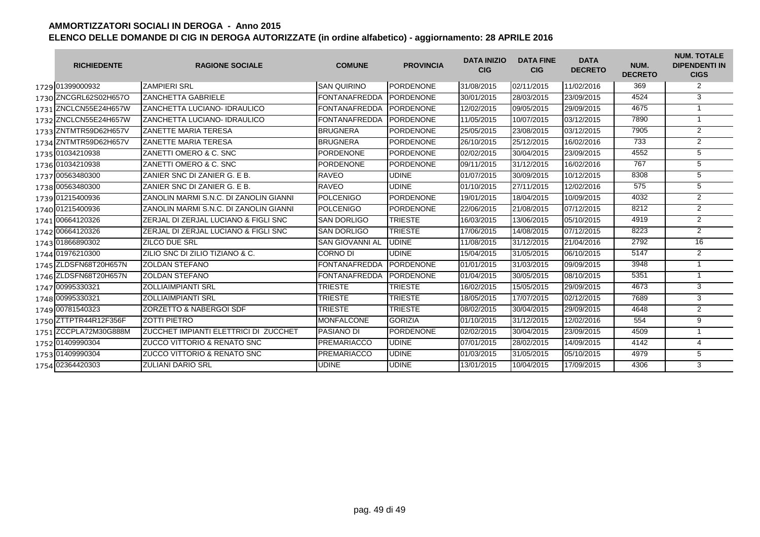# AMMORTIZZATORI SOCIALI IN DEROGA - Anno 2015

## ELENCO DELLE DOMANDE DI CIG IN DEROGA AUTORIZZATE (in ordine alfabetico) - aggiornamento: 28 APRILE 2016

| | RICHIEDENTE | RAGIONE SOCIALE | COMUNE | PROVINCIA | DATA INIZIO CIG | DATA FINE CIG | DATA DECRETO | NUM. DECRETO | NUM. TOTALE DIPENDENTI IN CIGS |
|---|---|---|---|---|---|---|---|---|---|
| 1729 | 01399000932 | ZAMPIERI SRL | SAN QUIRINO | PORDENONE | 31/08/2015 | 02/11/2015 | 11/02/2016 | 369 | 2 |
| 1730 | ZNCGRL62S02H657O | ZANCHETTA GABRIELE | FONTANAFREDDA | PORDENONE | 30/01/2015 | 28/03/2015 | 23/09/2015 | 4524 | 3 |
| 1731 | ZNCLCN55E24H657W | ZANCHETTA LUCIANO- IDRAULICO | FONTANAFREDDA | PORDENONE | 12/02/2015 | 09/05/2015 | 29/09/2015 | 4675 | 1 |
| 1732 | ZNCLCN55E24H657W | ZANCHETTA LUCIANO- IDRAULICO | FONTANAFREDDA | PORDENONE | 11/05/2015 | 10/07/2015 | 03/12/2015 | 7890 | 1 |
| 1733 | ZNTMTR59D62H657V | ZANETTE MARIA TERESA | BRUGNERA | PORDENONE | 25/05/2015 | 23/08/2015 | 03/12/2015 | 7905 | 2 |
| 1734 | ZNTMTR59D62H657V | ZANETTE MARIA TERESA | BRUGNERA | PORDENONE | 26/10/2015 | 25/12/2015 | 16/02/2016 | 733 | 2 |
| 1735 | 01034210938 | ZANETTI OMERO & C. SNC | PORDENONE | PORDENONE | 02/02/2015 | 30/04/2015 | 23/09/2015 | 4552 | 5 |
| 1736 | 01034210938 | ZANETTI OMERO & C. SNC | PORDENONE | PORDENONE | 09/11/2015 | 31/12/2015 | 16/02/2016 | 767 | 5 |
| 1737 | 00563480300 | ZANIER SNC DI ZANIER G. E B. | RAVEO | UDINE | 01/07/2015 | 30/09/2015 | 10/12/2015 | 8308 | 5 |
| 1738 | 00563480300 | ZANIER SNC DI ZANIER G. E B. | RAVEO | UDINE | 01/10/2015 | 27/11/2015 | 12/02/2016 | 575 | 5 |
| 1739 | 01215400936 | ZANOLIN MARMI S.N.C. DI ZANOLIN GIANNI | POLCENIGO | PORDENONE | 19/01/2015 | 18/04/2015 | 10/09/2015 | 4032 | 2 |
| 1740 | 01215400936 | ZANOLIN MARMI S.N.C. DI ZANOLIN GIANNI | POLCENIGO | PORDENONE | 22/06/2015 | 21/08/2015 | 07/12/2015 | 8212 | 2 |
| 1741 | 00664120326 | ZERJAL DI ZERJAL LUCIANO & FIGLI SNC | SAN DORLIGO | TRIESTE | 16/03/2015 | 13/06/2015 | 05/10/2015 | 4919 | 2 |
| 1742 | 00664120326 | ZERJAL DI ZERJAL LUCIANO & FIGLI SNC | SAN DORLIGO | TRIESTE | 17/06/2015 | 14/08/2015 | 07/12/2015 | 8223 | 2 |
| 1743 | 01866890302 | ZILCO DUE SRL | SAN GIOVANNI AL | UDINE | 11/08/2015 | 31/12/2015 | 21/04/2016 | 2792 | 16 |
| 1744 | 01976210300 | ZILIO SNC DI ZILIO TIZIANO & C. | CORNO DI | UDINE | 15/04/2015 | 31/05/2015 | 06/10/2015 | 5147 | 2 |
| 1745 | ZLDSFN68T20H657N | ZOLDAN STEFANO | FONTANAFREDDA | PORDENONE | 01/01/2015 | 31/03/2015 | 09/09/2015 | 3948 | 1 |
| 1746 | ZLDSFN68T20H657N | ZOLDAN STEFANO | FONTANAFREDDA | PORDENONE | 01/04/2015 | 30/05/2015 | 08/10/2015 | 5351 | 1 |
| 1747 | 00995330321 | ZOLLIAIMPIANTI SRL | TRIESTE | TRIESTE | 16/02/2015 | 15/05/2015 | 29/09/2015 | 4673 | 3 |
| 1748 | 00995330321 | ZOLLIAIMPIANTI SRL | TRIESTE | TRIESTE | 18/05/2015 | 17/07/2015 | 02/12/2015 | 7689 | 3 |
| 1749 | 00781540323 | ZORZETTO & NABERGOI SDF | TRIESTE | TRIESTE | 08/02/2015 | 30/04/2015 | 29/09/2015 | 4648 | 2 |
| 1750 | ZTTPTR44R12F356F | ZOTTI PIETRO | MONFALCONE | GORIZIA | 01/10/2015 | 31/12/2015 | 12/02/2016 | 554 | 9 |
| 1751 | ZCCPLA72M30G888M | ZUCCHET IMPIANTI ELETTRICI DI ZUCCHET | PASIANO DI | PORDENONE | 02/02/2015 | 30/04/2015 | 23/09/2015 | 4509 | 1 |
| 1752 | 01409990304 | ZUCCO VITTORIO & RENATO SNC | PREMARIACCO | UDINE | 07/01/2015 | 28/02/2015 | 14/09/2015 | 4142 | 4 |
| 1753 | 01409990304 | ZUCCO VITTORIO & RENATO SNC | PREMARIACCO | UDINE | 01/03/2015 | 31/05/2015 | 05/10/2015 | 4979 | 5 |
| 1754 | 02364420303 | ZULIANI DARIO SRL | UDINE | UDINE | 13/01/2015 | 10/04/2015 | 17/09/2015 | 4306 | 3 |